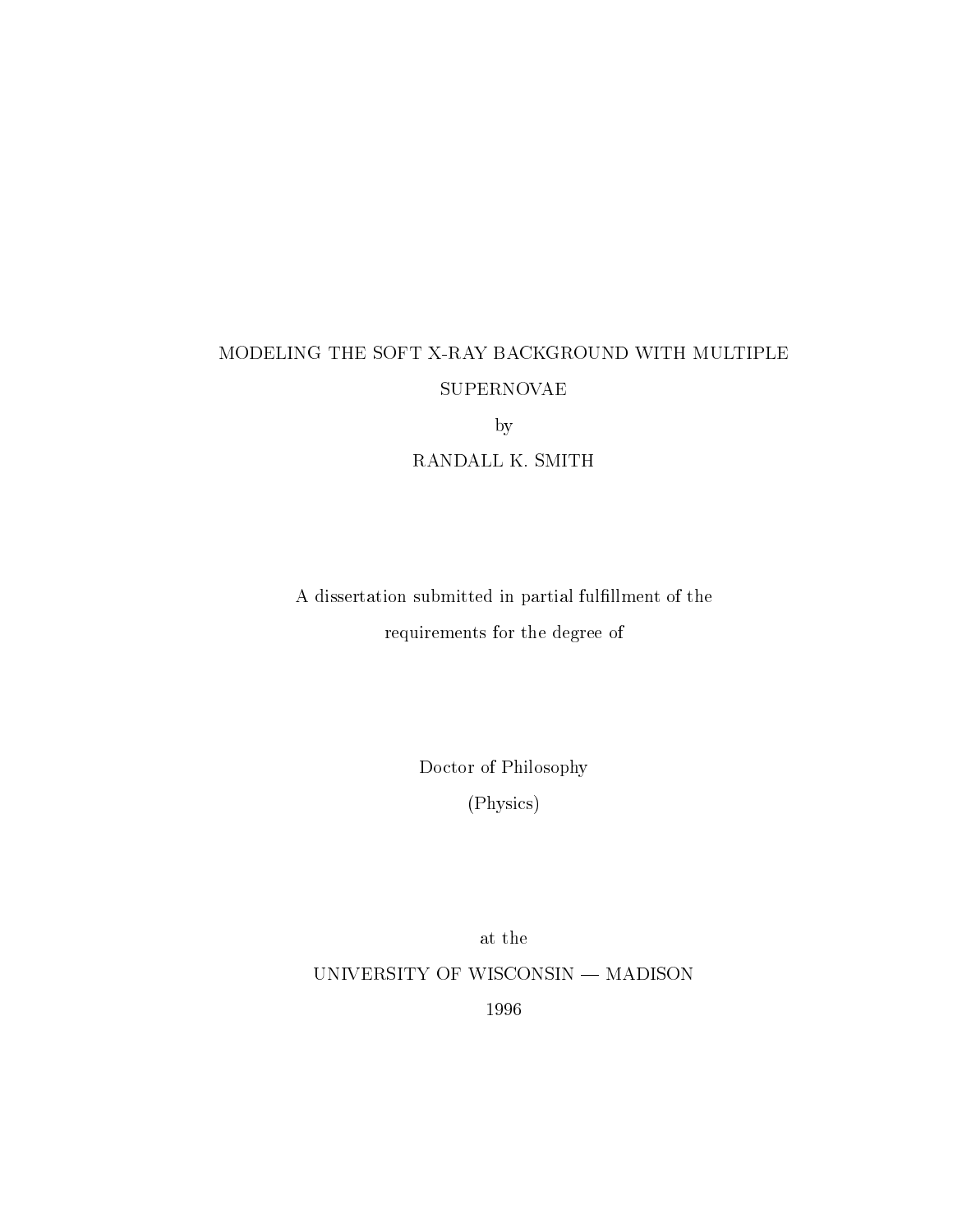# MODELING THE SOFT X-RAY BACKGROUND WITH MULTIPLE SUPERNOVAE

by

RANDALL K. SMITH

A dissertation submitted in partial fulfillment of the requirements for the degree of

Doctor of Philosophy

(Physics)

at the

UNIVERSITY OF WISCONSIN — MADISON

1996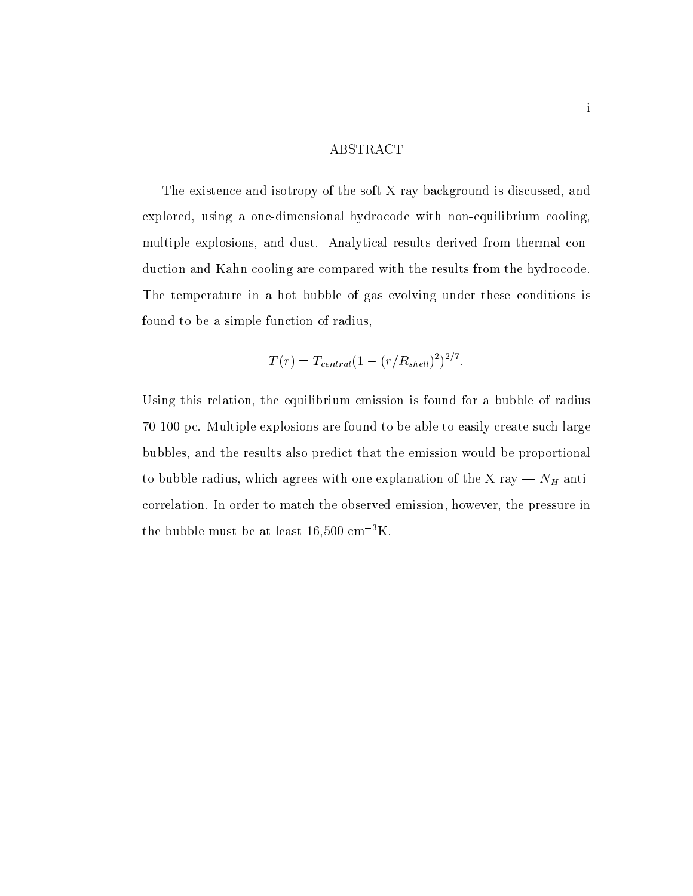# ABSTRACT

The existence and isotropy of the soft X-ray background is discussed, and explored, using a one-dimensional hydrocode with non-equilibrium cooling, multiple explosions, and dust. Analytical results derived from thermal conduction and Kahn cooling are compared with the results from the hydrocode. The temperature in a hot bubble of gas evolving under these conditions is found to be a simple function of radius,

$$T(r) = T_{central}(1 - (r/R_{shell})^2)^{2/7}.$$

Using this relation, the equilibrium emission is found for a bubble of radius 70-100 pc. Multiple explosions are found to be able to easily create such large bubbles, and the results also predict that the emission would be proportional to bubble radius, which agrees with one explanation of the X-ray — $N_H$ anti-correlation. In order to match the observed emission, however, the pressure in the bubble must be at least 16,500 $\mathrm{cm^{-3}K}$.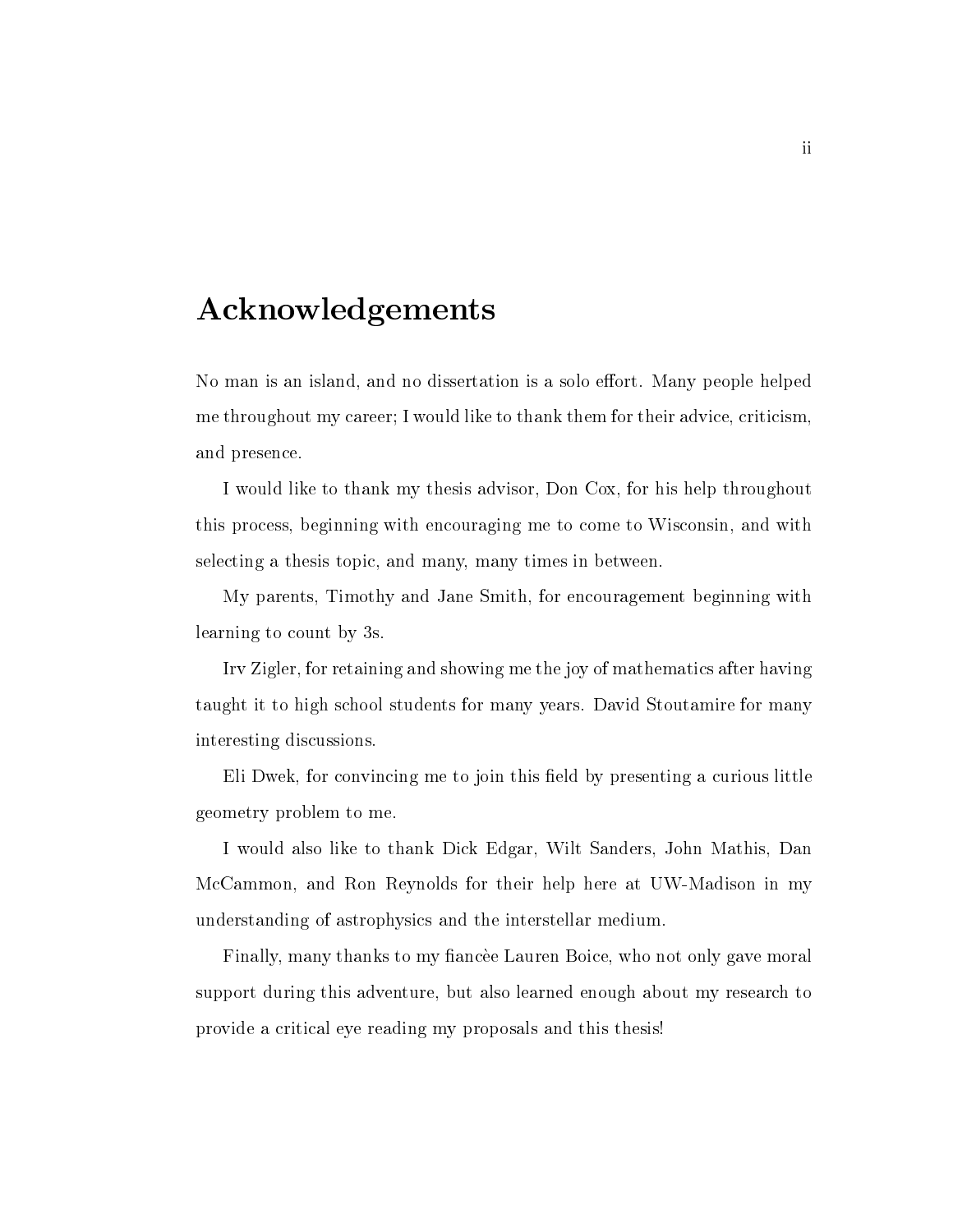# Acknowledgements

No man is an island, and no dissertation is a solo effort. Many people helped me throughout my career; I would like to thank them for their advice, criticism, and presence.

I would like to thank my thesis advisor, Don Cox, for his help throughout this process, beginning with encouraging me to come to Wisconsin, and with selecting a thesis topic, and many, many times in between.

My parents, Timothy and Jane Smith, for encouragement beginning with learning to count by 3s.

Irv Zigler, for retaining and showing me the joy of mathematics after having taught it to high school students for many years. David Stoutamire for many interesting discussions.

Eli Dwek, for convincing me to join this field by presenting a curious little geometry problem to me.

I would also like to thank Dick Edgar, Wilt Sanders, John Mathis, Dan McCammon, and Ron Reynolds for their help here at UW-Madison in my understanding of astrophysics and the interstellar medium.

Finally, many thanks to my fiancèe Lauren Boice, who not only gave moral support during this adventure, but also learned enough about my research to provide a critical eye reading my proposals and this thesis!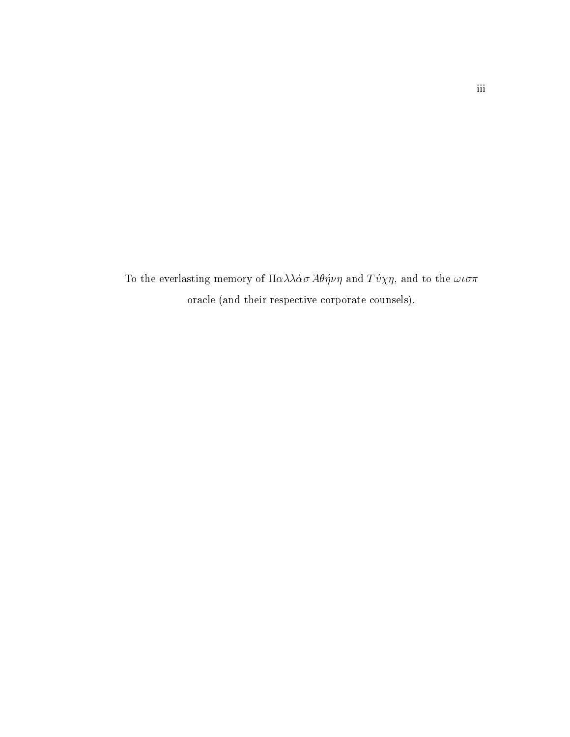To the everlasting memory of $\Pi\alpha\lambda\lambda\grave{\alpha}\sigma$ $\grave{A}\theta\acute{\eta}\nu\eta$ and $T\acute{\upsilon}\chi\eta$, and to the $\omega\iota\sigma\pi$ oracle (and their respective corporate counsels).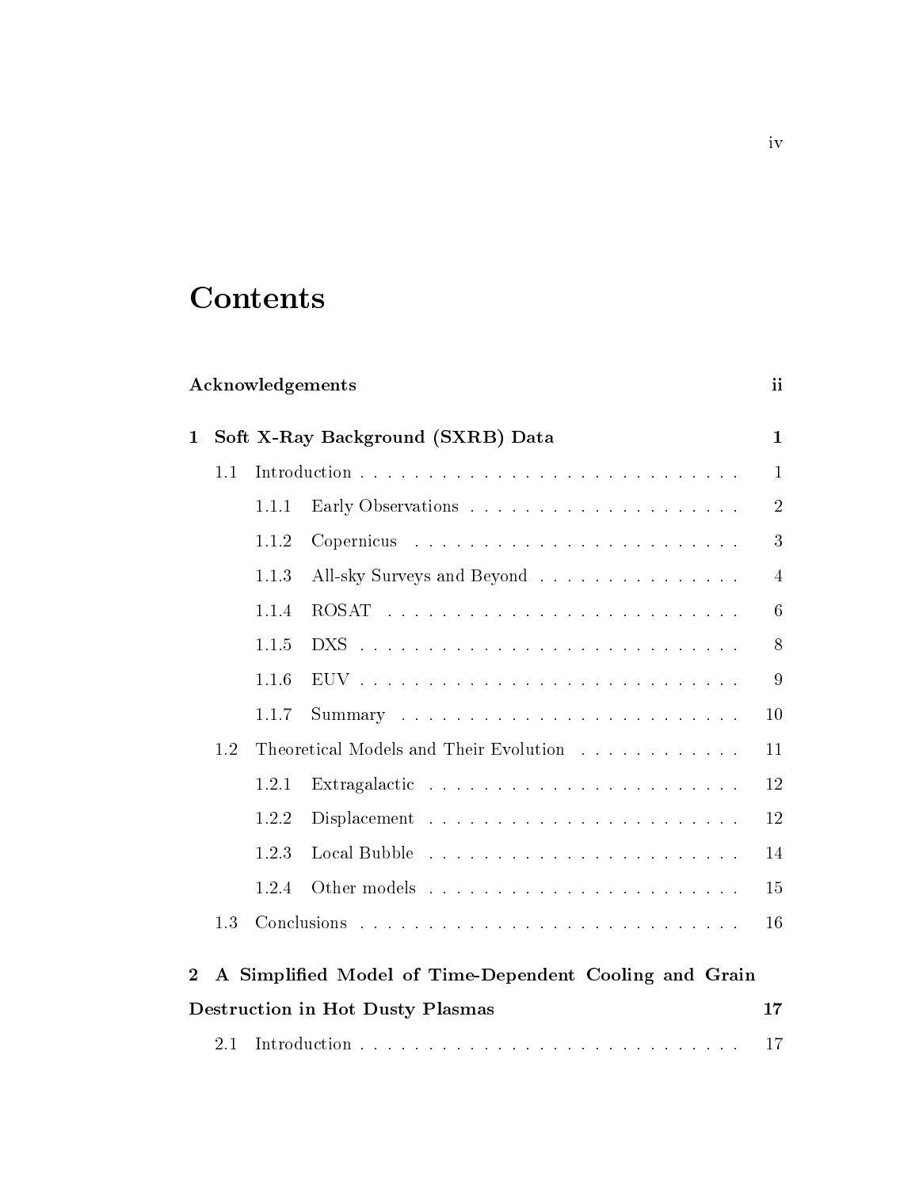# Contents

| | | |
|---|---|---|
| **Acknowledgements** | | **ii** |
| **1** | **Soft X-Ray Background (SXRB) Data** | **1** |
| 1.1 | Introduction | 1 |
| 1.1.1 | Early Observations | 2 |
| 1.1.2 | Copernicus | 3 |
| 1.1.3 | All-sky Surveys and Beyond | 4 |
| 1.1.4 | ROSAT | 6 |
| 1.1.5 | DXS | 8 |
| 1.1.6 | EUV | 9 |
| 1.1.7 | Summary | 10 |
| 1.2 | Theoretical Models and Their Evolution | 11 |
| 1.2.1 | Extragalactic | 12 |
| 1.2.2 | Displacement | 12 |
| 1.2.3 | Local Bubble | 14 |
| 1.2.4 | Other models | 15 |
| 1.3 | Conclusions | 16 |
| **2** | **A Simplified Model of Time-Dependent Cooling and Grain Destruction in Hot Dusty Plasmas** | **17** |
| 2.1 | Introduction | 17 |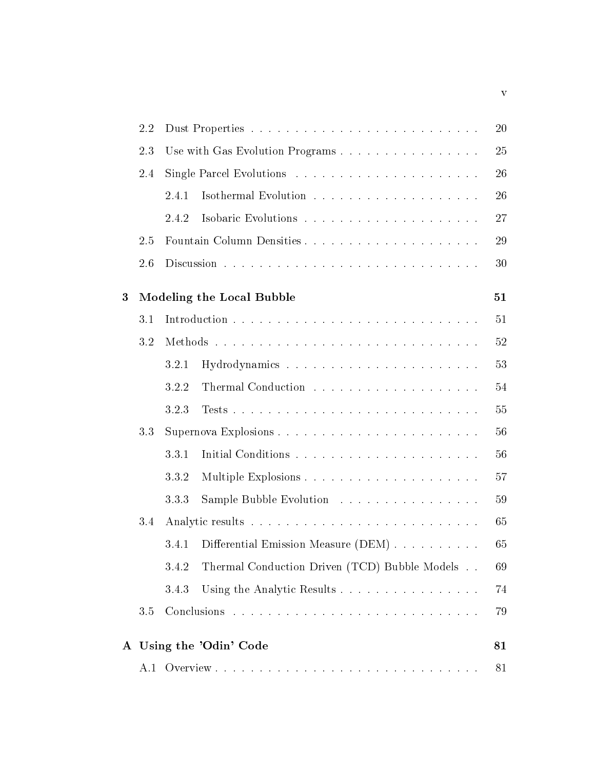| | | |
|---|---|---|
| 2.2 | Dust Properties | 20 |
| 2.3 | Use with Gas Evolution Programs | 25 |
| 2.4 | Single Parcel Evolutions | 26 |
| | 2.4.1 Isothermal Evolution | 26 |
| | 2.4.2 Isobaric Evolutions | 27 |
| 2.5 | Fountain Column Densities | 29 |
| 2.6 | Discussion | 30 |
| **3** | **Modeling the Local Bubble** | **51** |
| 3.1 | Introduction | 51 |
| 3.2 | Methods | 52 |
| | 3.2.1 Hydrodynamics | 53 |
| | 3.2.2 Thermal Conduction | 54 |
| | 3.2.3 Tests | 55 |
| 3.3 | Supernova Explosions | 56 |
| | 3.3.1 Initial Conditions | 56 |
| | 3.3.2 Multiple Explosions | 57 |
| | 3.3.3 Sample Bubble Evolution | 59 |
| 3.4 | Analytic results | 65 |
| | 3.4.1 Differential Emission Measure (DEM) | 65 |
| | 3.4.2 Thermal Conduction Driven (TCD) Bubble Models | 69 |
| | 3.4.3 Using the Analytic Results | 74 |
| 3.5 | Conclusions | 79 |
| **A** | **Using the 'Odin' Code** | **81** |
| A.1 | Overview | 81 |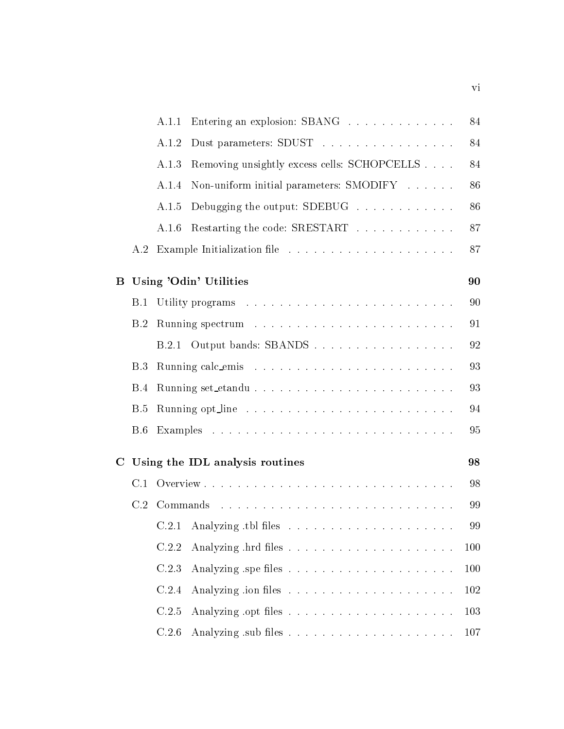| | | |
|---|---|---|
| A.1.1 | Entering an explosion: SBANG | 84 |
| A.1.2 | Dust parameters: SDUST | 84 |
| A.1.3 | Removing unsightly excess cells: SCHOPCELLS | 84 |
| A.1.4 | Non-uniform initial parameters: SMODIFY | 86 |
| A.1.5 | Debugging the output: SDEBUG | 86 |
| A.1.6 | Restarting the code: SRESTART | 87 |
| A.2 | Example Initialization file | 87 |
| **B** | **Using 'Odin' Utilities** | **90** |
| B.1 | Utility programs | 90 |
| B.2 | Running spectrum | 91 |
| B.2.1 | Output bands: SBANDS | 92 |
| B.3 | Running calc_emis | 93 |
| B.4 | Running set_etandu | 93 |
| B.5 | Running opt_line | 94 |
| B.6 | Examples | 95 |
| **C** | **Using the IDL analysis routines** | **98** |
| C.1 | Overview | 98 |
| C.2 | Commands | 99 |
| C.2.1 | Analyzing .tbl files | 99 |
| C.2.2 | Analyzing .hrd files | 100 |
| C.2.3 | Analyzing .spe files | 100 |
| C.2.4 | Analyzing .ion files | 102 |
| C.2.5 | Analyzing .opt files | 103 |
| C.2.6 | Analyzing .sub files | 107 |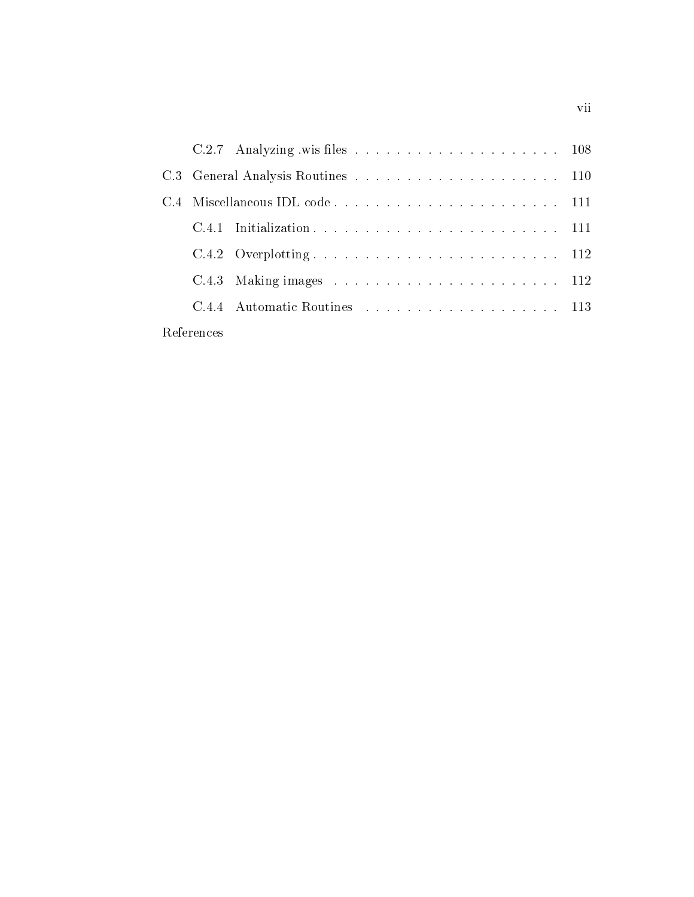C.2.7 Analyzing .wis files . . . . . . . . . . . . . . . . . . . . . 108

C.3 General Analysis Routines . . . . . . . . . . . . . . . . . . . . . 110

C.4 Miscellaneous IDL code . . . . . . . . . . . . . . . . . . . . . . 111

C.4.1 Initialization . . . . . . . . . . . . . . . . . . . . . . . . 111

C.4.2 Overplotting . . . . . . . . . . . . . . . . . . . . . . . . 112

C.4.3 Making images . . . . . . . . . . . . . . . . . . . . . . . 112

C.4.4 Automatic Routines . . . . . . . . . . . . . . . . . . . . 113

References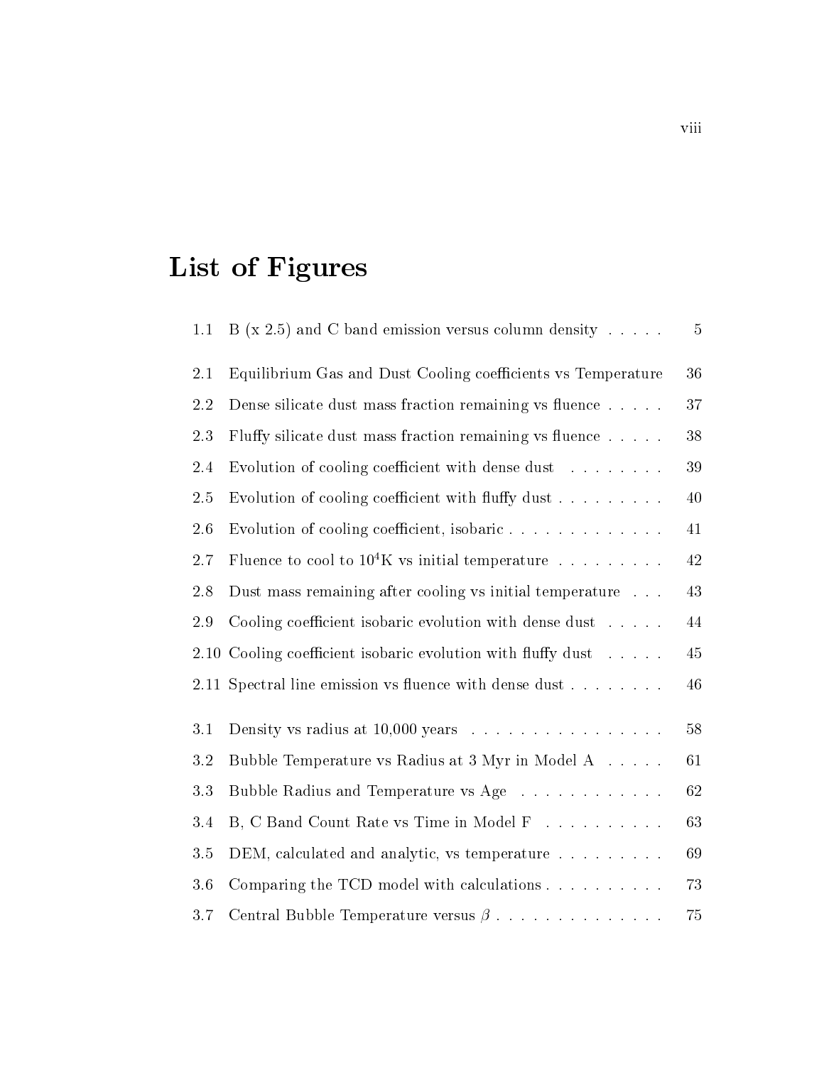# List of Figures

| | | |
|---|---|---|
| 1.1 | B (x 2.5) and C band emission versus column density | 5 |
| 2.1 | Equilibrium Gas and Dust Cooling coefficients vs Temperature | 36 |
| 2.2 | Dense silicate dust mass fraction remaining vs fluence | 37 |
| 2.3 | Fluffy silicate dust mass fraction remaining vs fluence | 38 |
| 2.4 | Evolution of cooling coefficient with dense dust | 39 |
| 2.5 | Evolution of cooling coefficient with fluffy dust | 40 |
| 2.6 | Evolution of cooling coefficient, isobaric | 41 |
| 2.7 | Fluence to cool to $10^4$K vs initial temperature | 42 |
| 2.8 | Dust mass remaining after cooling vs initial temperature | 43 |
| 2.9 | Cooling coefficient isobaric evolution with dense dust | 44 |
| 2.10 | Cooling coefficient isobaric evolution with fluffy dust | 45 |
| 2.11 | Spectral line emission vs fluence with dense dust | 46 |
| 3.1 | Density vs radius at 10,000 years | 58 |
| 3.2 | Bubble Temperature vs Radius at 3 Myr in Model A | 61 |
| 3.3 | Bubble Radius and Temperature vs Age | 62 |
| 3.4 | B, C Band Count Rate vs Time in Model F | 63 |
| 3.5 | DEM, calculated and analytic, vs temperature | 69 |
| 3.6 | Comparing the TCD model with calculations | 73 |
| 3.7 | Central Bubble Temperature versus $\beta$ | 75 |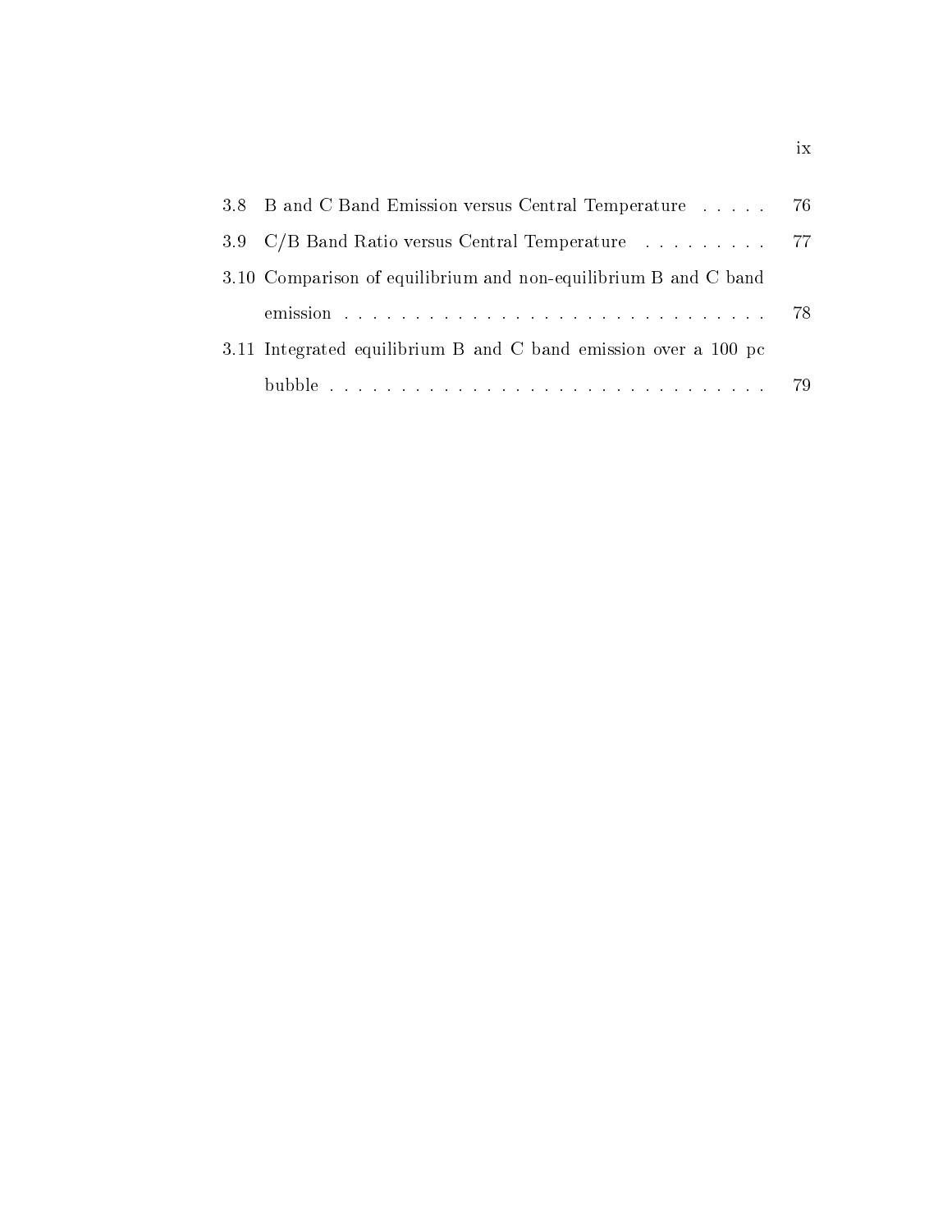3.8 B and C Band Emission versus Central Temperature . . . . . 76

3.9 C/B Band Ratio versus Central Temperature . . . . . . . . . 77

3.10 Comparison of equilibrium and non-equilibrium B and C band emission . . . . . . . . . . . . . . . . . . . . . . . . . . . . . . . 78

3.11 Integrated equilibrium B and C band emission over a 100 pc bubble . . . . . . . . . . . . . . . . . . . . . . . . . . . . . . . . 79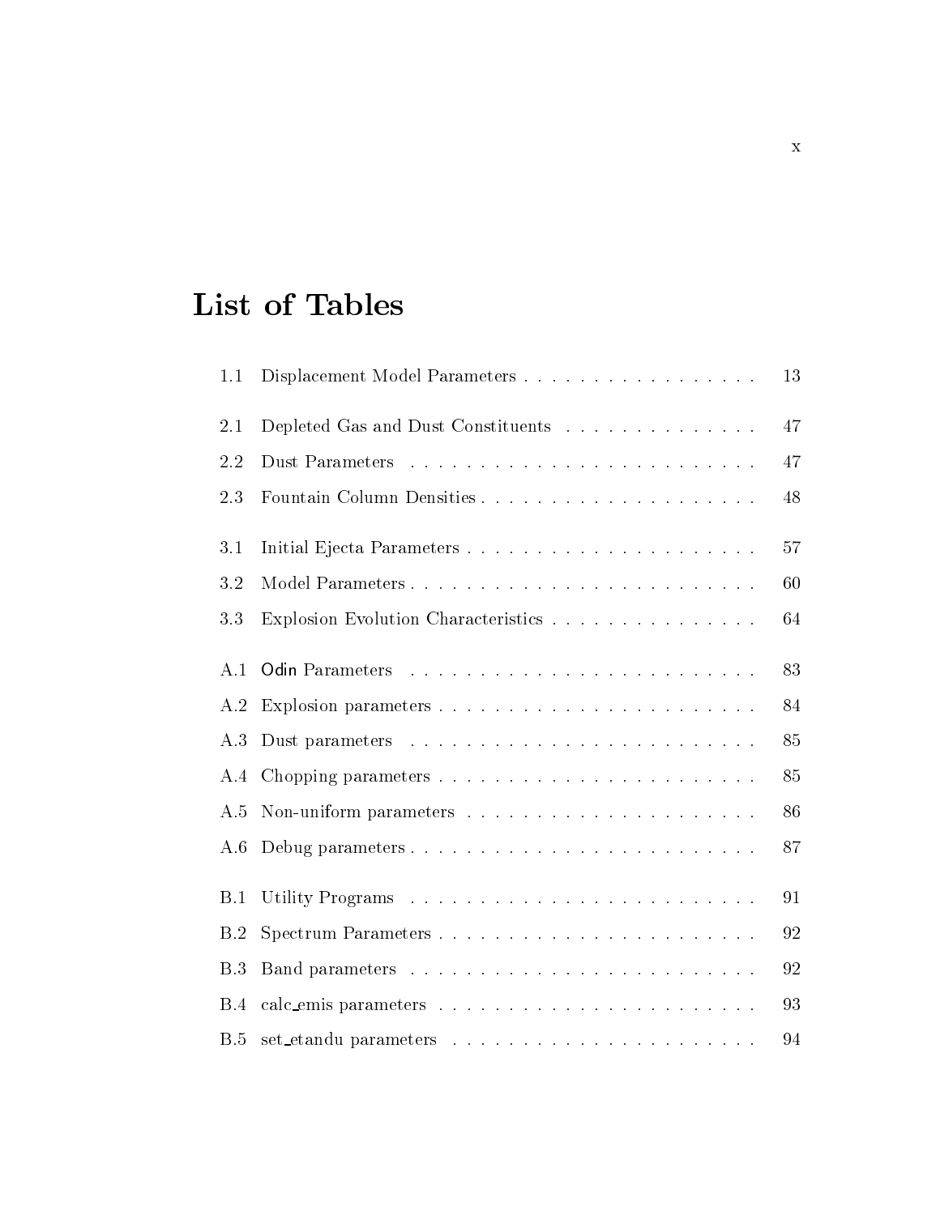# List of Tables

| | | |
|---|---|---|
| 1.1 | Displacement Model Parameters | 13 |
| 2.1 | Depleted Gas and Dust Constituents | 47 |
| 2.2 | Dust Parameters | 47 |
| 2.3 | Fountain Column Densities | 48 |
| 3.1 | Initial Ejecta Parameters | 57 |
| 3.2 | Model Parameters | 60 |
| 3.3 | Explosion Evolution Characteristics | 64 |
| A.1 | Odin Parameters | 83 |
| A.2 | Explosion parameters | 84 |
| A.3 | Dust parameters | 85 |
| A.4 | Chopping parameters | 85 |
| A.5 | Non-uniform parameters | 86 |
| A.6 | Debug parameters | 87 |
| B.1 | Utility Programs | 91 |
| B.2 | Spectrum Parameters | 92 |
| B.3 | Band parameters | 92 |
| B.4 | calc_emis parameters | 93 |
| B.5 | set_etandu parameters | 94 |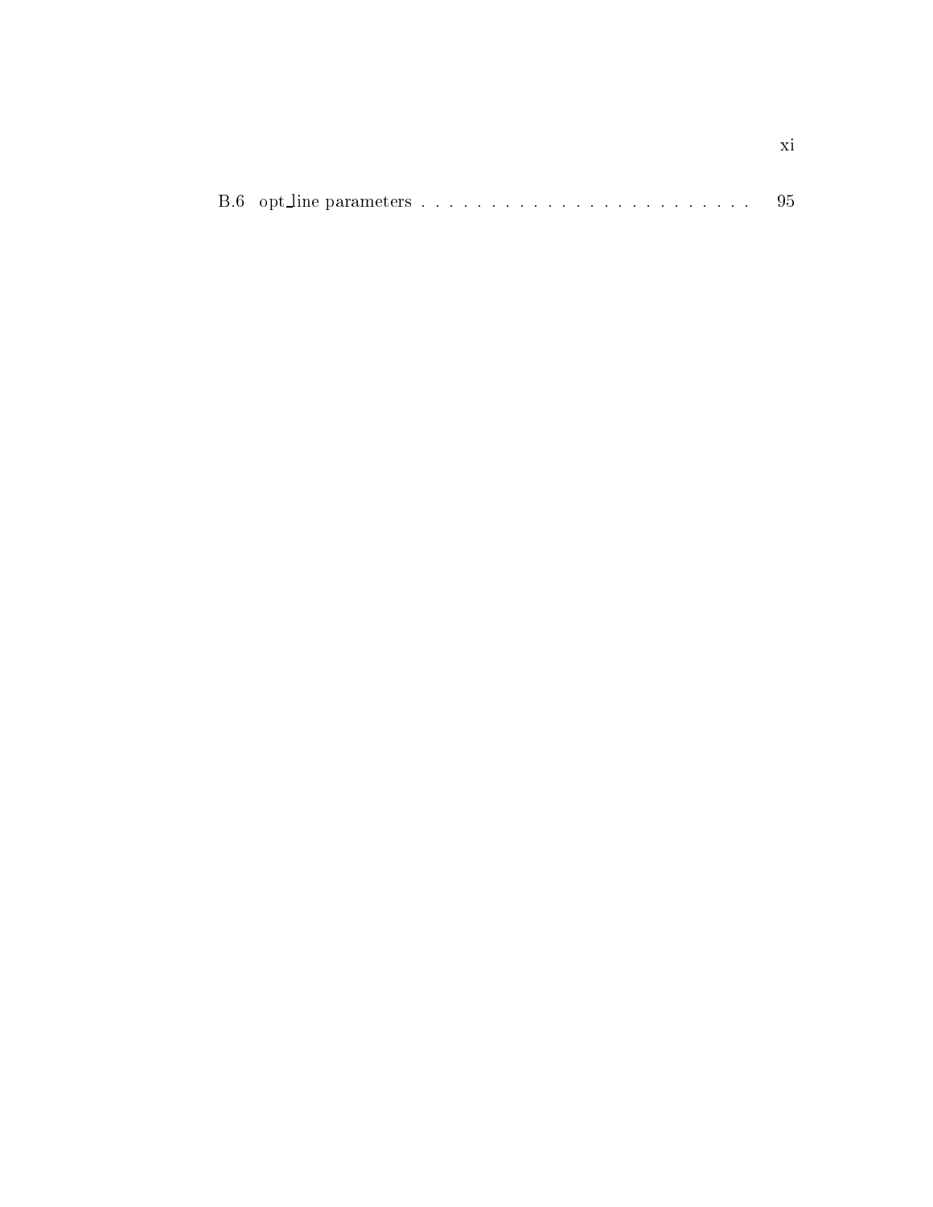B.6 opt_line parameters . . . . . . . . . . . . . . . . . . . . . . . . . 95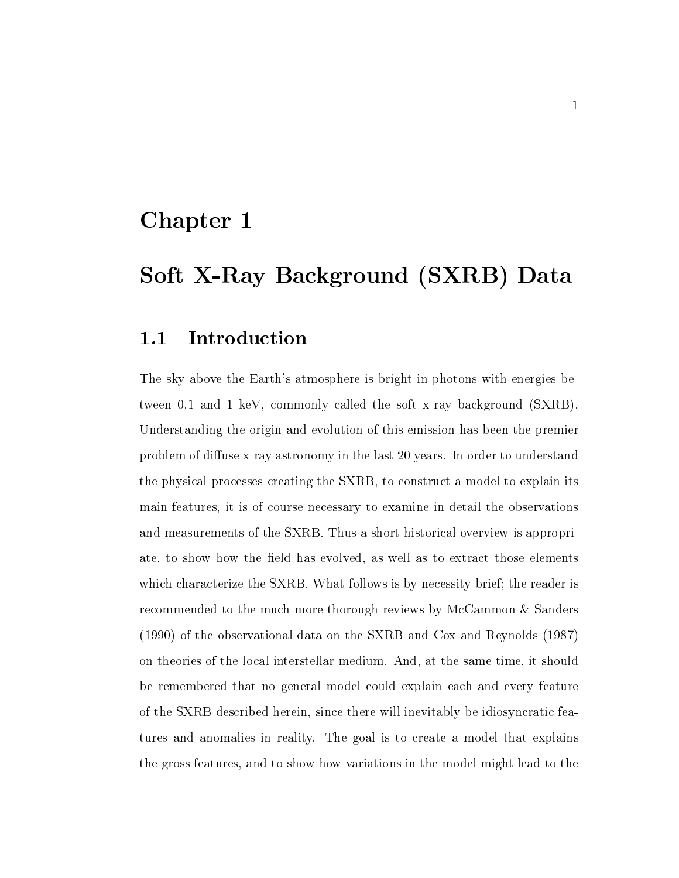# Chapter 1

# Soft X-Ray Background (SXRB) Data

## 1.1 Introduction

The sky above the Earth's atmosphere is bright in photons with energies between 0.1 and 1 keV, commonly called the soft x-ray background (SXRB). Understanding the origin and evolution of this emission has been the premier problem of diffuse x-ray astronomy in the last 20 years. In order to understand the physical processes creating the SXRB, to construct a model to explain its main features, it is of course necessary to examine in detail the observations and measurements of the SXRB. Thus a short historical overview is appropriate, to show how the field has evolved, as well as to extract those elements which characterize the SXRB. What follows is by necessity brief; the reader is recommended to the much more thorough reviews by McCammon & Sanders (1990) of the observational data on the SXRB and Cox and Reynolds (1987) on theories of the local interstellar medium. And, at the same time, it should be remembered that no general model could explain each and every feature of the SXRB described herein, since there will inevitably be idiosyncratic features and anomalies in reality. The goal is to create a model that explains the gross features, and to show how variations in the model might lead to the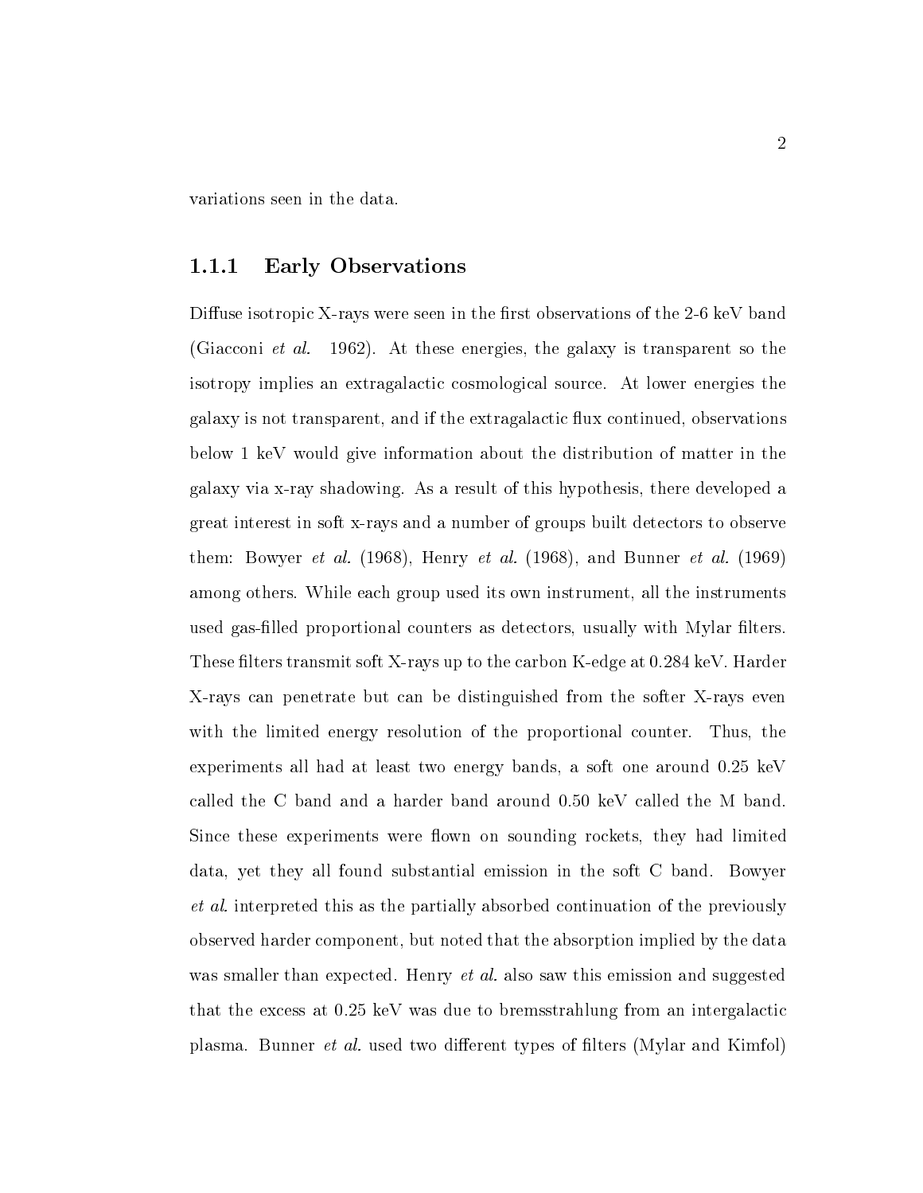variations seen in the data.

### 1.1.1 Early Observations

Diffuse isotropic X-rays were seen in the first observations of the 2-6 keV band (Giacconi *et al.* 1962). At these energies, the galaxy is transparent so the isotropy implies an extragalactic cosmological source. At lower energies the galaxy is not transparent, and if the extragalactic flux continued, observations below 1 keV would give information about the distribution of matter in the galaxy via x-ray shadowing. As a result of this hypothesis, there developed a great interest in soft x-rays and a number of groups built detectors to observe them: Bowyer *et al.* (1968), Henry *et al.* (1968), and Bunner *et al.* (1969) among others. While each group used its own instrument, all the instruments used gas-filled proportional counters as detectors, usually with Mylar filters. These filters transmit soft X-rays up to the carbon K-edge at 0.284 keV. Harder X-rays can penetrate but can be distinguished from the softer X-rays even with the limited energy resolution of the proportional counter. Thus, the experiments all had at least two energy bands, a soft one around 0.25 keV called the C band and a harder band around 0.50 keV called the M band. Since these experiments were flown on sounding rockets, they had limited data, yet they all found substantial emission in the soft C band. Bowyer *et al.* interpreted this as the partially absorbed continuation of the previously observed harder component, but noted that the absorption implied by the data was smaller than expected. Henry *et al.* also saw this emission and suggested that the excess at 0.25 keV was due to bremsstrahlung from an intergalactic plasma. Bunner *et al.* used two different types of filters (Mylar and Kimfol)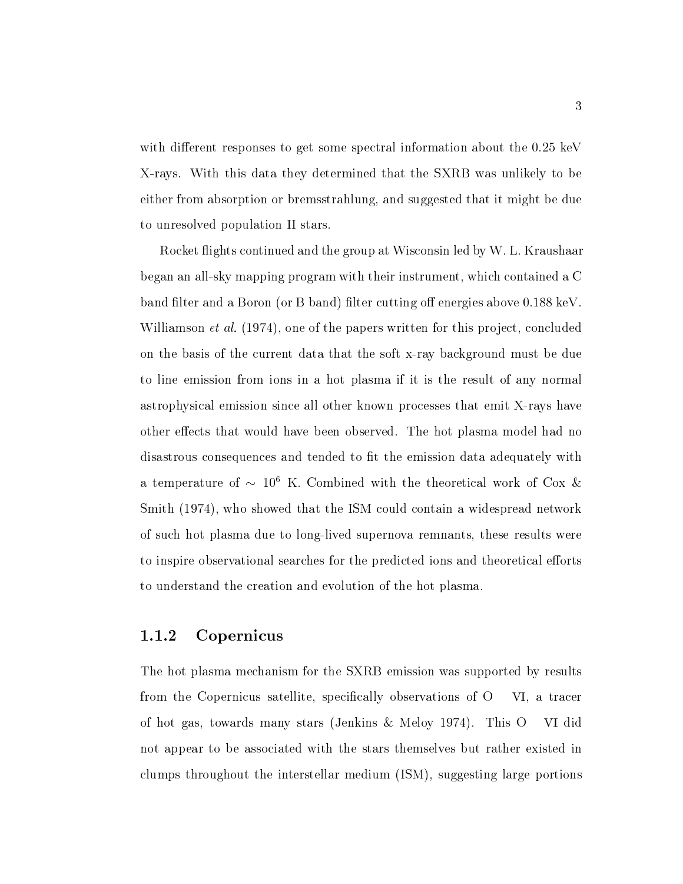with different responses to get some spectral information about the 0.25 keV X-rays. With this data they determined that the SXRB was unlikely to be either from absorption or bremsstrahlung, and suggested that it might be due to unresolved population II stars.

Rocket flights continued and the group at Wisconsin led by W. L. Kraushaar began an all-sky mapping program with their instrument, which contained a C band filter and a Boron (or B band) filter cutting off energies above 0.188 keV. Williamson *et al.* (1974), one of the papers written for this project, concluded on the basis of the current data that the soft x-ray background must be due to line emission from ions in a hot plasma if it is the result of any normal astrophysical emission since all other known processes that emit X-rays have other effects that would have been observed. The hot plasma model had no disastrous consequences and tended to fit the emission data adequately with a temperature of $\sim 10^6$ K. Combined with the theoretical work of Cox & Smith (1974), who showed that the ISM could contain a widespread network of such hot plasma due to long-lived supernova remnants, these results were to inspire observational searches for the predicted ions and theoretical efforts to understand the creation and evolution of the hot plasma.

### 1.1.2 Copernicus

The hot plasma mechanism for the SXRB emission was supported by results from the Copernicus satellite, specifically observations of O VI, a tracer of hot gas, towards many stars (Jenkins & Meloy 1974). This O VI did not appear to be associated with the stars themselves but rather existed in clumps throughout the interstellar medium (ISM), suggesting large portions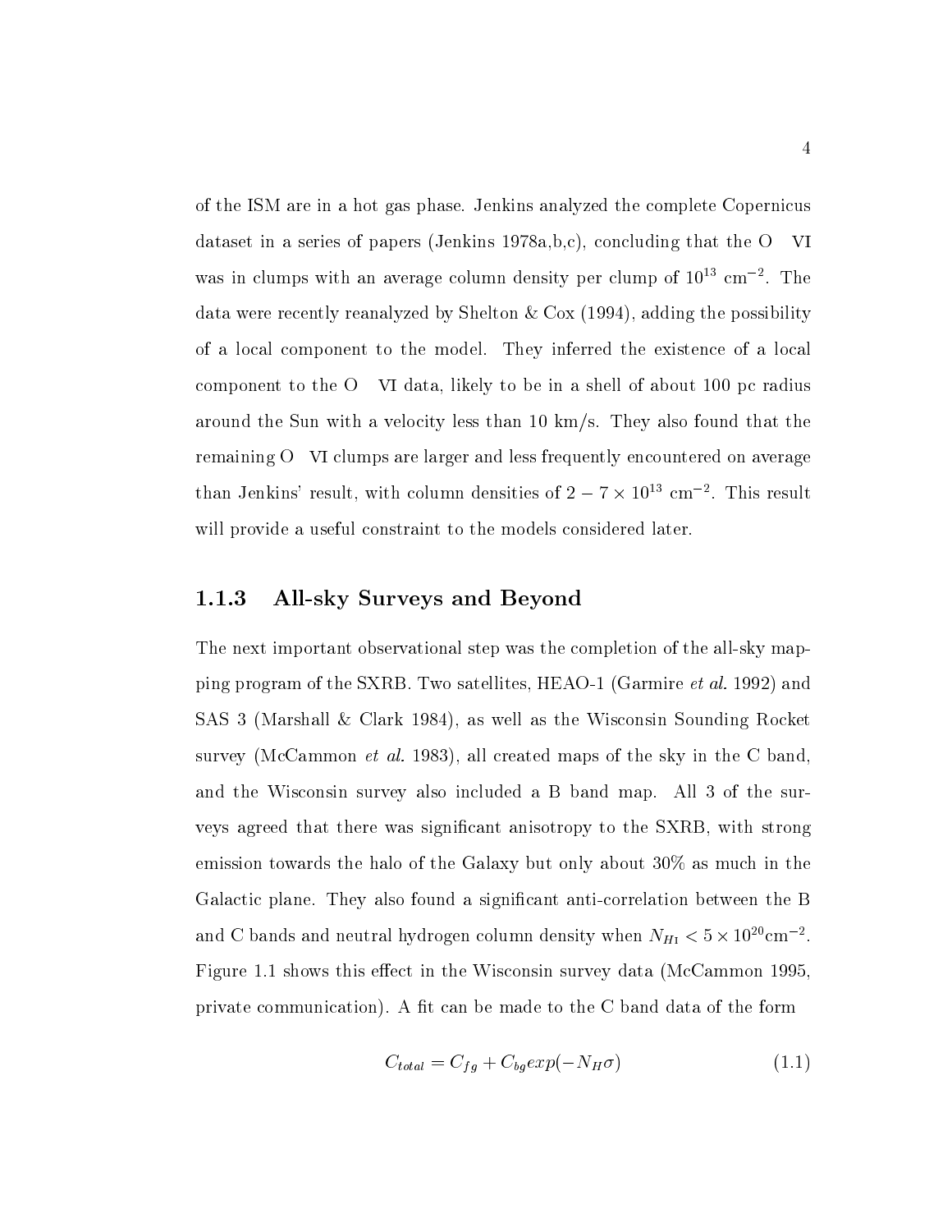of the ISM are in a hot gas phase. Jenkins analyzed the complete Copernicus dataset in a series of papers (Jenkins 1978a,b,c), concluding that the O VI was in clumps with an average column density per clump of $10^{13}$ cm$^{-2}$. The data were recently reanalyzed by Shelton & Cox (1994), adding the possibility of a local component to the model. They inferred the existence of a local component to the O VI data, likely to be in a shell of about 100 pc radius around the Sun with a velocity less than 10 km/s. They also found that the remaining O VI clumps are larger and less frequently encountered on average than Jenkins' result, with column densities of $2 - 7 \times 10^{13}$ cm$^{-2}$. This result will provide a useful constraint to the models considered later.

### 1.1.3 All-sky Surveys and Beyond

The next important observational step was the completion of the all-sky mapping program of the SXRB. Two satellites, HEAO-1 (Garmire *et al.* 1992) and SAS 3 (Marshall & Clark 1984), as well as the Wisconsin Sounding Rocket survey (McCammon *et al.* 1983), all created maps of the sky in the C band, and the Wisconsin survey also included a B band map. All 3 of the surveys agreed that there was significant anisotropy to the SXRB, with strong emission towards the halo of the Galaxy but only about 30% as much in the Galactic plane. They also found a significant anti-correlation between the B and C bands and neutral hydrogen column density when $N_{H\text{I}} < 5 \times 10^{20}\text{cm}^{-2}$. Figure 1.1 shows this effect in the Wisconsin survey data (McCammon 1995, private communication). A fit can be made to the C band data of the form

$$C_{total} = C_{fg} + C_{bg}exp(-N_H\sigma) \tag{1.1}$$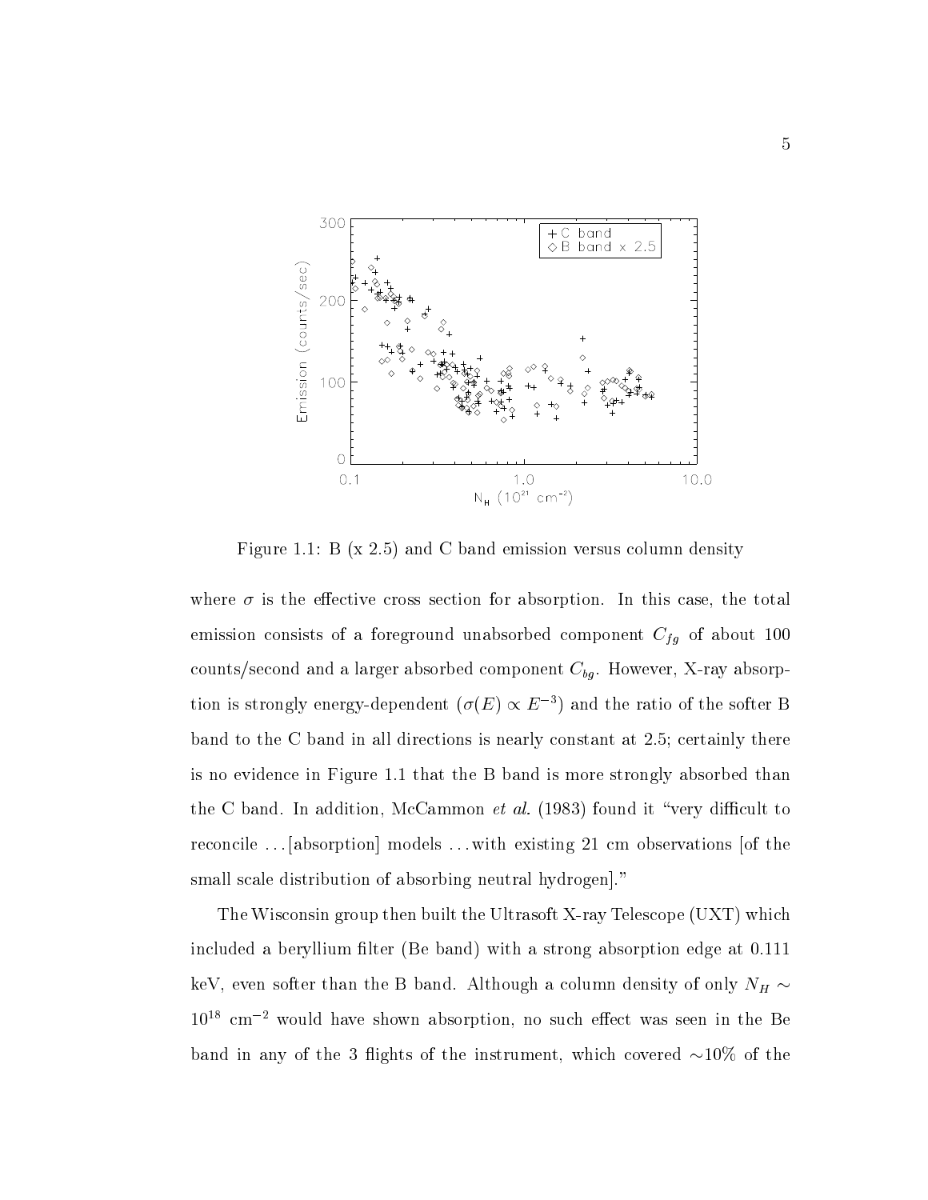Figure 1.1: B (x 2.5) and C band emission versus column density

where $\sigma$ is the effective cross section for absorption. In this case, the total emission consists of a foreground unabsorbed component $C_{fg}$ of about 100 counts/second and a larger absorbed component $C_{bg}$. However, X-ray absorption is strongly energy-dependent ($\sigma(E) \propto E^{-3}$) and the ratio of the softer B band to the C band in all directions is nearly constant at 2.5; certainly there is no evidence in Figure 1.1 that the B band is more strongly absorbed than the C band. In addition, McCammon *et al.* (1983) found it "very difficult to reconcile ...[absorption] models ...with existing 21 cm observations [of the small scale distribution of absorbing neutral hydrogen]."

The Wisconsin group then built the Ultrasoft X-ray Telescope (UXT) which included a beryllium filter (Be band) with a strong absorption edge at 0.111 keV, even softer than the B band. Although a column density of only $N_H \sim 10^{18}$ cm$^{-2}$ would have shown absorption, no such effect was seen in the Be band in any of the 3 flights of the instrument, which covered $\sim$10% of the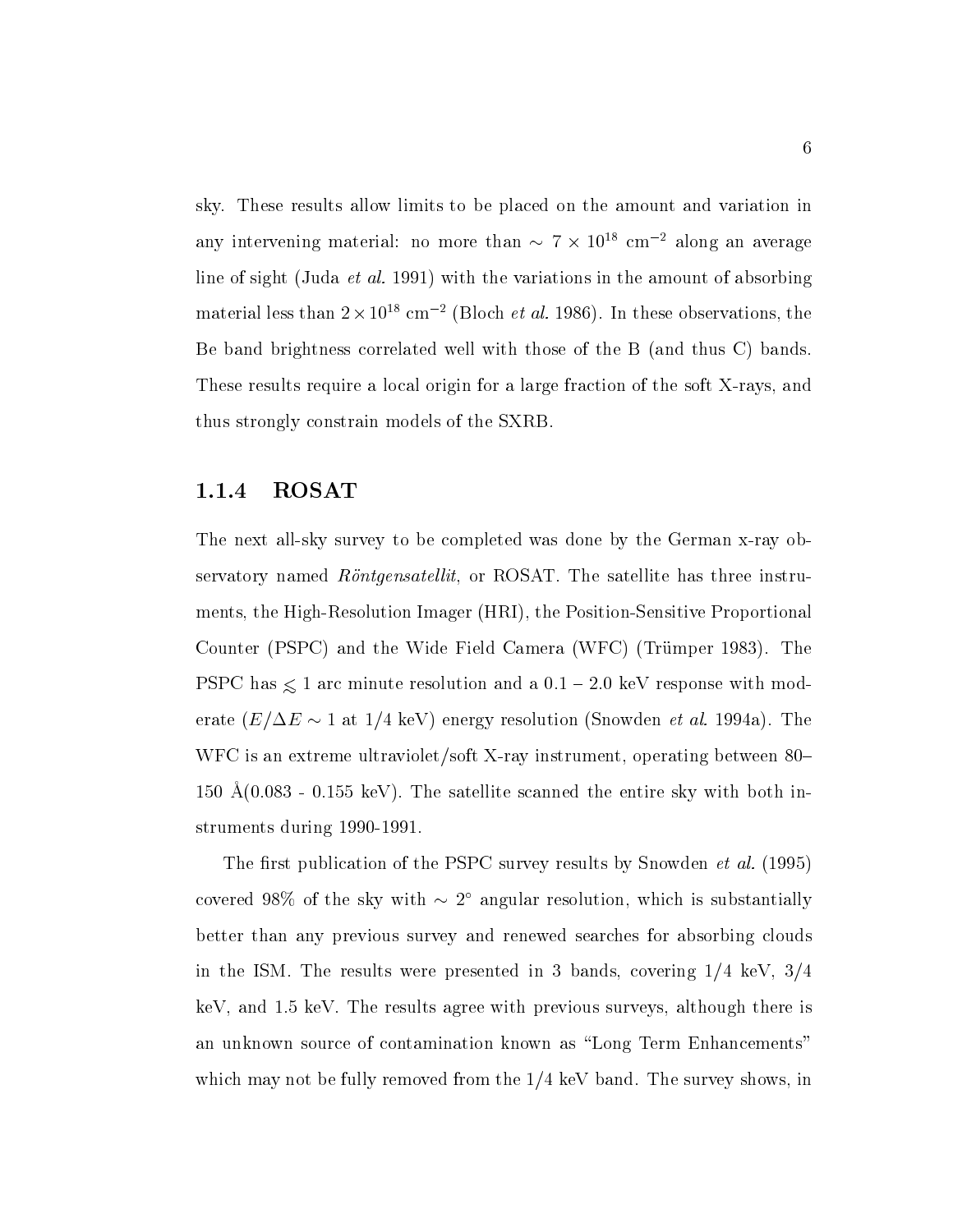sky. These results allow limits to be placed on the amount and variation in any intervening material: no more than $\sim 7 \times 10^{18}$ cm$^{-2}$ along an average line of sight (Juda *et al.* 1991) with the variations in the amount of absorbing material less than $2 \times 10^{18}$ cm$^{-2}$ (Bloch *et al.* 1986). In these observations, the Be band brightness correlated well with those of the B (and thus C) bands. These results require a local origin for a large fraction of the soft X-rays, and thus strongly constrain models of the SXRB.

### 1.1.4 ROSAT

The next all-sky survey to be completed was done by the German x-ray observatory named *Röntgensatellit*, or ROSAT. The satellite has three instruments, the High-Resolution Imager (HRI), the Position-Sensitive Proportional Counter (PSPC) and the Wide Field Camera (WFC) (Trümper 1983). The PSPC has $\lesssim 1$ arc minute resolution and a 0.1 – 2.0 keV response with moderate ($E/\Delta E \sim 1$ at 1/4 keV) energy resolution (Snowden *et al.* 1994a). The WFC is an extreme ultraviolet/soft X-ray instrument, operating between 80–150 Å(0.083 - 0.155 keV). The satellite scanned the entire sky with both instruments during 1990-1991.

The first publication of the PSPC survey results by Snowden *et al.* (1995) covered 98% of the sky with $\sim 2^{\circ}$ angular resolution, which is substantially better than any previous survey and renewed searches for absorbing clouds in the ISM. The results were presented in 3 bands, covering 1/4 keV, 3/4 keV, and 1.5 keV. The results agree with previous surveys, although there is an unknown source of contamination known as "Long Term Enhancements" which may not be fully removed from the 1/4 keV band. The survey shows, in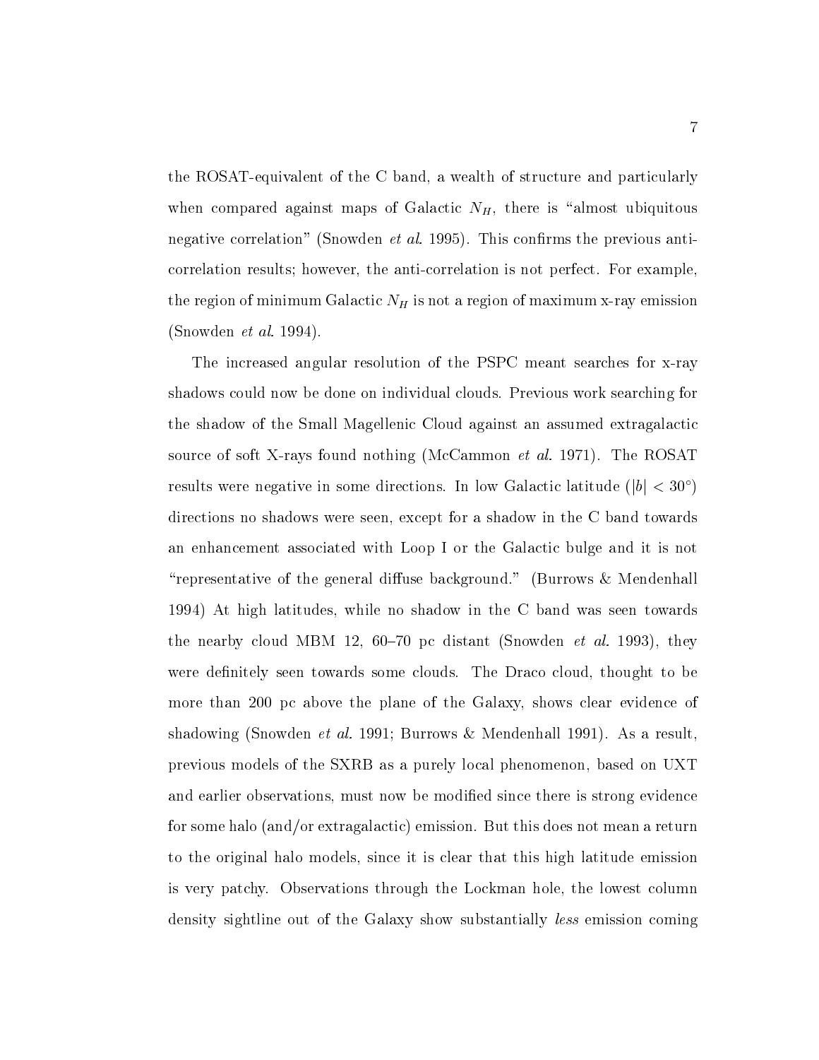the ROSAT-equivalent of the C band, a wealth of structure and particularly when compared against maps of Galactic $N_H$, there is "almost ubiquitous negative correlation" (Snowden *et al.* 1995). This confirms the previous anti-correlation results; however, the anti-correlation is not perfect. For example, the region of minimum Galactic $N_H$ is not a region of maximum x-ray emission (Snowden *et al.* 1994).

The increased angular resolution of the PSPC meant searches for x-ray shadows could now be done on individual clouds. Previous work searching for the shadow of the Small Magellenic Cloud against an assumed extragalactic source of soft X-rays found nothing (McCammon *et al.* 1971). The ROSAT results were negative in some directions. In low Galactic latitude ($|b| < 30°$) directions no shadows were seen, except for a shadow in the C band towards an enhancement associated with Loop I or the Galactic bulge and it is not "representative of the general diffuse background." (Burrows & Mendenhall 1994) At high latitudes, while no shadow in the C band was seen towards the nearby cloud MBM 12, 60–70 pc distant (Snowden *et al.* 1993), they were definitely seen towards some clouds. The Draco cloud, thought to be more than 200 pc above the plane of the Galaxy, shows clear evidence of shadowing (Snowden *et al.* 1991; Burrows & Mendenhall 1991). As a result, previous models of the SXRB as a purely local phenomenon, based on UXT and earlier observations, must now be modified since there is strong evidence for some halo (and/or extragalactic) emission. But this does not mean a return to the original halo models, since it is clear that this high latitude emission is very patchy. Observations through the Lockman hole, the lowest column density sightline out of the Galaxy show substantially *less* emission coming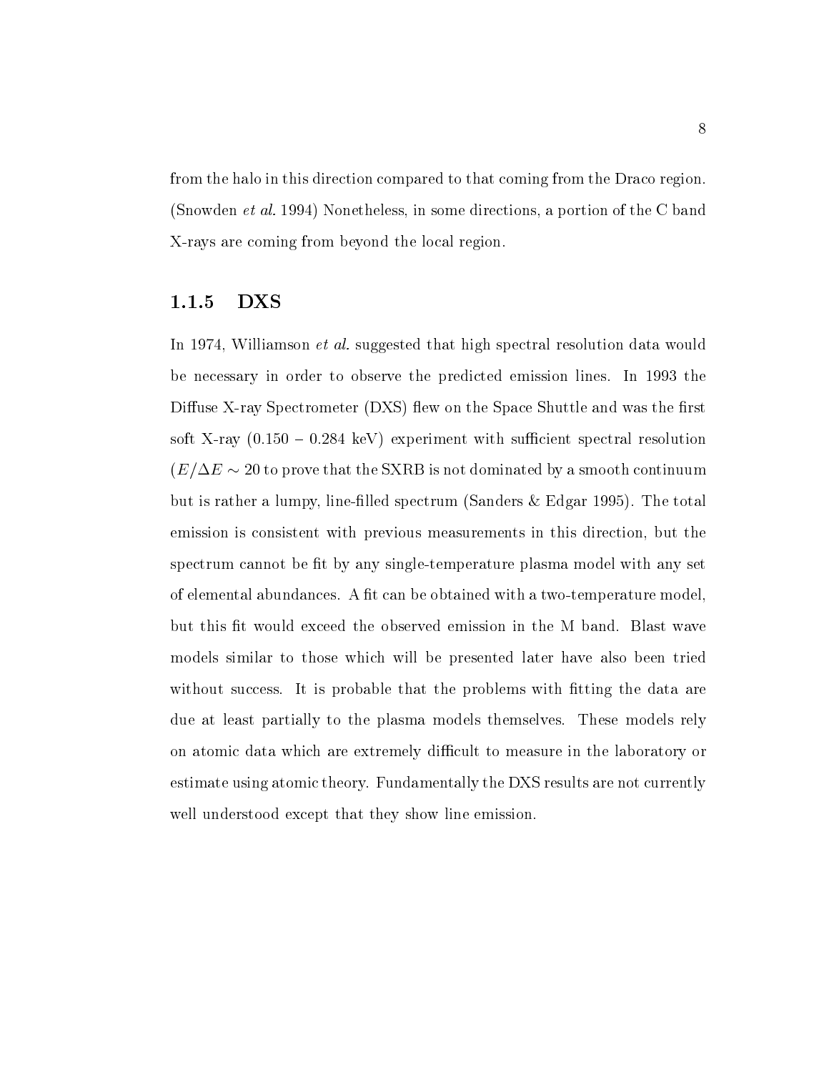from the halo in this direction compared to that coming from the Draco region. (Snowden *et al.* 1994) Nonetheless, in some directions, a portion of the C band X-rays are coming from beyond the local region.

### 1.1.5 DXS

In 1974, Williamson *et al.* suggested that high spectral resolution data would be necessary in order to observe the predicted emission lines. In 1993 the Diffuse X-ray Spectrometer (DXS) flew on the Space Shuttle and was the first soft X-ray (0.150 – 0.284 keV) experiment with sufficient spectral resolution ($E/\Delta E \sim 20$ to prove that the SXRB is not dominated by a smooth continuum but is rather a lumpy, line-filled spectrum (Sanders & Edgar 1995). The total emission is consistent with previous measurements in this direction, but the spectrum cannot be fit by any single-temperature plasma model with any set of elemental abundances. A fit can be obtained with a two-temperature model, but this fit would exceed the observed emission in the M band. Blast wave models similar to those which will be presented later have also been tried without success. It is probable that the problems with fitting the data are due at least partially to the plasma models themselves. These models rely on atomic data which are extremely difficult to measure in the laboratory or estimate using atomic theory. Fundamentally the DXS results are not currently well understood except that they show line emission.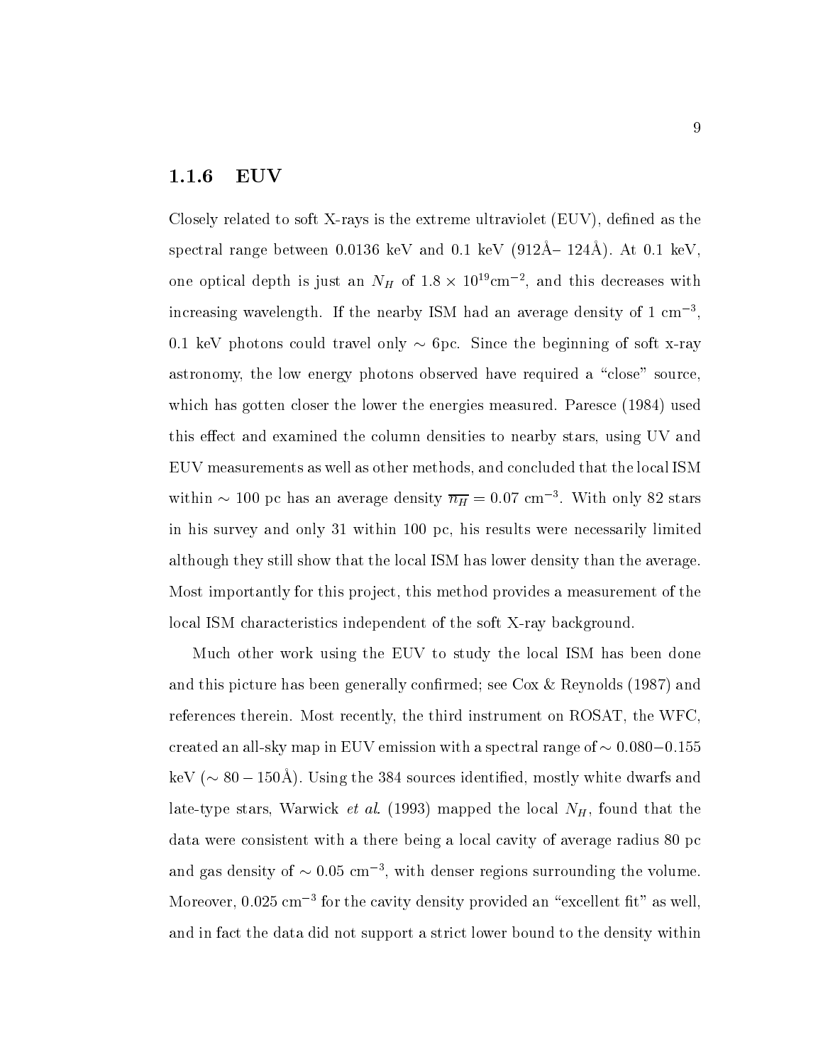### 1.1.6 EUV

Closely related to soft X-rays is the extreme ultraviolet (EUV), defined as the spectral range between 0.0136 keV and 0.1 keV (912Å– 124Å). At 0.1 keV, one optical depth is just an $N_H$ of $1.8 \times 10^{19}\text{cm}^{-2}$, and this decreases with increasing wavelength. If the nearby ISM had an average density of 1 $\text{cm}^{-3}$, 0.1 keV photons could travel only $\sim$ 6pc. Since the beginning of soft x-ray astronomy, the low energy photons observed have required a "close" source, which has gotten closer the lower the energies measured. Paresce (1984) used this effect and examined the column densities to nearby stars, using UV and EUV measurements as well as other methods, and concluded that the local ISM within $\sim$ 100 pc has an average density $\overline{n_H} = 0.07$ $\text{cm}^{-3}$. With only 82 stars in his survey and only 31 within 100 pc, his results were necessarily limited although they still show that the local ISM has lower density than the average. Most importantly for this project, this method provides a measurement of the local ISM characteristics independent of the soft X-ray background.

Much other work using the EUV to study the local ISM has been done and this picture has been generally confirmed; see Cox & Reynolds (1987) and references therein. Most recently, the third instrument on ROSAT, the WFC, created an all-sky map in EUV emission with a spectral range of $\sim 0.080 - 0.155$ keV ($\sim 80 - 150$Å). Using the 384 sources identified, mostly white dwarfs and late-type stars, Warwick *et al.* (1993) mapped the local $N_H$, found that the data were consistent with a there being a local cavity of average radius 80 pc and gas density of $\sim 0.05$ $\text{cm}^{-3}$, with denser regions surrounding the volume. Moreover, 0.025 $\text{cm}^{-3}$ for the cavity density provided an "excellent fit" as well, and in fact the data did not support a strict lower bound to the density within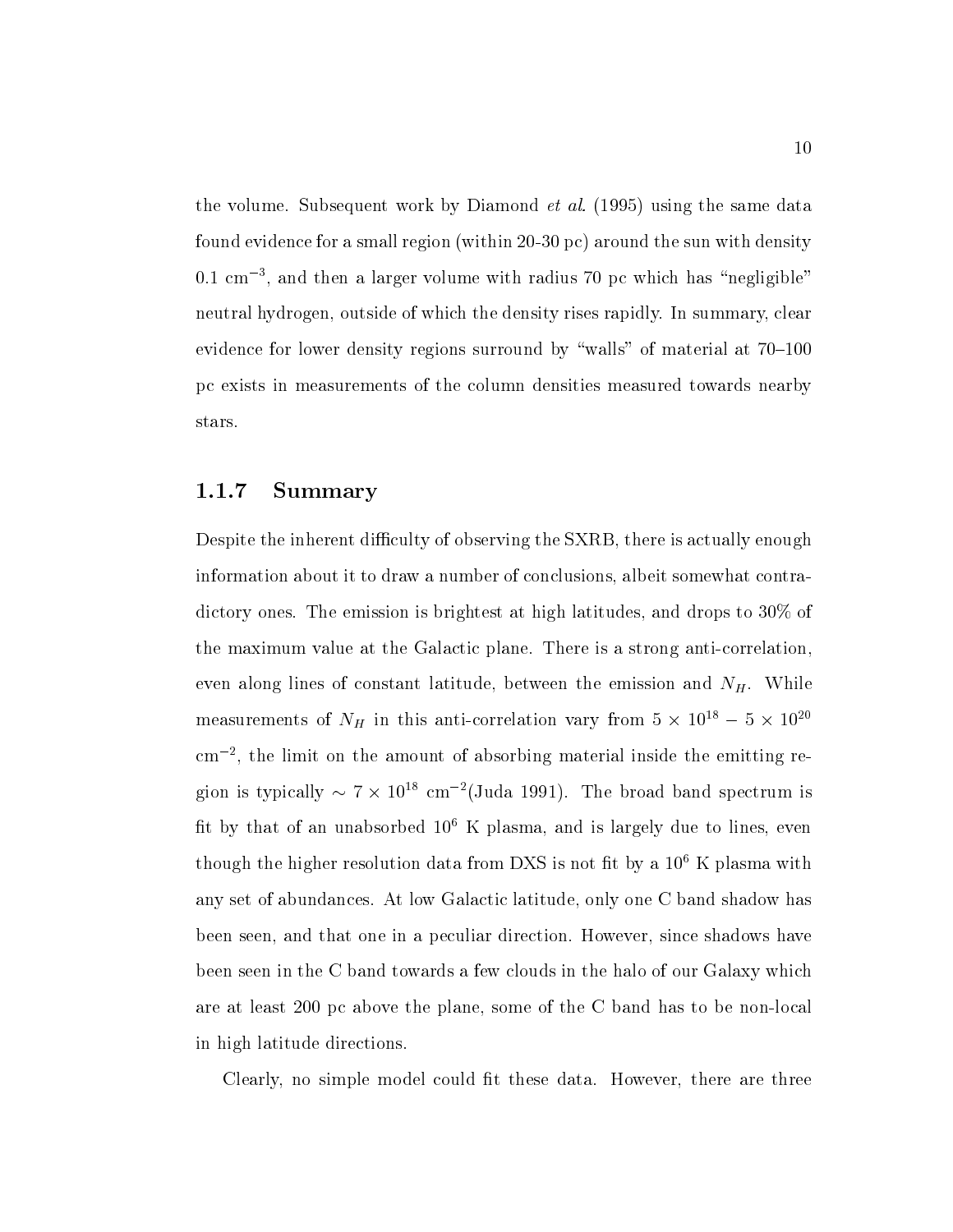the volume. Subsequent work by Diamond *et al.* (1995) using the same data found evidence for a small region (within 20-30 pc) around the sun with density 0.1 cm$^{-3}$, and then a larger volume with radius 70 pc which has "negligible" neutral hydrogen, outside of which the density rises rapidly. In summary, clear evidence for lower density regions surround by "walls" of material at 70–100 pc exists in measurements of the column densities measured towards nearby stars.

### 1.1.7 Summary

Despite the inherent difficulty of observing the SXRB, there is actually enough information about it to draw a number of conclusions, albeit somewhat contradictory ones. The emission is brightest at high latitudes, and drops to 30% of the maximum value at the Galactic plane. There is a strong anti-correlation, even along lines of constant latitude, between the emission and $N_H$. While measurements of $N_H$ in this anti-correlation vary from $5 \times 10^{18} - 5 \times 10^{20}$ cm$^{-2}$, the limit on the amount of absorbing material inside the emitting region is typically $\sim 7 \times 10^{18}$ cm$^{-2}$(Juda 1991). The broad band spectrum is fit by that of an unabsorbed $10^6$ K plasma, and is largely due to lines, even though the higher resolution data from DXS is not fit by a $10^6$ K plasma with any set of abundances. At low Galactic latitude, only one C band shadow has been seen, and that one in a peculiar direction. However, since shadows have been seen in the C band towards a few clouds in the halo of our Galaxy which are at least 200 pc above the plane, some of the C band has to be non-local in high latitude directions.

Clearly, no simple model could fit these data. However, there are three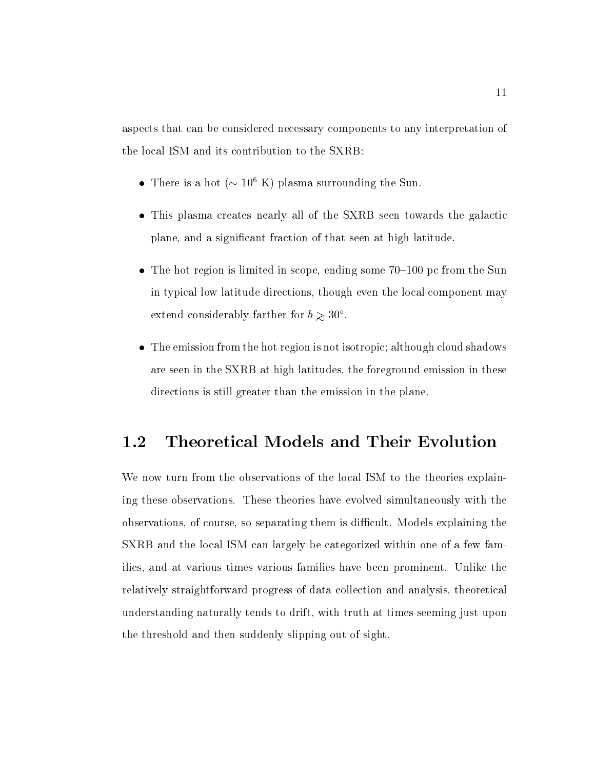aspects that can be considered necessary components to any interpretation of the local ISM and its contribution to the SXRB:

- There is a hot ($\sim 10^6$ K) plasma surrounding the Sun.
- This plasma creates nearly all of the SXRB seen towards the galactic plane, and a significant fraction of that seen at high latitude.
- The hot region is limited in scope, ending some 70–100 pc from the Sun in typical low latitude directions, though even the local component may extend considerably farther for $b \gtrsim 30^\circ$.
- The emission from the hot region is not isotropic; although cloud shadows are seen in the SXRB at high latitudes, the foreground emission in these directions is still greater than the emission in the plane.

## 1.2 Theoretical Models and Their Evolution

We now turn from the observations of the local ISM to the theories explaining these observations. These theories have evolved simultaneously with the observations, of course, so separating them is difficult. Models explaining the SXRB and the local ISM can largely be categorized within one of a few families, and at various times various families have been prominent. Unlike the relatively straightforward progress of data collection and analysis, theoretical understanding naturally tends to drift, with truth at times seeming just upon the threshold and then suddenly slipping out of sight.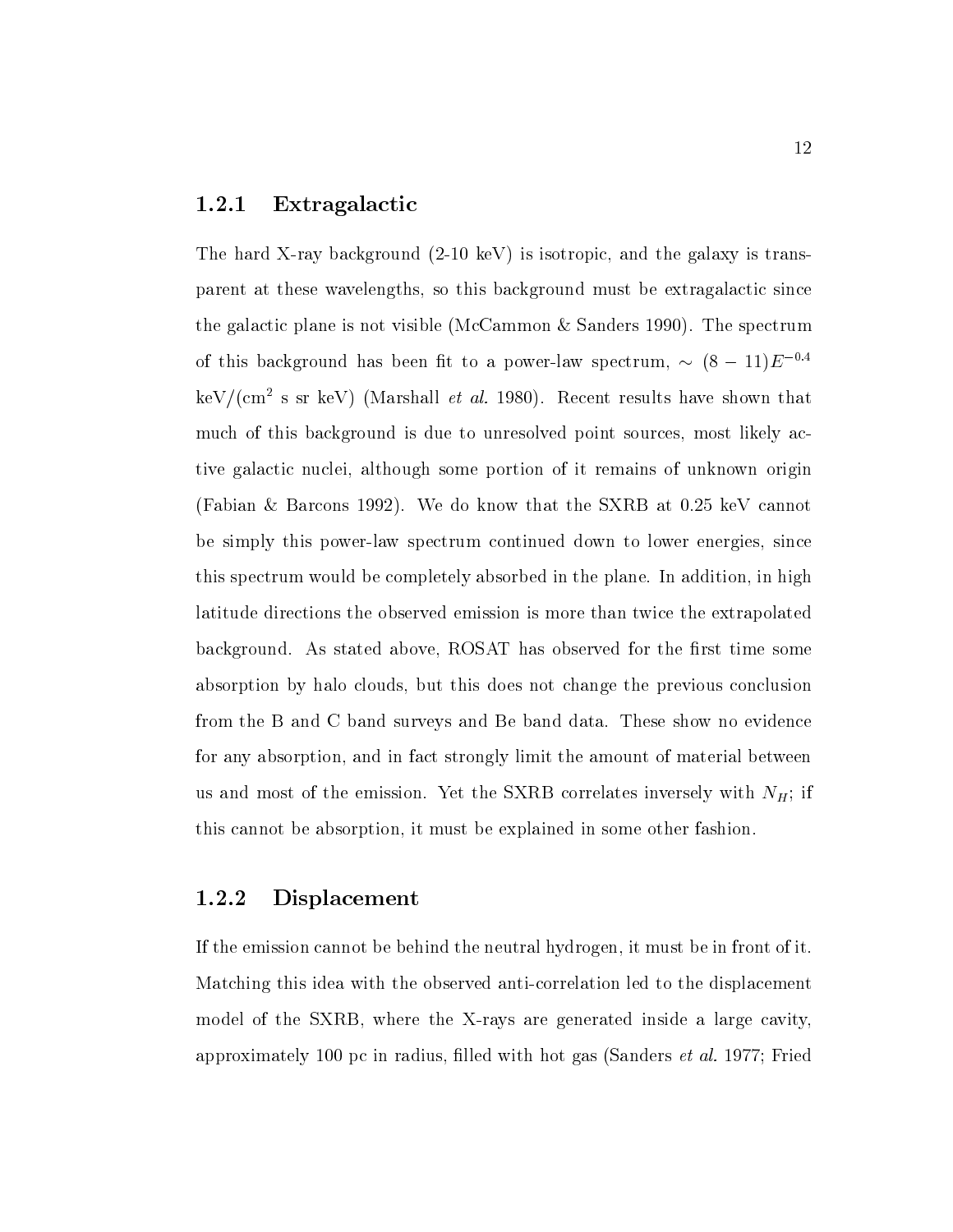### 1.2.1 Extragalactic

The hard X-ray background (2-10 keV) is isotropic, and the galaxy is transparent at these wavelengths, so this background must be extragalactic since the galactic plane is not visible (McCammon & Sanders 1990). The spectrum of this background has been fit to a power-law spectrum, $\sim (8-11)E^{-0.4}$ keV/(cm$^2$ s sr keV) (Marshall *et al.* 1980). Recent results have shown that much of this background is due to unresolved point sources, most likely active galactic nuclei, although some portion of it remains of unknown origin (Fabian & Barcons 1992). We do know that the SXRB at 0.25 keV cannot be simply this power-law spectrum continued down to lower energies, since this spectrum would be completely absorbed in the plane. In addition, in high latitude directions the observed emission is more than twice the extrapolated background. As stated above, ROSAT has observed for the first time some absorption by halo clouds, but this does not change the previous conclusion from the B and C band surveys and Be band data. These show no evidence for any absorption, and in fact strongly limit the amount of material between us and most of the emission. Yet the SXRB correlates inversely with $N_H$; if this cannot be absorption, it must be explained in some other fashion.

### 1.2.2 Displacement

If the emission cannot be behind the neutral hydrogen, it must be in front of it. Matching this idea with the observed anti-correlation led to the displacement model of the SXRB, where the X-rays are generated inside a large cavity, approximately 100 pc in radius, filled with hot gas (Sanders *et al.* 1977; Fried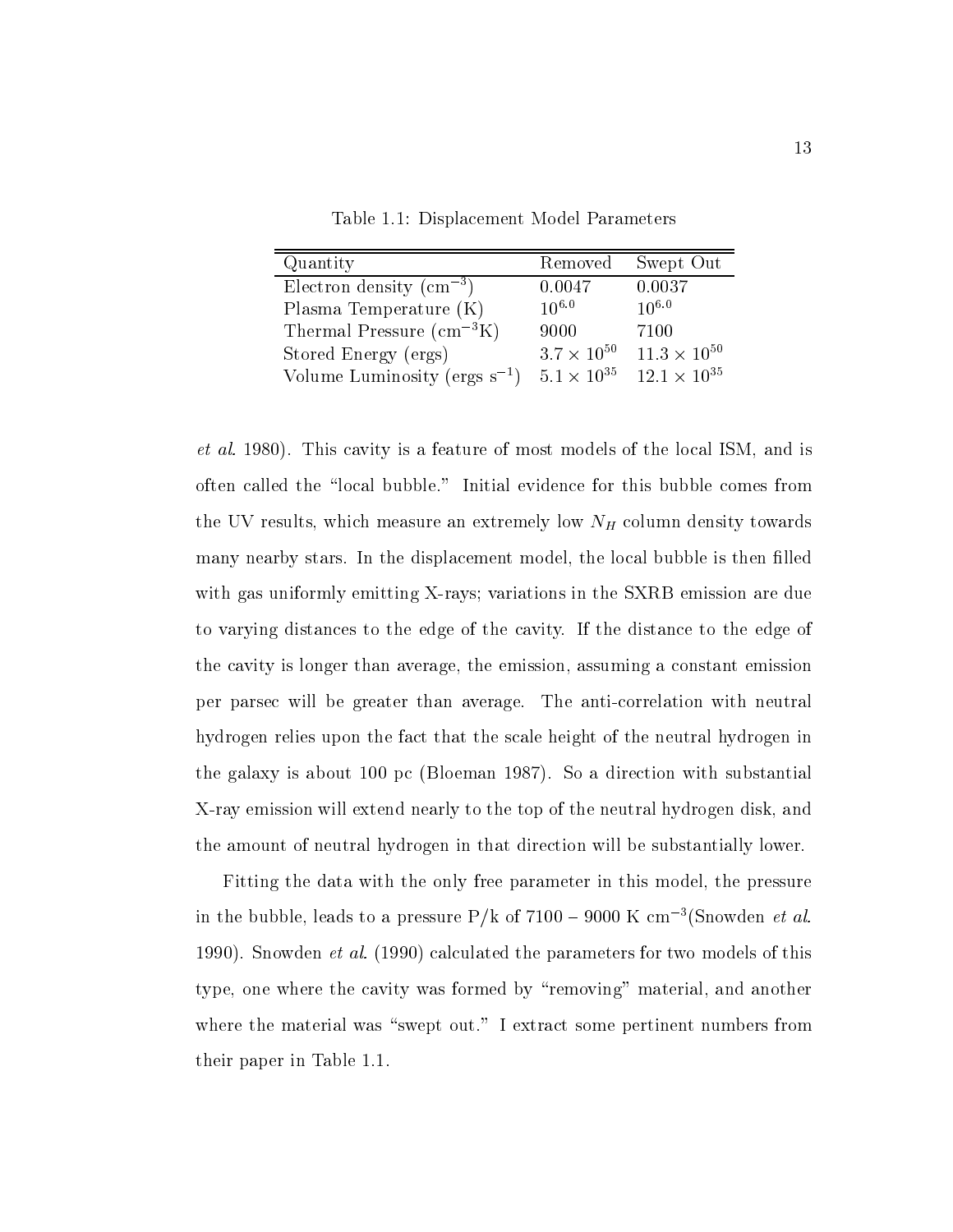Table 1.1: Displacement Model Parameters

| Quantity | Removed | Swept Out |
|---|---|---|
| Electron density ($cm^{-3}$) | 0.0047 | 0.0037 |
| Plasma Temperature (K) | $10^{6.0}$ | $10^{6.0}$ |
| Thermal Pressure ($cm^{-3}$K) | 9000 | 7100 |
| Stored Energy (ergs) | $3.7 \times 10^{50}$ | $11.3 \times 10^{50}$ |
| Volume Luminosity (ergs $s^{-1}$) | $5.1 \times 10^{35}$ | $12.1 \times 10^{35}$ |

*et al.* 1980). This cavity is a feature of most models of the local ISM, and is often called the "local bubble." Initial evidence for this bubble comes from the UV results, which measure an extremely low $N_H$ column density towards many nearby stars. In the displacement model, the local bubble is then filled with gas uniformly emitting X-rays; variations in the SXRB emission are due to varying distances to the edge of the cavity. If the distance to the edge of the cavity is longer than average, the emission, assuming a constant emission per parsec will be greater than average. The anti-correlation with neutral hydrogen relies upon the fact that the scale height of the neutral hydrogen in the galaxy is about 100 pc (Bloeman 1987). So a direction with substantial X-ray emission will extend nearly to the top of the neutral hydrogen disk, and the amount of neutral hydrogen in that direction will be substantially lower.

Fitting the data with the only free parameter in this model, the pressure in the bubble, leads to a pressure P/k of 7100 – 9000 K $cm^{-3}$(Snowden *et al.* 1990). Snowden *et al.* (1990) calculated the parameters for two models of this type, one where the cavity was formed by "removing" material, and another where the material was "swept out." I extract some pertinent numbers from their paper in Table 1.1.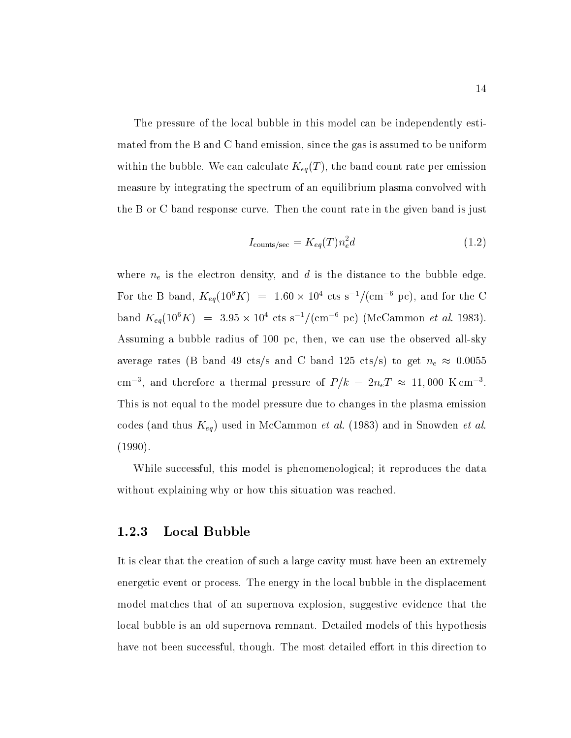The pressure of the local bubble in this model can be independently estimated from the B and C band emission, since the gas is assumed to be uniform within the bubble. We can calculate $K_{eq}(T)$, the band count rate per emission measure by integrating the spectrum of an equilibrium plasma convolved with the B or C band response curve. Then the count rate in the given band is just

$$I_{\text{counts/sec}} = K_{eq}(T) n_e^2 d \tag{1.2}$$

where $n_e$ is the electron density, and $d$ is the distance to the bubble edge. For the B band, $K_{eq}(10^6 K) = 1.60 \times 10^4$ cts s$^{-1}$/(cm$^{-6}$ pc), and for the C band $K_{eq}(10^6 K) = 3.95 \times 10^4$ cts s$^{-1}$/(cm$^{-6}$ pc) (McCammon *et al.* 1983). Assuming a bubble radius of 100 pc, then, we can use the observed all-sky average rates (B band 49 cts/s and C band 125 cts/s) to get $n_e \approx 0.0055$ cm$^{-3}$, and therefore a thermal pressure of $P/k = 2n_eT \approx 11,000$ K cm$^{-3}$. This is not equal to the model pressure due to changes in the plasma emission codes (and thus $K_{eq}$) used in McCammon *et al.* (1983) and in Snowden *et al.* (1990).

While successful, this model is phenomenological; it reproduces the data without explaining why or how this situation was reached.

### 1.2.3 Local Bubble

It is clear that the creation of such a large cavity must have been an extremely energetic event or process. The energy in the local bubble in the displacement model matches that of an supernova explosion, suggestive evidence that the local bubble is an old supernova remnant. Detailed models of this hypothesis have not been successful, though. The most detailed effort in this direction to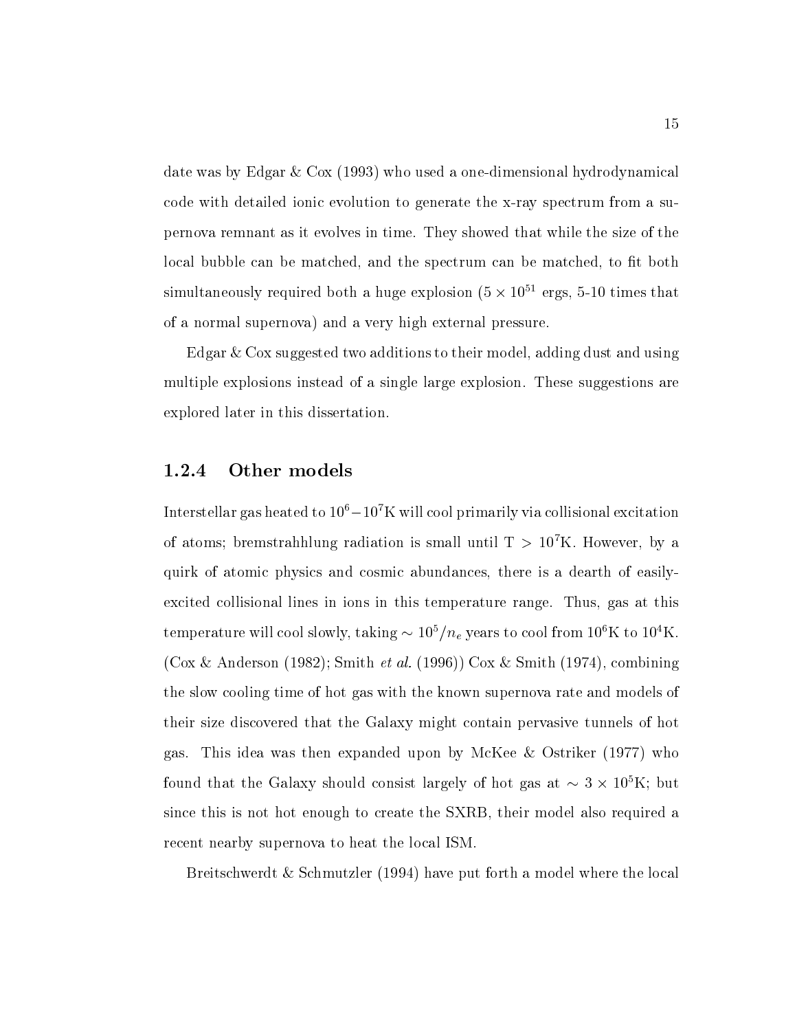date was by Edgar & Cox (1993) who used a one-dimensional hydrodynamical code with detailed ionic evolution to generate the x-ray spectrum from a supernova remnant as it evolves in time. They showed that while the size of the local bubble can be matched, and the spectrum can be matched, to fit both simultaneously required both a huge explosion ($5 \times 10^{51}$ ergs, 5-10 times that of a normal supernova) and a very high external pressure.

Edgar & Cox suggested two additions to their model, adding dust and using multiple explosions instead of a single large explosion. These suggestions are explored later in this dissertation.

### 1.2.4 Other models

Interstellar gas heated to $10^6 - 10^7$K will cool primarily via collisional excitation of atoms; bremstrahhlung radiation is small until T > $10^7$K. However, by a quirk of atomic physics and cosmic abundances, there is a dearth of easily-excited collisional lines in ions in this temperature range. Thus, gas at this temperature will cool slowly, taking $\sim 10^5/n_e$ years to cool from $10^6$K to $10^4$K. (Cox & Anderson (1982); Smith *et al.* (1996)) Cox & Smith (1974), combining the slow cooling time of hot gas with the known supernova rate and models of their size discovered that the Galaxy might contain pervasive tunnels of hot gas. This idea was then expanded upon by McKee & Ostriker (1977) who found that the Galaxy should consist largely of hot gas at $\sim 3 \times 10^5$K; but since this is not hot enough to create the SXRB, their model also required a recent nearby supernova to heat the local ISM.

Breitschwerdt & Schmutzler (1994) have put forth a model where the local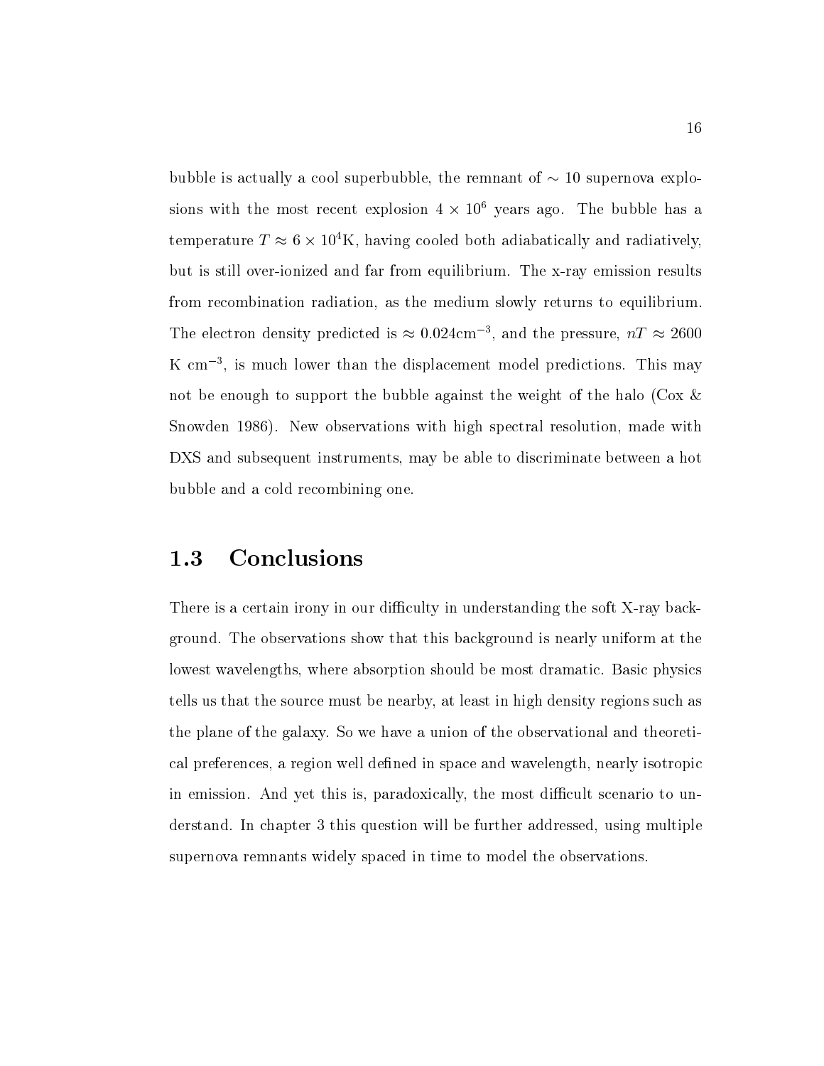bubble is actually a cool superbubble, the remnant of $\sim 10$ supernova explosions with the most recent explosion $4 \times 10^6$ years ago. The bubble has a temperature $T \approx 6 \times 10^4$K, having cooled both adiabatically and radiatively, but is still over-ionized and far from equilibrium. The x-ray emission results from recombination radiation, as the medium slowly returns to equilibrium. The electron density predicted is $\approx 0.024\text{cm}^{-3}$, and the pressure, $nT \approx 2600$ K cm$^{-3}$, is much lower than the displacement model predictions. This may not be enough to support the bubble against the weight of the halo (Cox & Snowden 1986). New observations with high spectral resolution, made with DXS and subsequent instruments, may be able to discriminate between a hot bubble and a cold recombining one.

## 1.3 Conclusions

There is a certain irony in our difficulty in understanding the soft X-ray background. The observations show that this background is nearly uniform at the lowest wavelengths, where absorption should be most dramatic. Basic physics tells us that the source must be nearby, at least in high density regions such as the plane of the galaxy. So we have a union of the observational and theoretical preferences, a region well defined in space and wavelength, nearly isotropic in emission. And yet this is, paradoxically, the most difficult scenario to understand. In chapter 3 this question will be further addressed, using multiple supernova remnants widely spaced in time to model the observations.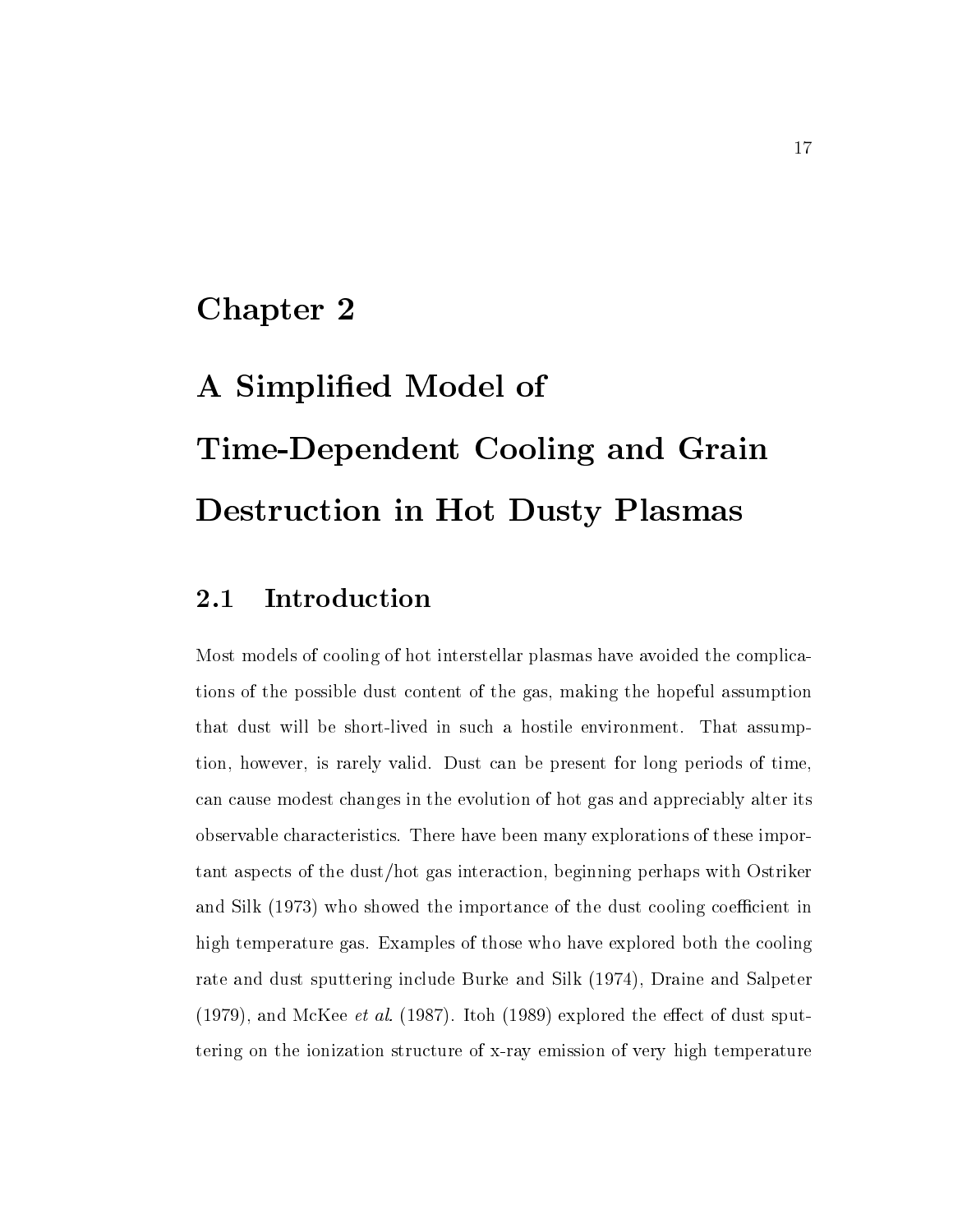# Chapter 2

# A Simplified Model of Time-Dependent Cooling and Grain Destruction in Hot Dusty Plasmas

## 2.1 Introduction

Most models of cooling of hot interstellar plasmas have avoided the complications of the possible dust content of the gas, making the hopeful assumption that dust will be short-lived in such a hostile environment. That assumption, however, is rarely valid. Dust can be present for long periods of time, can cause modest changes in the evolution of hot gas and appreciably alter its observable characteristics. There have been many explorations of these important aspects of the dust/hot gas interaction, beginning perhaps with Ostriker and Silk (1973) who showed the importance of the dust cooling coefficient in high temperature gas. Examples of those who have explored both the cooling rate and dust sputtering include Burke and Silk (1974), Draine and Salpeter (1979), and McKee *et al*. (1987). Itoh (1989) explored the effect of dust sputtering on the ionization structure of x-ray emission of very high temperature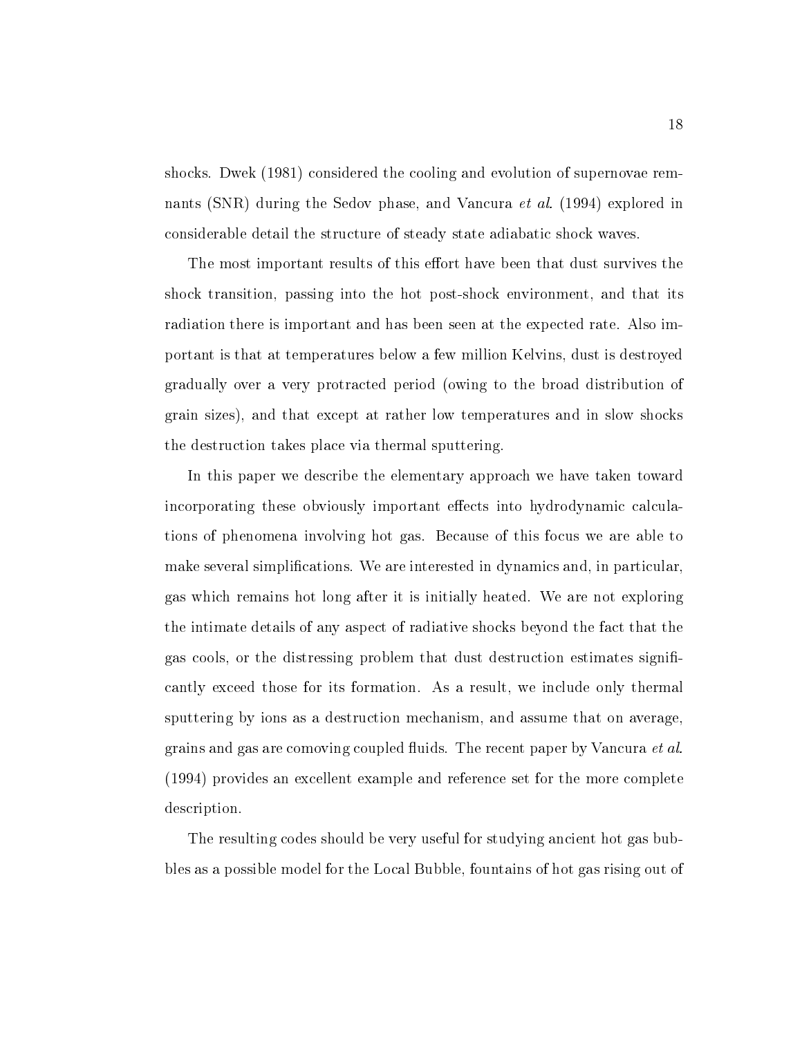shocks. Dwek (1981) considered the cooling and evolution of supernovae remnants (SNR) during the Sedov phase, and Vancura *et al.* (1994) explored in considerable detail the structure of steady state adiabatic shock waves.

The most important results of this effort have been that dust survives the shock transition, passing into the hot post-shock environment, and that its radiation there is important and has been seen at the expected rate. Also important is that at temperatures below a few million Kelvins, dust is destroyed gradually over a very protracted period (owing to the broad distribution of grain sizes), and that except at rather low temperatures and in slow shocks the destruction takes place via thermal sputtering.

In this paper we describe the elementary approach we have taken toward incorporating these obviously important effects into hydrodynamic calculations of phenomena involving hot gas. Because of this focus we are able to make several simplifications. We are interested in dynamics and, in particular, gas which remains hot long after it is initially heated. We are not exploring the intimate details of any aspect of radiative shocks beyond the fact that the gas cools, or the distressing problem that dust destruction estimates significantly exceed those for its formation. As a result, we include only thermal sputtering by ions as a destruction mechanism, and assume that on average, grains and gas are comoving coupled fluids. The recent paper by Vancura *et al.* (1994) provides an excellent example and reference set for the more complete description.

The resulting codes should be very useful for studying ancient hot gas bubbles as a possible model for the Local Bubble, fountains of hot gas rising out of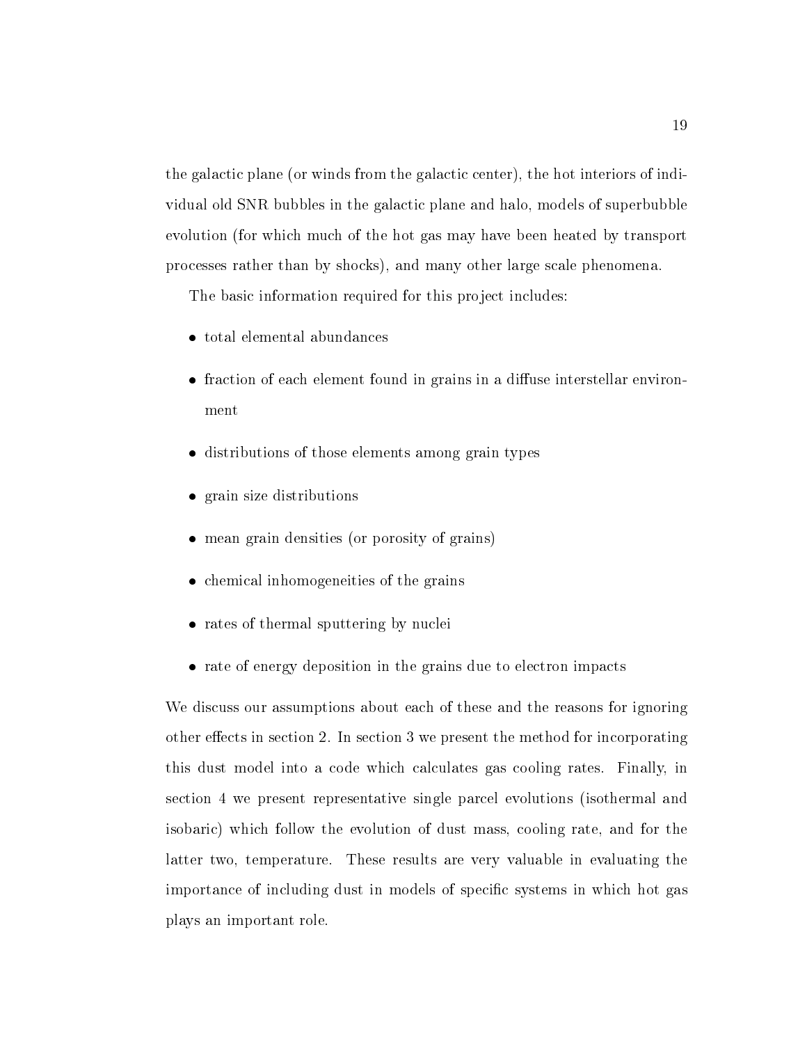the galactic plane (or winds from the galactic center), the hot interiors of individual old SNR bubbles in the galactic plane and halo, models of superbubble evolution (for which much of the hot gas may have been heated by transport processes rather than by shocks), and many other large scale phenomena.

The basic information required for this project includes:

- total elemental abundances
- fraction of each element found in grains in a diffuse interstellar environment
- distributions of those elements among grain types
- grain size distributions
- mean grain densities (or porosity of grains)
- chemical inhomogeneities of the grains
- rates of thermal sputtering by nuclei
- rate of energy deposition in the grains due to electron impacts

We discuss our assumptions about each of these and the reasons for ignoring other effects in section 2. In section 3 we present the method for incorporating this dust model into a code which calculates gas cooling rates. Finally, in section 4 we present representative single parcel evolutions (isothermal and isobaric) which follow the evolution of dust mass, cooling rate, and for the latter two, temperature. These results are very valuable in evaluating the importance of including dust in models of specific systems in which hot gas plays an important role.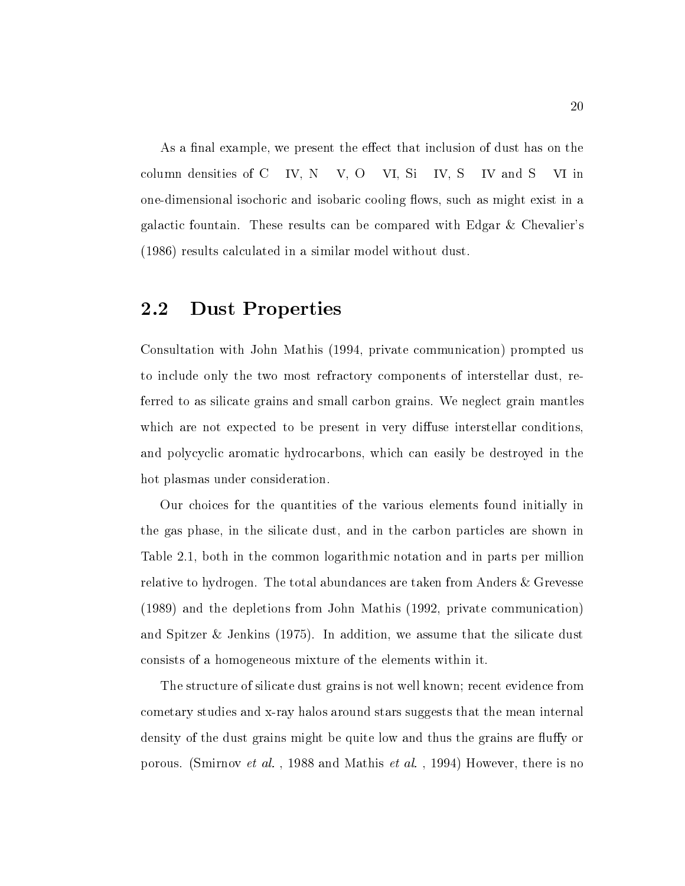As a final example, we present the effect that inclusion of dust has on the column densities of C IV, N V, O VI, Si IV, S IV and S VI in one-dimensional isochoric and isobaric cooling flows, such as might exist in a galactic fountain. These results can be compared with Edgar & Chevalier's (1986) results calculated in a similar model without dust.

## 2.2 Dust Properties

Consultation with John Mathis (1994, private communication) prompted us to include only the two most refractory components of interstellar dust, referred to as silicate grains and small carbon grains. We neglect grain mantles which are not expected to be present in very diffuse interstellar conditions, and polycyclic aromatic hydrocarbons, which can easily be destroyed in the hot plasmas under consideration.

Our choices for the quantities of the various elements found initially in the gas phase, in the silicate dust, and in the carbon particles are shown in Table 2.1, both in the common logarithmic notation and in parts per million relative to hydrogen. The total abundances are taken from Anders & Grevesse (1989) and the depletions from John Mathis (1992, private communication) and Spitzer & Jenkins (1975). In addition, we assume that the silicate dust consists of a homogeneous mixture of the elements within it.

The structure of silicate dust grains is not well known; recent evidence from cometary studies and x-ray halos around stars suggests that the mean internal density of the dust grains might be quite low and thus the grains are fluffy or porous. (Smirnov *et al.* , 1988 and Mathis *et al.* , 1994) However, there is no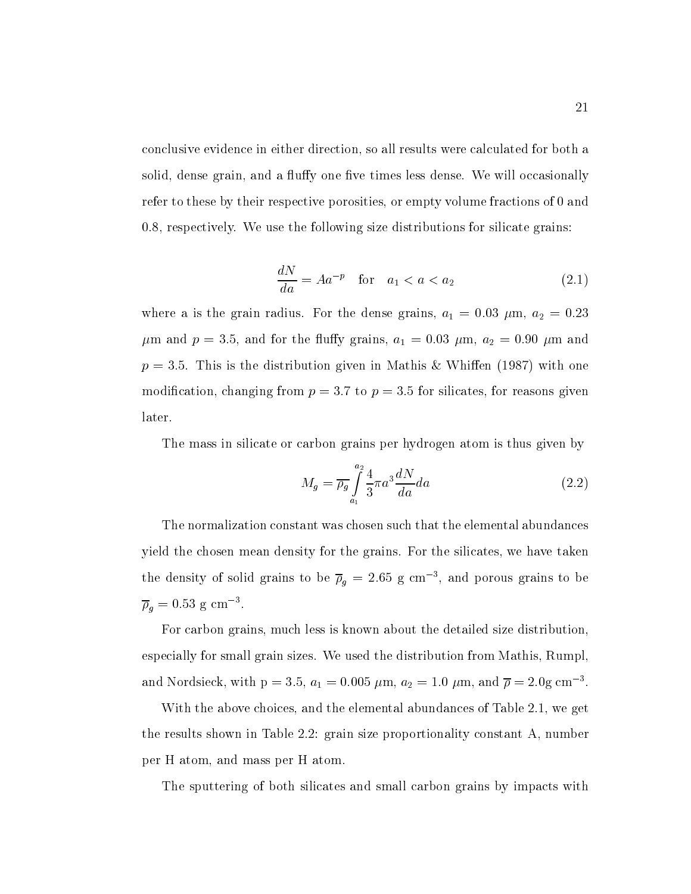conclusive evidence in either direction, so all results were calculated for both a solid, dense grain, and a fluffy one five times less dense. We will occasionally refer to these by their respective porosities, or empty volume fractions of 0 and 0.8, respectively. We use the following size distributions for silicate grains:

$$\frac{dN}{da} = Aa^{-p} \quad \text{for} \quad a_1 < a < a_2 \tag{2.1}$$

where a is the grain radius. For the dense grains, $a_1 = 0.03$ $\mu$m, $a_2 = 0.23$ $\mu$m and $p = 3.5$, and for the fluffy grains, $a_1 = 0.03$ $\mu$m, $a_2 = 0.90$ $\mu$m and $p = 3.5$. This is the distribution given in Mathis & Whiffen (1987) with one modification, changing from $p = 3.7$ to $p = 3.5$ for silicates, for reasons given later.

The mass in silicate or carbon grains per hydrogen atom is thus given by

$$M_g = \overline{\rho_g} \int_{a_1}^{a_2} \frac{4}{3} \pi a^3 \frac{dN}{da} da \tag{2.2}$$

The normalization constant was chosen such that the elemental abundances yield the chosen mean density for the grains. For the silicates, we have taken the density of solid grains to be $\overline{\rho}_g = 2.65$ g cm$^{-3}$, and porous grains to be $\overline{\rho}_g = 0.53$ g cm$^{-3}$.

For carbon grains, much less is known about the detailed size distribution, especially for small grain sizes. We used the distribution from Mathis, Rumpl, and Nordsieck, with p = 3.5, $a_1 = 0.005$ $\mu$m, $a_2 = 1.0$ $\mu$m, and $\overline{\rho} = 2.0$g cm$^{-3}$.

With the above choices, and the elemental abundances of Table 2.1, we get the results shown in Table 2.2: grain size proportionality constant A, number per H atom, and mass per H atom.

The sputtering of both silicates and small carbon grains by impacts with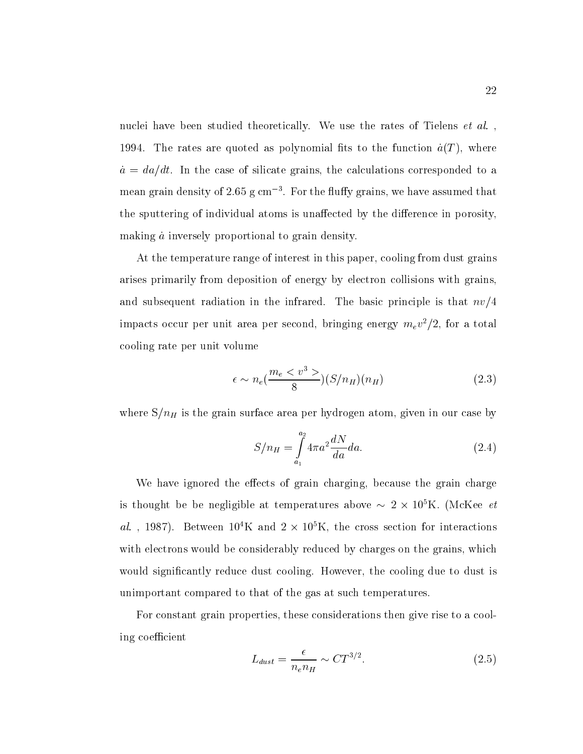nuclei have been studied theoretically. We use the rates of Tielens *et al.* , 1994. The rates are quoted as polynomial fits to the function $\dot{a}(T)$, where $\dot{a} = da/dt$. In the case of silicate grains, the calculations corresponded to a mean grain density of 2.65 g cm$^{-3}$. For the fluffy grains, we have assumed that the sputtering of individual atoms is unaffected by the difference in porosity, making $\dot{a}$ inversely proportional to grain density.

At the temperature range of interest in this paper, cooling from dust grains arises primarily from deposition of energy by electron collisions with grains, and subsequent radiation in the infrared. The basic principle is that $nv/4$ impacts occur per unit area per second, bringing energy $m_e v^2/2$, for a total cooling rate per unit volume

$$\epsilon \sim n_e(\frac{m_e < v^3 >}{8})(S/n_H)(n_H) \tag{2.3}$$

where S$/n_H$ is the grain surface area per hydrogen atom, given in our case by

$$S/n_H = \int_{a_1}^{a_2} 4\pi a^2 \frac{dN}{da} da. \tag{2.4}$$

We have ignored the effects of grain charging, because the grain charge is thought be be negligible at temperatures above $\sim 2 \times 10^5$K. (McKee *et al.* , 1987). Between $10^4$K and $2 \times 10^5$K, the cross section for interactions with electrons would be considerably reduced by charges on the grains, which would significantly reduce dust cooling. However, the cooling due to dust is unimportant compared to that of the gas at such temperatures.

For constant grain properties, these considerations then give rise to a cooling coefficient

$$L_{dust} = \frac{\epsilon}{n_e n_H} \sim CT^{3/2}. \tag{2.5}$$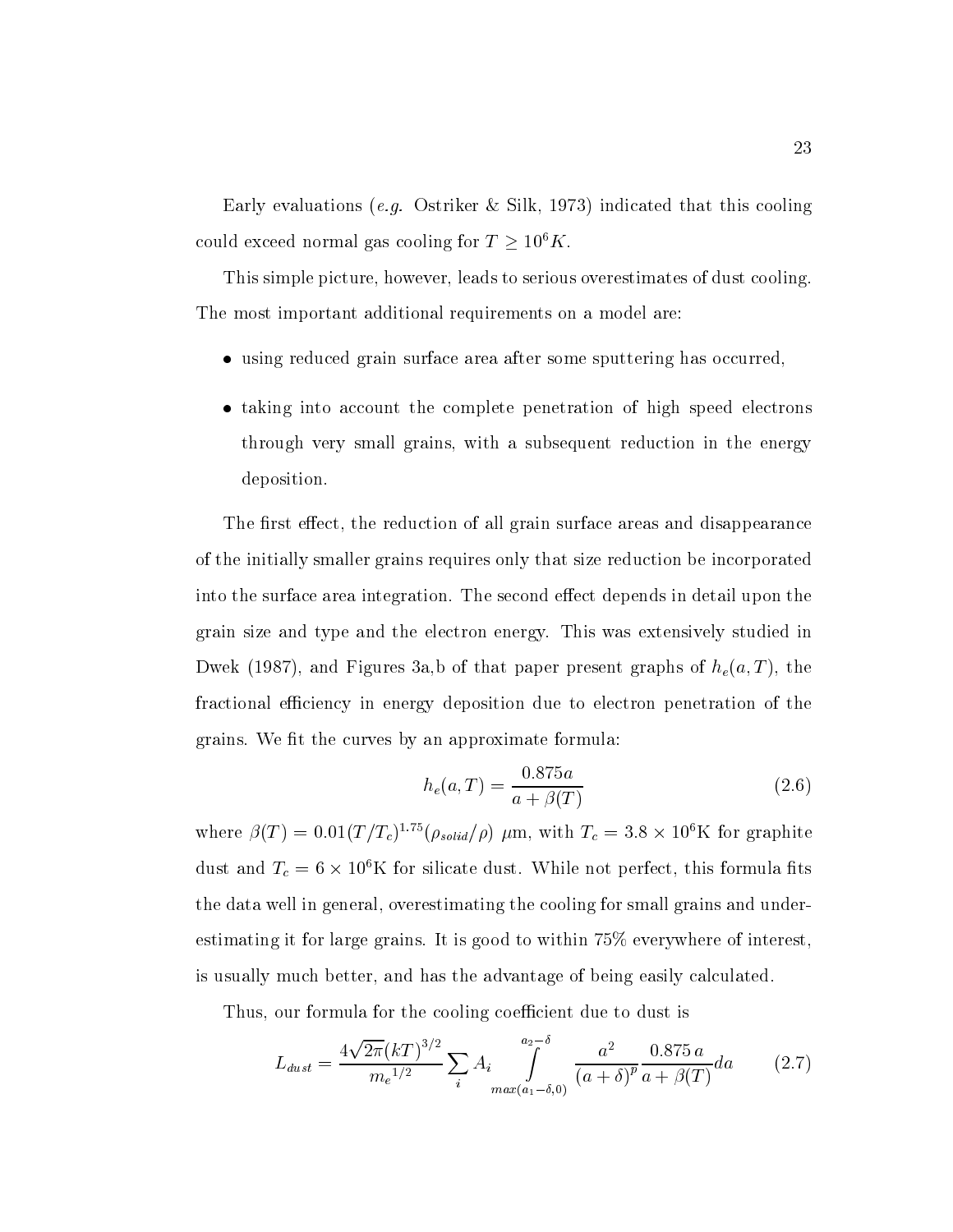Early evaluations (*e.g.* Ostriker & Silk, 1973) indicated that this cooling could exceed normal gas cooling for $T \geq 10^6 K$.

This simple picture, however, leads to serious overestimates of dust cooling. The most important additional requirements on a model are:

- using reduced grain surface area after some sputtering has occurred,
- taking into account the complete penetration of high speed electrons through very small grains, with a subsequent reduction in the energy deposition.

The first effect, the reduction of all grain surface areas and disappearance of the initially smaller grains requires only that size reduction be incorporated into the surface area integration. The second effect depends in detail upon the grain size and type and the electron energy. This was extensively studied in Dwek (1987), and Figures 3a,b of that paper present graphs of $h_e(a,T)$, the fractional efficiency in energy deposition due to electron penetration of the grains. We fit the curves by an approximate formula:

$$h_e(a,T) = \frac{0.875a}{a + \beta(T)} \tag{2.6}$$

where $\beta(T) = 0.01(T/T_c)^{1.75}(\rho_{solid}/\rho)$ $\mu$m, with $T_c = 3.8 \times 10^6$K for graphite dust and $T_c = 6 \times 10^6$K for silicate dust. While not perfect, this formula fits the data well in general, overestimating the cooling for small grains and underestimating it for large grains. It is good to within 75% everywhere of interest, is usually much better, and has the advantage of being easily calculated.

Thus, our formula for the cooling coefficient due to dust is

$$L_{dust} = \frac{4\sqrt{2\pi}(kT)^{3/2}}{{m_e}^{1/2}} \sum_i A_i \int_{max(a_1-\delta,0)}^{a_2-\delta} \frac{a^2}{(a+\delta)^p} \frac{0.875\,a}{a+\beta(T)} da \tag{2.7}$$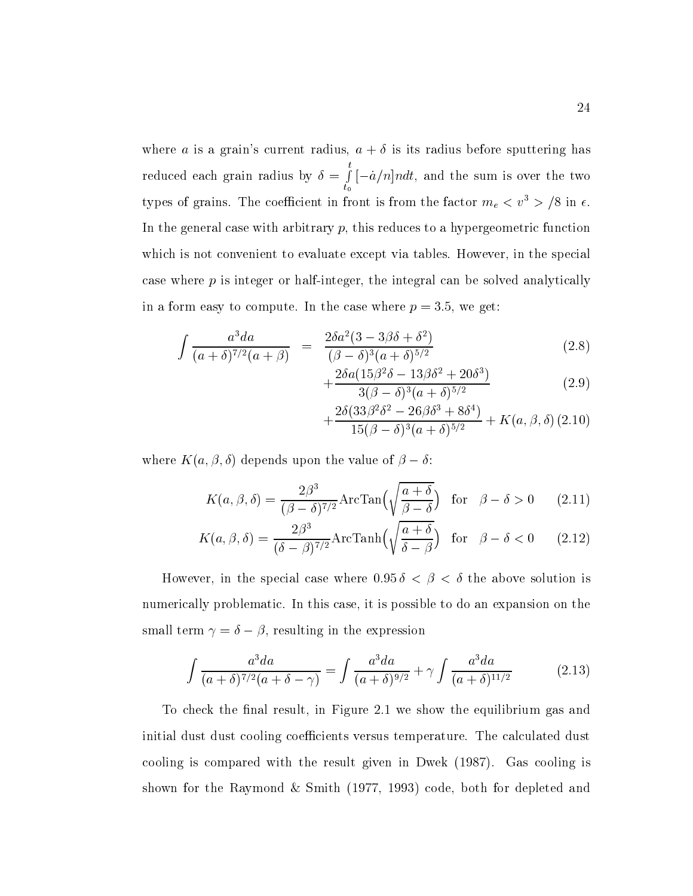where $a$ is a grain's current radius, $a + \delta$ is its radius before sputtering has reduced each grain radius by $\delta = \int_{t_0}^{t} [-\dot{a}/n] n dt$, and the sum is over the two types of grains. The coefficient in front is from the factor $m_e < v^3 > /8$ in $\epsilon$. In the general case with arbitrary $p$, this reduces to a hypergeometric function which is not convenient to evaluate except via tables. However, in the special case where $p$ is integer or half-integer, the integral can be solved analytically in a form easy to compute. In the case where $p = 3.5$, we get:

$$\int \frac{a^3 da}{(a+\delta)^{7/2}(a+\beta)} = \frac{2\delta a^2(3 - 3\beta\delta + \delta^2)}{(\beta-\delta)^3(a+\delta)^{5/2}} \tag{2.8}$$

$$+\frac{2\delta a(15\beta^2\delta - 13\beta\delta^2 + 20\delta^3)}{3(\beta-\delta)^3(a+\delta)^{5/2}} \tag{2.9}$$

$$+\frac{2\delta(33\beta^2\delta^2 - 26\beta\delta^3 + 8\delta^4)}{15(\beta-\delta)^3(a+\delta)^{5/2}} + K(a,\beta,\delta) \tag{2.10}$$

where $K(a, \beta, \delta)$ depends upon the value of $\beta - \delta$:

$$K(a,\beta,\delta) = \frac{2\beta^3}{(\beta-\delta)^{7/2}} \text{ArcTan}\Big(\sqrt{\frac{a+\delta}{\beta-\delta}}\Big) \quad \text{for} \quad \beta - \delta > 0 \tag{2.11}$$

$$K(a,\beta,\delta) = \frac{2\beta^3}{(\delta-\beta)^{7/2}} \text{ArcTanh}\Big(\sqrt{\frac{a+\delta}{\delta-\beta}}\Big) \quad \text{for} \quad \beta - \delta < 0 \tag{2.12}$$

However, in the special case where $0.95\,\delta < \beta < \delta$ the above solution is numerically problematic. In this case, it is possible to do an expansion on the small term $\gamma = \delta - \beta$, resulting in the expression

$$\int \frac{a^3 da}{(a+\delta)^{7/2}(a+\delta-\gamma)} = \int \frac{a^3 da}{(a+\delta)^{9/2}} + \gamma \int \frac{a^3 da}{(a+\delta)^{11/2}} \tag{2.13}$$

To check the final result, in Figure 2.1 we show the equilibrium gas and initial dust dust cooling coefficients versus temperature. The calculated dust cooling is compared with the result given in Dwek (1987). Gas cooling is shown for the Raymond & Smith (1977, 1993) code, both for depleted and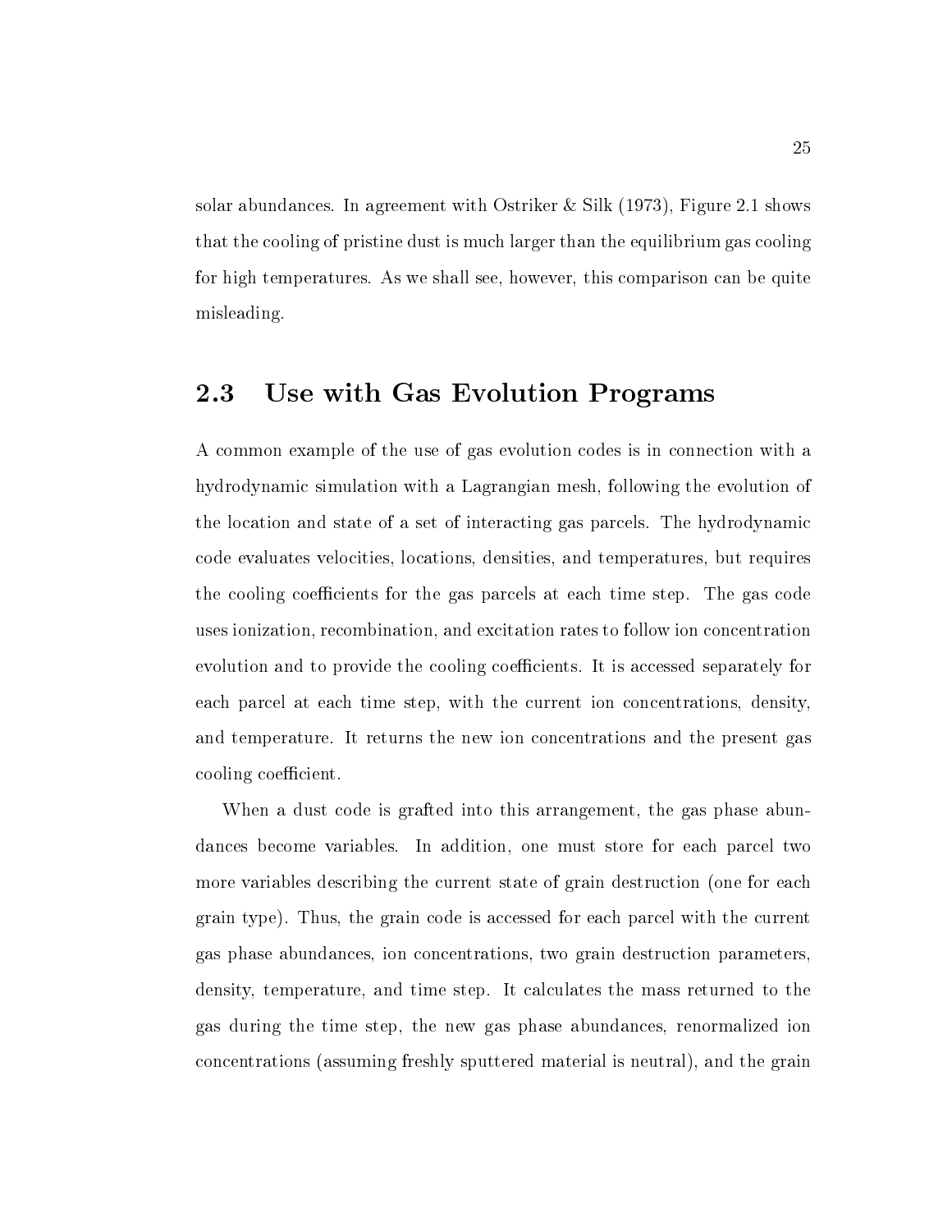solar abundances. In agreement with Ostriker & Silk (1973), Figure 2.1 shows that the cooling of pristine dust is much larger than the equilibrium gas cooling for high temperatures. As we shall see, however, this comparison can be quite misleading.

## 2.3 Use with Gas Evolution Programs

A common example of the use of gas evolution codes is in connection with a hydrodynamic simulation with a Lagrangian mesh, following the evolution of the location and state of a set of interacting gas parcels. The hydrodynamic code evaluates velocities, locations, densities, and temperatures, but requires the cooling coefficients for the gas parcels at each time step. The gas code uses ionization, recombination, and excitation rates to follow ion concentration evolution and to provide the cooling coefficients. It is accessed separately for each parcel at each time step, with the current ion concentrations, density, and temperature. It returns the new ion concentrations and the present gas cooling coefficient.

When a dust code is grafted into this arrangement, the gas phase abundances become variables. In addition, one must store for each parcel two more variables describing the current state of grain destruction (one for each grain type). Thus, the grain code is accessed for each parcel with the current gas phase abundances, ion concentrations, two grain destruction parameters, density, temperature, and time step. It calculates the mass returned to the gas during the time step, the new gas phase abundances, renormalized ion concentrations (assuming freshly sputtered material is neutral), and the grain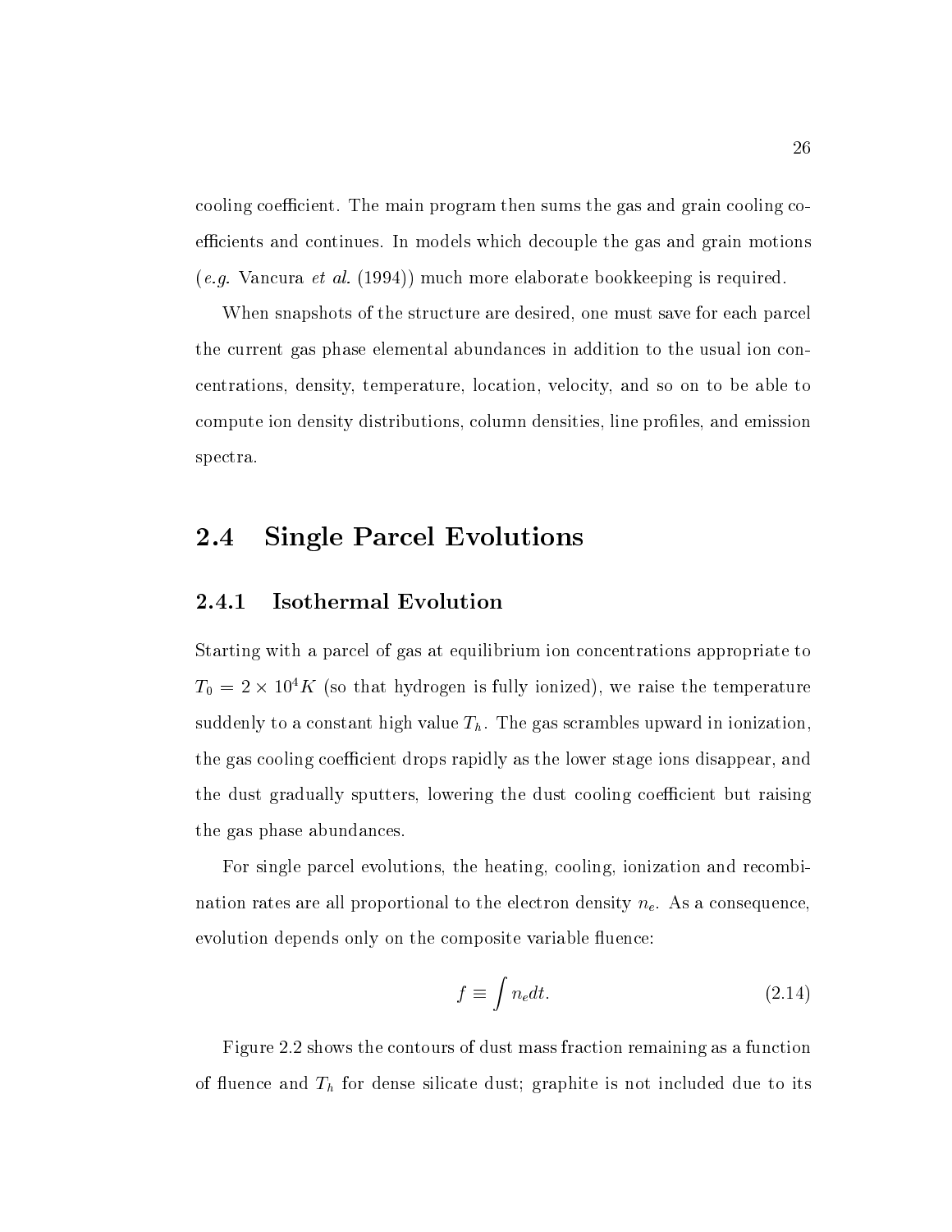cooling coefficient. The main program then sums the gas and grain cooling coefficients and continues. In models which decouple the gas and grain motions (*e.g.* Vancura *et al.* (1994)) much more elaborate bookkeeping is required.

When snapshots of the structure are desired, one must save for each parcel the current gas phase elemental abundances in addition to the usual ion concentrations, density, temperature, location, velocity, and so on to be able to compute ion density distributions, column densities, line profiles, and emission spectra.

## 2.4 Single Parcel Evolutions

### 2.4.1 Isothermal Evolution

Starting with a parcel of gas at equilibrium ion concentrations appropriate to $T_0 = 2 \times 10^4 K$ (so that hydrogen is fully ionized), we raise the temperature suddenly to a constant high value $T_h$. The gas scrambles upward in ionization, the gas cooling coefficient drops rapidly as the lower stage ions disappear, and the dust gradually sputters, lowering the dust cooling coefficient but raising the gas phase abundances.

For single parcel evolutions, the heating, cooling, ionization and recombination rates are all proportional to the electron density $n_e$. As a consequence, evolution depends only on the composite variable fluence:

$$f \equiv \int n_e dt. \tag{2.14}$$

Figure 2.2 shows the contours of dust mass fraction remaining as a function of fluence and $T_h$ for dense silicate dust; graphite is not included due to its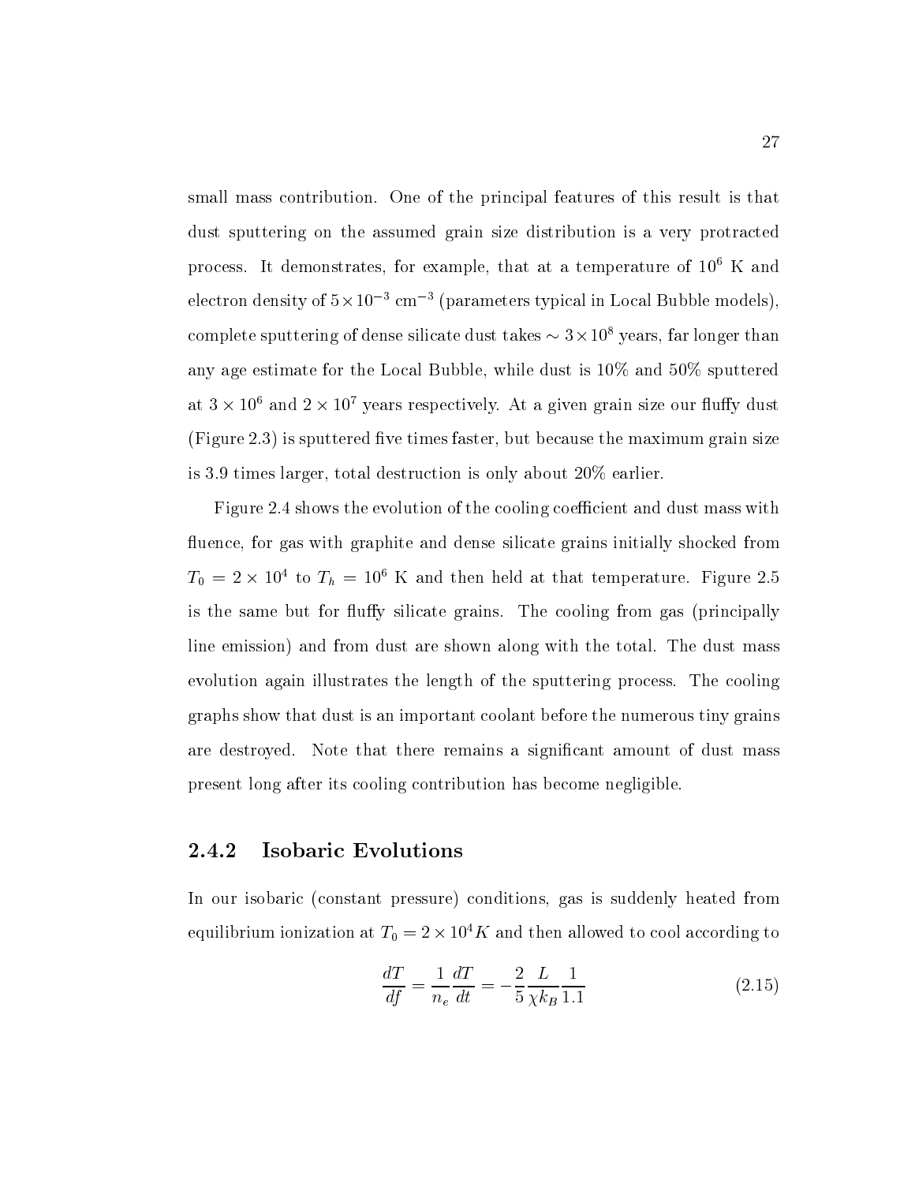small mass contribution. One of the principal features of this result is that dust sputtering on the assumed grain size distribution is a very protracted process. It demonstrates, for example, that at a temperature of $10^6$ K and electron density of $5 \times 10^{-3}$ cm$^{-3}$ (parameters typical in Local Bubble models), complete sputtering of dense silicate dust takes $\sim 3 \times 10^8$ years, far longer than any age estimate for the Local Bubble, while dust is 10% and 50% sputtered at $3 \times 10^6$ and $2 \times 10^7$ years respectively. At a given grain size our fluffy dust (Figure 2.3) is sputtered five times faster, but because the maximum grain size is 3.9 times larger, total destruction is only about 20% earlier.

Figure 2.4 shows the evolution of the cooling coefficient and dust mass with fluence, for gas with graphite and dense silicate grains initially shocked from $T_0 = 2 \times 10^4$ to $T_h = 10^6$ K and then held at that temperature. Figure 2.5 is the same but for fluffy silicate grains. The cooling from gas (principally line emission) and from dust are shown along with the total. The dust mass evolution again illustrates the length of the sputtering process. The cooling graphs show that dust is an important coolant before the numerous tiny grains are destroyed. Note that there remains a significant amount of dust mass present long after its cooling contribution has become negligible.

### 2.4.2 Isobaric Evolutions

In our isobaric (constant pressure) conditions, gas is suddenly heated from equilibrium ionization at $T_0 = 2 \times 10^4 K$ and then allowed to cool according to

$$\frac{dT}{df} = \frac{1}{n_e}\frac{dT}{dt} = -\frac{2}{5}\frac{L}{\chi k_B}\frac{1}{1.1} \tag{2.15}$$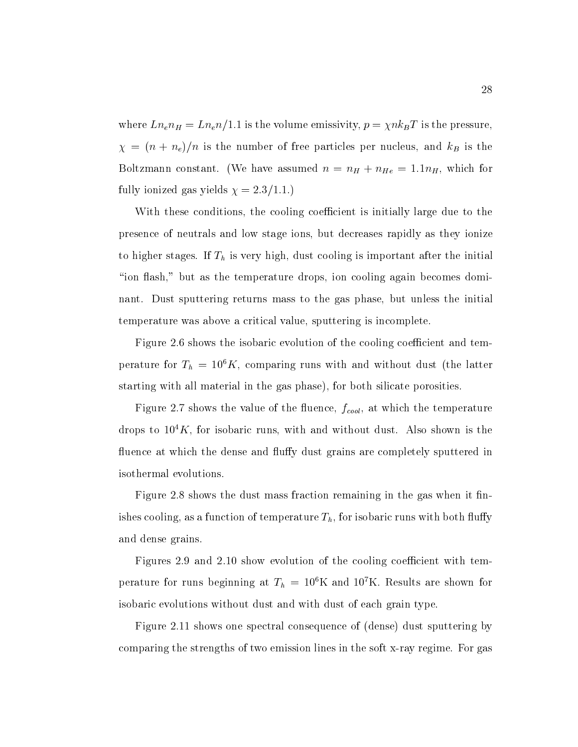where $Ln_en_H = Ln_en/1.1$ is the volume emissivity, $p = \chi n k_B T$ is the pressure, $\chi = (n + n_e)/n$ is the number of free particles per nucleus, and $k_B$ is the Boltzmann constant. (We have assumed $n = n_H + n_{He} = 1.1n_H$, which for fully ionized gas yields $\chi = 2.3/1.1$.)

With these conditions, the cooling coefficient is initially large due to the presence of neutrals and low stage ions, but decreases rapidly as they ionize to higher stages. If $T_h$ is very high, dust cooling is important after the initial "ion flash," but as the temperature drops, ion cooling again becomes dominant. Dust sputtering returns mass to the gas phase, but unless the initial temperature was above a critical value, sputtering is incomplete.

Figure 2.6 shows the isobaric evolution of the cooling coefficient and temperature for $T_h = 10^6 K$, comparing runs with and without dust (the latter starting with all material in the gas phase), for both silicate porosities.

Figure 2.7 shows the value of the fluence, $f_{cool}$, at which the temperature drops to $10^4 K$, for isobaric runs, with and without dust. Also shown is the fluence at which the dense and fluffy dust grains are completely sputtered in isothermal evolutions.

Figure 2.8 shows the dust mass fraction remaining in the gas when it finishes cooling, as a function of temperature $T_h$, for isobaric runs with both fluffy and dense grains.

Figures 2.9 and 2.10 show evolution of the cooling coefficient with temperature for runs beginning at $T_h = 10^6$K and $10^7$K. Results are shown for isobaric evolutions without dust and with dust of each grain type.

Figure 2.11 shows one spectral consequence of (dense) dust sputtering by comparing the strengths of two emission lines in the soft x-ray regime. For gas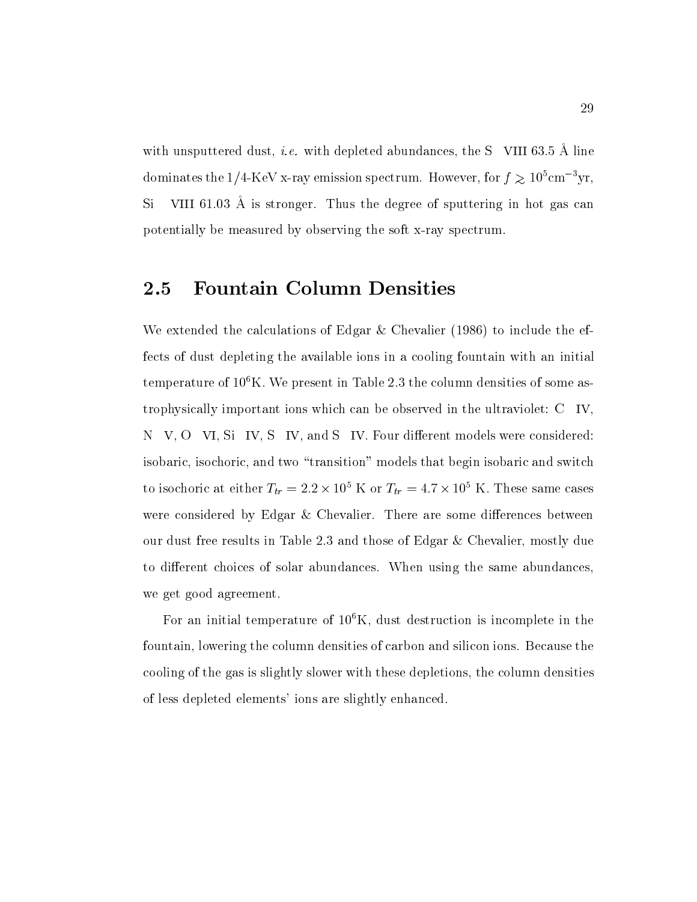with unsputtered dust, *i.e.* with depleted abundances, the S VIII 63.5 Å line dominates the 1/4-KeV x-ray emission spectrum. However, for $f \gtrsim 10^5 \mathrm{cm}^{-3}\mathrm{yr}$, Si VIII 61.03 Å is stronger. Thus the degree of sputtering in hot gas can potentially be measured by observing the soft x-ray spectrum.

## 2.5 Fountain Column Densities

We extended the calculations of Edgar & Chevalier (1986) to include the effects of dust depleting the available ions in a cooling fountain with an initial temperature of $10^6$K. We present in Table 2.3 the column densities of some astrophysically important ions which can be observed in the ultraviolet: C IV, N V, O VI, Si IV, S IV, and S IV. Four different models were considered: isobaric, isochoric, and two "transition" models that begin isobaric and switch to isochoric at either $T_{tr} = 2.2 \times 10^5$ K or $T_{tr} = 4.7 \times 10^5$ K. These same cases were considered by Edgar & Chevalier. There are some differences between our dust free results in Table 2.3 and those of Edgar & Chevalier, mostly due to different choices of solar abundances. When using the same abundances, we get good agreement.

For an initial temperature of $10^6$K, dust destruction is incomplete in the fountain, lowering the column densities of carbon and silicon ions. Because the cooling of the gas is slightly slower with these depletions, the column densities of less depleted elements' ions are slightly enhanced.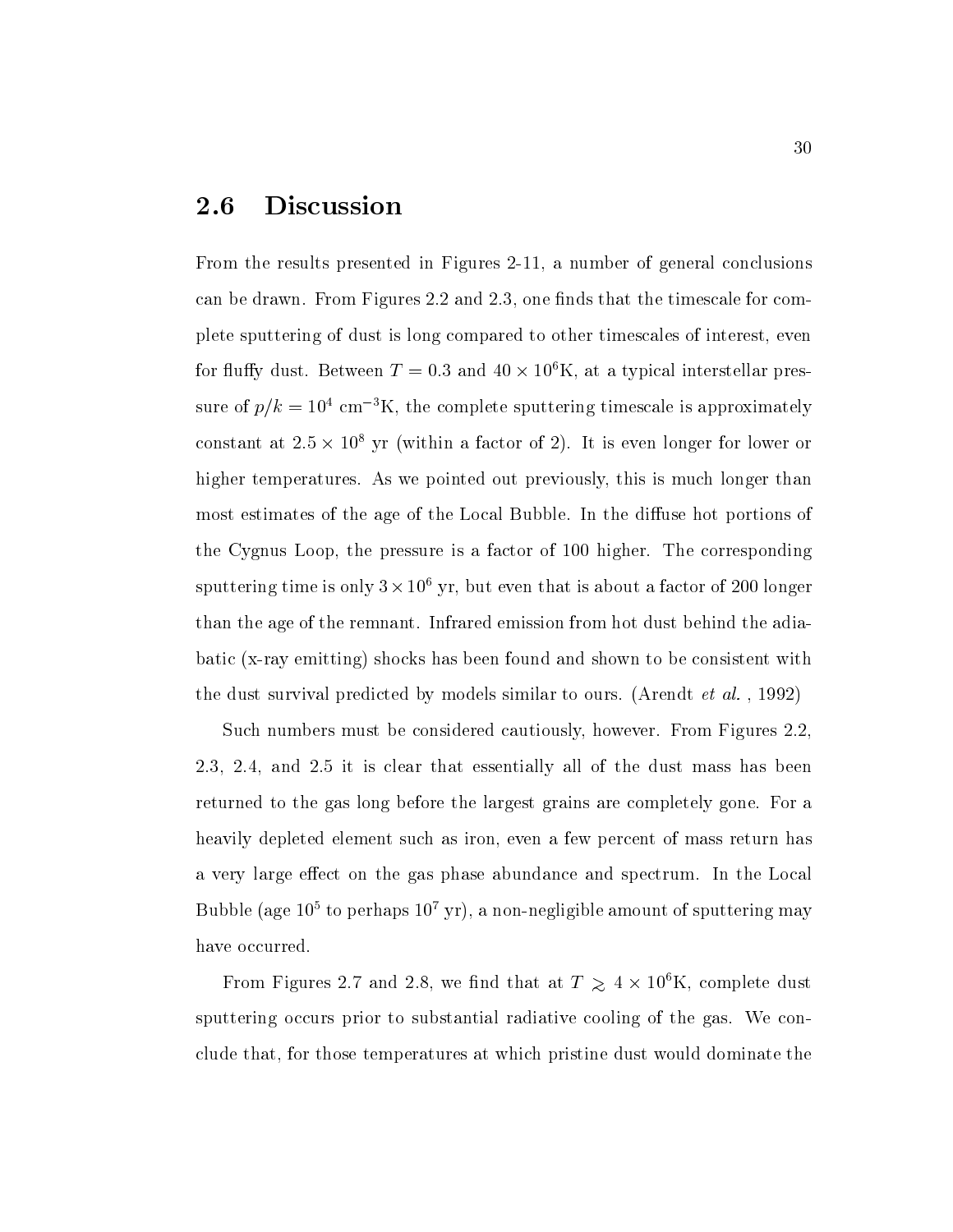## 2.6 Discussion

From the results presented in Figures 2-11, a number of general conclusions can be drawn. From Figures 2.2 and 2.3, one finds that the timescale for complete sputtering of dust is long compared to other timescales of interest, even for fluffy dust. Between $T = 0.3$ and $40 \times 10^6$K, at a typical interstellar pressure of $p/k = 10^4$ cm$^{-3}$K, the complete sputtering timescale is approximately constant at $2.5 \times 10^8$ yr (within a factor of 2). It is even longer for lower or higher temperatures. As we pointed out previously, this is much longer than most estimates of the age of the Local Bubble. In the diffuse hot portions of the Cygnus Loop, the pressure is a factor of 100 higher. The corresponding sputtering time is only $3 \times 10^6$ yr, but even that is about a factor of 200 longer than the age of the remnant. Infrared emission from hot dust behind the adiabatic (x-ray emitting) shocks has been found and shown to be consistent with the dust survival predicted by models similar to ours. (Arendt *et al.* , 1992)

Such numbers must be considered cautiously, however. From Figures 2.2, 2.3, 2.4, and 2.5 it is clear that essentially all of the dust mass has been returned to the gas long before the largest grains are completely gone. For a heavily depleted element such as iron, even a few percent of mass return has a very large effect on the gas phase abundance and spectrum. In the Local Bubble (age $10^5$ to perhaps $10^7$ yr), a non-negligible amount of sputtering may have occurred.

From Figures 2.7 and 2.8, we find that at $T \gtrsim 4 \times 10^6$K, complete dust sputtering occurs prior to substantial radiative cooling of the gas. We conclude that, for those temperatures at which pristine dust would dominate the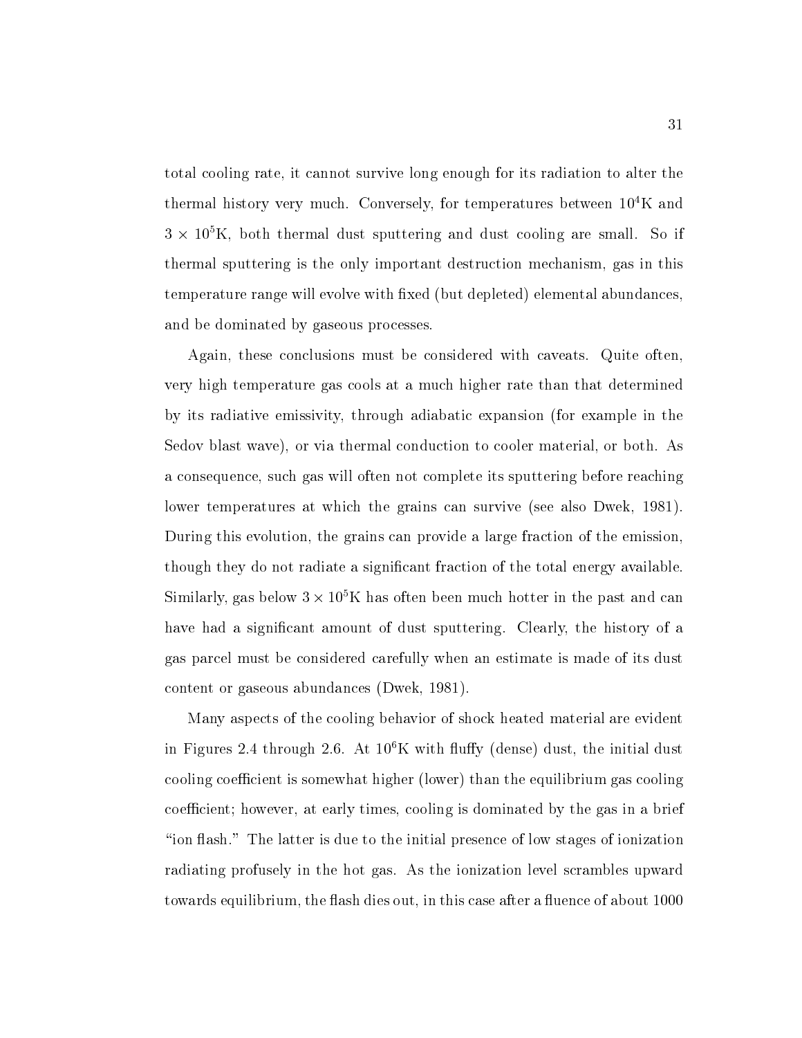total cooling rate, it cannot survive long enough for its radiation to alter the thermal history very much. Conversely, for temperatures between $10^4$K and $3 \times 10^5$K, both thermal dust sputtering and dust cooling are small. So if thermal sputtering is the only important destruction mechanism, gas in this temperature range will evolve with fixed (but depleted) elemental abundances, and be dominated by gaseous processes.

Again, these conclusions must be considered with caveats. Quite often, very high temperature gas cools at a much higher rate than that determined by its radiative emissivity, through adiabatic expansion (for example in the Sedov blast wave), or via thermal conduction to cooler material, or both. As a consequence, such gas will often not complete its sputtering before reaching lower temperatures at which the grains can survive (see also Dwek, 1981). During this evolution, the grains can provide a large fraction of the emission, though they do not radiate a significant fraction of the total energy available. Similarly, gas below $3 \times 10^5$K has often been much hotter in the past and can have had a significant amount of dust sputtering. Clearly, the history of a gas parcel must be considered carefully when an estimate is made of its dust content or gaseous abundances (Dwek, 1981).

Many aspects of the cooling behavior of shock heated material are evident in Figures 2.4 through 2.6. At $10^6$K with fluffy (dense) dust, the initial dust cooling coefficient is somewhat higher (lower) than the equilibrium gas cooling coefficient; however, at early times, cooling is dominated by the gas in a brief "ion flash." The latter is due to the initial presence of low stages of ionization radiating profusely in the hot gas. As the ionization level scrambles upward towards equilibrium, the flash dies out, in this case after a fluence of about 1000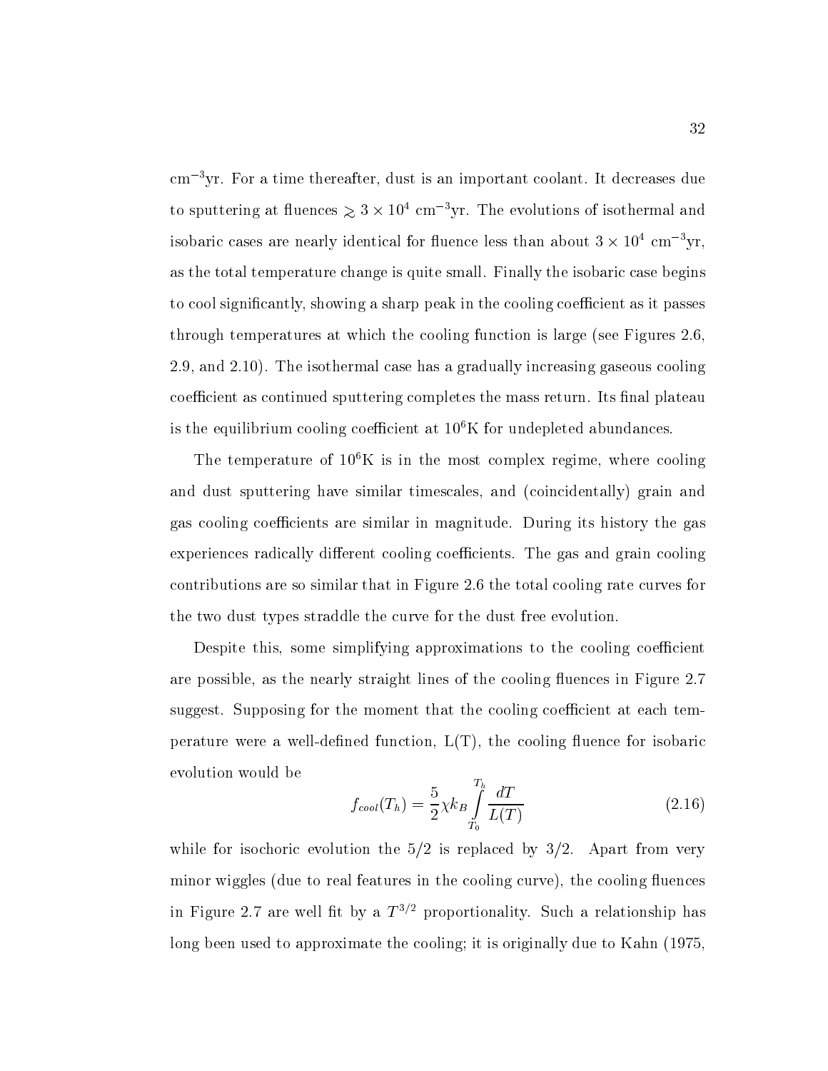cm$^{-3}$yr. For a time thereafter, dust is an important coolant. It decreases due to sputtering at fluences $\gtrsim 3 \times 10^4$ cm$^{-3}$yr. The evolutions of isothermal and isobaric cases are nearly identical for fluence less than about $3 \times 10^4$ cm$^{-3}$yr, as the total temperature change is quite small. Finally the isobaric case begins to cool significantly, showing a sharp peak in the cooling coefficient as it passes through temperatures at which the cooling function is large (see Figures 2.6, 2.9, and 2.10). The isothermal case has a gradually increasing gaseous cooling coefficient as continued sputtering completes the mass return. Its final plateau is the equilibrium cooling coefficient at $10^6$K for undepleted abundances.

The temperature of $10^6$K is in the most complex regime, where cooling and dust sputtering have similar timescales, and (coincidentally) grain and gas cooling coefficients are similar in magnitude. During its history the gas experiences radically different cooling coefficients. The gas and grain cooling contributions are so similar that in Figure 2.6 the total cooling rate curves for the two dust types straddle the curve for the dust free evolution.

Despite this, some simplifying approximations to the cooling coefficient are possible, as the nearly straight lines of the cooling fluences in Figure 2.7 suggest. Supposing for the moment that the cooling coefficient at each temperature were a well-defined function, L(T), the cooling fluence for isobaric evolution would be

$$f_{cool}(T_h) = \frac{5}{2}\chi k_B \int_{T_0}^{T_h} \frac{dT}{L(T)} \tag{2.16}$$

while for isochoric evolution the 5/2 is replaced by 3/2. Apart from very minor wiggles (due to real features in the cooling curve), the cooling fluences in Figure 2.7 are well fit by a $T^{3/2}$ proportionality. Such a relationship has long been used to approximate the cooling; it is originally due to Kahn (1975,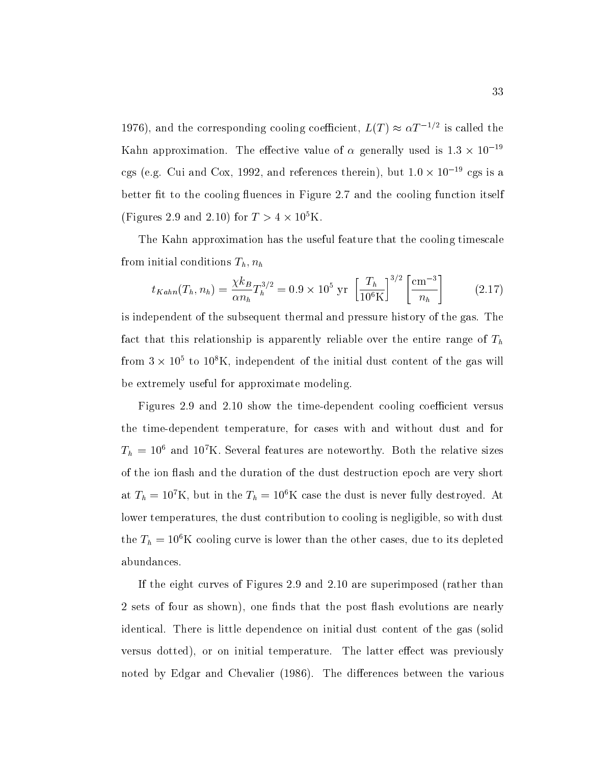1976), and the corresponding cooling coefficient, $L(T) \approx \alpha T^{-1/2}$ is called the Kahn approximation. The effective value of $\alpha$ generally used is $1.3 \times 10^{-19}$ cgs (e.g. Cui and Cox, 1992, and references therein), but $1.0 \times 10^{-19}$ cgs is a better fit to the cooling fluences in Figure 2.7 and the cooling function itself (Figures 2.9 and 2.10) for $T > 4 \times 10^5$K.

The Kahn approximation has the useful feature that the cooling timescale from initial conditions $T_h, n_h$

$$t_{Kahn}(T_h, n_h) = \frac{\chi k_B}{\alpha n_h} T_h^{3/2} = 0.9 \times 10^5 \text{ yr } \left[\frac{T_h}{10^6\text{K}}\right]^{3/2} \left[\frac{\text{cm}^{-3}}{n_h}\right] \tag{2.17}$$

is independent of the subsequent thermal and pressure history of the gas. The fact that this relationship is apparently reliable over the entire range of $T_h$ from $3 \times 10^5$ to $10^8$K, independent of the initial dust content of the gas will be extremely useful for approximate modeling.

Figures 2.9 and 2.10 show the time-dependent cooling coefficient versus the time-dependent temperature, for cases with and without dust and for $T_h = 10^6$ and $10^7$K. Several features are noteworthy. Both the relative sizes of the ion flash and the duration of the dust destruction epoch are very short at $T_h = 10^7$K, but in the $T_h = 10^6$K case the dust is never fully destroyed. At lower temperatures, the dust contribution to cooling is negligible, so with dust the $T_h = 10^6$K cooling curve is lower than the other cases, due to its depleted abundances.

If the eight curves of Figures 2.9 and 2.10 are superimposed (rather than 2 sets of four as shown), one finds that the post flash evolutions are nearly identical. There is little dependence on initial dust content of the gas (solid versus dotted), or on initial temperature. The latter effect was previously noted by Edgar and Chevalier (1986). The differences between the various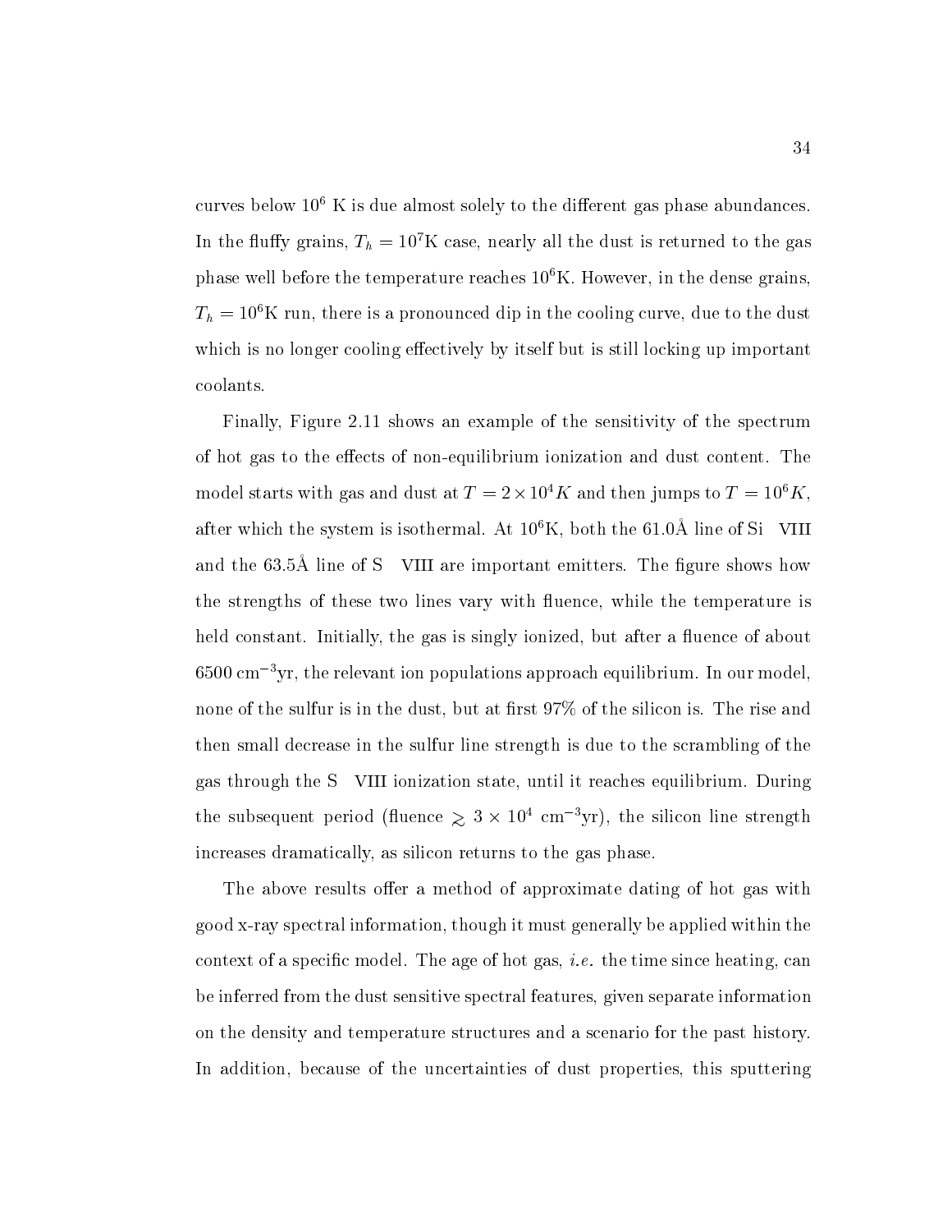curves below $10^6$ K is due almost solely to the different gas phase abundances. In the fluffy grains, $T_h = 10^7$K case, nearly all the dust is returned to the gas phase well before the temperature reaches $10^6$K. However, in the dense grains, $T_h = 10^6$K run, there is a pronounced dip in the cooling curve, due to the dust which is no longer cooling effectively by itself but is still locking up important coolants.

Finally, Figure 2.11 shows an example of the sensitivity of the spectrum of hot gas to the effects of non-equilibrium ionization and dust content. The model starts with gas and dust at $T = 2 \times 10^4 K$ and then jumps to $T = 10^6 K$, after which the system is isothermal. At $10^6$K, both the 61.0Å line of Si VIII and the 63.5Å line of S VIII are important emitters. The figure shows how the strengths of these two lines vary with fluence, while the temperature is held constant. Initially, the gas is singly ionized, but after a fluence of about 6500 cm$^{-3}$yr, the relevant ion populations approach equilibrium. In our model, none of the sulfur is in the dust, but at first 97% of the silicon is. The rise and then small decrease in the sulfur line strength is due to the scrambling of the gas through the S VIII ionization state, until it reaches equilibrium. During the subsequent period (fluence $\gtrsim 3 \times 10^4$ cm$^{-3}$yr), the silicon line strength increases dramatically, as silicon returns to the gas phase.

The above results offer a method of approximate dating of hot gas with good x-ray spectral information, though it must generally be applied within the context of a specific model. The age of hot gas, *i.e.* the time since heating, can be inferred from the dust sensitive spectral features, given separate information on the density and temperature structures and a scenario for the past history. In addition, because of the uncertainties of dust properties, this sputtering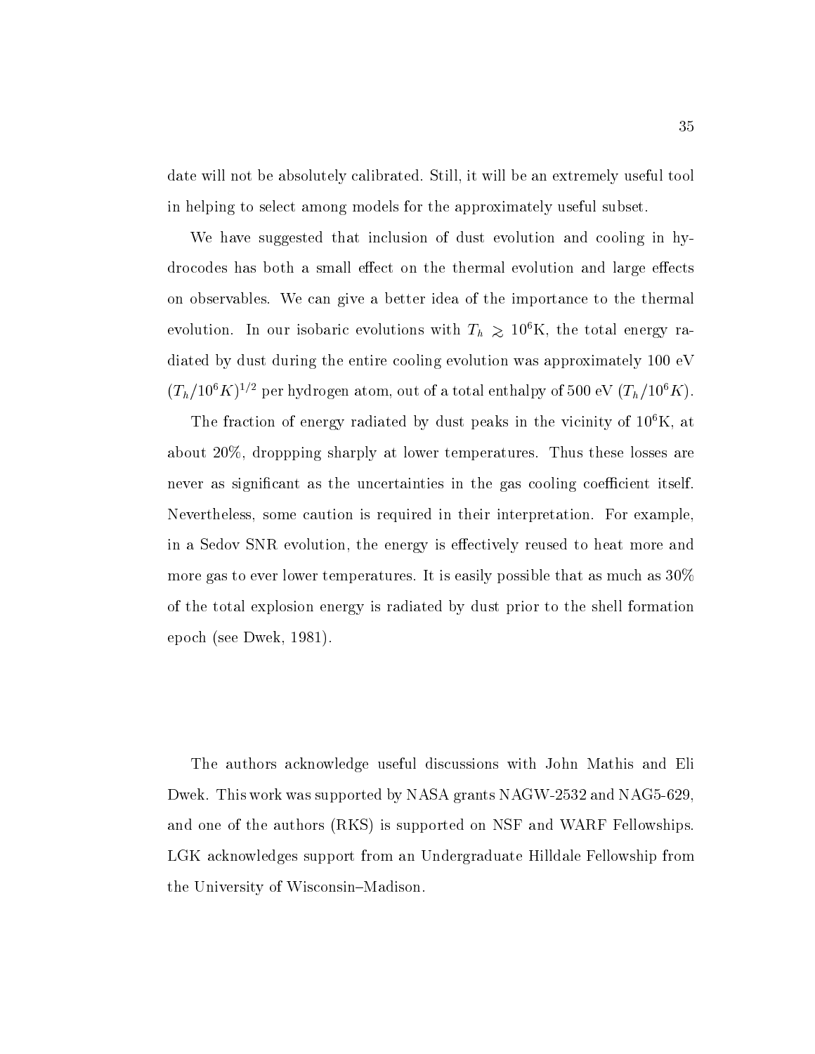date will not be absolutely calibrated. Still, it will be an extremely useful tool in helping to select among models for the approximately useful subset.

We have suggested that inclusion of dust evolution and cooling in hydrocodes has both a small effect on the thermal evolution and large effects on observables. We can give a better idea of the importance to the thermal evolution. In our isobaric evolutions with $T_h \gtrsim 10^6$K, the total energy radiated by dust during the entire cooling evolution was approximately 100 eV $(T_h/10^6K)^{1/2}$ per hydrogen atom, out of a total enthalpy of 500 eV $(T_h/10^6K)$.

The fraction of energy radiated by dust peaks in the vicinity of $10^6$K, at about 20%, droppping sharply at lower temperatures. Thus these losses are never as significant as the uncertainties in the gas cooling coefficient itself. Nevertheless, some caution is required in their interpretation. For example, in a Sedov SNR evolution, the energy is effectively reused to heat more and more gas to ever lower temperatures. It is easily possible that as much as 30% of the total explosion energy is radiated by dust prior to the shell formation epoch (see Dwek, 1981).

The authors acknowledge useful discussions with John Mathis and Eli Dwek. This work was supported by NASA grants NAGW-2532 and NAG5-629, and one of the authors (RKS) is supported on NSF and WARF Fellowships. LGK acknowledges support from an Undergraduate Hilldale Fellowship from the University of Wisconsin–Madison.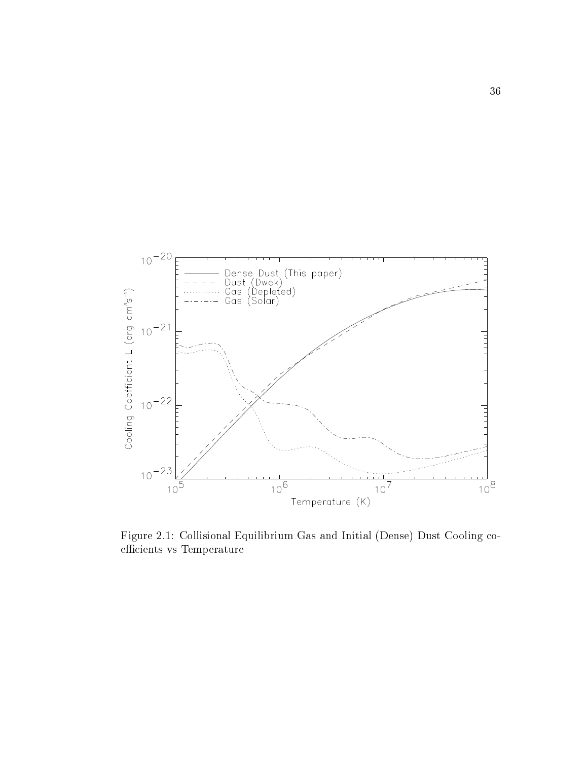Figure 2.1: Collisional Equilibrium Gas and Initial (Dense) Dust Cooling coefficients vs Temperature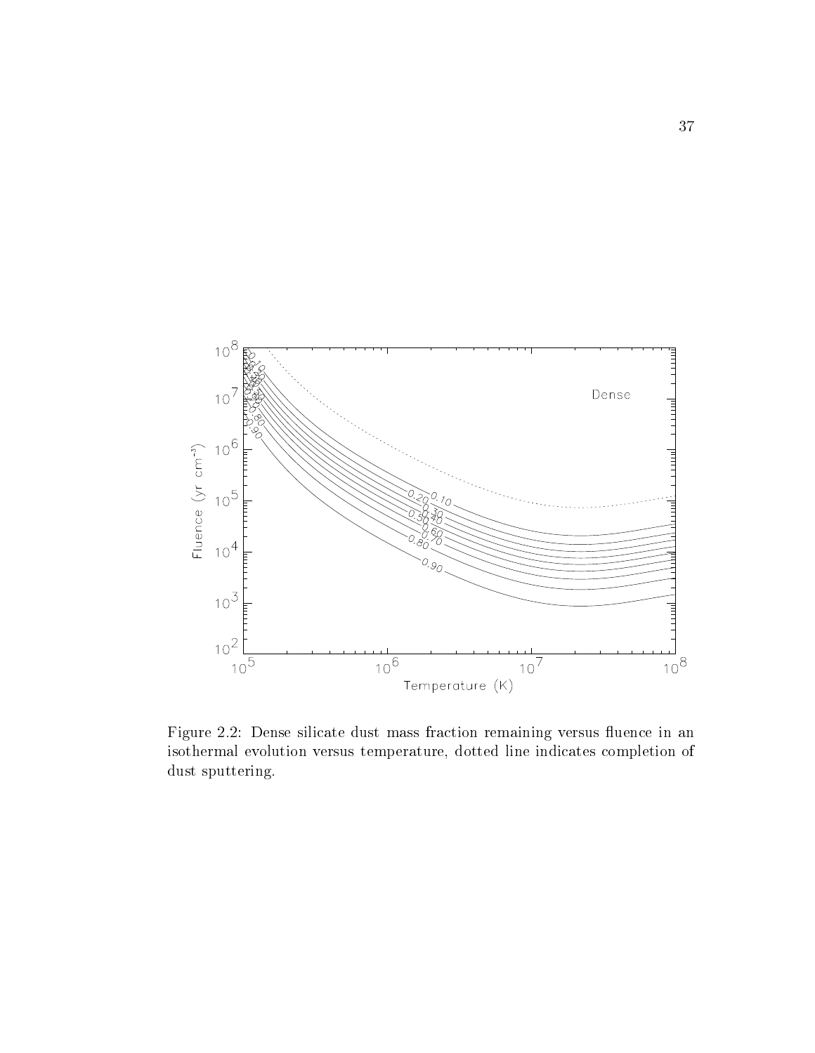Figure 2.2: Dense silicate dust mass fraction remaining versus fluence in an isothermal evolution versus temperature, dotted line indicates completion of dust sputtering.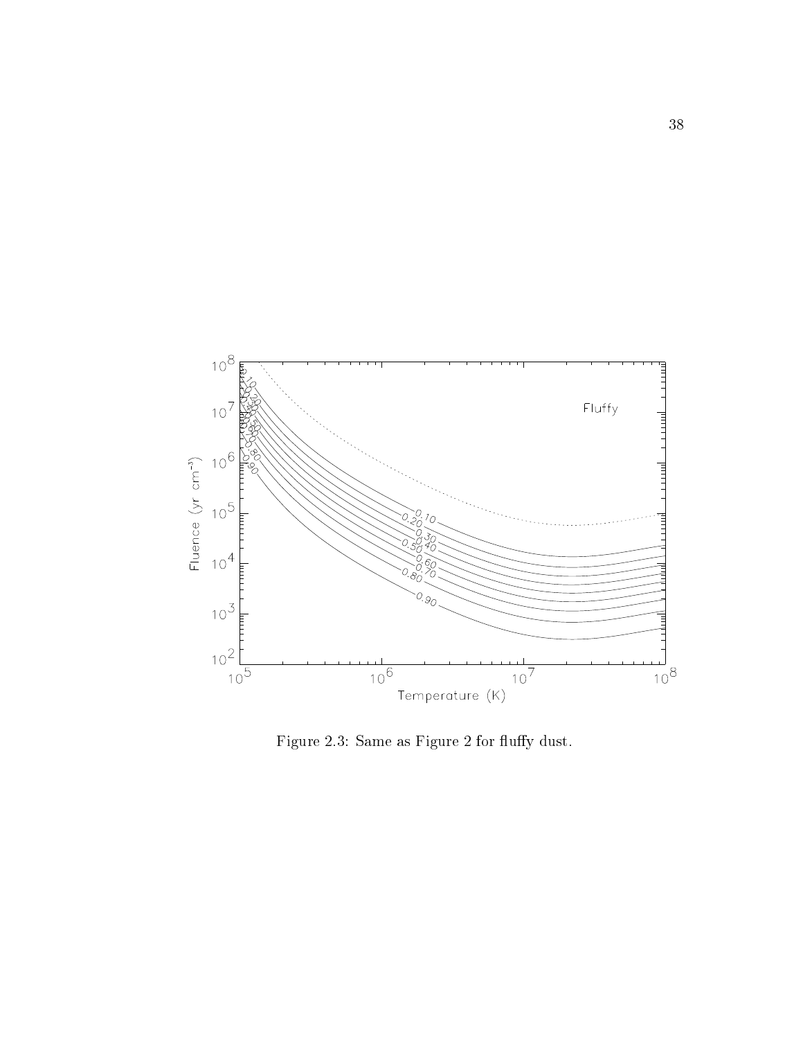Figure 2.3: Same as Figure 2 for fluffy dust.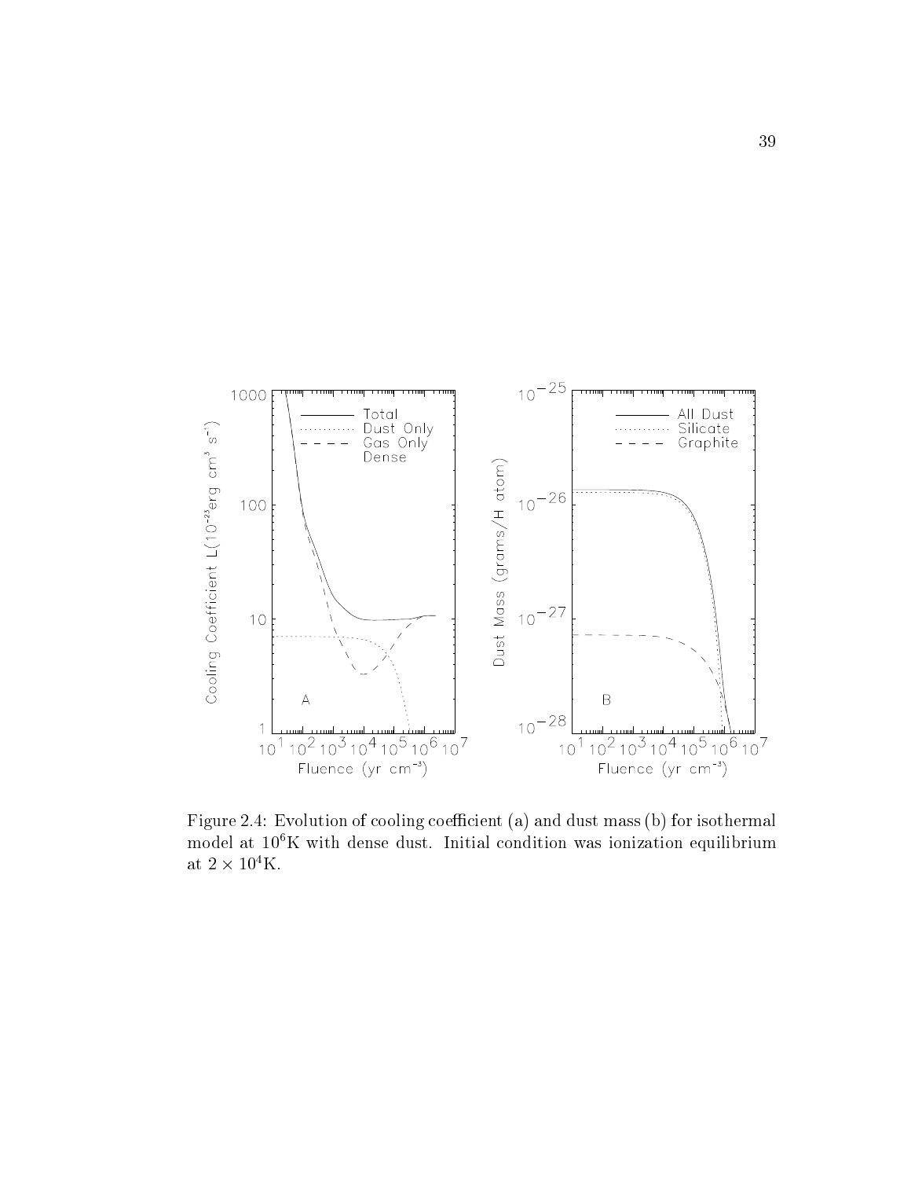Figure 2.4: Evolution of cooling coefficient (a) and dust mass (b) for isothermal model at $10^6$K with dense dust. Initial condition was ionization equilibrium at $2 \times 10^4$K.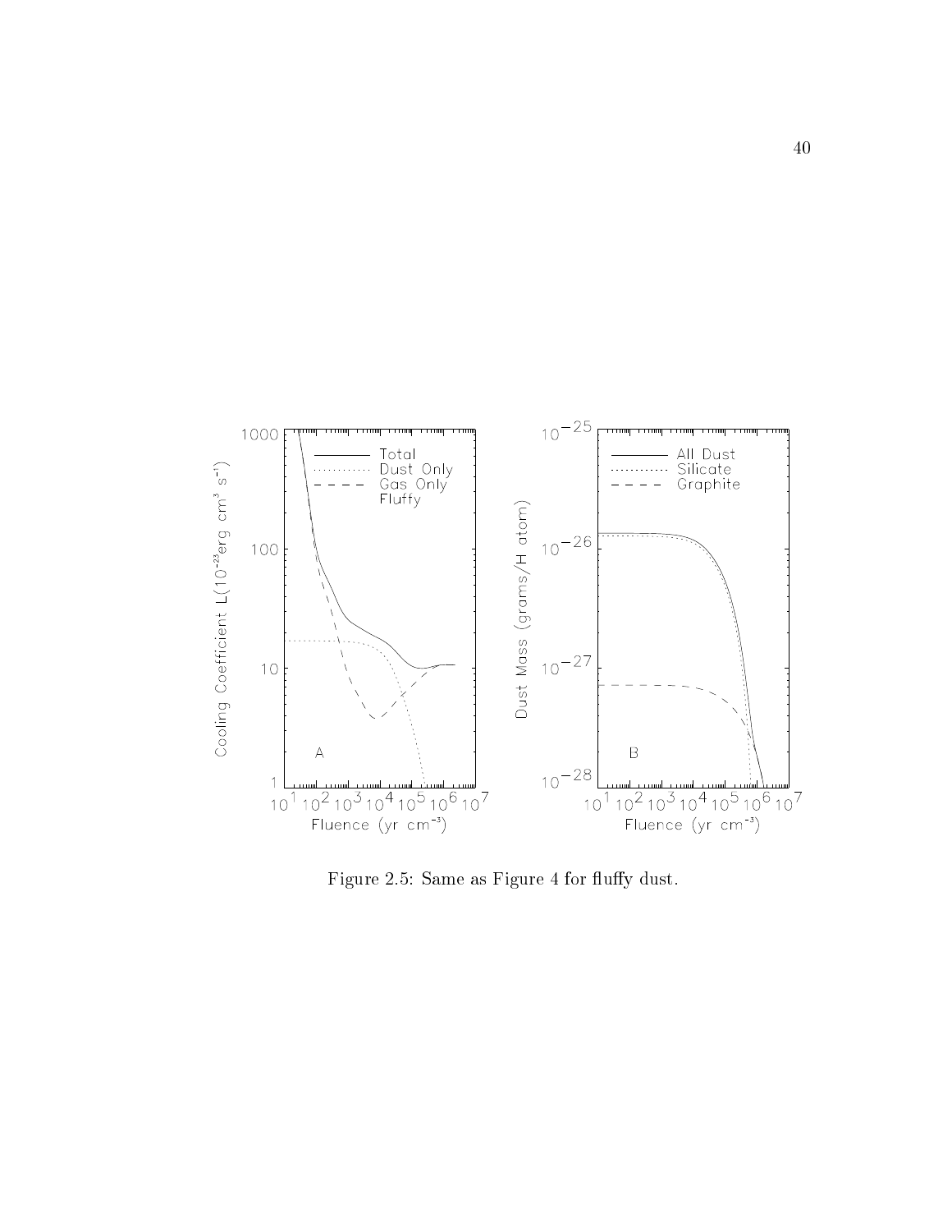Figure 2.5: Same as Figure 4 for fluffy dust.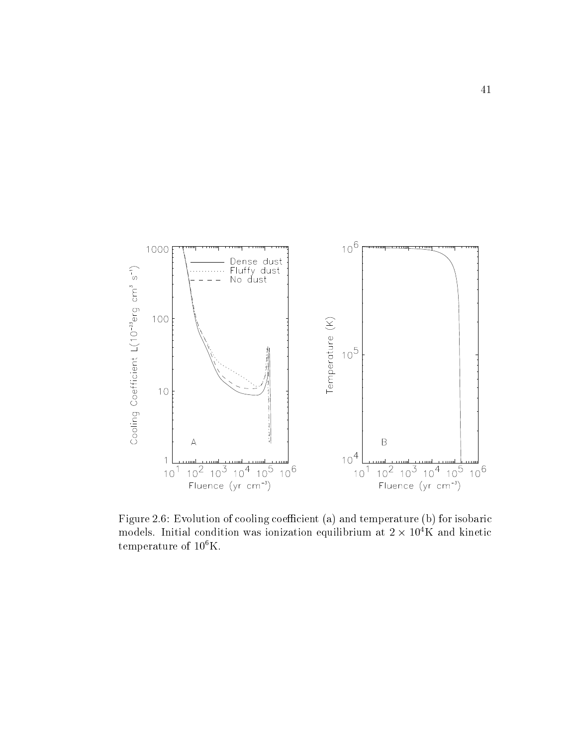Figure 2.6: Evolution of cooling coefficient (a) and temperature (b) for isobaric models. Initial condition was ionization equilibrium at $2 \times 10^4$K and kinetic temperature of $10^6$K.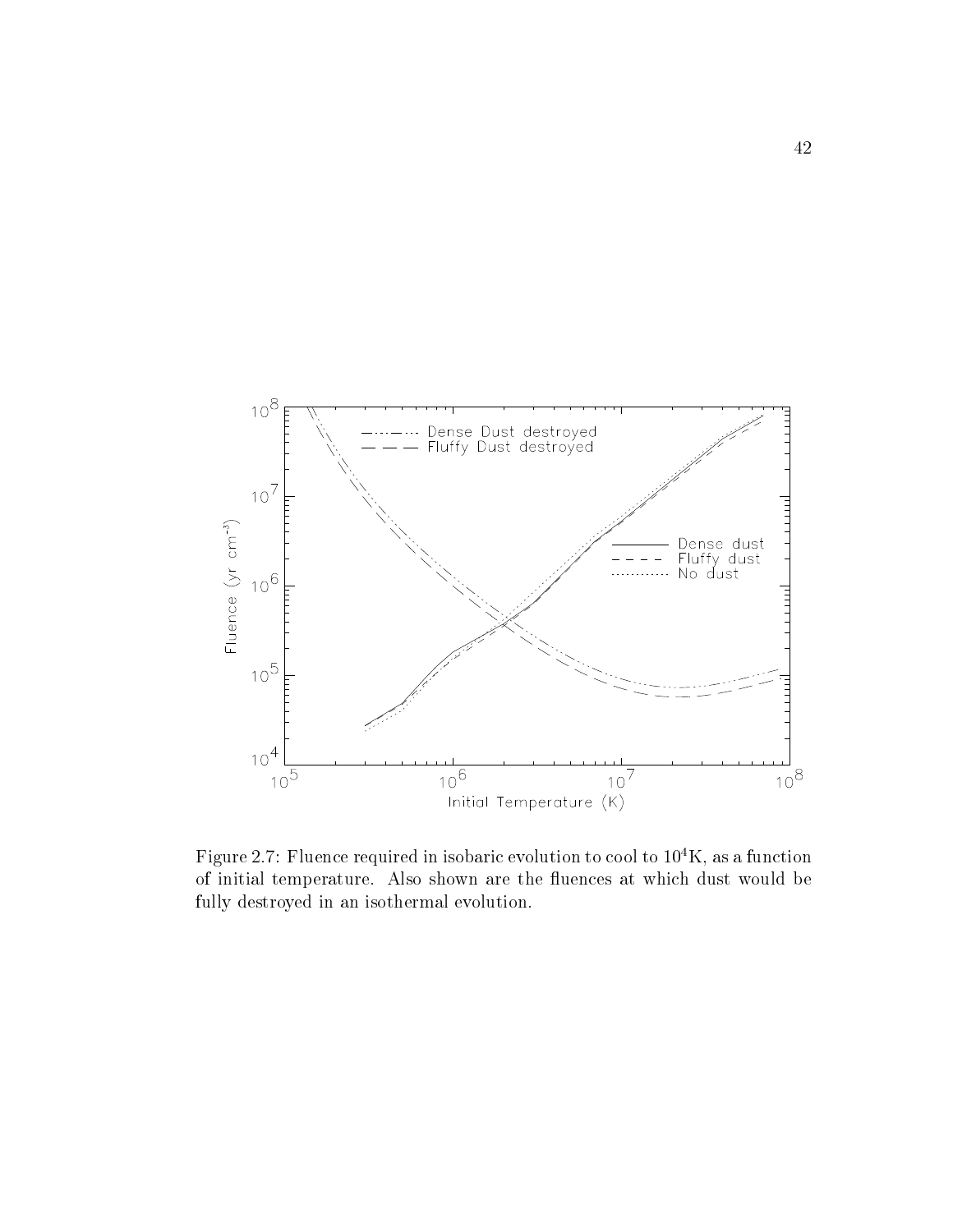Figure 2.7: Fluence required in isobaric evolution to cool to $10^4$K, as a function of initial temperature. Also shown are the fluences at which dust would be fully destroyed in an isothermal evolution.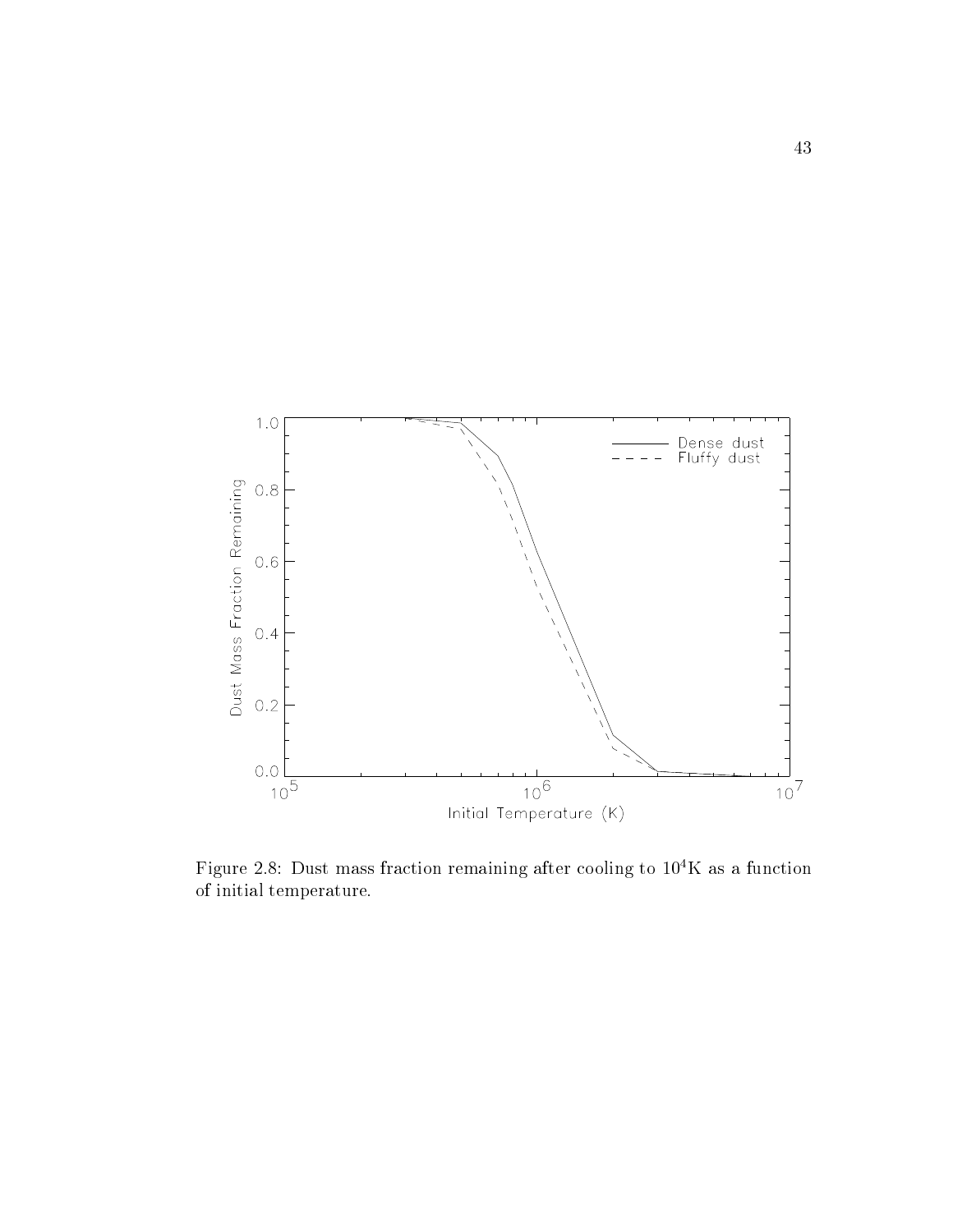Figure 2.8: Dust mass fraction remaining after cooling to $10^4$K as a function of initial temperature.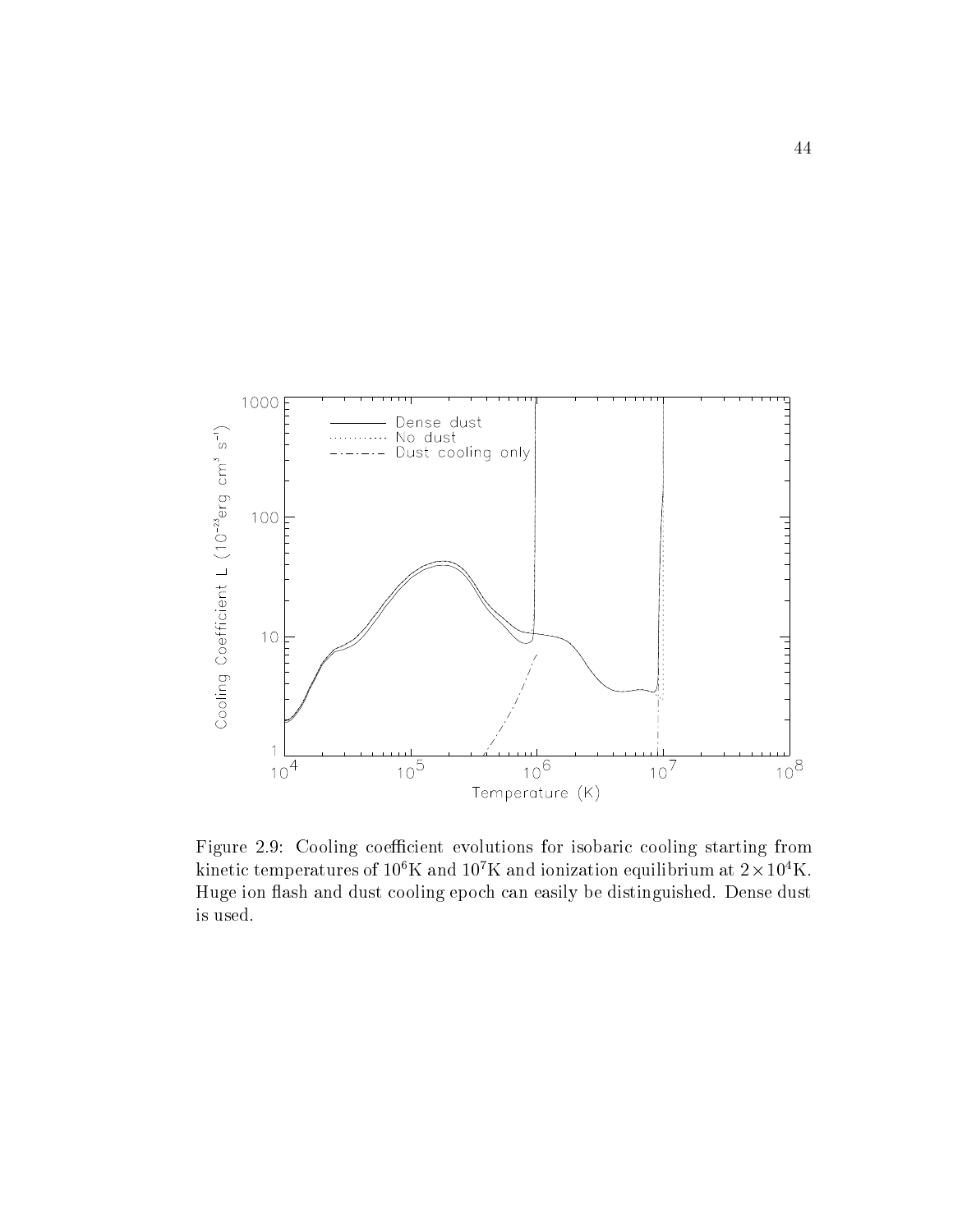Figure 2.9: Cooling coefficient evolutions for isobaric cooling starting from kinetic temperatures of $10^6$K and $10^7$K and ionization equilibrium at $2 \times 10^4$K. Huge ion flash and dust cooling epoch can easily be distinguished. Dense dust is used.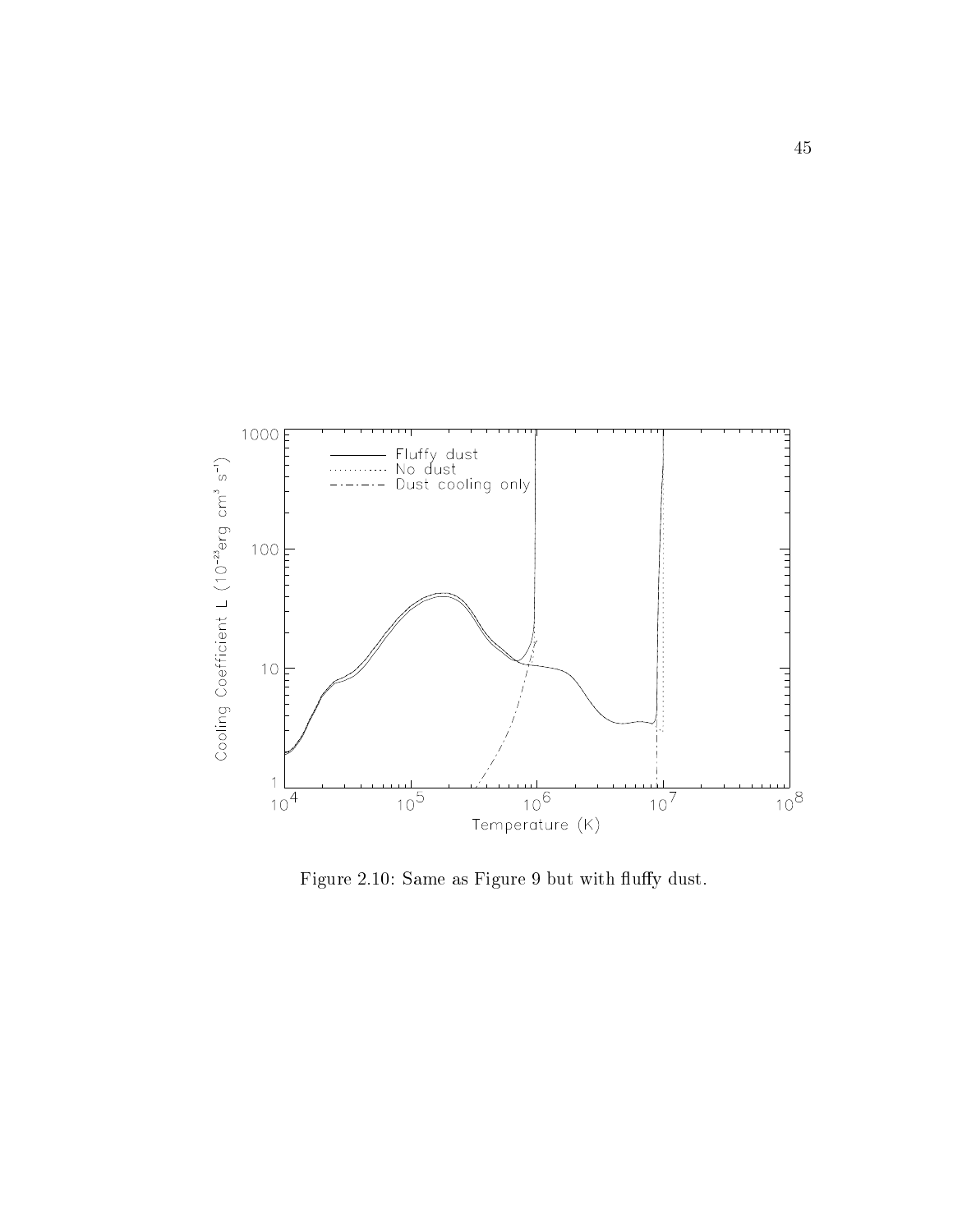Figure 2.10: Same as Figure 9 but with fluffy dust.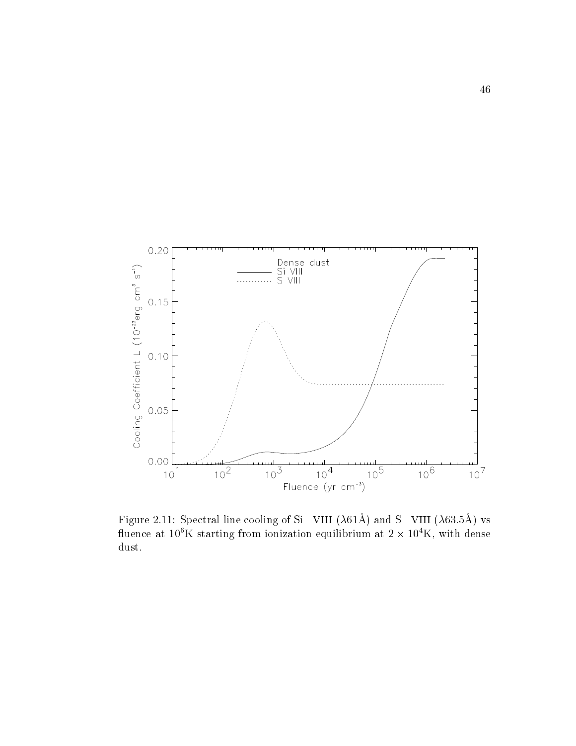Figure 2.11: Spectral line cooling of Si VIII ($\lambda$61Å) and S VIII ($\lambda$63.5Å) vs fluence at $10^6$K starting from ionization equilibrium at $2 \times 10^4$K, with dense dust.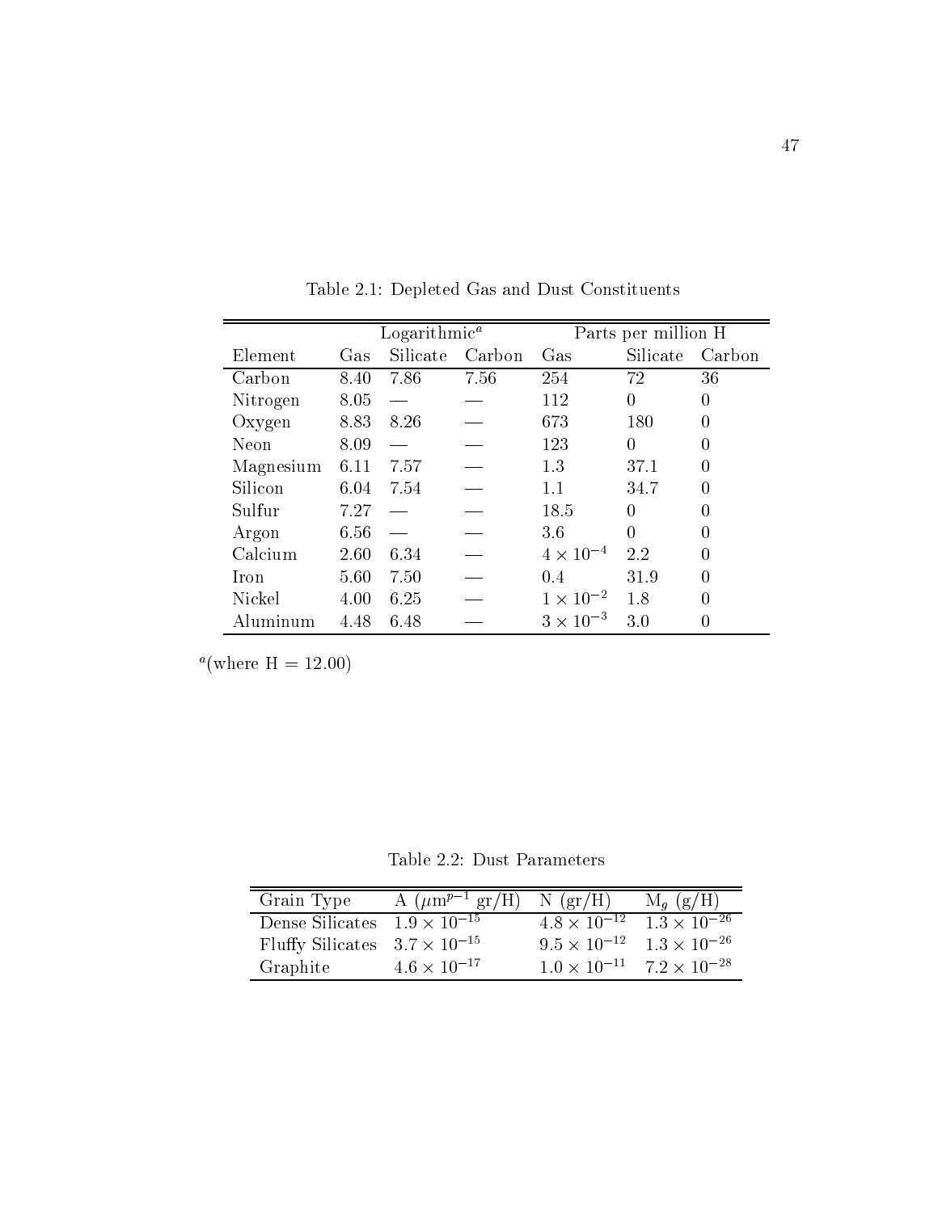Table 2.1: Depleted Gas and Dust Constituents

| Element | Logarithmic[a] | | | Parts per million H | | |
|---|---|---|---|---|---|---|
| | Gas | Silicate | Carbon | Gas | Silicate | Carbon |
| Carbon | 8.40 | 7.86 | 7.56 | 254 | 72 | 36 |
| Nitrogen | 8.05 | — | — | 112 | 0 | 0 |
| Oxygen | 8.83 | 8.26 | — | 673 | 180 | 0 |
| Neon | 8.09 | — | — | 123 | 0 | 0 |
| Magnesium | 6.11 | 7.57 | — | 1.3 | 37.1 | 0 |
| Silicon | 6.04 | 7.54 | — | 1.1 | 34.7 | 0 |
| Sulfur | 7.27 | — | — | 18.5 | 0 | 0 |
| Argon | 6.56 | — | — | 3.6 | 0 | 0 |
| Calcium | 2.60 | 6.34 | — | $4 \times 10^{-4}$ | 2.2 | 0 |
| Iron | 5.60 | 7.50 | — | 0.4 | 31.9 | 0 |
| Nickel | 4.00 | 6.25 | — | $1 \times 10^{-2}$ | 1.8 | 0 |
| Aluminum | 4.48 | 6.48 | — | $3 \times 10^{-3}$ | 3.0 | 0 |

[a](where H = 12.00)

Table 2.2: Dust Parameters

| Grain Type | A ($\mu$m$^{p-1}$ gr/H) | N (gr/H) | $M_g$ (g/H) |
|---|---|---|---|
| Dense Silicates | $1.9 \times 10^{-15}$ | $4.8 \times 10^{-12}$ | $1.3 \times 10^{-26}$ |
| Fluffy Silicates | $3.7 \times 10^{-15}$ | $9.5 \times 10^{-12}$ | $1.3 \times 10^{-26}$ |
| Graphite | $4.6 \times 10^{-17}$ | $1.0 \times 10^{-11}$ | $7.2 \times 10^{-28}$ |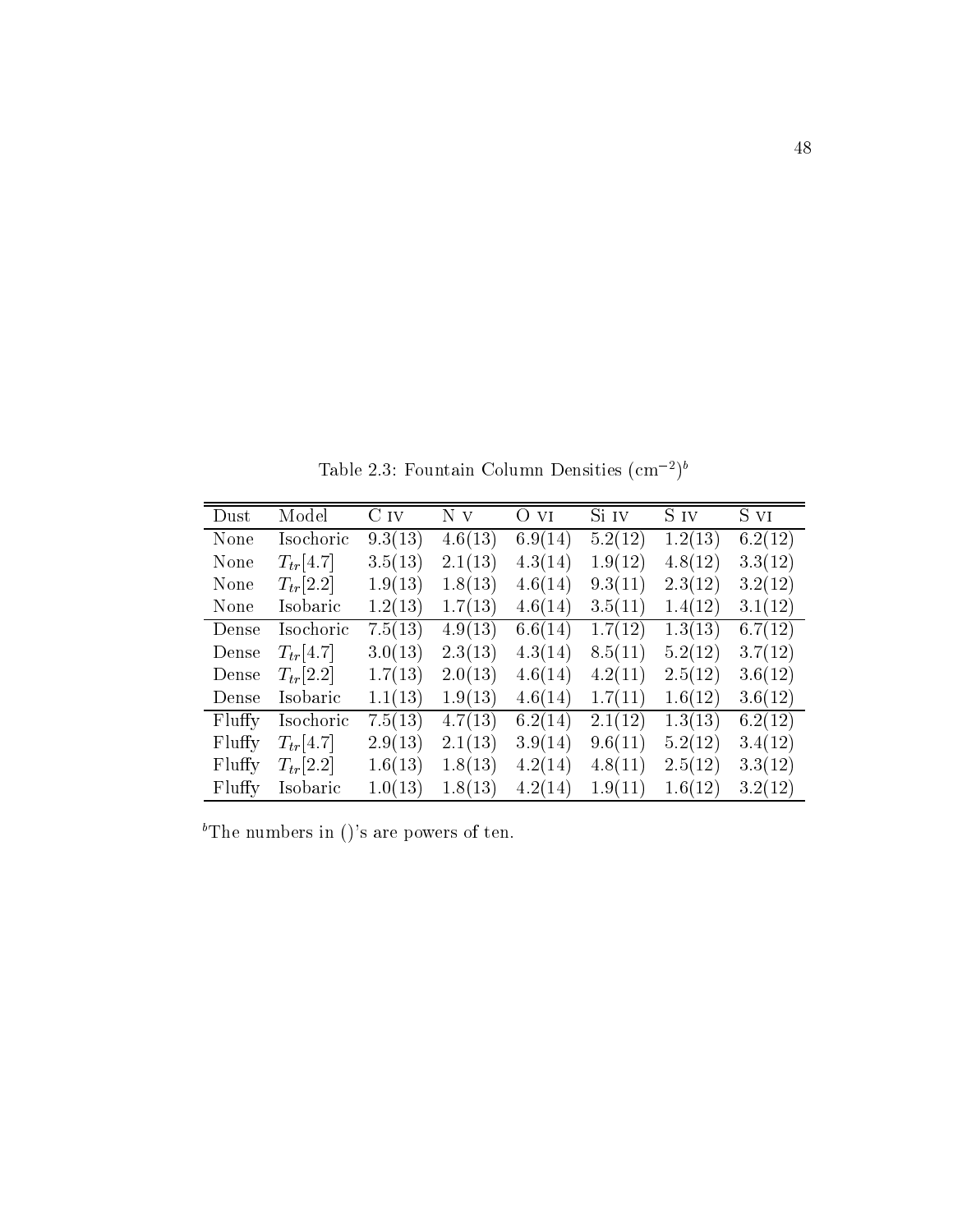Table 2.3: Fountain Column Densities ($cm^{-2}$)[b]

| Dust | Model | C IV | N V | O VI | Si IV | S IV | S VI |
|---|---|---|---|---|---|---|---|
| None | Isochoric | 9.3(13) | 4.6(13) | 6.9(14) | 5.2(12) | 1.2(13) | 6.2(12) |
| None | $T_{tr}[4.7]$ | 3.5(13) | 2.1(13) | 4.3(14) | 1.9(12) | 4.8(12) | 3.3(12) |
| None | $T_{tr}[2.2]$ | 1.9(13) | 1.8(13) | 4.6(14) | 9.3(11) | 2.3(12) | 3.2(12) |
| None | Isobaric | 1.2(13) | 1.7(13) | 4.6(14) | 3.5(11) | 1.4(12) | 3.1(12) |
| Dense | Isochoric | 7.5(13) | 4.9(13) | 6.6(14) | 1.7(12) | 1.3(13) | 6.7(12) |
| Dense | $T_{tr}[4.7]$ | 3.0(13) | 2.3(13) | 4.3(14) | 8.5(11) | 5.2(12) | 3.7(12) |
| Dense | $T_{tr}[2.2]$ | 1.7(13) | 2.0(13) | 4.6(14) | 4.2(11) | 2.5(12) | 3.6(12) |
| Dense | Isobaric | 1.1(13) | 1.9(13) | 4.6(14) | 1.7(11) | 1.6(12) | 3.6(12) |
| Fluffy | Isochoric | 7.5(13) | 4.7(13) | 6.2(14) | 2.1(12) | 1.3(13) | 6.2(12) |
| Fluffy | $T_{tr}[4.7]$ | 2.9(13) | 2.1(13) | 3.9(14) | 9.6(11) | 5.2(12) | 3.4(12) |
| Fluffy | $T_{tr}[2.2]$ | 1.6(13) | 1.8(13) | 4.2(14) | 4.8(11) | 2.5(12) | 3.3(12) |
| Fluffy | Isobaric | 1.0(13) | 1.8(13) | 4.2(14) | 1.9(11) | 1.6(12) | 3.2(12) |

[b]The numbers in ()'s are powers of ten.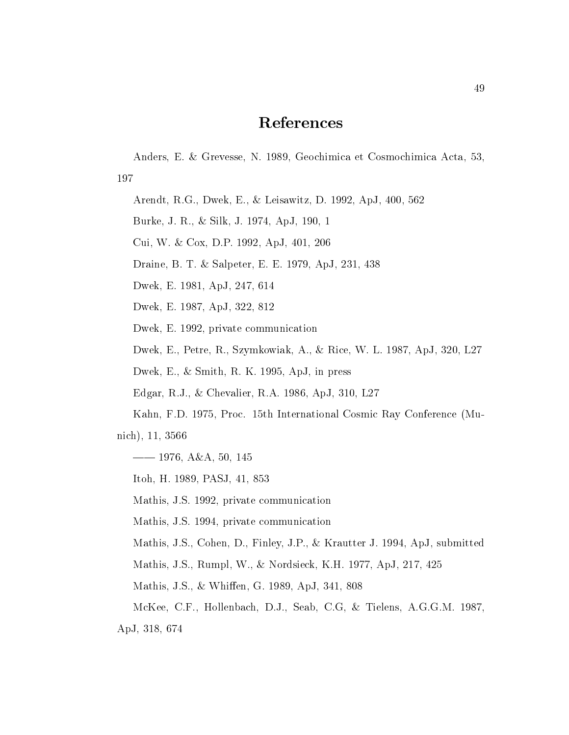# References

Anders, E. & Grevesse, N. 1989, Geochimica et Cosmochimica Acta, 53, 197

Arendt, R.G., Dwek, E., & Leisawitz, D. 1992, ApJ, 400, 562

Burke, J. R., & Silk, J. 1974, ApJ, 190, 1

Cui, W. & Cox, D.P. 1992, ApJ, 401, 206

Draine, B. T. & Salpeter, E. E. 1979, ApJ, 231, 438

Dwek, E. 1981, ApJ, 247, 614

Dwek, E. 1987, ApJ, 322, 812

Dwek, E. 1992, private communication

Dwek, E., Petre, R., Szymkowiak, A., & Rice, W. L. 1987, ApJ, 320, L27

Dwek, E., & Smith, R. K. 1995, ApJ, in press

Edgar, R.J., & Chevalier, R.A. 1986, ApJ, 310, L27

Kahn, F.D. 1975, Proc. 15th International Cosmic Ray Conference (Munich), 11, 3566

—— 1976, A&A, 50, 145

Itoh, H. 1989, PASJ, 41, 853

Mathis, J.S. 1992, private communication

Mathis, J.S. 1994, private communication

Mathis, J.S., Cohen, D., Finley, J.P., & Krautter J. 1994, ApJ, submitted

Mathis, J.S., Rumpl, W., & Nordsieck, K.H. 1977, ApJ, 217, 425

Mathis, J.S., & Whiffen, G. 1989, ApJ, 341, 808

McKee, C.F., Hollenbach, D.J., Seab, C.G, & Tielens, A.G.G.M. 1987, ApJ, 318, 674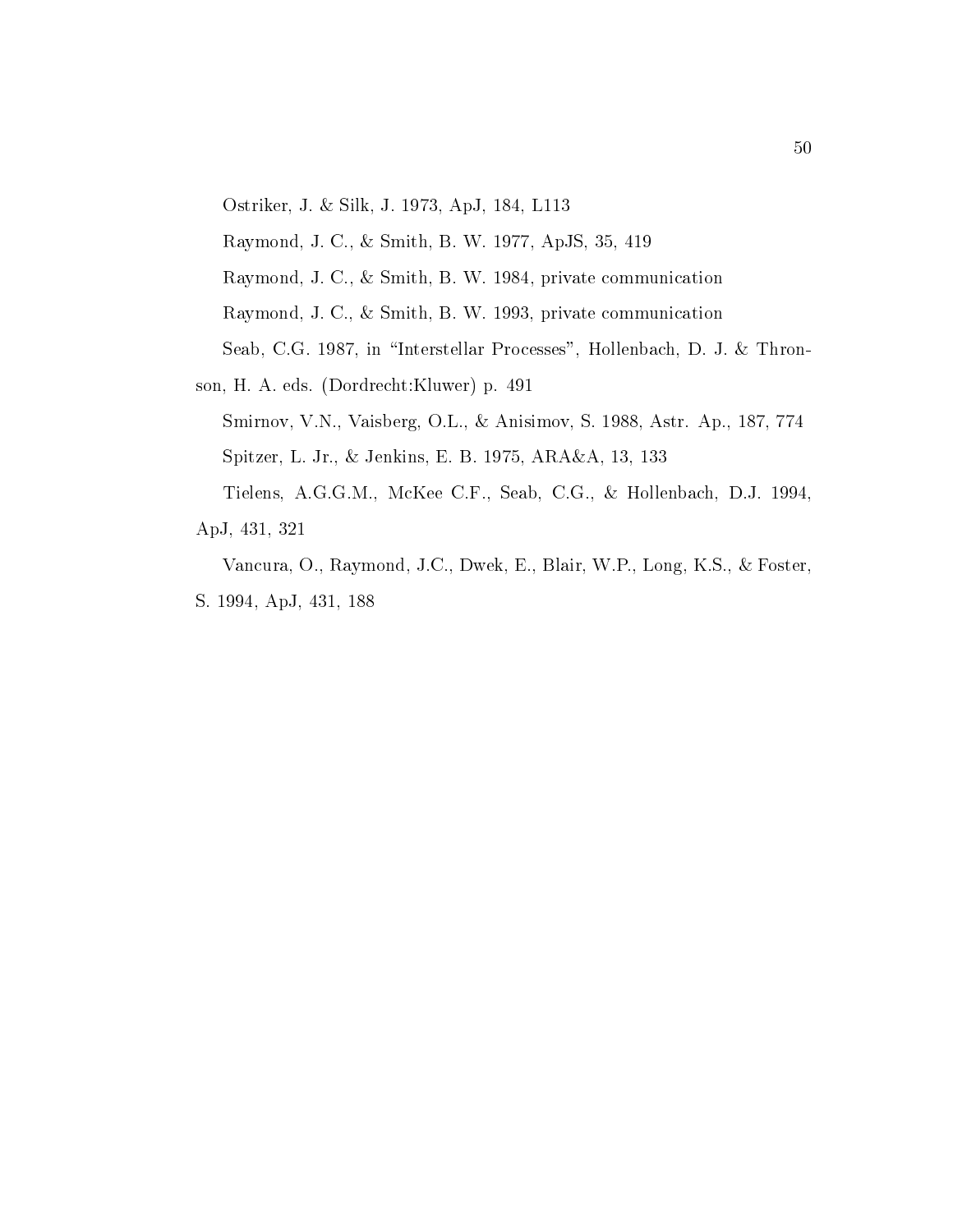Ostriker, J. & Silk, J. 1973, ApJ, 184, L113

Raymond, J. C., & Smith, B. W. 1977, ApJS, 35, 419

Raymond, J. C., & Smith, B. W. 1984, private communication

Raymond, J. C., & Smith, B. W. 1993, private communication

Seab, C.G. 1987, in "Interstellar Processes", Hollenbach, D. J. & Thronson, H. A. eds. (Dordrecht:Kluwer) p. 491

Smirnov, V.N., Vaisberg, O.L., & Anisimov, S. 1988, Astr. Ap., 187, 774

Spitzer, L. Jr., & Jenkins, E. B. 1975, ARA&A, 13, 133

Tielens, A.G.G.M., McKee C.F., Seab, C.G., & Hollenbach, D.J. 1994, ApJ, 431, 321

Vancura, O., Raymond, J.C., Dwek, E., Blair, W.P., Long, K.S., & Foster, S. 1994, ApJ, 431, 188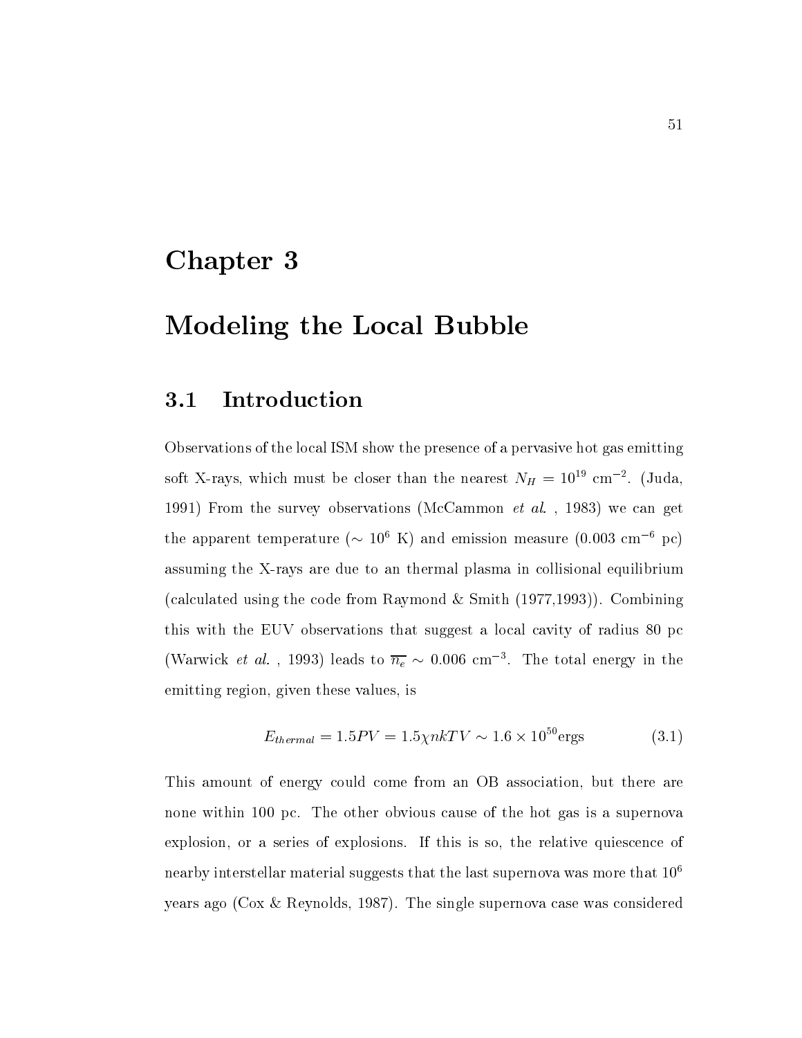# Chapter 3

# Modeling the Local Bubble

## 3.1 Introduction

Observations of the local ISM show the presence of a pervasive hot gas emitting soft X-rays, which must be closer than the nearest $N_H = 10^{19}$ cm$^{-2}$. (Juda, 1991) From the survey observations (McCammon *et al.* , 1983) we can get the apparent temperature ($\sim 10^6$ K) and emission measure (0.003 cm$^{-6}$ pc) assuming the X-rays are due to an thermal plasma in collisional equilibrium (calculated using the code from Raymond & Smith (1977,1993)). Combining this with the EUV observations that suggest a local cavity of radius 80 pc (Warwick *et al.* , 1993) leads to $\overline{n_e} \sim 0.006$ cm$^{-3}$. The total energy in the emitting region, given these values, is

$$E_{thermal} = 1.5PV = 1.5\chi nkTV \sim 1.6 \times 10^{50}\text{ergs} \tag{3.1}$$

This amount of energy could come from an OB association, but there are none within 100 pc. The other obvious cause of the hot gas is a supernova explosion, or a series of explosions. If this is so, the relative quiescence of nearby interstellar material suggests that the last supernova was more that $10^6$ years ago (Cox & Reynolds, 1987). The single supernova case was considered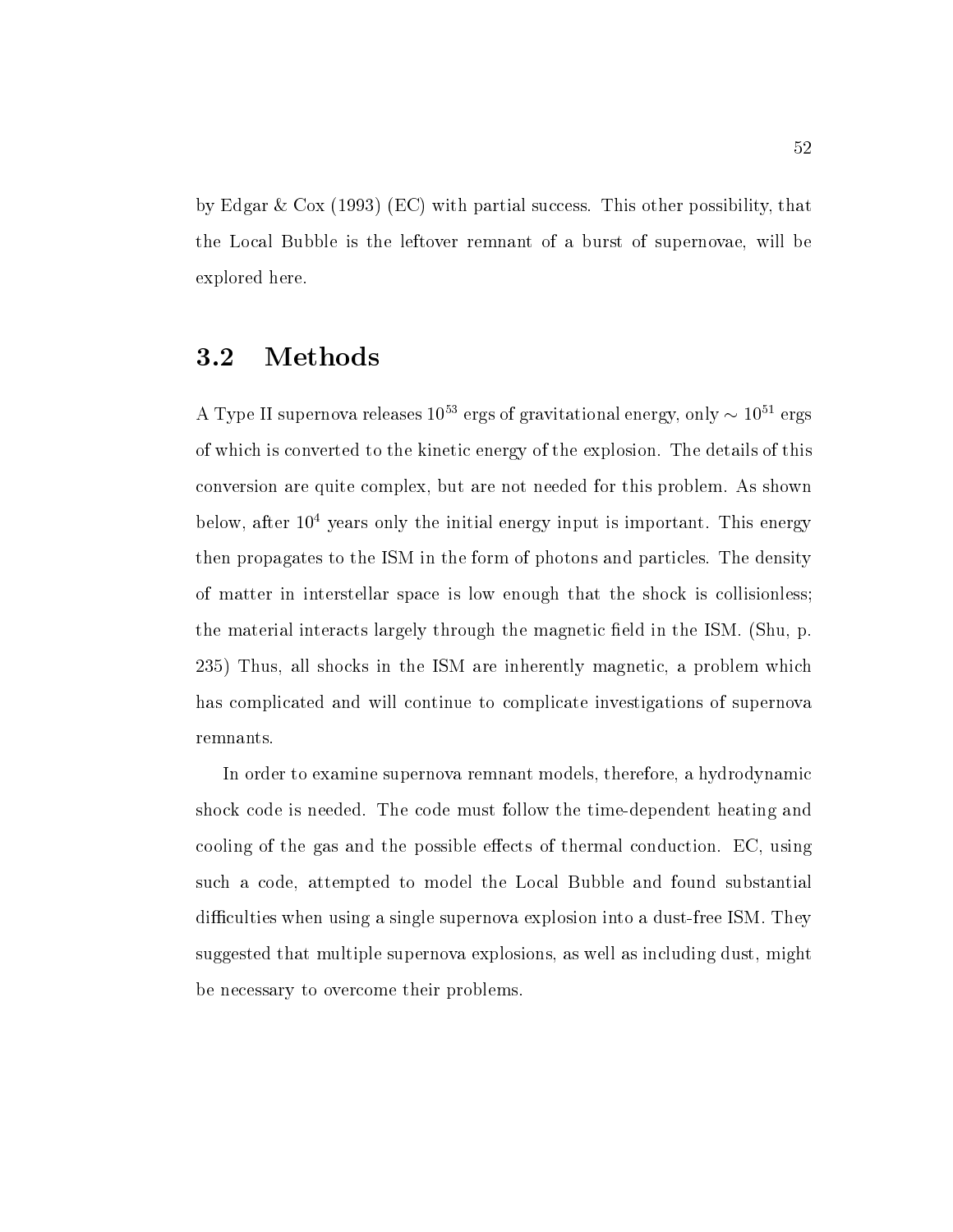by Edgar & Cox (1993) (EC) with partial success. This other possibility, that the Local Bubble is the leftover remnant of a burst of supernovae, will be explored here.

## 3.2 Methods

A Type II supernova releases $10^{53}$ ergs of gravitational energy, only $\sim 10^{51}$ ergs of which is converted to the kinetic energy of the explosion. The details of this conversion are quite complex, but are not needed for this problem. As shown below, after $10^4$ years only the initial energy input is important. This energy then propagates to the ISM in the form of photons and particles. The density of matter in interstellar space is low enough that the shock is collisionless; the material interacts largely through the magnetic field in the ISM. (Shu, p. 235) Thus, all shocks in the ISM are inherently magnetic, a problem which has complicated and will continue to complicate investigations of supernova remnants.

In order to examine supernova remnant models, therefore, a hydrodynamic shock code is needed. The code must follow the time-dependent heating and cooling of the gas and the possible effects of thermal conduction. EC, using such a code, attempted to model the Local Bubble and found substantial difficulties when using a single supernova explosion into a dust-free ISM. They suggested that multiple supernova explosions, as well as including dust, might be necessary to overcome their problems.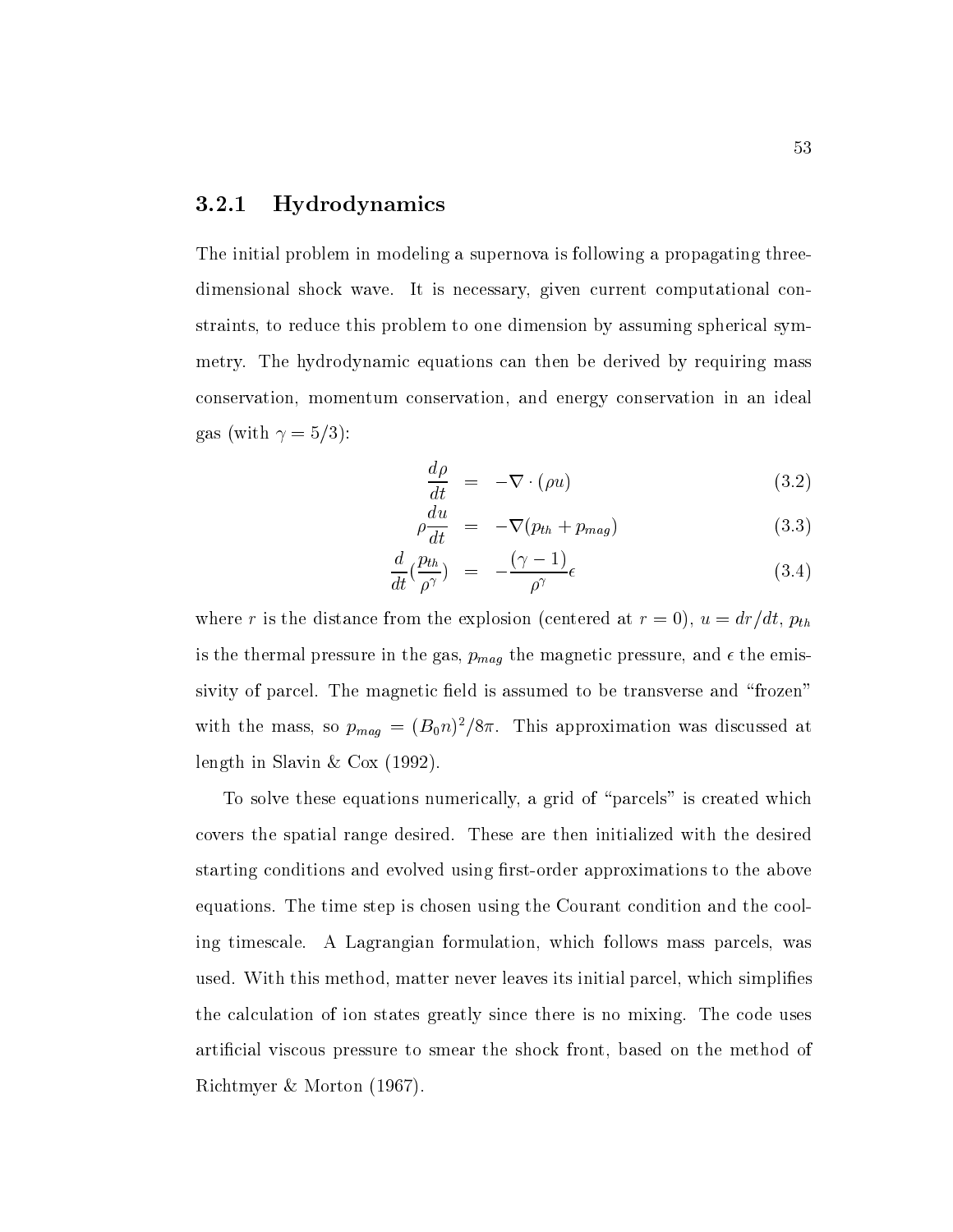### 3.2.1 Hydrodynamics

The initial problem in modeling a supernova is following a propagating three-dimensional shock wave. It is necessary, given current computational constraints, to reduce this problem to one dimension by assuming spherical symmetry. The hydrodynamic equations can then be derived by requiring mass conservation, momentum conservation, and energy conservation in an ideal gas (with $\gamma = 5/3$):

$$\frac{d\rho}{dt} = -\nabla \cdot (\rho u) \tag{3.2}$$

$$\rho \frac{du}{dt} = -\nabla (p_{th} + p_{mag}) \tag{3.3}$$

$$\frac{d}{dt}\left(\frac{p_{th}}{\rho^{\gamma}}\right) = -\frac{(\gamma - 1)}{\rho^{\gamma}}\epsilon \tag{3.4}$$

where $r$ is the distance from the explosion (centered at $r = 0$), $u = dr/dt$, $p_{th}$ is the thermal pressure in the gas, $p_{mag}$ the magnetic pressure, and $\epsilon$ the emissivity of parcel. The magnetic field is assumed to be transverse and "frozen" with the mass, so $p_{mag} = (B_0 n)^2/8\pi$. This approximation was discussed at length in Slavin & Cox (1992).

To solve these equations numerically, a grid of "parcels" is created which covers the spatial range desired. These are then initialized with the desired starting conditions and evolved using first-order approximations to the above equations. The time step is chosen using the Courant condition and the cooling timescale. A Lagrangian formulation, which follows mass parcels, was used. With this method, matter never leaves its initial parcel, which simplifies the calculation of ion states greatly since there is no mixing. The code uses artificial viscous pressure to smear the shock front, based on the method of Richtmyer & Morton (1967).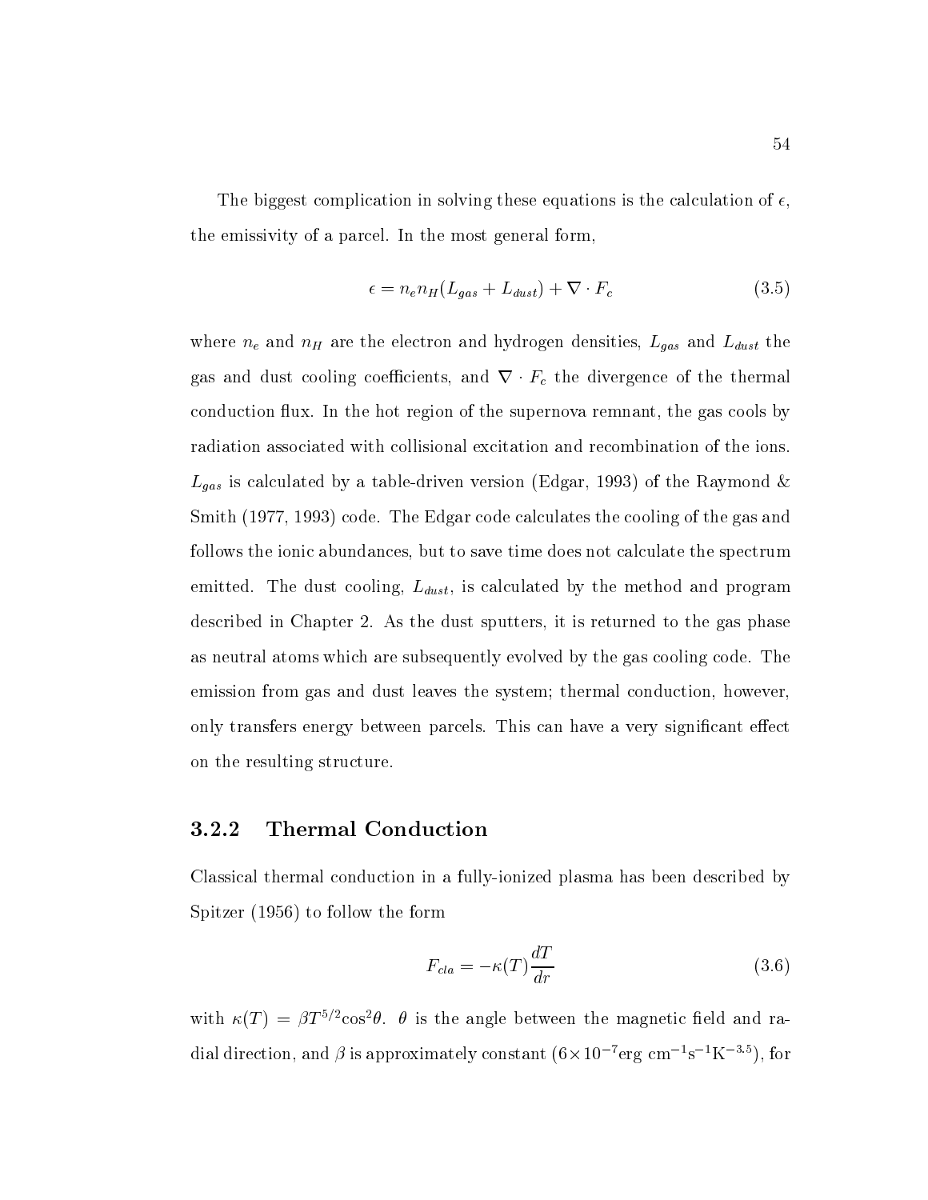The biggest complication in solving these equations is the calculation of $\epsilon$, the emissivity of a parcel. In the most general form,

$$\epsilon = n_e n_H (L_{gas} + L_{dust}) + \nabla \cdot F_c \tag{3.5}$$

where $n_e$ and $n_H$ are the electron and hydrogen densities, $L_{gas}$ and $L_{dust}$ the gas and dust cooling coefficients, and $\nabla \cdot F_c$ the divergence of the thermal conduction flux. In the hot region of the supernova remnant, the gas cools by radiation associated with collisional excitation and recombination of the ions. $L_{gas}$ is calculated by a table-driven version (Edgar, 1993) of the Raymond & Smith (1977, 1993) code. The Edgar code calculates the cooling of the gas and follows the ionic abundances, but to save time does not calculate the spectrum emitted. The dust cooling, $L_{dust}$, is calculated by the method and program described in Chapter 2. As the dust sputters, it is returned to the gas phase as neutral atoms which are subsequently evolved by the gas cooling code. The emission from gas and dust leaves the system; thermal conduction, however, only transfers energy between parcels. This can have a very significant effect on the resulting structure.

### 3.2.2 Thermal Conduction

Classical thermal conduction in a fully-ionized plasma has been described by Spitzer (1956) to follow the form

$$F_{cla} = -\kappa(T) \frac{dT}{dr} \tag{3.6}$$

with $\kappa(T) = \beta T^{5/2} \cos^2\theta$. $\theta$ is the angle between the magnetic field and radial direction, and $\beta$ is approximately constant ($6 \times 10^{-7}$erg cm$^{-1}$s$^{-1}$K$^{-3.5}$), for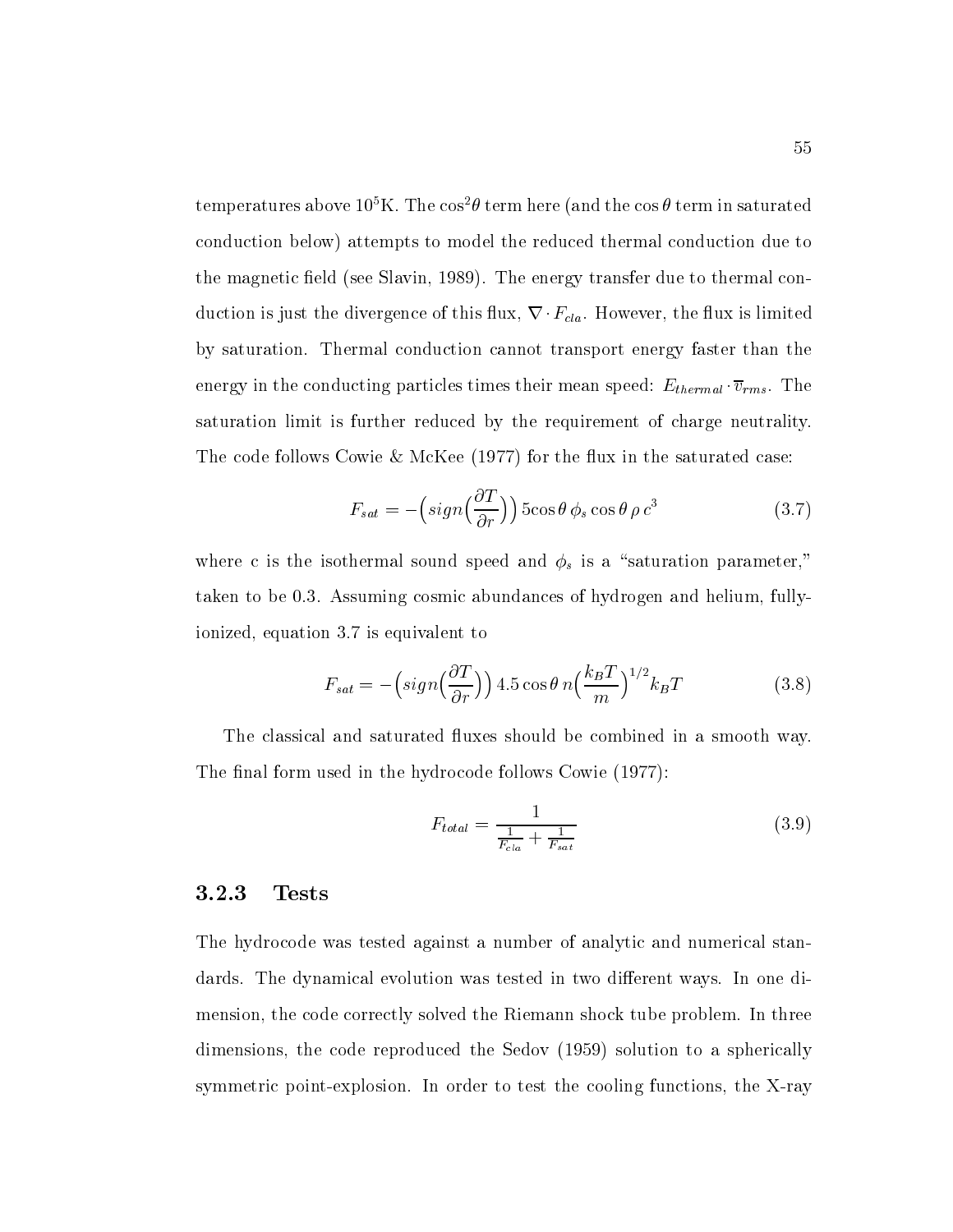temperatures above $10^5$K. The $\cos^2\theta$ term here (and the $\cos\theta$ term in saturated conduction below) attempts to model the reduced thermal conduction due to the magnetic field (see Slavin, 1989). The energy transfer due to thermal conduction is just the divergence of this flux, $\nabla \cdot F_{cla}$. However, the flux is limited by saturation. Thermal conduction cannot transport energy faster than the energy in the conducting particles times their mean speed: $E_{thermal} \cdot \overline{v}_{rms}$. The saturation limit is further reduced by the requirement of charge neutrality. The code follows Cowie & McKee (1977) for the flux in the saturated case:

$$F_{sat} = -\Big(sign\big(\frac{\partial T}{\partial r}\big)\Big)\, 5\cos\theta\, \phi_s \cos\theta\, \rho\, c^3 \tag{3.7}$$

where c is the isothermal sound speed and $\phi_s$ is a "saturation parameter," taken to be 0.3. Assuming cosmic abundances of hydrogen and helium, fully-ionized, equation 3.7 is equivalent to

$$F_{sat} = -\Big(sign\big(\frac{\partial T}{\partial r}\big)\Big)\, 4.5\cos\theta\, n\Big(\frac{k_B T}{m}\Big)^{1/2} k_B T \tag{3.8}$$

The classical and saturated fluxes should be combined in a smooth way. The final form used in the hydrocode follows Cowie (1977):

$$F_{total} = \frac{1}{\frac{1}{F_{cla}} + \frac{1}{F_{sat}}} \tag{3.9}$$

### 3.2.3 Tests

The hydrocode was tested against a number of analytic and numerical standards. The dynamical evolution was tested in two different ways. In one dimension, the code correctly solved the Riemann shock tube problem. In three dimensions, the code reproduced the Sedov (1959) solution to a spherically symmetric point-explosion. In order to test the cooling functions, the X-ray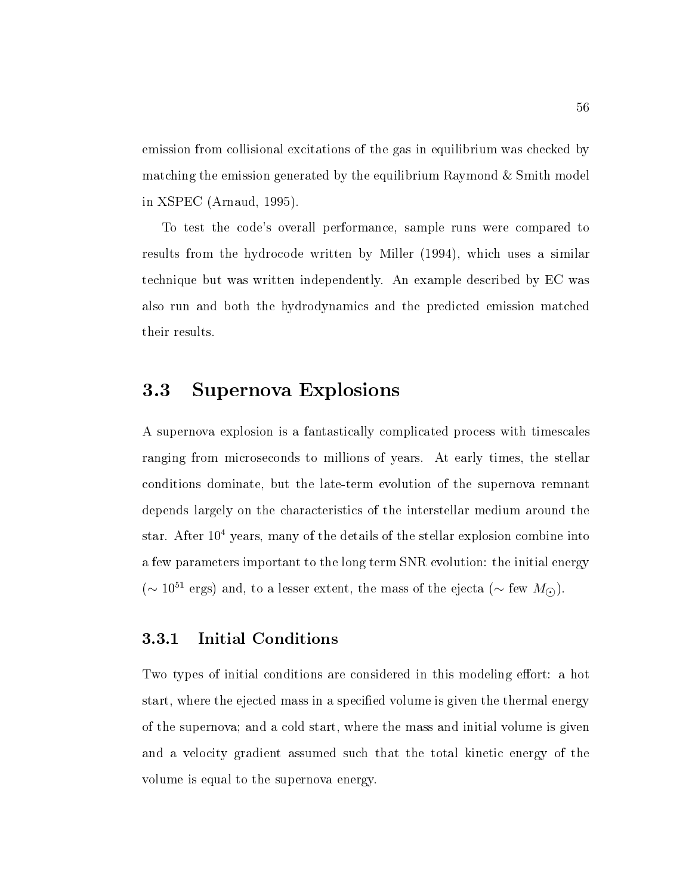emission from collisional excitations of the gas in equilibrium was checked by matching the emission generated by the equilibrium Raymond & Smith model in XSPEC (Arnaud, 1995).

To test the code's overall performance, sample runs were compared to results from the hydrocode written by Miller (1994), which uses a similar technique but was written independently. An example described by EC was also run and both the hydrodynamics and the predicted emission matched their results.

## 3.3 Supernova Explosions

A supernova explosion is a fantastically complicated process with timescales ranging from microseconds to millions of years. At early times, the stellar conditions dominate, but the late-term evolution of the supernova remnant depends largely on the characteristics of the interstellar medium around the star. After $10^4$ years, many of the details of the stellar explosion combine into a few parameters important to the long term SNR evolution: the initial energy ($\sim 10^{51}$ ergs) and, to a lesser extent, the mass of the ejecta ($\sim$ few $M_\odot$).

### 3.3.1 Initial Conditions

Two types of initial conditions are considered in this modeling effort: a hot start, where the ejected mass in a specified volume is given the thermal energy of the supernova; and a cold start, where the mass and initial volume is given and a velocity gradient assumed such that the total kinetic energy of the volume is equal to the supernova energy.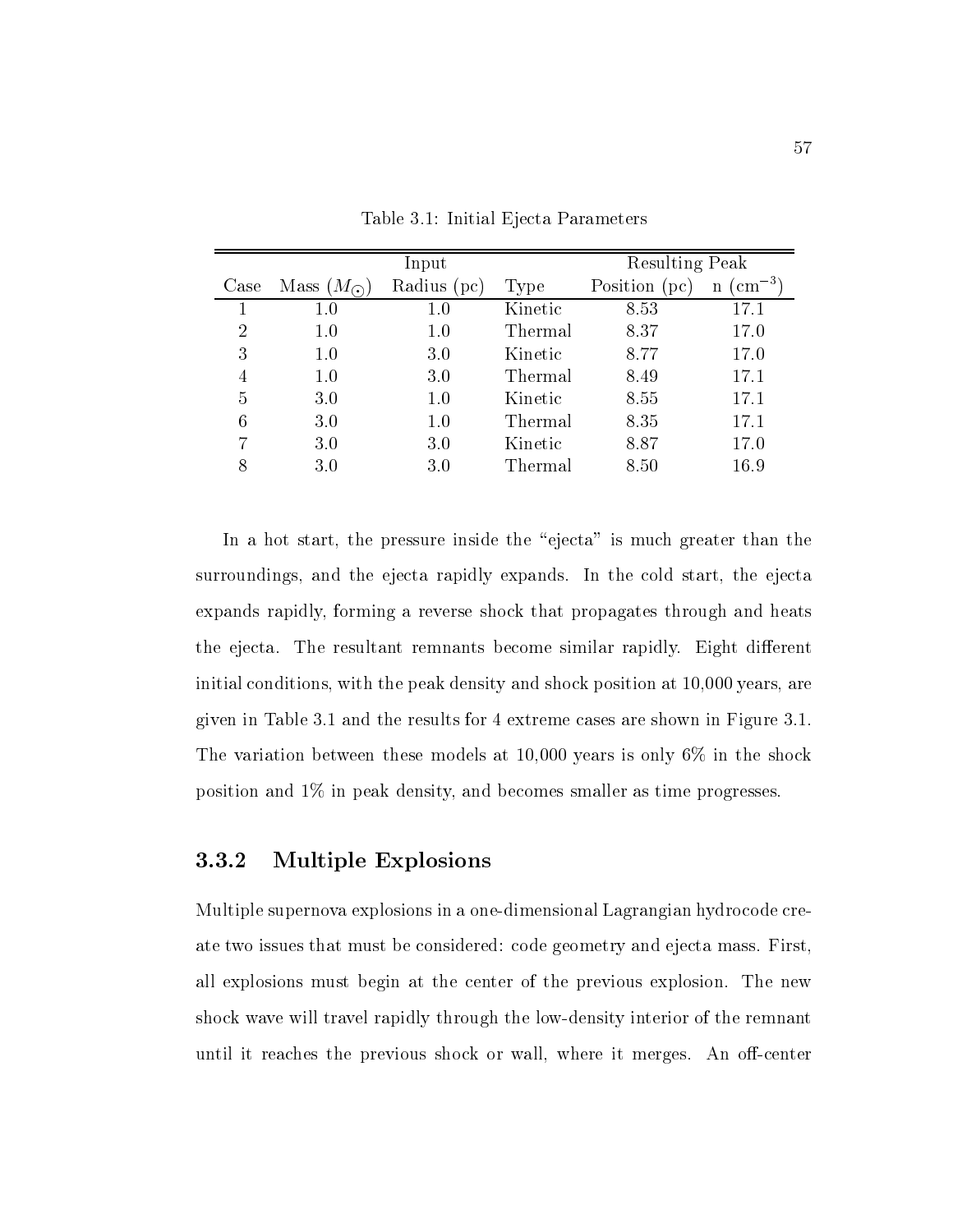Table 3.1: Initial Ejecta Parameters

| | Input | | | Resulting Peak | |
|---|---|---|---|---|---|
| Case | Mass ($M_{\odot}$) | Radius (pc) | Type | Position (pc) | n ($cm^{-3}$) |
| 1 | 1.0 | 1.0 | Kinetic | 8.53 | 17.1 |
| 2 | 1.0 | 1.0 | Thermal | 8.37 | 17.0 |
| 3 | 1.0 | 3.0 | Kinetic | 8.77 | 17.0 |
| 4 | 1.0 | 3.0 | Thermal | 8.49 | 17.1 |
| 5 | 3.0 | 1.0 | Kinetic | 8.55 | 17.1 |
| 6 | 3.0 | 1.0 | Thermal | 8.35 | 17.1 |
| 7 | 3.0 | 3.0 | Kinetic | 8.87 | 17.0 |
| 8 | 3.0 | 3.0 | Thermal | 8.50 | 16.9 |

In a hot start, the pressure inside the "ejecta" is much greater than the surroundings, and the ejecta rapidly expands. In the cold start, the ejecta expands rapidly, forming a reverse shock that propagates through and heats the ejecta. The resultant remnants become similar rapidly. Eight different initial conditions, with the peak density and shock position at 10,000 years, are given in Table 3.1 and the results for 4 extreme cases are shown in Figure 3.1. The variation between these models at 10,000 years is only 6% in the shock position and 1% in peak density, and becomes smaller as time progresses.

### 3.3.2 Multiple Explosions

Multiple supernova explosions in a one-dimensional Lagrangian hydrocode create two issues that must be considered: code geometry and ejecta mass. First, all explosions must begin at the center of the previous explosion. The new shock wave will travel rapidly through the low-density interior of the remnant until it reaches the previous shock or wall, where it merges. An off-center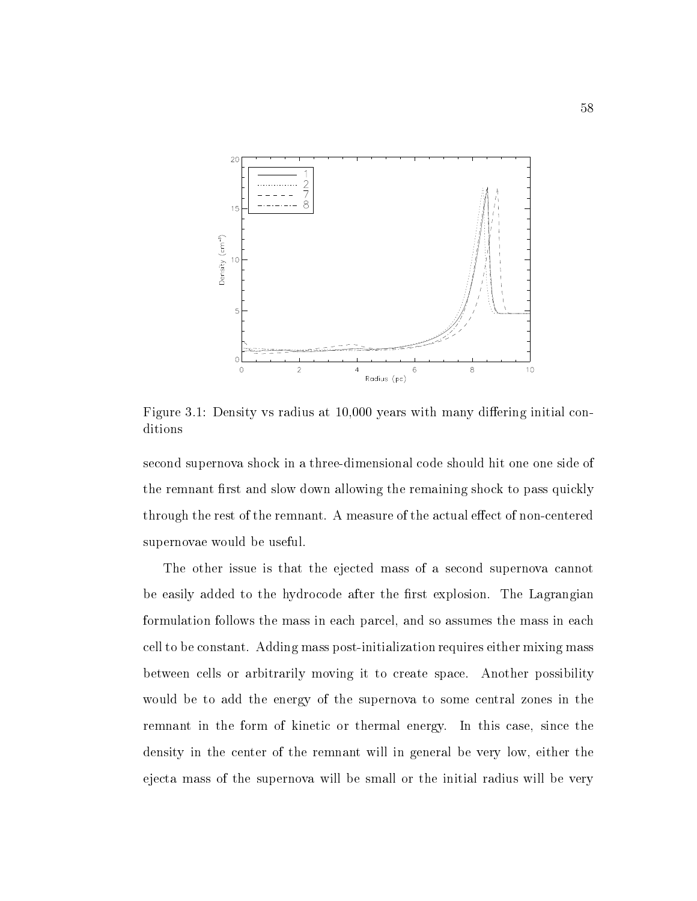Figure 3.1: Density vs radius at 10,000 years with many differing initial conditions

second supernova shock in a three-dimensional code should hit one one side of the remnant first and slow down allowing the remaining shock to pass quickly through the rest of the remnant. A measure of the actual effect of non-centered supernovae would be useful.

The other issue is that the ejected mass of a second supernova cannot be easily added to the hydrocode after the first explosion. The Lagrangian formulation follows the mass in each parcel, and so assumes the mass in each cell to be constant. Adding mass post-initialization requires either mixing mass between cells or arbitrarily moving it to create space. Another possibility would be to add the energy of the supernova to some central zones in the remnant in the form of kinetic or thermal energy. In this case, since the density in the center of the remnant will in general be very low, either the ejecta mass of the supernova will be small or the initial radius will be very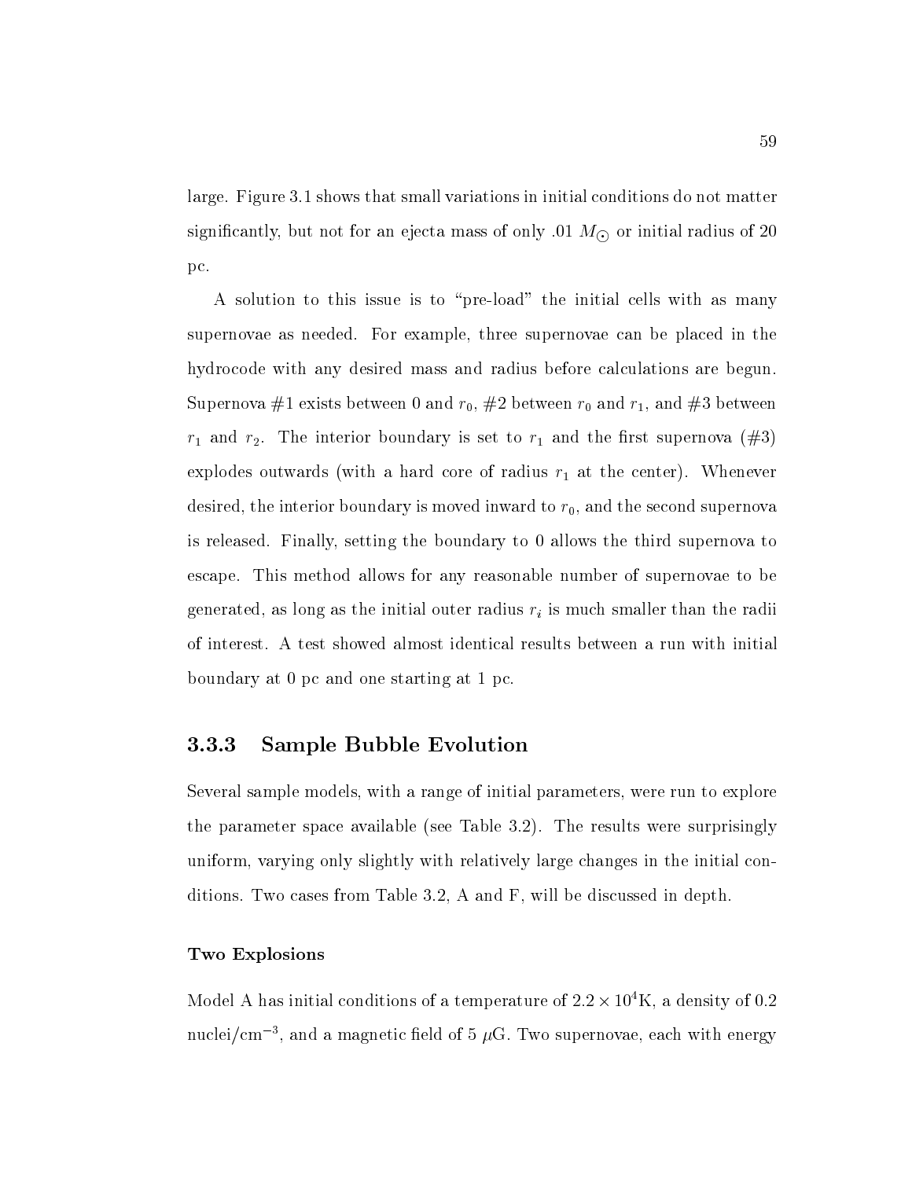large. Figure 3.1 shows that small variations in initial conditions do not matter significantly, but not for an ejecta mass of only .01 $M_{\odot}$ or initial radius of 20 pc.

A solution to this issue is to "pre-load" the initial cells with as many supernovae as needed. For example, three supernovae can be placed in the hydrocode with any desired mass and radius before calculations are begun. Supernova #1 exists between 0 and $r_0$, #2 between $r_0$ and $r_1$, and #3 between $r_1$ and $r_2$. The interior boundary is set to $r_1$ and the first supernova (#3) explodes outwards (with a hard core of radius $r_1$ at the center). Whenever desired, the interior boundary is moved inward to $r_0$, and the second supernova is released. Finally, setting the boundary to 0 allows the third supernova to escape. This method allows for any reasonable number of supernovae to be generated, as long as the initial outer radius $r_i$ is much smaller than the radii of interest. A test showed almost identical results between a run with initial boundary at 0 pc and one starting at 1 pc.

### 3.3.3 Sample Bubble Evolution

Several sample models, with a range of initial parameters, were run to explore the parameter space available (see Table 3.2). The results were surprisingly uniform, varying only slightly with relatively large changes in the initial conditions. Two cases from Table 3.2, A and F, will be discussed in depth.

#### Two Explosions

Model A has initial conditions of a temperature of $2.2 \times 10^4$K, a density of 0.2 nuclei/cm$^{-3}$, and a magnetic field of 5 $\mu$G. Two supernovae, each with energy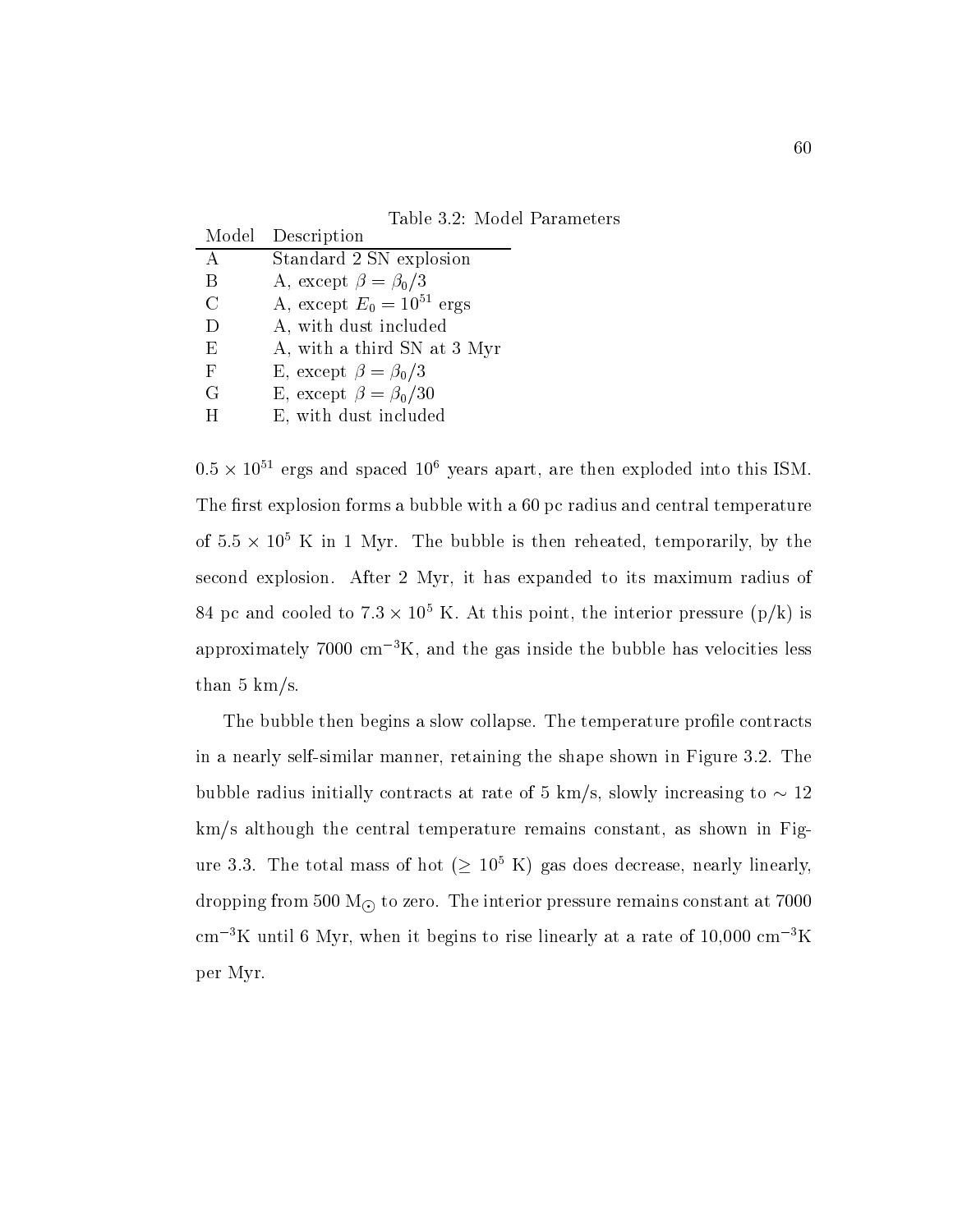Table 3.2: Model Parameters

| Model | Description |
|---|---|
| A | Standard 2 SN explosion |
| B | A, except $\beta = \beta_0/3$ |
| C | A, except $E_0 = 10^{51}$ ergs |
| D | A, with dust included |
| E | A, with a third SN at 3 Myr |
| F | E, except $\beta = \beta_0/3$ |
| G | E, except $\beta = \beta_0/30$ |
| H | E, with dust included |

$0.5 \times 10^{51}$ ergs and spaced $10^6$ years apart, are then exploded into this ISM. The first explosion forms a bubble with a 60 pc radius and central temperature of $5.5 \times 10^5$ K in 1 Myr. The bubble is then reheated, temporarily, by the second explosion. After 2 Myr, it has expanded to its maximum radius of 84 pc and cooled to $7.3 \times 10^5$ K. At this point, the interior pressure (p/k) is approximately 7000 $\text{cm}^{-3}$K, and the gas inside the bubble has velocities less than 5 km/s.

The bubble then begins a slow collapse. The temperature profile contracts in a nearly self-similar manner, retaining the shape shown in Figure 3.2. The bubble radius initially contracts at rate of 5 km/s, slowly increasing to $\sim 12$ km/s although the central temperature remains constant, as shown in Figure 3.3. The total mass of hot ($\geq 10^5$ K) gas does decrease, nearly linearly, dropping from 500 $M_\odot$ to zero. The interior pressure remains constant at 7000 $\text{cm}^{-3}$K until 6 Myr, when it begins to rise linearly at a rate of 10,000 $\text{cm}^{-3}$K per Myr.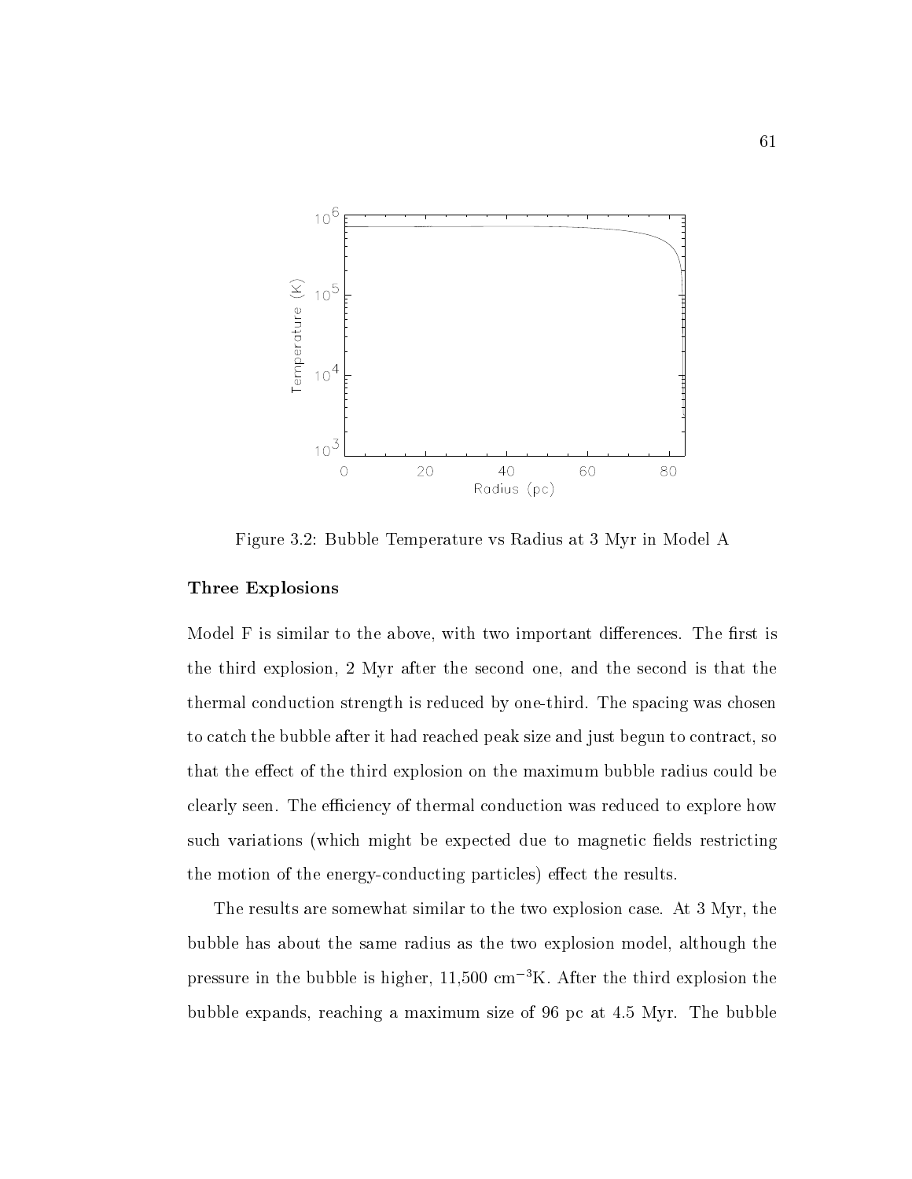Figure 3.2: Bubble Temperature vs Radius at 3 Myr in Model A

**Three Explosions**

Model F is similar to the above, with two important differences. The first is the third explosion, 2 Myr after the second one, and the second is that the thermal conduction strength is reduced by one-third. The spacing was chosen to catch the bubble after it had reached peak size and just begun to contract, so that the effect of the third explosion on the maximum bubble radius could be clearly seen. The efficiency of thermal conduction was reduced to explore how such variations (which might be expected due to magnetic fields restricting the motion of the energy-conducting particles) effect the results.

The results are somewhat similar to the two explosion case. At 3 Myr, the bubble has about the same radius as the two explosion model, although the pressure in the bubble is higher, 11,500 $\mathrm{cm}^{-3}\mathrm{K}$. After the third explosion the bubble expands, reaching a maximum size of 96 pc at 4.5 Myr. The bubble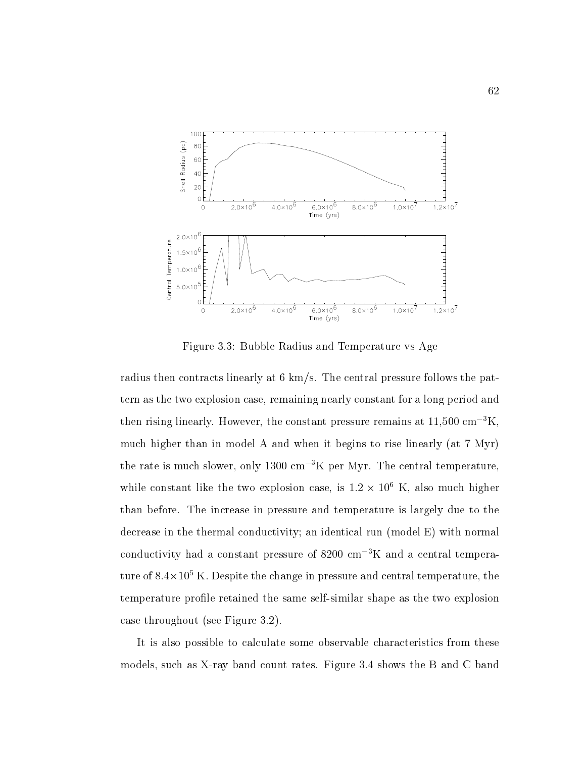Figure 3.3: Bubble Radius and Temperature vs Age

radius then contracts linearly at 6 km/s. The central pressure follows the pattern as the two explosion case, remaining nearly constant for a long period and then rising linearly. However, the constant pressure remains at 11,500 $\mathrm{cm}^{-3}$K, much higher than in model A and when it begins to rise linearly (at 7 Myr) the rate is much slower, only 1300 $\mathrm{cm}^{-3}$K per Myr. The central temperature, while constant like the two explosion case, is $1.2 \times 10^6$ K, also much higher than before. The increase in pressure and temperature is largely due to the decrease in the thermal conductivity; an identical run (model E) with normal conductivity had a constant pressure of 8200 $\mathrm{cm}^{-3}$K and a central temperature of $8.4\times10^5$ K. Despite the change in pressure and central temperature, the temperature profile retained the same self-similar shape as the two explosion case throughout (see Figure 3.2).

It is also possible to calculate some observable characteristics from these models, such as X-ray band count rates. Figure 3.4 shows the B and C band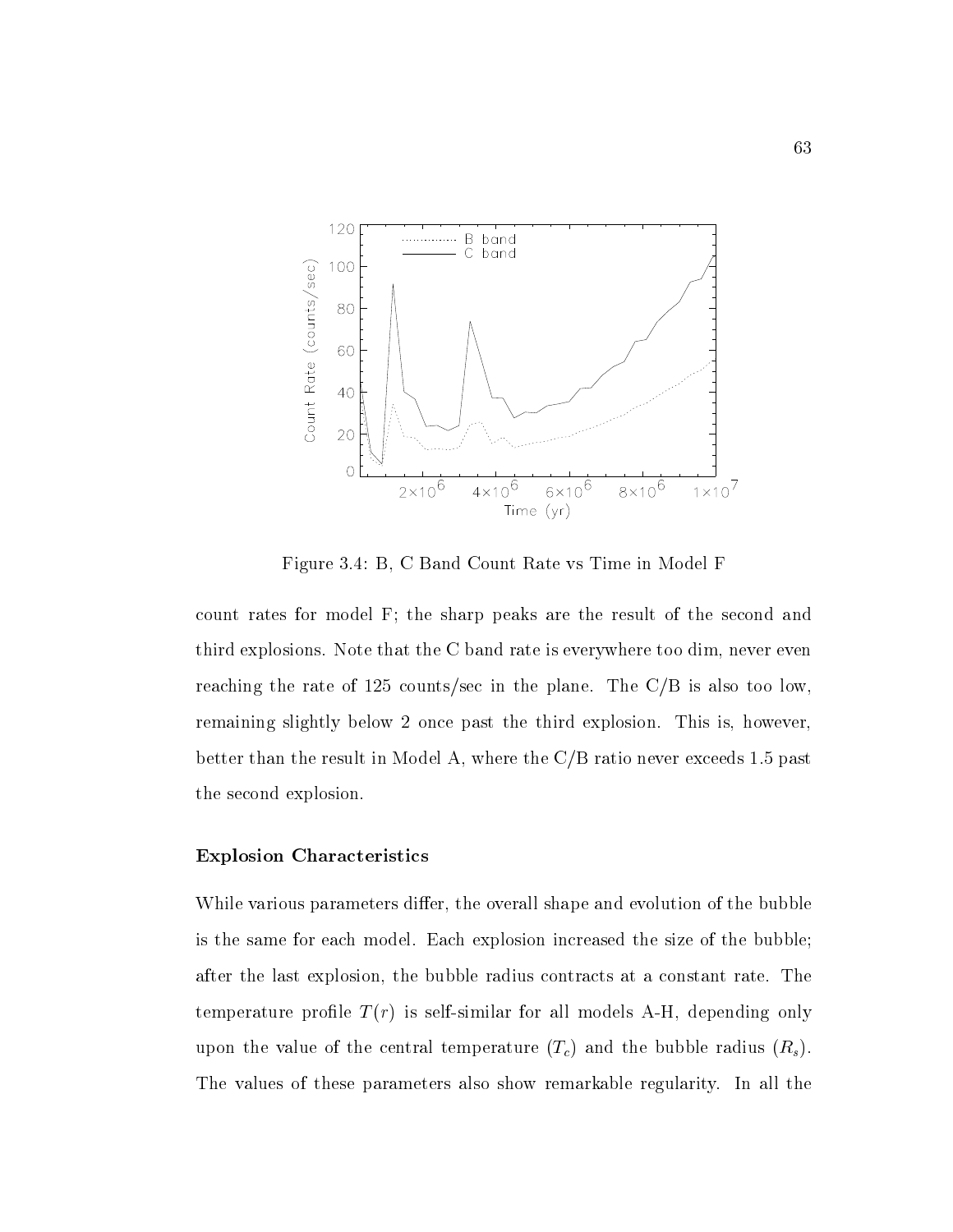Figure 3.4: B, C Band Count Rate vs Time in Model F

count rates for model F; the sharp peaks are the result of the second and third explosions. Note that the C band rate is everywhere too dim, never even reaching the rate of 125 counts/sec in the plane. The C/B is also too low, remaining slightly below 2 once past the third explosion. This is, however, better than the result in Model A, where the C/B ratio never exceeds 1.5 past the second explosion.

### Explosion Characteristics

While various parameters differ, the overall shape and evolution of the bubble is the same for each model. Each explosion increased the size of the bubble; after the last explosion, the bubble radius contracts at a constant rate. The temperature profile $T(r)$ is self-similar for all models A-H, depending only upon the value of the central temperature ($T_c$) and the bubble radius ($R_s$). The values of these parameters also show remarkable regularity. In all the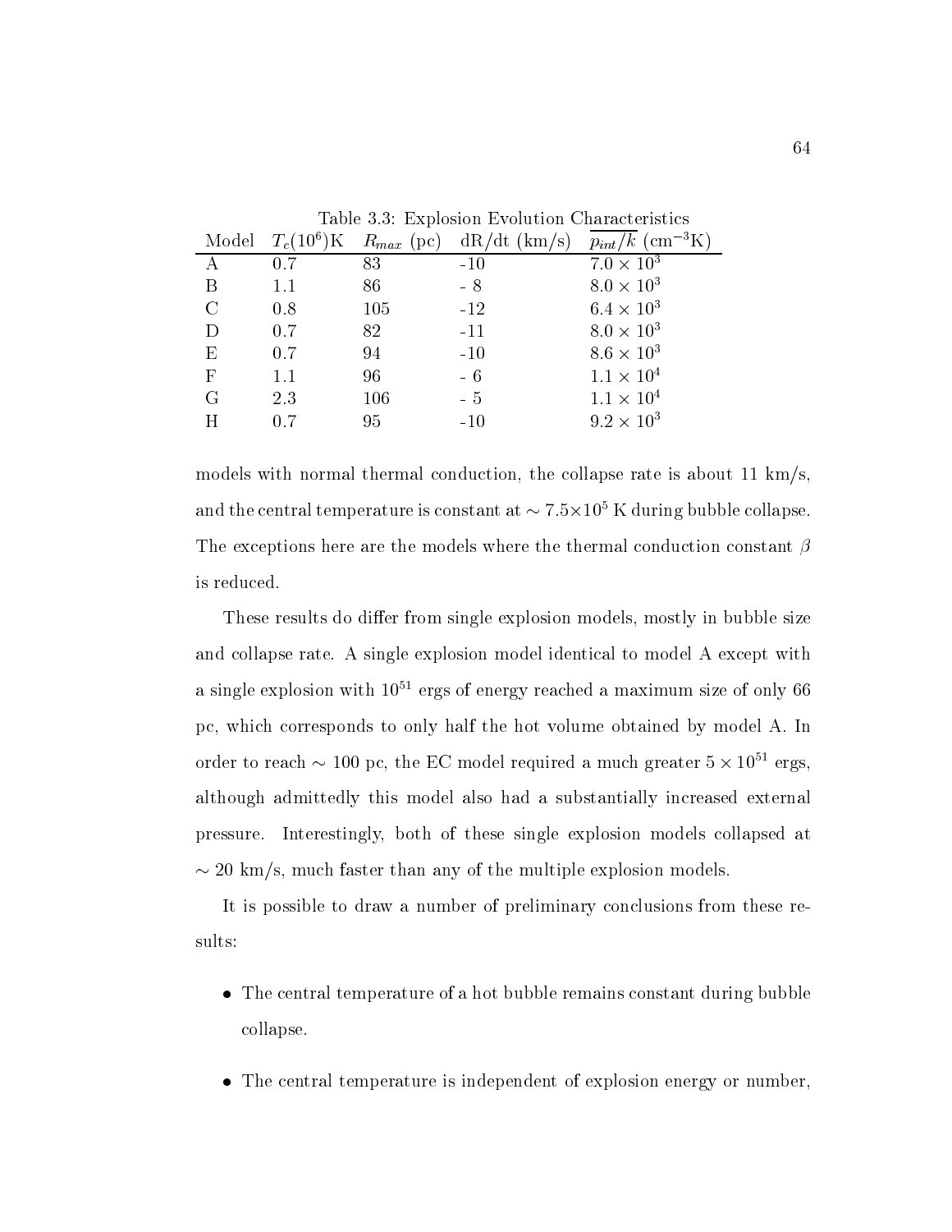Table 3.3: Explosion Evolution Characteristics

| Model | $T_c(10^6)$K | $R_{max}$ (pc) | dR/dt (km/s) | $\overline{p_{int}/k}$ (cm$^{-3}$K) |
|---|---|---|---|---|
| A | 0.7 | 83 | -10 | $7.0 \times 10^3$ |
| B | 1.1 | 86 | - 8 | $8.0 \times 10^3$ |
| C | 0.8 | 105 | -12 | $6.4 \times 10^3$ |
| D | 0.7 | 82 | -11 | $8.0 \times 10^3$ |
| E | 0.7 | 94 | -10 | $8.6 \times 10^3$ |
| F | 1.1 | 96 | - 6 | $1.1 \times 10^4$ |
| G | 2.3 | 106 | - 5 | $1.1 \times 10^4$ |
| H | 0.7 | 95 | -10 | $9.2 \times 10^3$ |

models with normal thermal conduction, the collapse rate is about 11 km/s, and the central temperature is constant at $\sim 7.5{\times}10^5$ K during bubble collapse. The exceptions here are the models where the thermal conduction constant $\beta$ is reduced.

These results do differ from single explosion models, mostly in bubble size and collapse rate. A single explosion model identical to model A except with a single explosion with $10^{51}$ ergs of energy reached a maximum size of only 66 pc, which corresponds to only half the hot volume obtained by model A. In order to reach $\sim$ 100 pc, the EC model required a much greater $5 \times 10^{51}$ ergs, although admittedly this model also had a substantially increased external pressure. Interestingly, both of these single explosion models collapsed at $\sim$ 20 km/s, much faster than any of the multiple explosion models.

It is possible to draw a number of preliminary conclusions from these results:

- The central temperature of a hot bubble remains constant during bubble collapse.
- The central temperature is independent of explosion energy or number,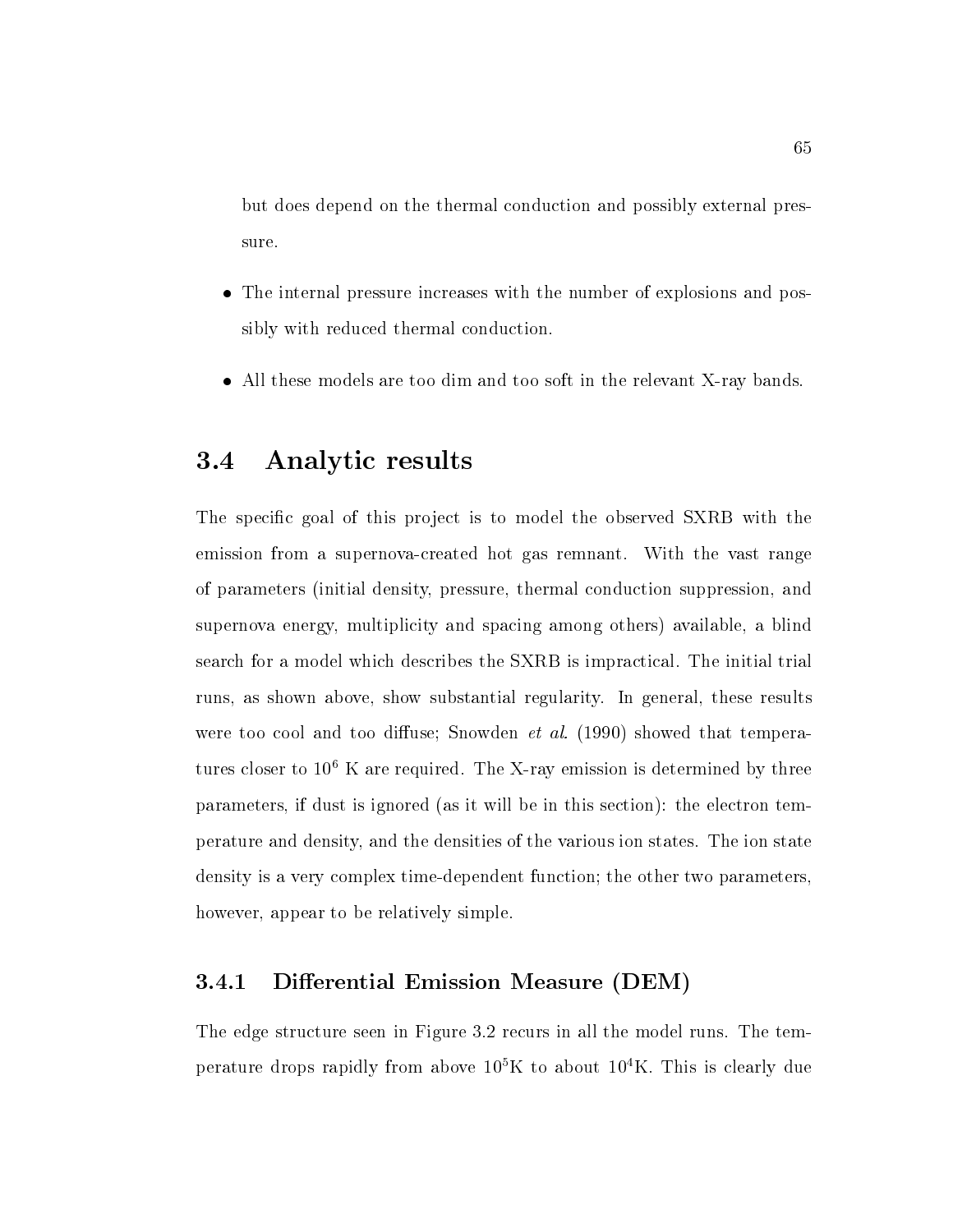but does depend on the thermal conduction and possibly external pressure.

- The internal pressure increases with the number of explosions and possibly with reduced thermal conduction.
- All these models are too dim and too soft in the relevant X-ray bands.

## 3.4 Analytic results

The specific goal of this project is to model the observed SXRB with the emission from a supernova-created hot gas remnant. With the vast range of parameters (initial density, pressure, thermal conduction suppression, and supernova energy, multiplicity and spacing among others) available, a blind search for a model which describes the SXRB is impractical. The initial trial runs, as shown above, show substantial regularity. In general, these results were too cool and too diffuse; Snowden *et al.* (1990) showed that temperatures closer to $10^6$ K are required. The X-ray emission is determined by three parameters, if dust is ignored (as it will be in this section): the electron temperature and density, and the densities of the various ion states. The ion state density is a very complex time-dependent function; the other two parameters, however, appear to be relatively simple.

### 3.4.1 Differential Emission Measure (DEM)

The edge structure seen in Figure 3.2 recurs in all the model runs. The temperature drops rapidly from above $10^5$K to about $10^4$K. This is clearly due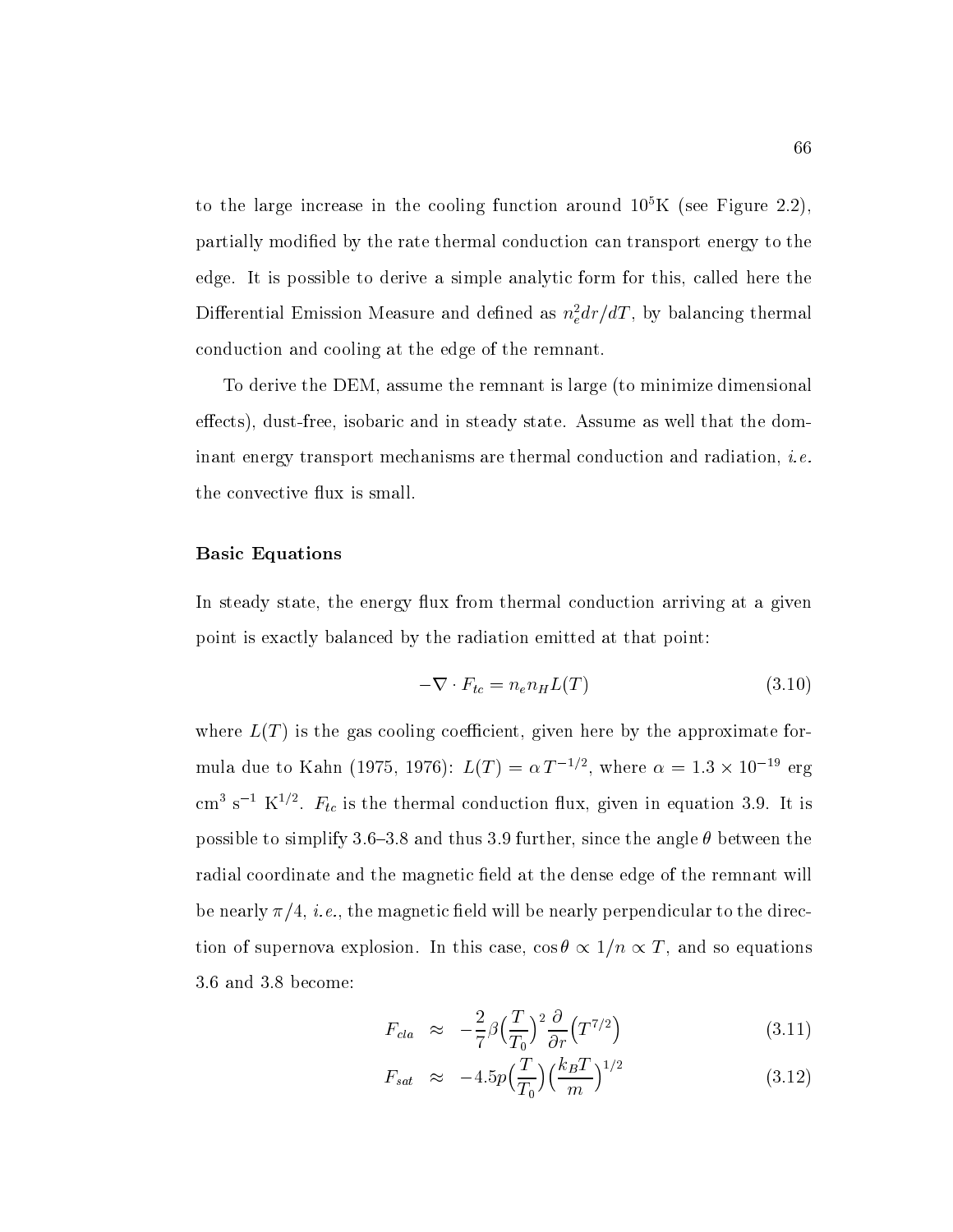to the large increase in the cooling function around $10^5$K (see Figure 2.2), partially modified by the rate thermal conduction can transport energy to the edge. It is possible to derive a simple analytic form for this, called here the Differential Emission Measure and defined as $n_e^2 dr/dT$, by balancing thermal conduction and cooling at the edge of the remnant.

To derive the DEM, assume the remnant is large (to minimize dimensional effects), dust-free, isobaric and in steady state. Assume as well that the dominant energy transport mechanisms are thermal conduction and radiation, *i.e.* the convective flux is small.

### Basic Equations

In steady state, the energy flux from thermal conduction arriving at a given point is exactly balanced by the radiation emitted at that point:

$$-\nabla \cdot F_{tc} = n_e n_H L(T) \tag{3.10}$$

where $L(T)$ is the gas cooling coefficient, given here by the approximate formula due to Kahn (1975, 1976): $L(T) = \alpha\, T^{-1/2}$, where $\alpha = 1.3 \times 10^{-19}$ erg cm$^3$ s$^{-1}$ K$^{1/2}$. $F_{tc}$ is the thermal conduction flux, given in equation 3.9. It is possible to simplify 3.6–3.8 and thus 3.9 further, since the angle $\theta$ between the radial coordinate and the magnetic field at the dense edge of the remnant will be nearly $\pi/4$, *i.e.*, the magnetic field will be nearly perpendicular to the direction of supernova explosion. In this case, $\cos\theta \propto 1/n \propto T$, and so equations 3.6 and 3.8 become:

$$F_{cla} \approx -\frac{2}{7}\beta\Big(\frac{T}{T_0}\Big)^2 \frac{\partial}{\partial r}\Big(T^{7/2}\Big) \tag{3.11}$$

$$F_{sat} \approx -4.5p\Big(\frac{T}{T_0}\Big)\Big(\frac{k_B T}{m}\Big)^{1/2} \tag{3.12}$$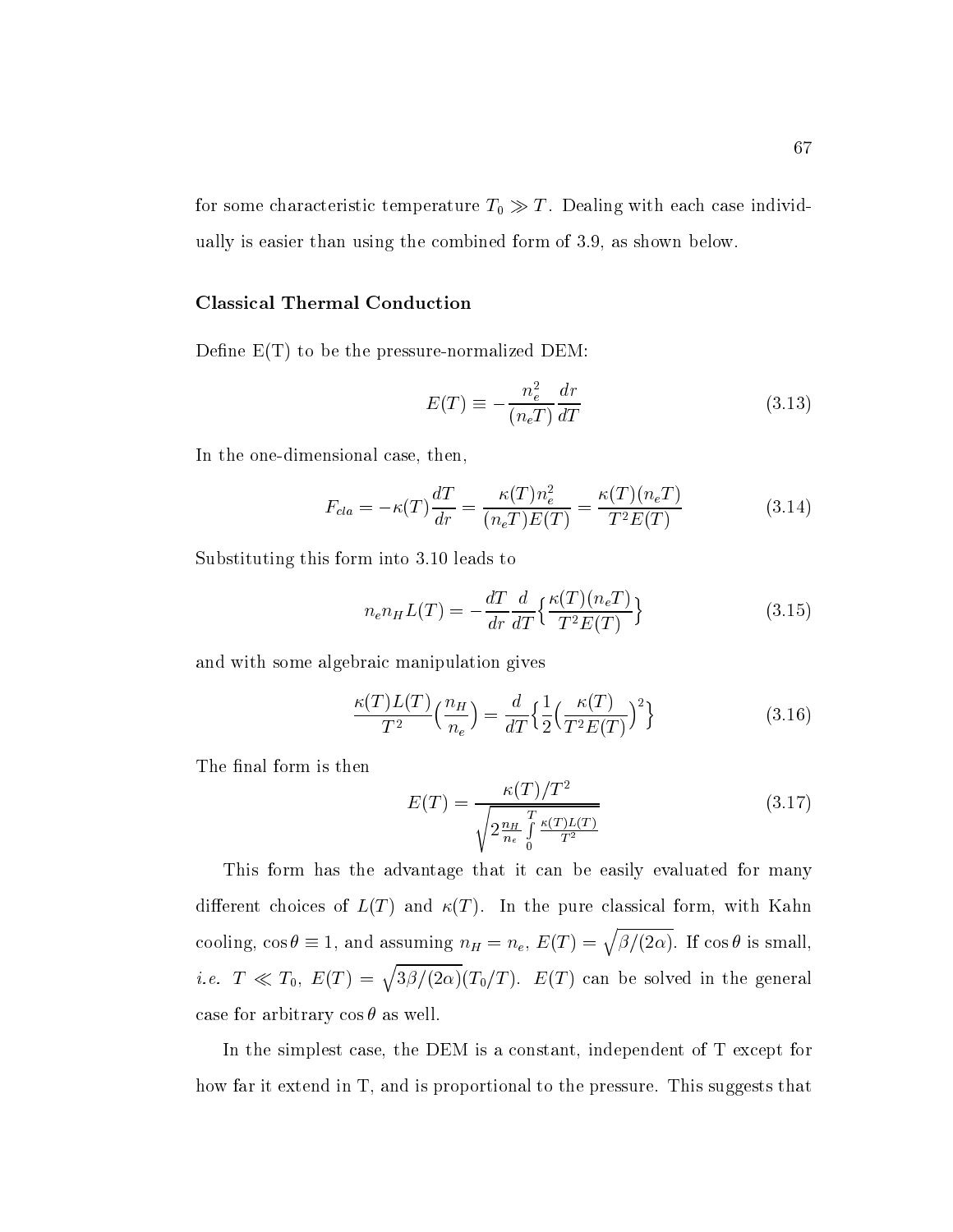for some characteristic temperature $T_0 \gg T$. Dealing with each case individually is easier than using the combined form of 3.9, as shown below.

### Classical Thermal Conduction

Define E(T) to be the pressure-normalized DEM:

$$E(T) \equiv -\frac{n_e^2}{(n_e T)}\frac{dr}{dT} \tag{3.13}$$

In the one-dimensional case, then,

$$F_{cla} = -\kappa(T)\frac{dT}{dr} = \frac{\kappa(T)n_e^2}{(n_e T)E(T)} = \frac{\kappa(T)(n_e T)}{T^2 E(T)} \tag{3.14}$$

Substituting this form into 3.10 leads to

$$n_e n_H L(T) = -\frac{dT}{dr}\frac{d}{dT}\Big\{\frac{\kappa(T)(n_e T)}{T^2 E(T)}\Big\} \tag{3.15}$$

and with some algebraic manipulation gives

$$\frac{\kappa(T)L(T)}{T^2}\Big(\frac{n_H}{n_e}\Big) = \frac{d}{dT}\Big\{\frac{1}{2}\Big(\frac{\kappa(T)}{T^2 E(T)}\Big)^2\Big\} \tag{3.16}$$

The final form is then

$$E(T) = \frac{\kappa(T)/T^2}{\sqrt{2\frac{n_H}{n_e}\int\limits_0^T \frac{\kappa(T)L(T)}{T^2}}} \tag{3.17}$$

This form has the advantage that it can be easily evaluated for many different choices of $L(T)$ and $\kappa(T)$. In the pure classical form, with Kahn cooling, $\cos\theta \equiv 1$, and assuming $n_H = n_e$, $E(T) = \sqrt{\beta/(2\alpha)}$. If $\cos\theta$ is small, *i.e.* $T \ll T_0$, $E(T) = \sqrt{3\beta/(2\alpha)}(T_0/T)$. $E(T)$ can be solved in the general case for arbitrary $\cos\theta$ as well.

In the simplest case, the DEM is a constant, independent of T except for how far it extend in T, and is proportional to the pressure. This suggests that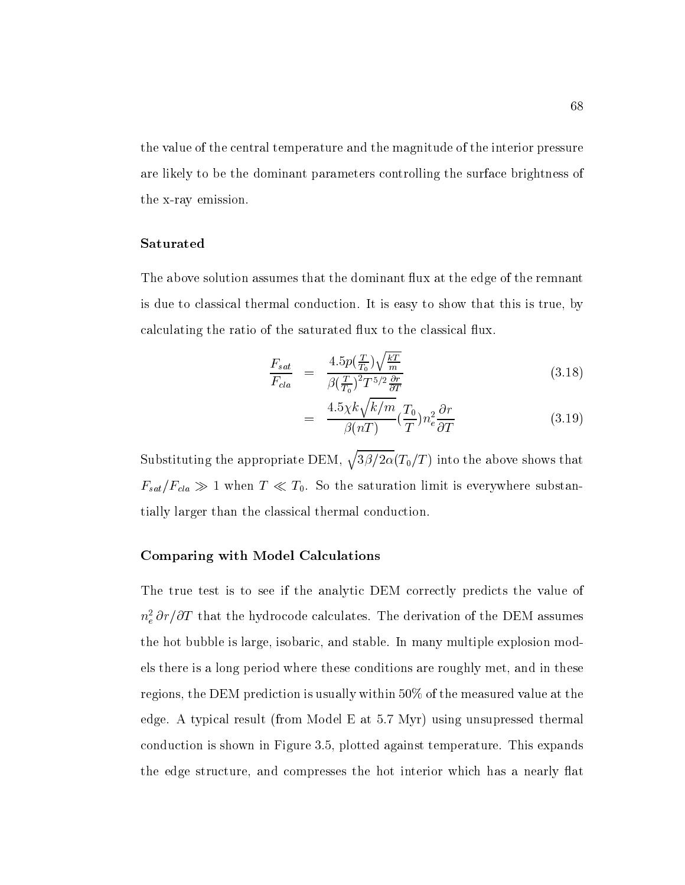the value of the central temperature and the magnitude of the interior pressure are likely to be the dominant parameters controlling the surface brightness of the x-ray emission.

### Saturated

The above solution assumes that the dominant flux at the edge of the remnant is due to classical thermal conduction. It is easy to show that this is true, by calculating the ratio of the saturated flux to the classical flux.

$$\frac{F_{sat}}{F_{cla}} = \frac{4.5p(\frac{T}{T_0})\sqrt{\frac{kT}{m}}}{\beta(\frac{T}{T_0})^2 T^{5/2}\frac{\partial r}{\partial T}} \tag{3.18}$$

$$= \frac{4.5\chi k\sqrt{k/m}}{\beta(nT)}(\frac{T_0}{T})n_e^2\frac{\partial r}{\partial T} \tag{3.19}$$

Substituting the appropriate DEM, $\sqrt{3\beta/2\alpha}(T_0/T)$ into the above shows that $F_{sat}/F_{cla} \gg 1$ when $T \ll T_0$. So the saturation limit is everywhere substantially larger than the classical thermal conduction.

### Comparing with Model Calculations

The true test is to see if the analytic DEM correctly predicts the value of $n_e^2\,\partial r/\partial T$ that the hydrocode calculates. The derivation of the DEM assumes the hot bubble is large, isobaric, and stable. In many multiple explosion models there is a long period where these conditions are roughly met, and in these regions, the DEM prediction is usually within 50% of the measured value at the edge. A typical result (from Model E at 5.7 Myr) using unsupressed thermal conduction is shown in Figure 3.5, plotted against temperature. This expands the edge structure, and compresses the hot interior which has a nearly flat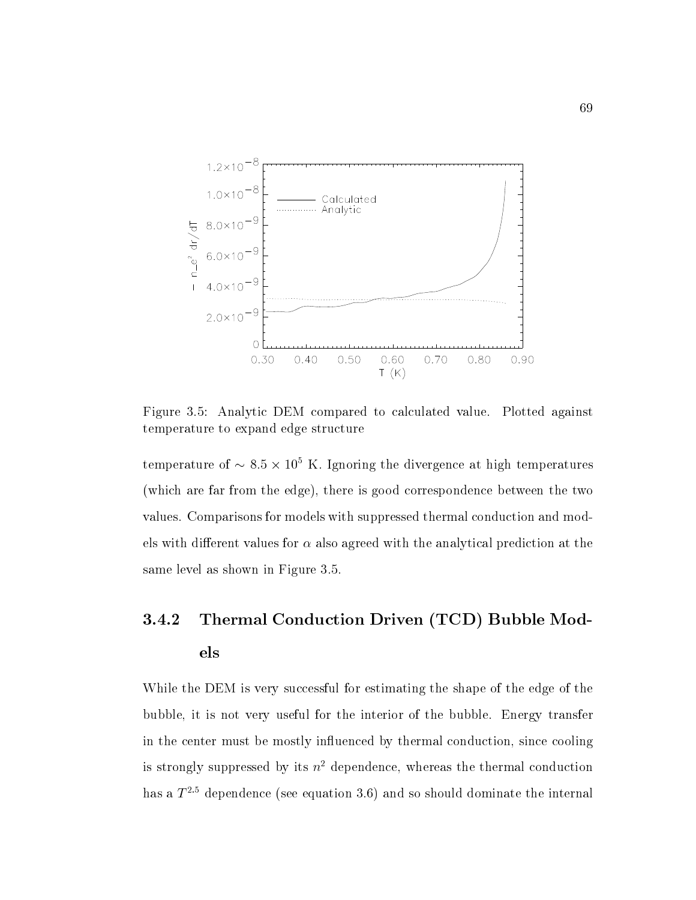Figure 3.5: Analytic DEM compared to calculated value. Plotted against temperature to expand edge structure

temperature of $\sim 8.5 \times 10^5$ K. Ignoring the divergence at high temperatures (which are far from the edge), there is good correspondence between the two values. Comparisons for models with suppressed thermal conduction and models with different values for $\alpha$ also agreed with the analytical prediction at the same level as shown in Figure 3.5.

### 3.4.2 Thermal Conduction Driven (TCD) Bubble Models

While the DEM is very successful for estimating the shape of the edge of the bubble, it is not very useful for the interior of the bubble. Energy transfer in the center must be mostly influenced by thermal conduction, since cooling is strongly suppressed by its $n^2$ dependence, whereas the thermal conduction has a $T^{2.5}$ dependence (see equation 3.6) and so should dominate the internal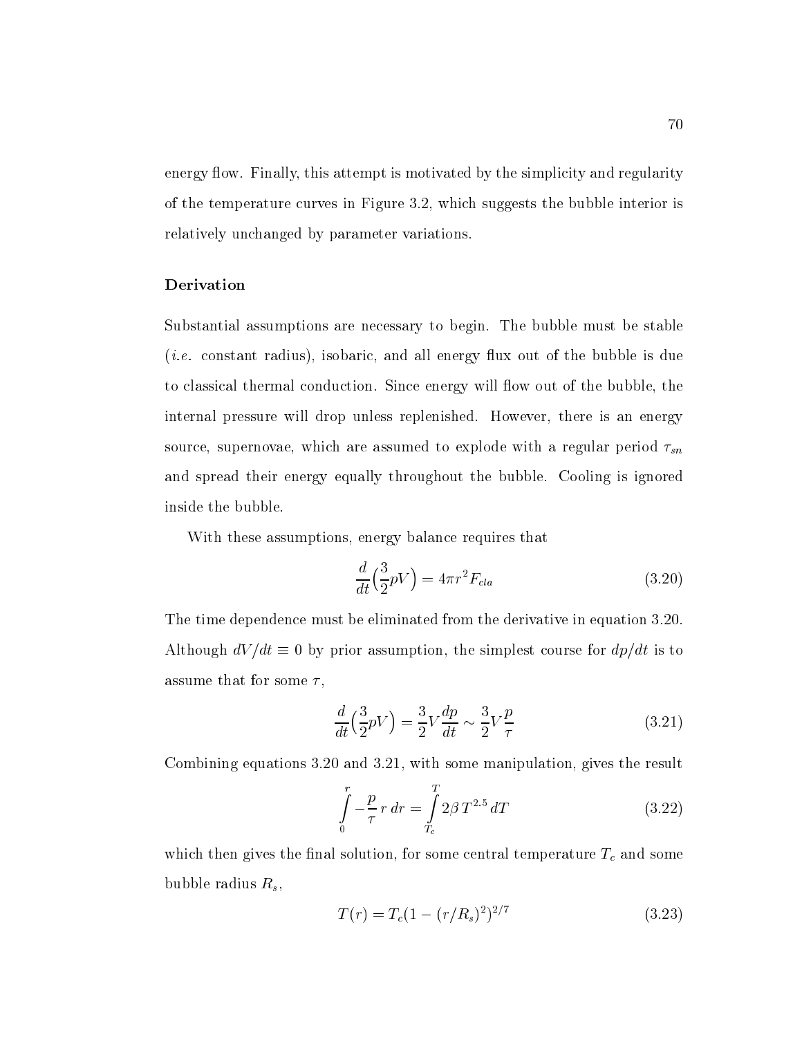energy flow. Finally, this attempt is motivated by the simplicity and regularity of the temperature curves in Figure 3.2, which suggests the bubble interior is relatively unchanged by parameter variations.

### Derivation

Substantial assumptions are necessary to begin. The bubble must be stable (*i.e.* constant radius), isobaric, and all energy flux out of the bubble is due to classical thermal conduction. Since energy will flow out of the bubble, the internal pressure will drop unless replenished. However, there is an energy source, supernovae, which are assumed to explode with a regular period $\tau_{sn}$ and spread their energy equally throughout the bubble. Cooling is ignored inside the bubble.

With these assumptions, energy balance requires that

$$\frac{d}{dt}\Big(\frac{3}{2}pV\Big) = 4\pi r^2 F_{cla} \tag{3.20}$$

The time dependence must be eliminated from the derivative in equation 3.20. Although $dV/dt \equiv 0$ by prior assumption, the simplest course for $dp/dt$ is to assume that for some $\tau$,

$$\frac{d}{dt}\Big(\frac{3}{2}pV\Big) = \frac{3}{2}V\frac{dp}{dt} \sim \frac{3}{2}V\frac{p}{\tau} \tag{3.21}$$

Combining equations 3.20 and 3.21, with some manipulation, gives the result

$$\int_0^r -\frac{p}{\tau}\, r\, dr = \int_{T_c}^{T} 2\beta\, T^{2.5}\, dT \tag{3.22}$$

which then gives the final solution, for some central temperature $T_c$ and some bubble radius $R_s$,

$$T(r) = T_c(1 - (r/R_s)^2)^{2/7} \tag{3.23}$$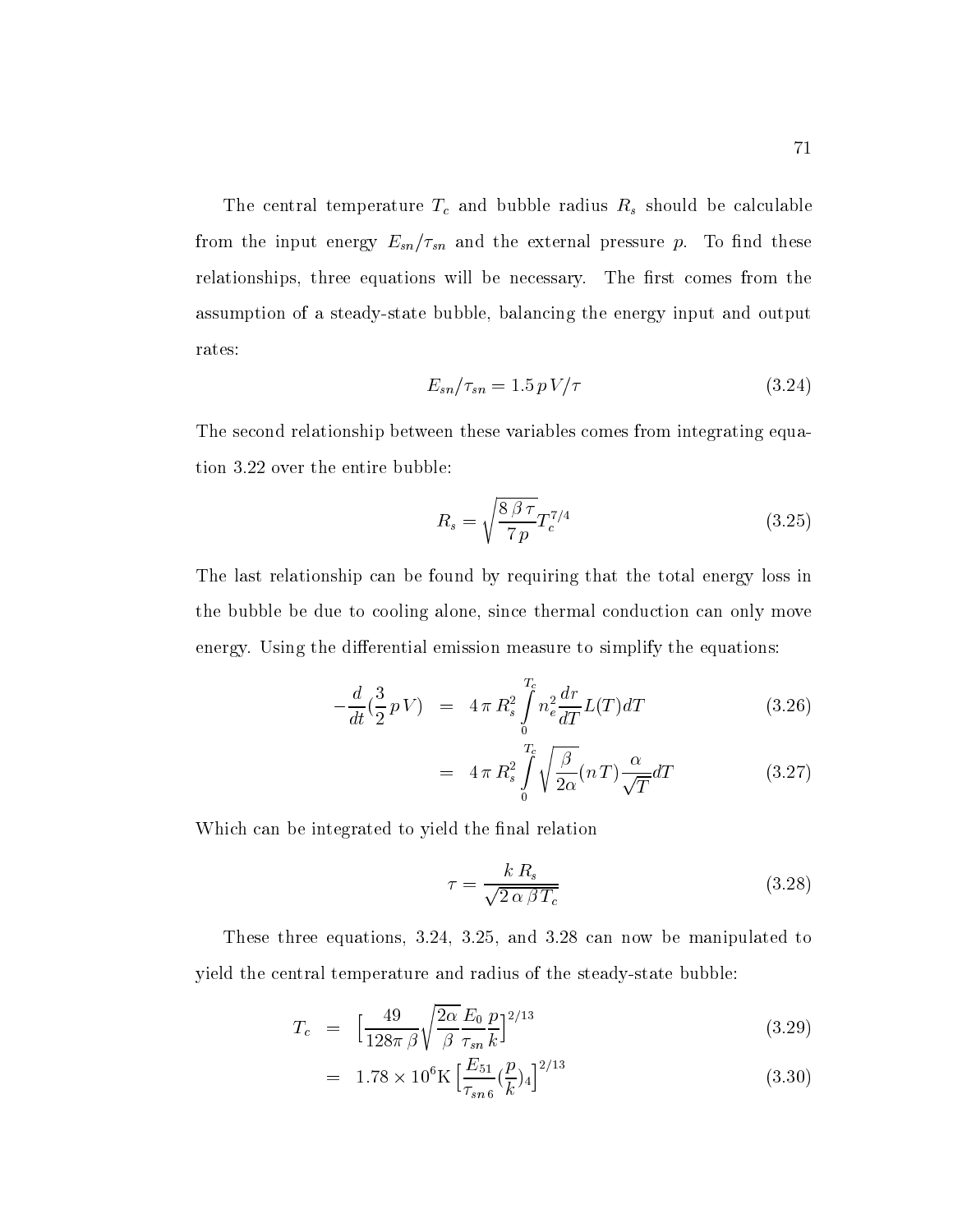The central temperature $T_c$ and bubble radius $R_s$ should be calculable from the input energy $E_{sn}/\tau_{sn}$ and the external pressure $p$. To find these relationships, three equations will be necessary. The first comes from the assumption of a steady-state bubble, balancing the energy input and output rates:

$$E_{sn}/\tau_{sn} = 1.5\, p\, V/\tau \tag{3.24}$$

The second relationship between these variables comes from integrating equation 3.22 over the entire bubble:

$$R_s = \sqrt{\frac{8\,\beta\,\tau}{7\,p}} T_c^{7/4} \tag{3.25}$$

The last relationship can be found by requiring that the total energy loss in the bubble be due to cooling alone, since thermal conduction can only move energy. Using the differential emission measure to simplify the equations:

$$-\frac{d}{dt}\left(\frac{3}{2}\, p\, V\right) = 4\,\pi\, R_s^2 \int_0^{T_c} n_e^2 \frac{dr}{dT} L(T) dT \tag{3.26}$$

$$= 4\,\pi\, R_s^2 \int_0^{T_c} \sqrt{\frac{\beta}{2\alpha}} (n\,T) \frac{\alpha}{\sqrt{T}} dT \tag{3.27}$$

Which can be integrated to yield the final relation

$$\tau = \frac{k\, R_s}{\sqrt{2\,\alpha\,\beta\, T_c}} \tag{3.28}$$

These three equations, 3.24, 3.25, and 3.28 can now be manipulated to yield the central temperature and radius of the steady-state bubble:

$$T_c = \left[\frac{49}{128\pi\,\beta} \sqrt{\frac{2\alpha}{\beta}} \frac{E_0}{\tau_{sn}} \frac{p}{k}\right]^{2/13} \tag{3.29}$$

$$= 1.78 \times 10^6 \mathrm{K} \left[\frac{E_{51}}{\tau_{sn\,6}} \left(\frac{p}{k}\right)_4\right]^{2/13} \tag{3.30}$$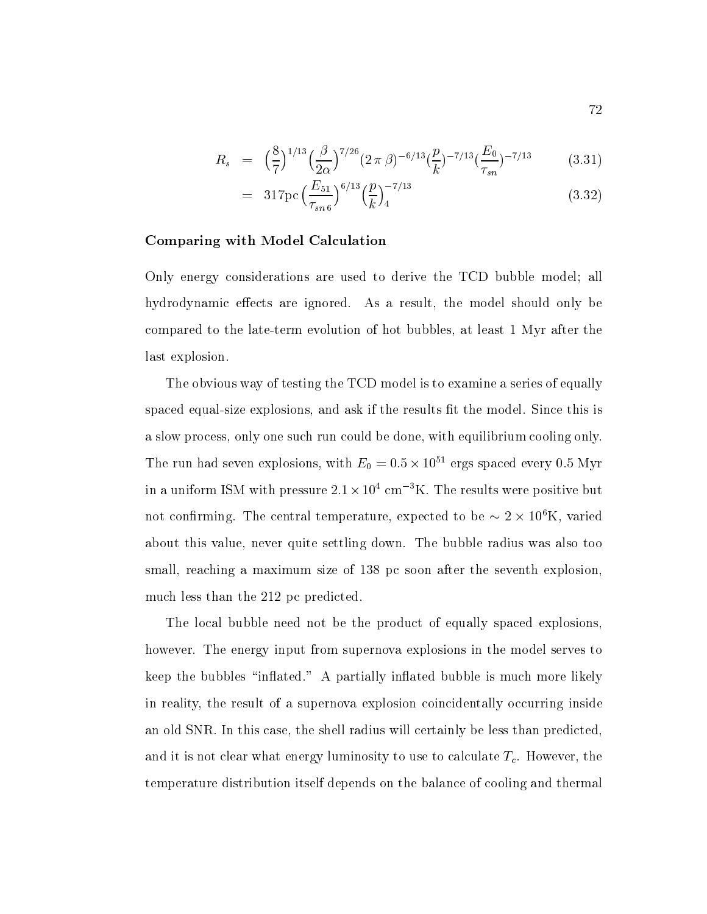$$R_s = \Big(\frac{8}{7}\Big)^{1/13}\Big(\frac{\beta}{2\alpha}\Big)^{7/26}(2\,\pi\,\beta)^{-6/13}(\frac{p}{k})^{-7/13}(\frac{E_0}{\tau_{sn}})^{-7/13} \tag{3.31}$$

$$= 317\text{pc}\,\Big(\frac{E_{51}}{\tau_{sn\,6}}\Big)^{6/13}\Big(\frac{p}{k}\Big)_4^{-7/13} \tag{3.32}$$

**Comparing with Model Calculation**

Only energy considerations are used to derive the TCD bubble model; all hydrodynamic effects are ignored. As a result, the model should only be compared to the late-term evolution of hot bubbles, at least 1 Myr after the last explosion.

The obvious way of testing the TCD model is to examine a series of equally spaced equal-size explosions, and ask if the results fit the model. Since this is a slow process, only one such run could be done, with equilibrium cooling only. The run had seven explosions, with $E_0 = 0.5 \times 10^{51}$ ergs spaced every 0.5 Myr in a uniform ISM with pressure $2.1 \times 10^4$ cm$^{-3}$K. The results were positive but not confirming. The central temperature, expected to be $\sim 2 \times 10^6$K, varied about this value, never quite settling down. The bubble radius was also too small, reaching a maximum size of 138 pc soon after the seventh explosion, much less than the 212 pc predicted.

The local bubble need not be the product of equally spaced explosions, however. The energy input from supernova explosions in the model serves to keep the bubbles "inflated." A partially inflated bubble is much more likely in reality, the result of a supernova explosion coincidentally occurring inside an old SNR. In this case, the shell radius will certainly be less than predicted, and it is not clear what energy luminosity to use to calculate $T_c$. However, the temperature distribution itself depends on the balance of cooling and thermal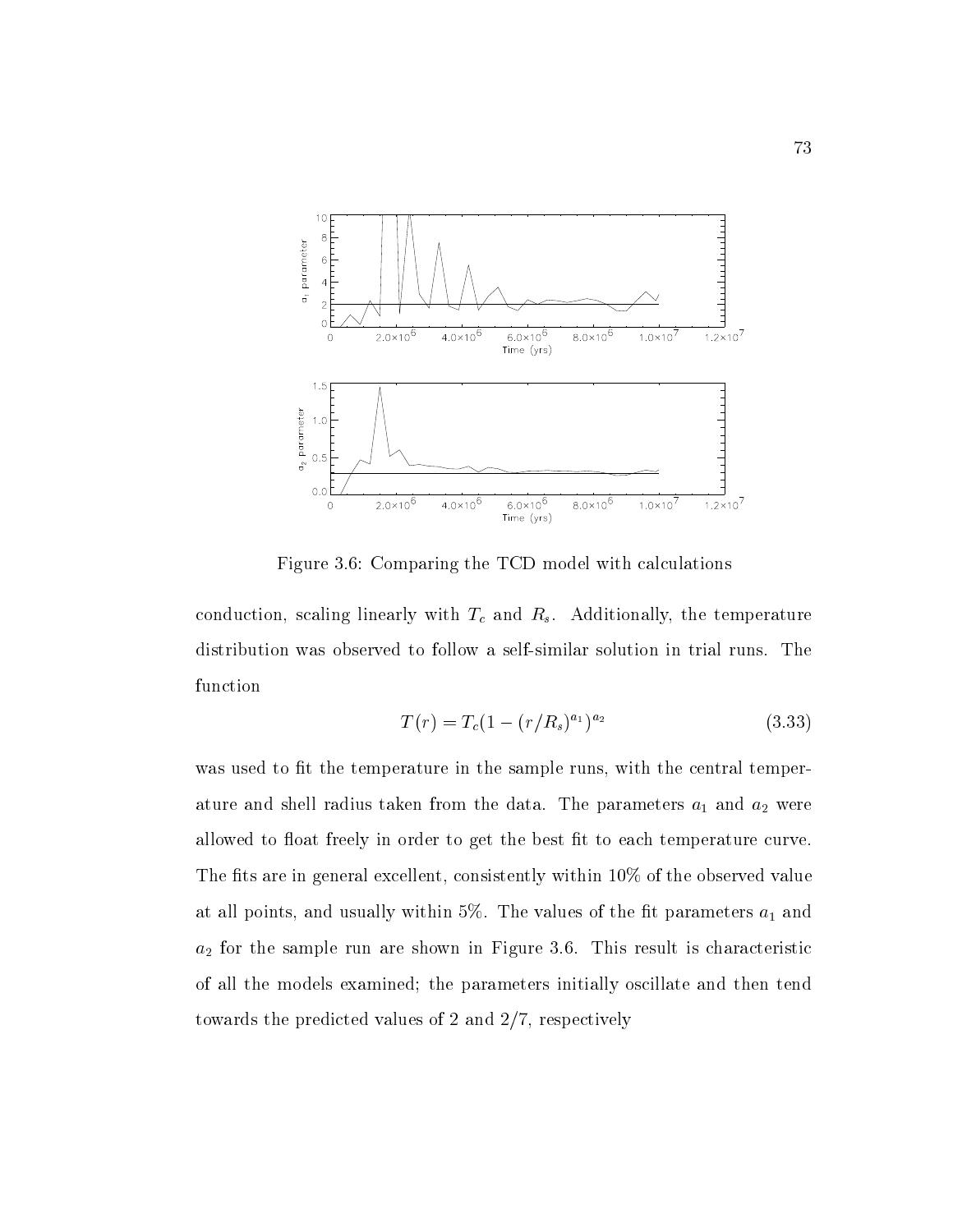Figure 3.6: Comparing the TCD model with calculations

conduction, scaling linearly with $T_c$ and $R_s$. Additionally, the temperature distribution was observed to follow a self-similar solution in trial runs. The function

$$T(r) = T_c(1 - (r/R_s)^{a_1})^{a_2} \tag{3.33}$$

was used to fit the temperature in the sample runs, with the central temperature and shell radius taken from the data. The parameters $a_1$ and $a_2$ were allowed to float freely in order to get the best fit to each temperature curve. The fits are in general excellent, consistently within 10% of the observed value at all points, and usually within 5%. The values of the fit parameters $a_1$ and $a_2$ for the sample run are shown in Figure 3.6. This result is characteristic of all the models examined; the parameters initially oscillate and then tend towards the predicted values of 2 and 2/7, respectively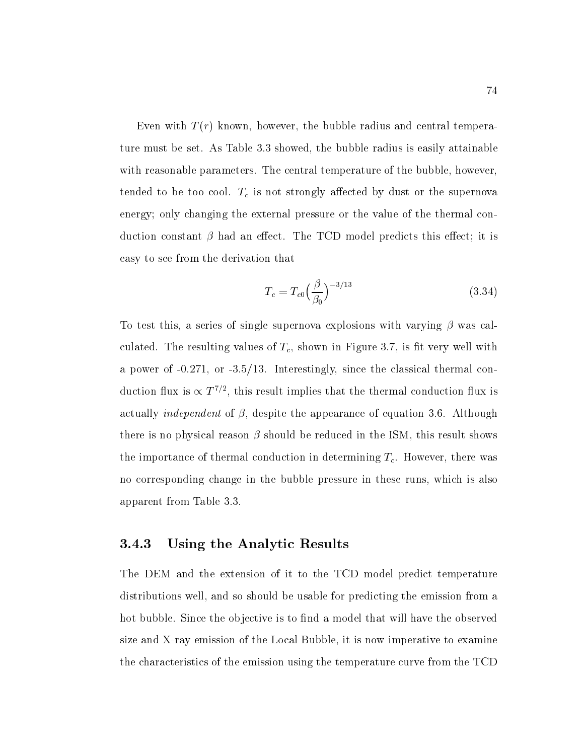Even with $T(r)$ known, however, the bubble radius and central temperature must be set. As Table 3.3 showed, the bubble radius is easily attainable with reasonable parameters. The central temperature of the bubble, however, tended to be too cool. $T_c$ is not strongly affected by dust or the supernova energy; only changing the external pressure or the value of the thermal conduction constant $\beta$ had an effect. The TCD model predicts this effect; it is easy to see from the derivation that

$$T_c = T_{c0}\Big(\frac{\beta}{\beta_0}\Big)^{-3/13} \tag{3.34}$$

To test this, a series of single supernova explosions with varying $\beta$ was calculated. The resulting values of $T_c$, shown in Figure 3.7, is fit very well with a power of -0.271, or -3.5/13. Interestingly, since the classical thermal conduction flux is $\propto T^{7/2}$, this result implies that the thermal conduction flux is actually *independent* of $\beta$, despite the appearance of equation 3.6. Although there is no physical reason $\beta$ should be reduced in the ISM, this result shows the importance of thermal conduction in determining $T_c$. However, there was no corresponding change in the bubble pressure in these runs, which is also apparent from Table 3.3.

### 3.4.3 Using the Analytic Results

The DEM and the extension of it to the TCD model predict temperature distributions well, and so should be usable for predicting the emission from a hot bubble. Since the objective is to find a model that will have the observed size and X-ray emission of the Local Bubble, it is now imperative to examine the characteristics of the emission using the temperature curve from the TCD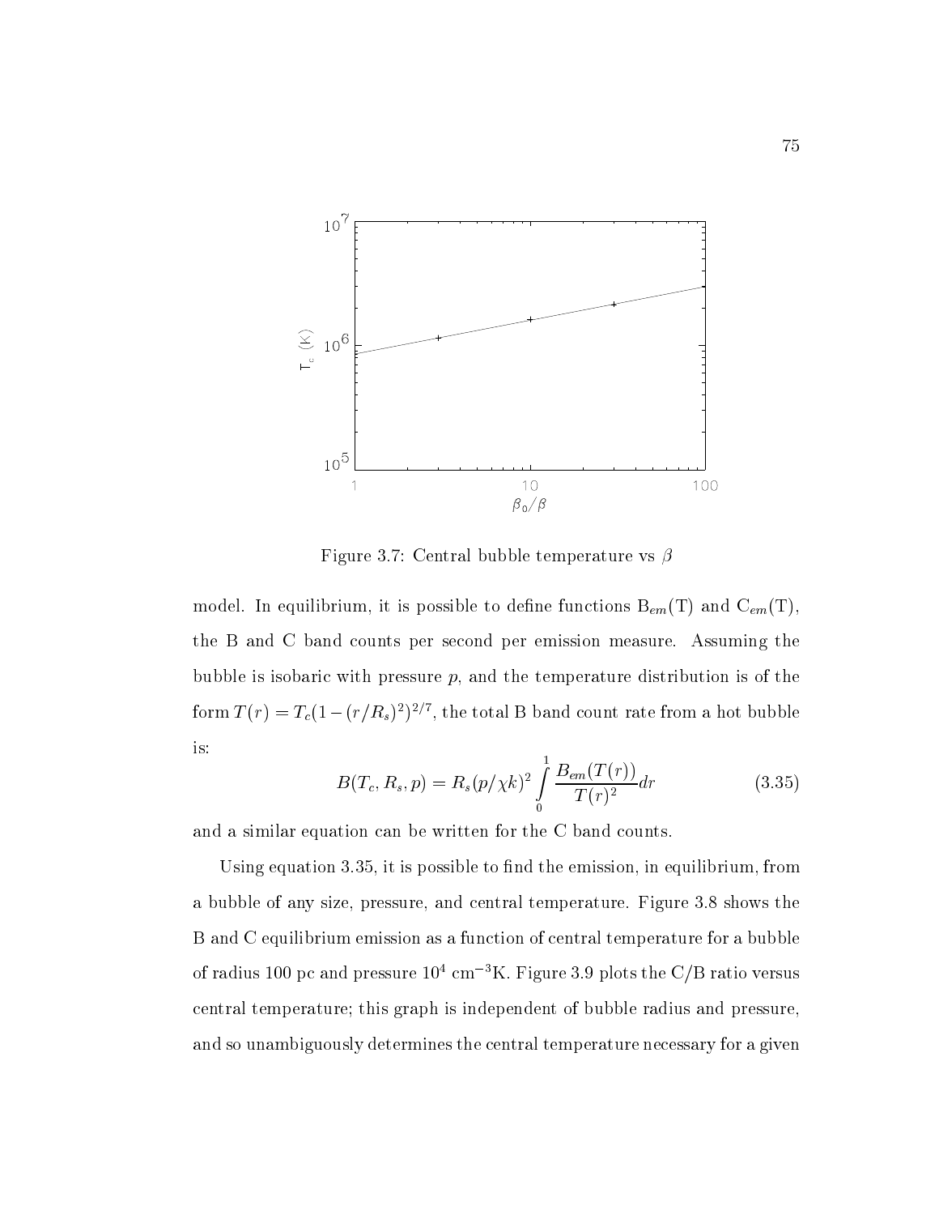Figure 3.7: Central bubble temperature vs $\beta$

model. In equilibrium, it is possible to define functions $B_{em}(T)$ and $C_{em}(T)$, the B and C band counts per second per emission measure. Assuming the bubble is isobaric with pressure $p$, and the temperature distribution is of the form $T(r) = T_c(1-(r/R_s)^2)^{2/7}$, the total B band count rate from a hot bubble is:

$$B(T_c, R_s, p) = R_s(p/\chi k)^2 \int_0^1 \frac{B_{em}(T(r))}{T(r)^2} dr \tag{3.35}$$

and a similar equation can be written for the C band counts.

Using equation 3.35, it is possible to find the emission, in equilibrium, from a bubble of any size, pressure, and central temperature. Figure 3.8 shows the B and C equilibrium emission as a function of central temperature for a bubble of radius 100 pc and pressure $10^4$ cm$^{-3}$K. Figure 3.9 plots the C/B ratio versus central temperature; this graph is independent of bubble radius and pressure, and so unambiguously determines the central temperature necessary for a given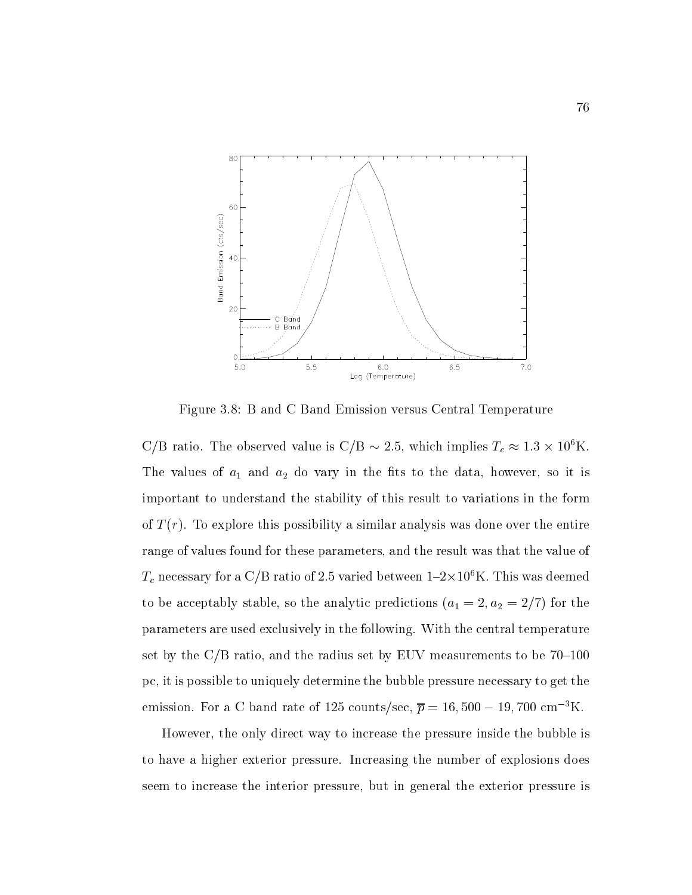Figure 3.8: B and C Band Emission versus Central Temperature

C/B ratio. The observed value is C/B $\sim 2.5$, which implies $T_c \approx 1.3 \times 10^6$K. The values of $a_1$ and $a_2$ do vary in the fits to the data, however, so it is important to understand the stability of this result to variations in the form of $T(r)$. To explore this possibility a similar analysis was done over the entire range of values found for these parameters, and the result was that the value of $T_c$ necessary for a C/B ratio of 2.5 varied between 1–2$\times 10^6$K. This was deemed to be acceptably stable, so the analytic predictions ($a_1 = 2, a_2 = 2/7$) for the parameters are used exclusively in the following. With the central temperature set by the C/B ratio, and the radius set by EUV measurements to be 70–100 pc, it is possible to uniquely determine the bubble pressure necessary to get the emission. For a C band rate of 125 counts/sec, $\overline{p} = 16,500 - 19,700$ cm$^{-3}$K.

However, the only direct way to increase the pressure inside the bubble is to have a higher exterior pressure. Increasing the number of explosions does seem to increase the interior pressure, but in general the exterior pressure is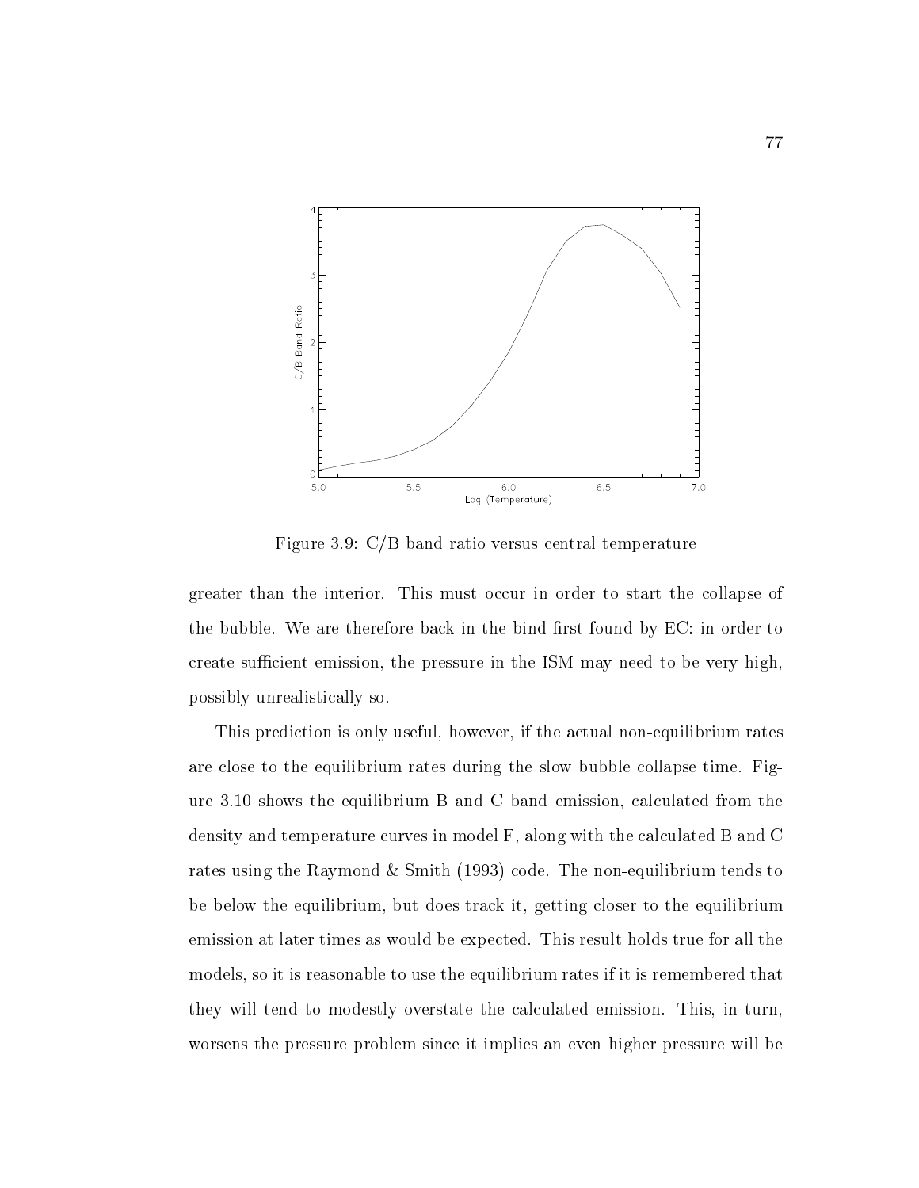Figure 3.9: C/B band ratio versus central temperature

greater than the interior. This must occur in order to start the collapse of the bubble. We are therefore back in the bind first found by EC: in order to create sufficient emission, the pressure in the ISM may need to be very high, possibly unrealistically so.

This prediction is only useful, however, if the actual non-equilibrium rates are close to the equilibrium rates during the slow bubble collapse time. Figure 3.10 shows the equilibrium B and C band emission, calculated from the density and temperature curves in model F, along with the calculated B and C rates using the Raymond & Smith (1993) code. The non-equilibrium tends to be below the equilibrium, but does track it, getting closer to the equilibrium emission at later times as would be expected. This result holds true for all the models, so it is reasonable to use the equilibrium rates if it is remembered that they will tend to modestly overstate the calculated emission. This, in turn, worsens the pressure problem since it implies an even higher pressure will be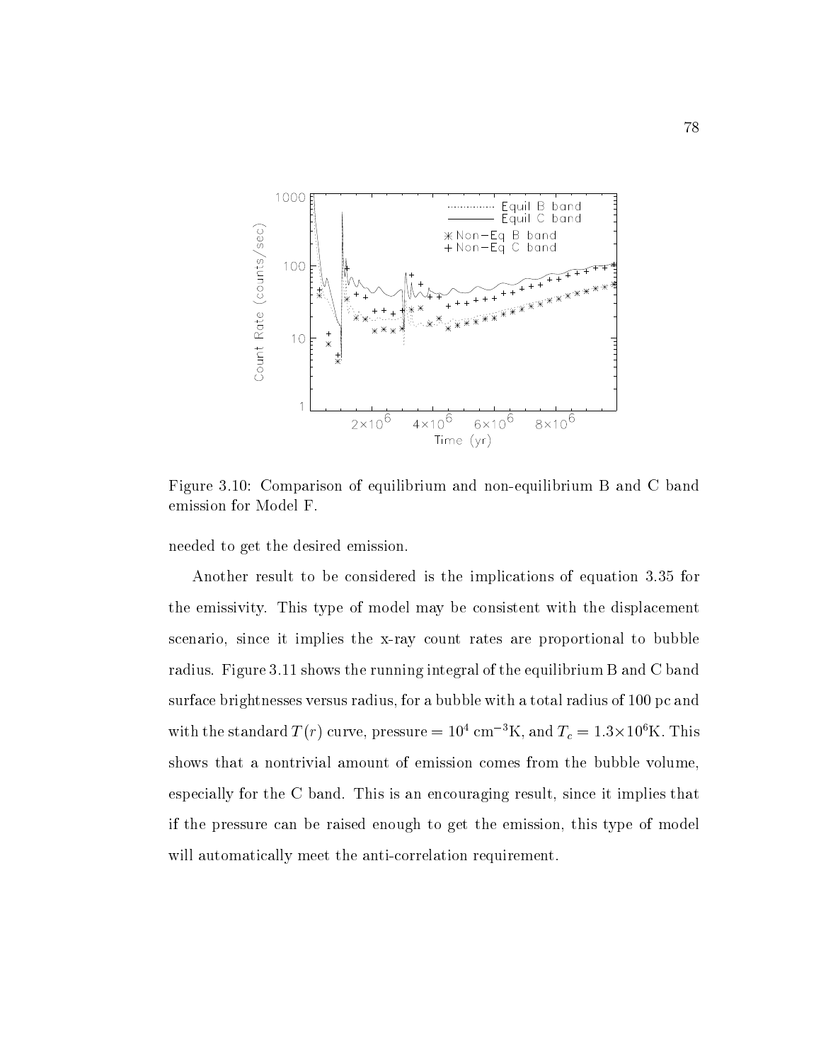Figure 3.10: Comparison of equilibrium and non-equilibrium B and C band emission for Model F.

needed to get the desired emission.

Another result to be considered is the implications of equation 3.35 for the emissivity. This type of model may be consistent with the displacement scenario, since it implies the x-ray count rates are proportional to bubble radius. Figure 3.11 shows the running integral of the equilibrium B and C band surface brightnesses versus radius, for a bubble with a total radius of 100 pc and with the standard $T(r)$ curve, pressure $= 10^4$ cm$^{-3}$K, and $T_c = 1.3\times10^6$K. This shows that a nontrivial amount of emission comes from the bubble volume, especially for the C band. This is an encouraging result, since it implies that if the pressure can be raised enough to get the emission, this type of model will automatically meet the anti-correlation requirement.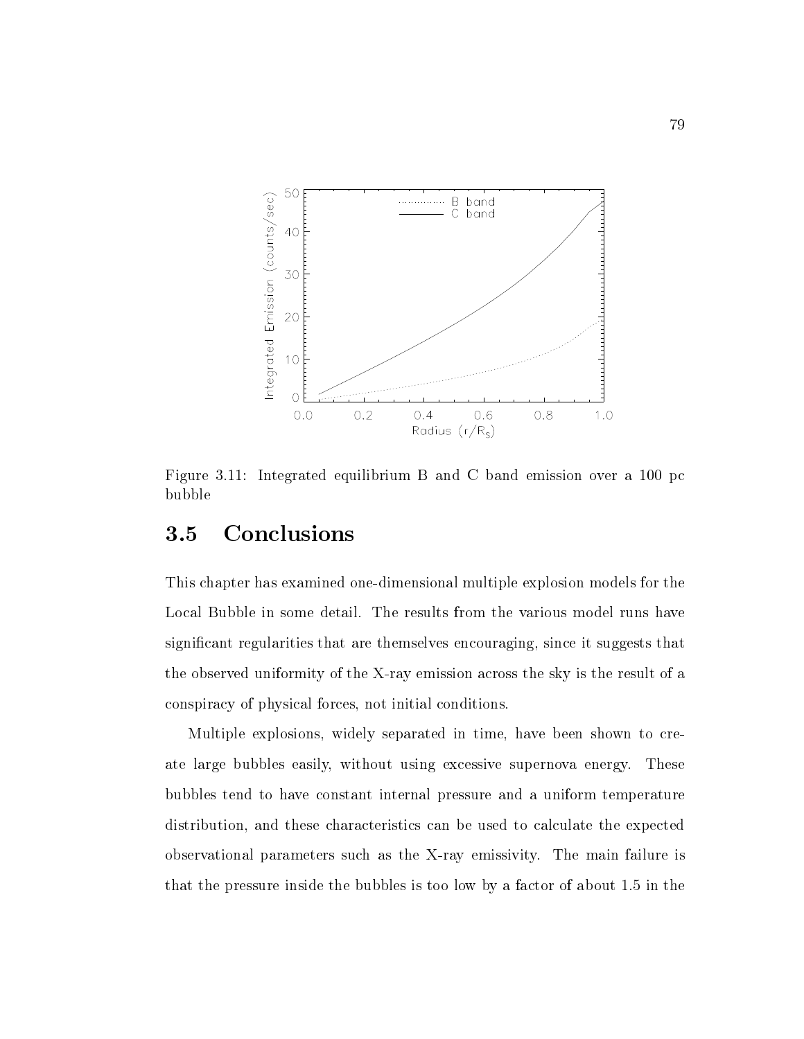Figure 3.11: Integrated equilibrium B and C band emission over a 100 pc bubble

## 3.5 Conclusions

This chapter has examined one-dimensional multiple explosion models for the Local Bubble in some detail. The results from the various model runs have significant regularities that are themselves encouraging, since it suggests that the observed uniformity of the X-ray emission across the sky is the result of a conspiracy of physical forces, not initial conditions.

Multiple explosions, widely separated in time, have been shown to create large bubbles easily, without using excessive supernova energy. These bubbles tend to have constant internal pressure and a uniform temperature distribution, and these characteristics can be used to calculate the expected observational parameters such as the X-ray emissivity. The main failure is that the pressure inside the bubbles is too low by a factor of about 1.5 in the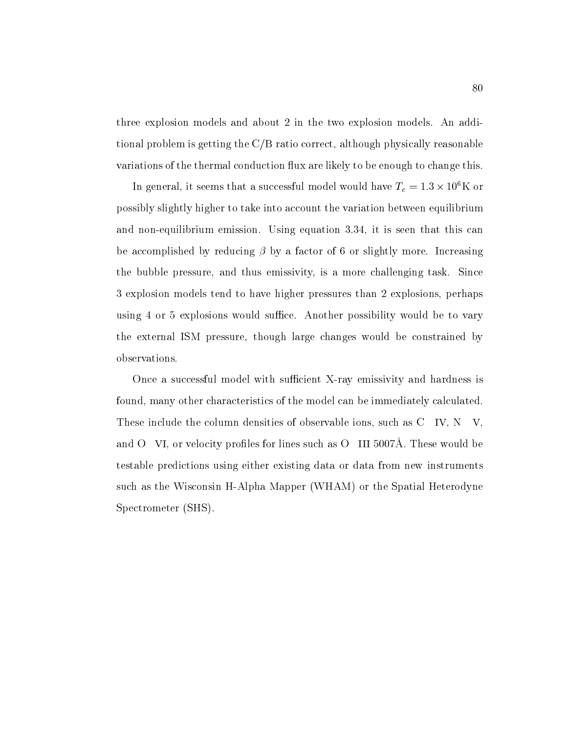three explosion models and about 2 in the two explosion models. An additional problem is getting the C/B ratio correct, although physically reasonable variations of the thermal conduction flux are likely to be enough to change this.

In general, it seems that a successful model would have $T_c = 1.3 \times 10^6$K or possibly slightly higher to take into account the variation between equilibrium and non-equilibrium emission. Using equation 3.34, it is seen that this can be accomplished by reducing $\beta$ by a factor of 6 or slightly more. Increasing the bubble pressure, and thus emissivity, is a more challenging task. Since 3 explosion models tend to have higher pressures than 2 explosions, perhaps using 4 or 5 explosions would suffice. Another possibility would be to vary the external ISM pressure, though large changes would be constrained by observations.

Once a successful model with sufficient X-ray emissivity and hardness is found, many other characteristics of the model can be immediately calculated. These include the column densities of observable ions, such as C IV, N V, and O VI, or velocity profiles for lines such as O III 5007Å. These would be testable predictions using either existing data or data from new instruments such as the Wisconsin H-Alpha Mapper (WHAM) or the Spatial Heterodyne Spectrometer (SHS).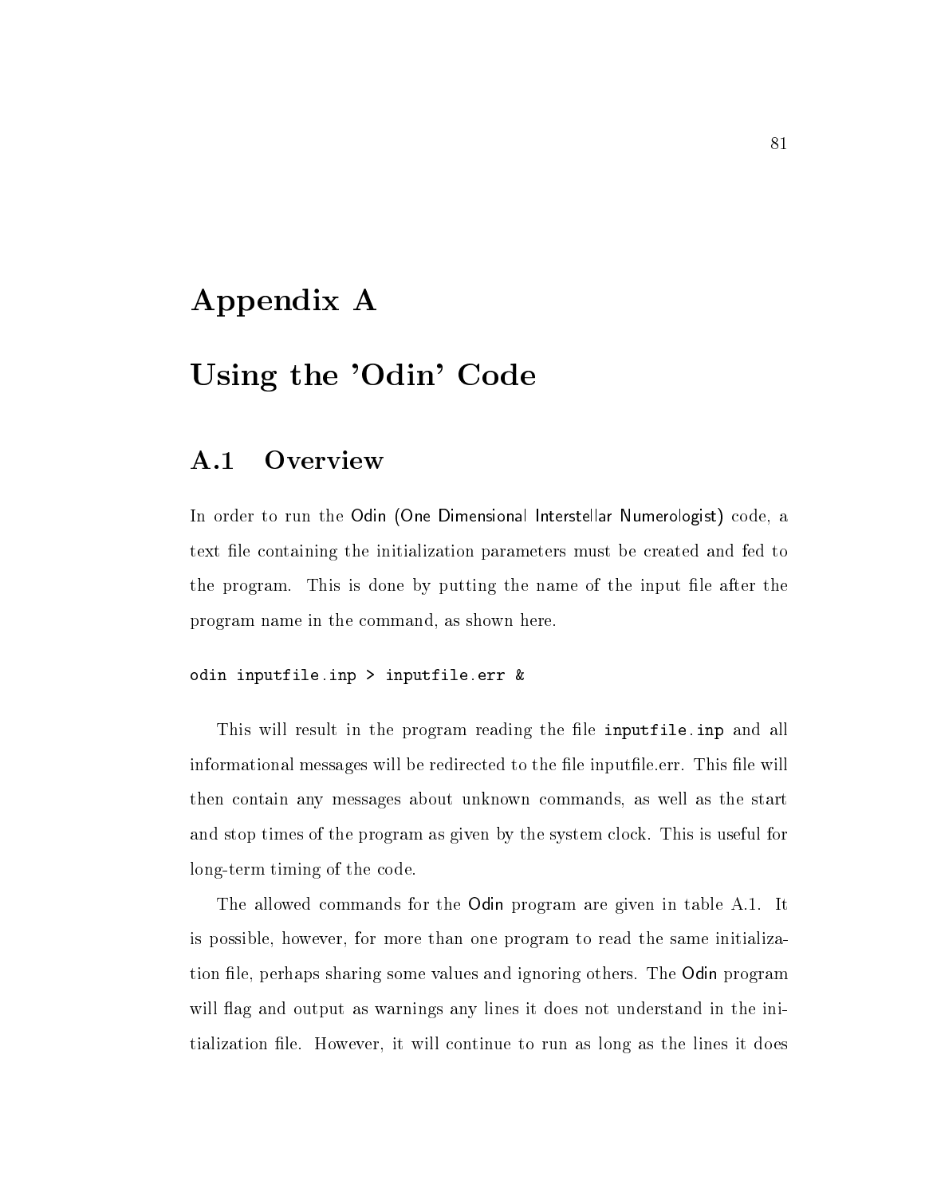# Appendix A

# Using the 'Odin' Code

## A.1 Overview

In order to run the Odin (One Dimensional Interstellar Numerologist) code, a text file containing the initialization parameters must be created and fed to the program. This is done by putting the name of the input file after the program name in the command, as shown here.

```
odin inputfile.inp > inputfile.err &
```

This will result in the program reading the file `inputfile.inp` and all informational messages will be redirected to the file inputfile.err. This file will then contain any messages about unknown commands, as well as the start and stop times of the program as given by the system clock. This is useful for long-term timing of the code.

The allowed commands for the Odin program are given in table A.1. It is possible, however, for more than one program to read the same initialization file, perhaps sharing some values and ignoring others. The Odin program will flag and output as warnings any lines it does not understand in the initialization file. However, it will continue to run as long as the lines it does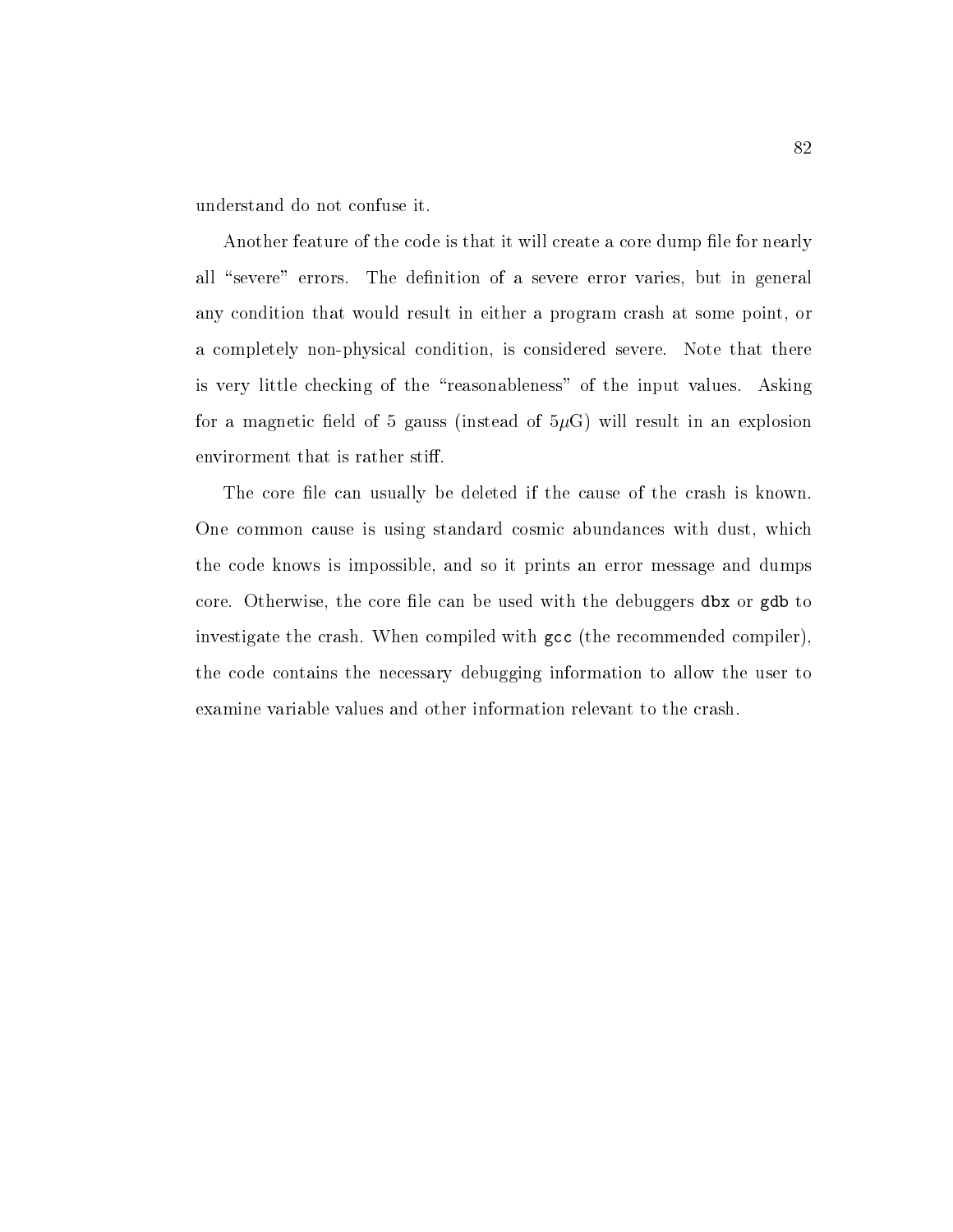understand do not confuse it.

Another feature of the code is that it will create a core dump file for nearly all "severe" errors. The definition of a severe error varies, but in general any condition that would result in either a program crash at some point, or a completely non-physical condition, is considered severe. Note that there is very little checking of the "reasonableness" of the input values. Asking for a magnetic field of 5 gauss (instead of $5\mu$G) will result in an explosion envirorment that is rather stiff.

The core file can usually be deleted if the cause of the crash is known. One common cause is using standard cosmic abundances with dust, which the code knows is impossible, and so it prints an error message and dumps core. Otherwise, the core file can be used with the debuggers `dbx` or `gdb` to investigate the crash. When compiled with `gcc` (the recommended compiler), the code contains the necessary debugging information to allow the user to examine variable values and other information relevant to the crash.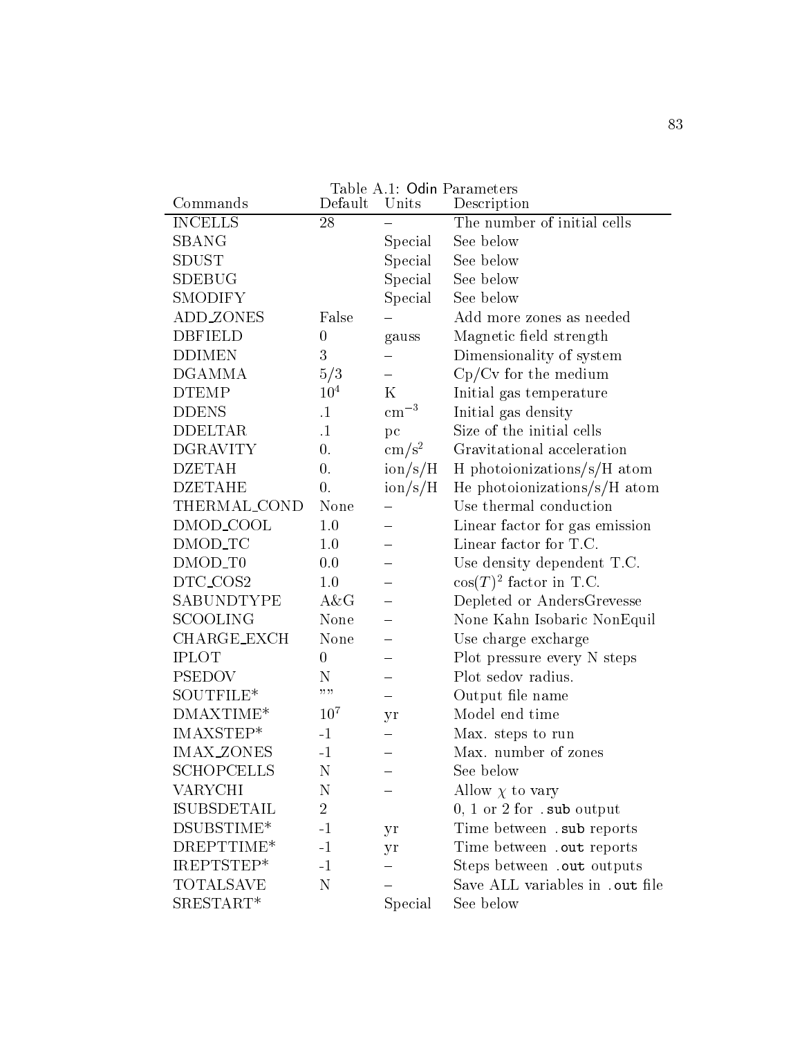Table A.1: Odin Parameters

| Commands | Default | Units | Description |
|---|---|---|---|
| INCELLS | 28 | – | The number of initial cells |
| SBANG | | Special | See below |
| SDUST | | Special | See below |
| SDEBUG | | Special | See below |
| SMODIFY | | Special | See below |
| ADD_ZONES | False | – | Add more zones as needed |
| DBFIELD | 0 | gauss | Magnetic field strength |
| DDIMEN | 3 | – | Dimensionality of system |
| DGAMMA | 5/3 | – | Cp/Cv for the medium |
| DTEMP | $10^4$ | K | Initial gas temperature |
| DDENS | .1 | $\mathrm{cm}^{-3}$ | Initial gas density |
| DDELTAR | .1 | pc | Size of the initial cells |
| DGRAVITY | 0. | $\mathrm{cm/s}^2$ | Gravitational acceleration |
| DZETAH | 0. | ion/s/H | H photoionizations/s/H atom |
| DZETAHE | 0. | ion/s/H | He photoionizations/s/H atom |
| THERMAL_COND | None | – | Use thermal conduction |
| DMOD_COOL | 1.0 | – | Linear factor for gas emission |
| DMOD_TC | 1.0 | – | Linear factor for T.C. |
| DMOD_T0 | 0.0 | – | Use density dependent T.C. |
| DTC_COS2 | 1.0 | – | $\cos(T)^2$ factor in T.C. |
| SABUNDTYPE | A&G | – | Depleted or AndersGrevesse |
| SCOOLING | None | – | None Kahn Isobaric NonEquil |
| CHARGE_EXCH | None | – | Use charge excharge |
| IPLOT | 0 | – | Plot pressure every N steps |
| PSEDOV | N | – | Plot sedov radius. |
| SOUTFILE* | "" | – | Output file name |
| DMAXTIME* | $10^7$ | yr | Model end time |
| IMAXSTEP* | -1 | – | Max. steps to run |
| IMAX_ZONES | -1 | – | Max. number of zones |
| SCHOPCELLS | N | – | See below |
| VARYCHI | N | – | Allow $\chi$ to vary |
| ISUBSDETAIL | 2 | | 0, 1 or 2 for `.sub` output |
| DSUBSTIME* | -1 | yr | Time between `.sub` reports |
| DREPTTIME* | -1 | yr | Time between `.out` reports |
| IREPTSTEP* | -1 | – | Steps between `.out` outputs |
| TOTALSAVE | N | – | Save ALL variables in `.out` file |
| SRESTART* | | Special | See below |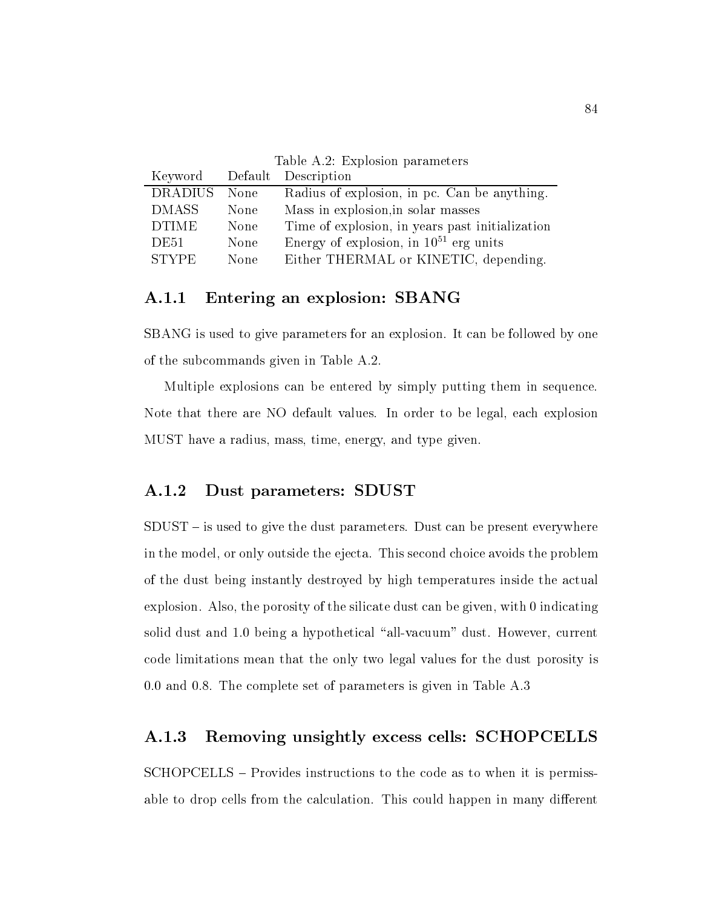Table A.2: Explosion parameters

| Keyword | Default | Description |
|---|---|---|
| DRADIUS | None | Radius of explosion, in pc. Can be anything. |
| DMASS | None | Mass in explosion,in solar masses |
| DTIME | None | Time of explosion, in years past initialization |
| DE51 | None | Energy of explosion, in $10^{51}$ erg units |
| STYPE | None | Either THERMAL or KINETIC, depending. |

### A.1.1 Entering an explosion: SBANG

SBANG is used to give parameters for an explosion. It can be followed by one of the subcommands given in Table A.2.

Multiple explosions can be entered by simply putting them in sequence. Note that there are NO default values. In order to be legal, each explosion MUST have a radius, mass, time, energy, and type given.

### A.1.2 Dust parameters: SDUST

SDUST – is used to give the dust parameters. Dust can be present everywhere in the model, or only outside the ejecta. This second choice avoids the problem of the dust being instantly destroyed by high temperatures inside the actual explosion. Also, the porosity of the silicate dust can be given, with 0 indicating solid dust and 1.0 being a hypothetical "all-vacuum" dust. However, current code limitations mean that the only two legal values for the dust porosity is 0.0 and 0.8. The complete set of parameters is given in Table A.3

### A.1.3 Removing unsightly excess cells: SCHOPCELLS

SCHOPCELLS – Provides instructions to the code as to when it is permissable to drop cells from the calculation. This could happen in many different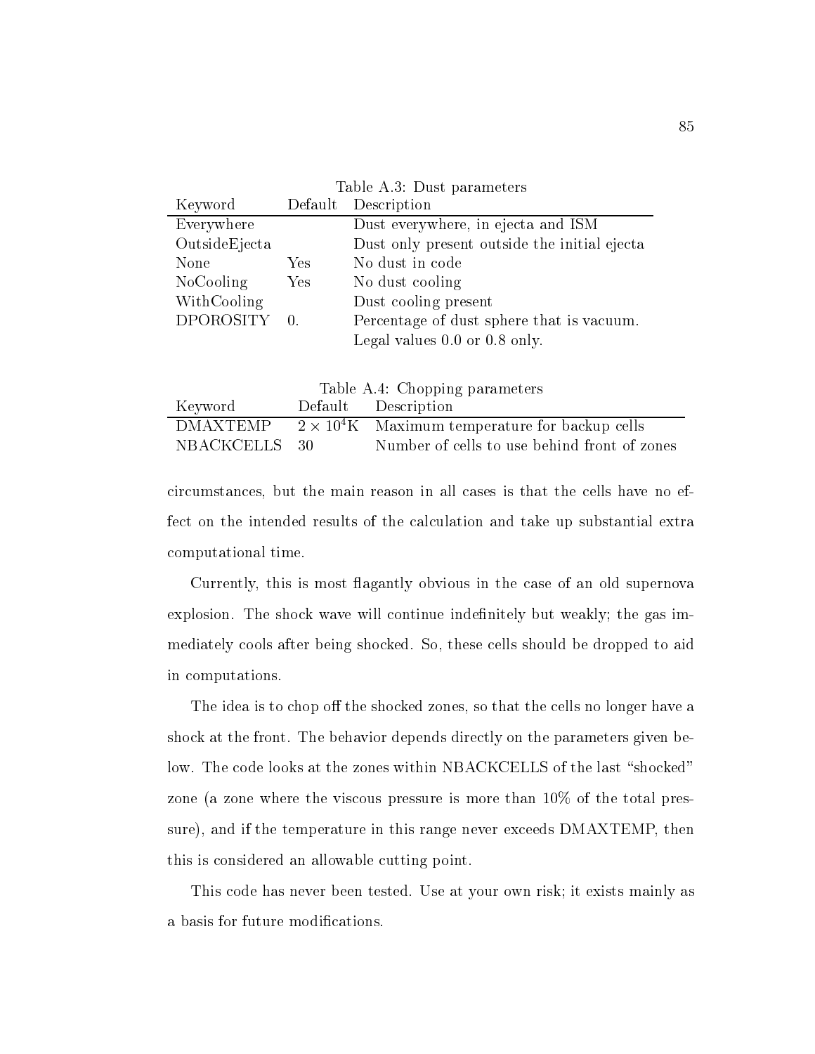Table A.3: Dust parameters

| Keyword | Default | Description |
|---|---|---|
| Everywhere | | Dust everywhere, in ejecta and ISM |
| OutsideEjecta | | Dust only present outside the initial ejecta |
| None | Yes | No dust in code |
| NoCooling | Yes | No dust cooling |
| WithCooling | | Dust cooling present |
| DPOROSITY | 0. | Percentage of dust sphere that is vacuum. Legal values 0.0 or 0.8 only. |

Table A.4: Chopping parameters

| Keyword | Default | Description |
|---|---|---|
| DMAXTEMP | $2 \times 10^4$K | Maximum temperature for backup cells |
| NBACKCELLS | 30 | Number of cells to use behind front of zones |

circumstances, but the main reason in all cases is that the cells have no effect on the intended results of the calculation and take up substantial extra computational time.

Currently, this is most flagantly obvious in the case of an old supernova explosion. The shock wave will continue indefinitely but weakly; the gas immediately cools after being shocked. So, these cells should be dropped to aid in computations.

The idea is to chop off the shocked zones, so that the cells no longer have a shock at the front. The behavior depends directly on the parameters given below. The code looks at the zones within NBACKCELLS of the last "shocked" zone (a zone where the viscous pressure is more than 10% of the total pressure), and if the temperature in this range never exceeds DMAXTEMP, then this is considered an allowable cutting point.

This code has never been tested. Use at your own risk; it exists mainly as a basis for future modifications.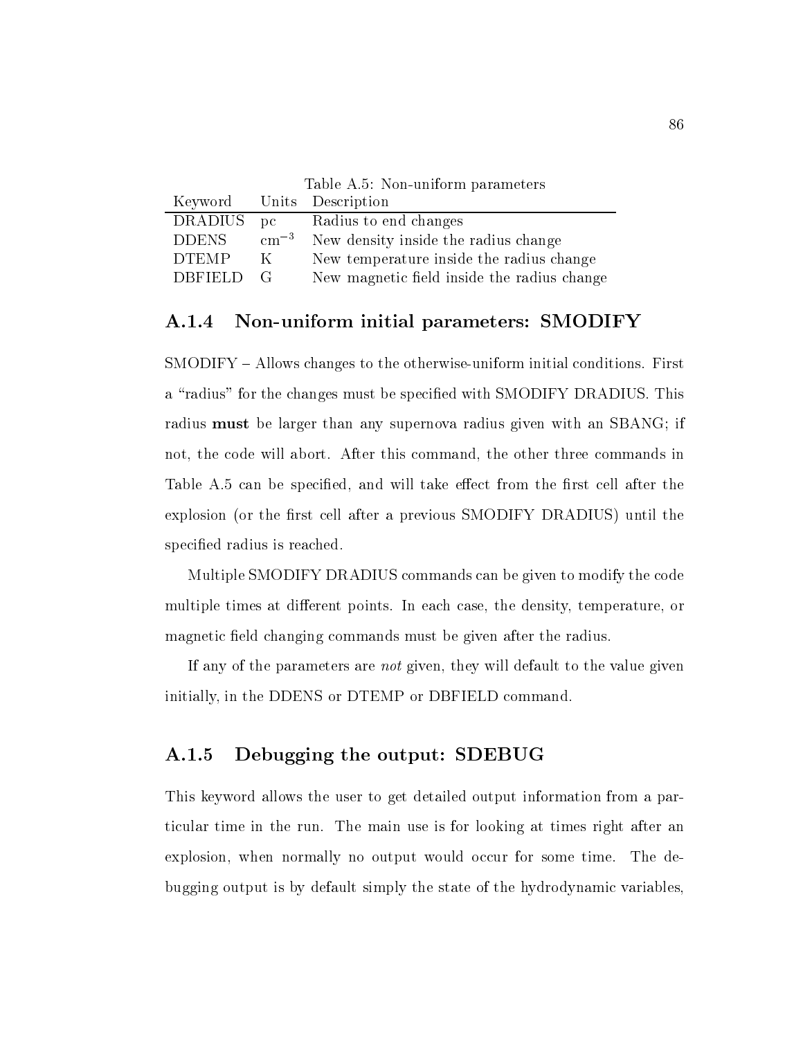Table A.5: Non-uniform parameters

| Keyword | Units | Description |
|---|---|---|
| DRADIUS | pc | Radius to end changes |
| DDENS | $cm^{-3}$ | New density inside the radius change |
| DTEMP | K | New temperature inside the radius change |
| DBFIELD | G | New magnetic field inside the radius change |

### A.1.4 Non-uniform initial parameters: SMODIFY

SMODIFY – Allows changes to the otherwise-uniform initial conditions. First a "radius" for the changes must be specified with SMODIFY DRADIUS. This radius **must** be larger than any supernova radius given with an SBANG; if not, the code will abort. After this command, the other three commands in Table A.5 can be specified, and will take effect from the first cell after the explosion (or the first cell after a previous SMODIFY DRADIUS) until the specified radius is reached.

Multiple SMODIFY DRADIUS commands can be given to modify the code multiple times at different points. In each case, the density, temperature, or magnetic field changing commands must be given after the radius.

If any of the parameters are *not* given, they will default to the value given initially, in the DDENS or DTEMP or DBFIELD command.

### A.1.5 Debugging the output: SDEBUG

This keyword allows the user to get detailed output information from a particular time in the run. The main use is for looking at times right after an explosion, when normally no output would occur for some time. The debugging output is by default simply the state of the hydrodynamic variables,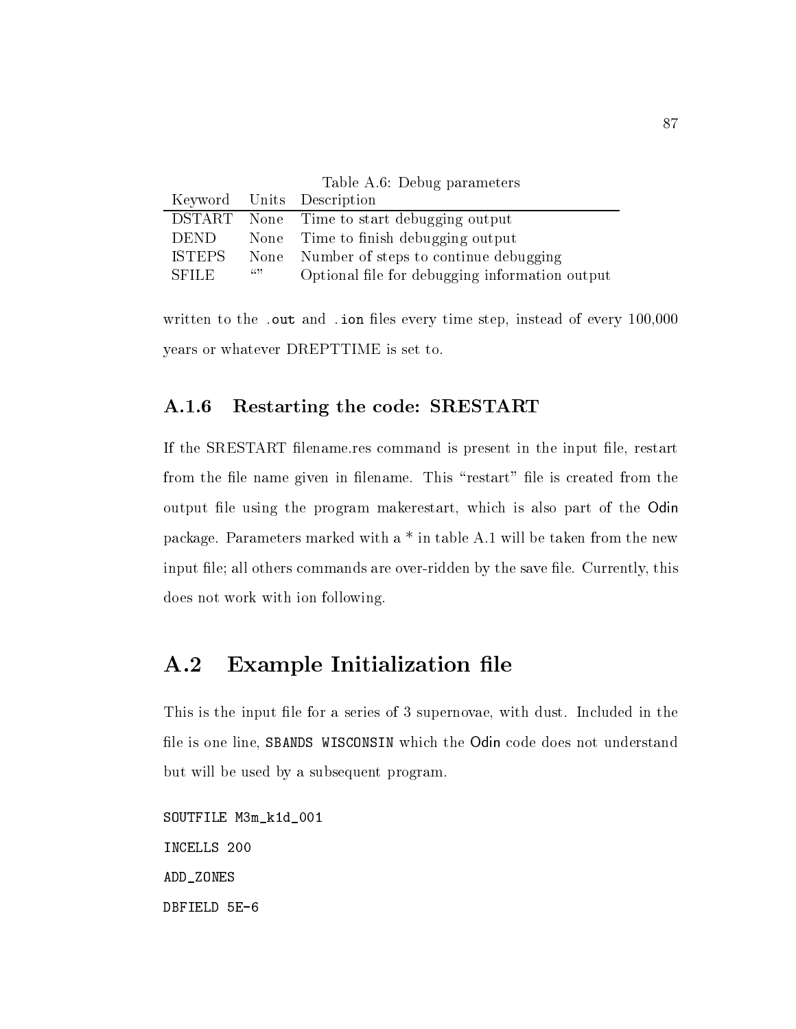Table A.6: Debug parameters

| Keyword | Units | Description |
|---|---|---|
| DSTART | None | Time to start debugging output |
| DEND | None | Time to finish debugging output |
| ISTEPS | None | Number of steps to continue debugging |
| SFILE | “” | Optional file for debugging information output |

written to the `.out` and `.ion` files every time step, instead of every 100,000 years or whatever DREPTTIME is set to.

### A.1.6 Restarting the code: SRESTART

If the SRESTART filename.res command is present in the input file, restart from the file name given in filename. This “restart” file is created from the output file using the program makerestart, which is also part of the Odin package. Parameters marked with a * in table A.1 will be taken from the new input file; all others commands are over-ridden by the save file. Currently, this does not work with ion following.

## A.2 Example Initialization file

This is the input file for a series of 3 supernovae, with dust. Included in the file is one line, `SBANDS WISCONSIN` which the Odin code does not understand but will be used by a subsequent program.

```
SOUTFILE M3m_k1d_001
INCELLS 200
ADD_ZONES
DBFIELD 5E-6
```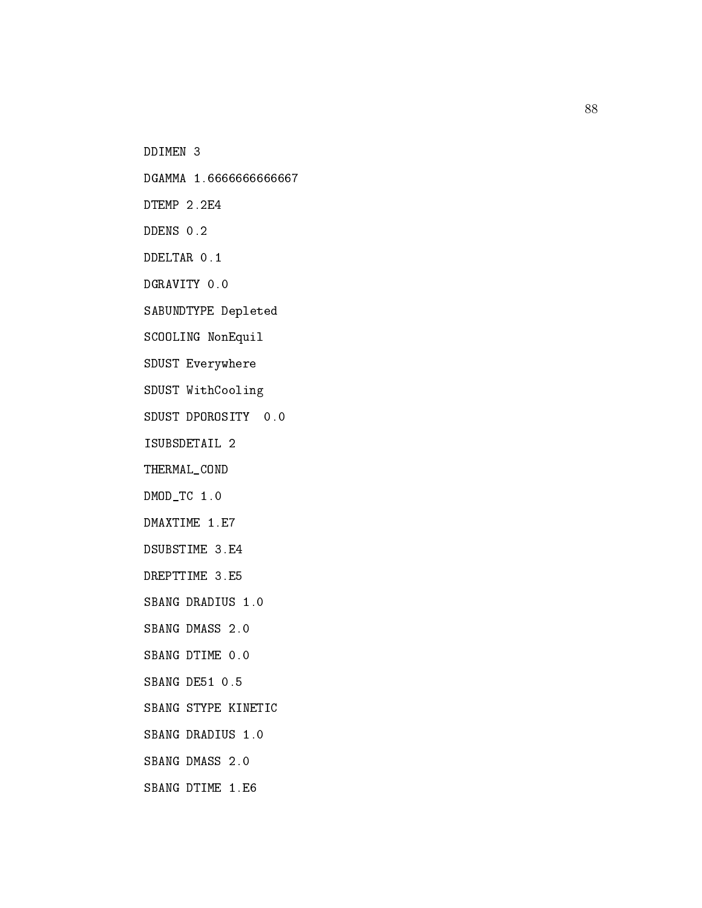```
DDIMEN 3
DGAMMA 1.6666666666667
DTEMP 2.2E4
DDENS 0.2
DDELTAR 0.1
DGRAVITY 0.0
SABUNDTYPE Depleted
SCOOLING NonEquil
SDUST Everywhere
SDUST WithCooling
SDUST DPOROSITY  0.0
ISUBSDETAIL 2
THERMAL_COND
DMOD_TC 1.0
DMAXTIME 1.E7
DSUBSTIME 3.E4
DREPTTIME 3.E5
SBANG DRADIUS 1.0
SBANG DMASS 2.0
SBANG DTIME 0.0
SBANG DE51 0.5
SBANG STYPE KINETIC
SBANG DRADIUS 1.0
SBANG DMASS 2.0
SBANG DTIME 1.E6
```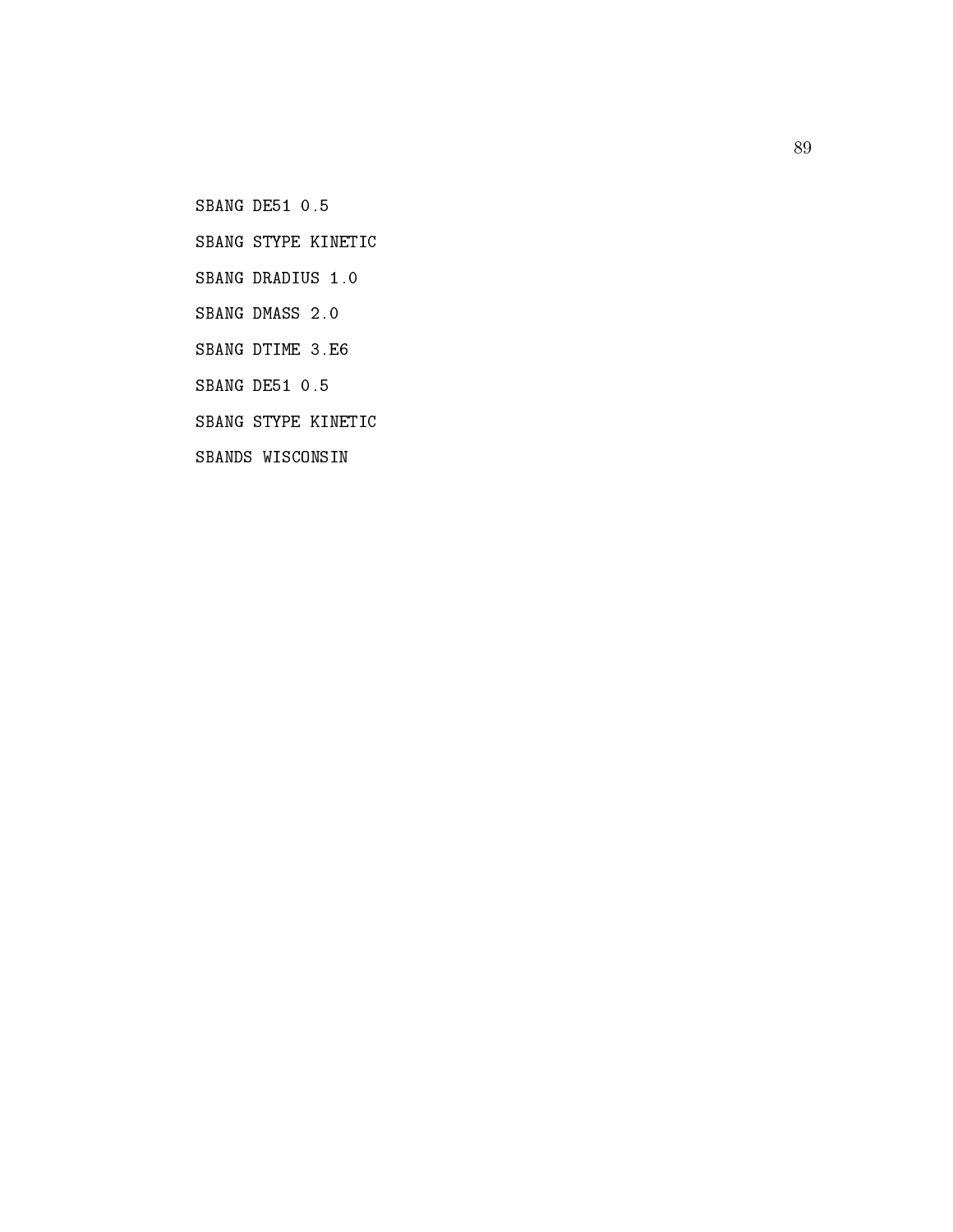```
SBANG DE51 0.5
SBANG STYPE KINETIC
SBANG DRADIUS 1.0
SBANG DMASS 2.0
SBANG DTIME 3.E6
SBANG DE51 0.5
SBANG STYPE KINETIC
SBANDS WISCONSIN
```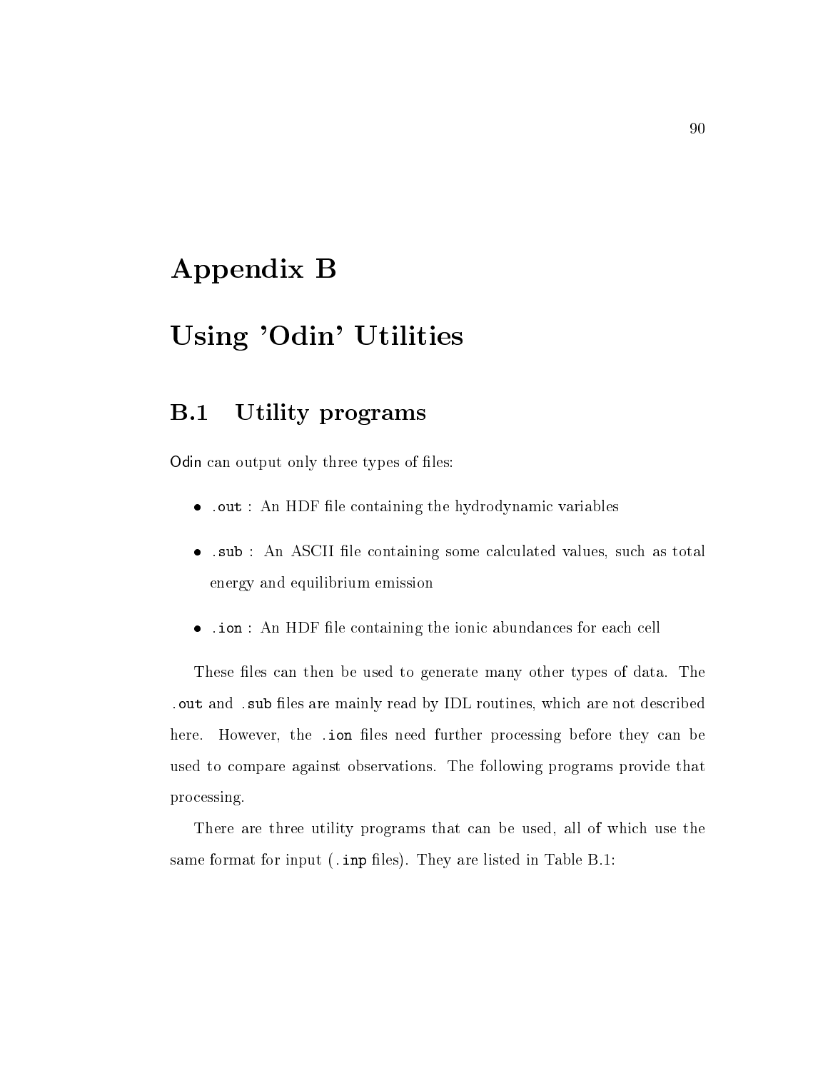# Appendix B

# Using 'Odin' Utilities

## B.1 Utility programs

Odin can output only three types of files:

- `.out` : An HDF file containing the hydrodynamic variables
- `.sub` : An ASCII file containing some calculated values, such as total energy and equilibrium emission
- `.ion` : An HDF file containing the ionic abundances for each cell

These files can then be used to generate many other types of data. The `.out` and `.sub` files are mainly read by IDL routines, which are not described here. However, the `.ion` files need further processing before they can be used to compare against observations. The following programs provide that processing.

There are three utility programs that can be used, all of which use the same format for input (`.inp` files). They are listed in Table B.1: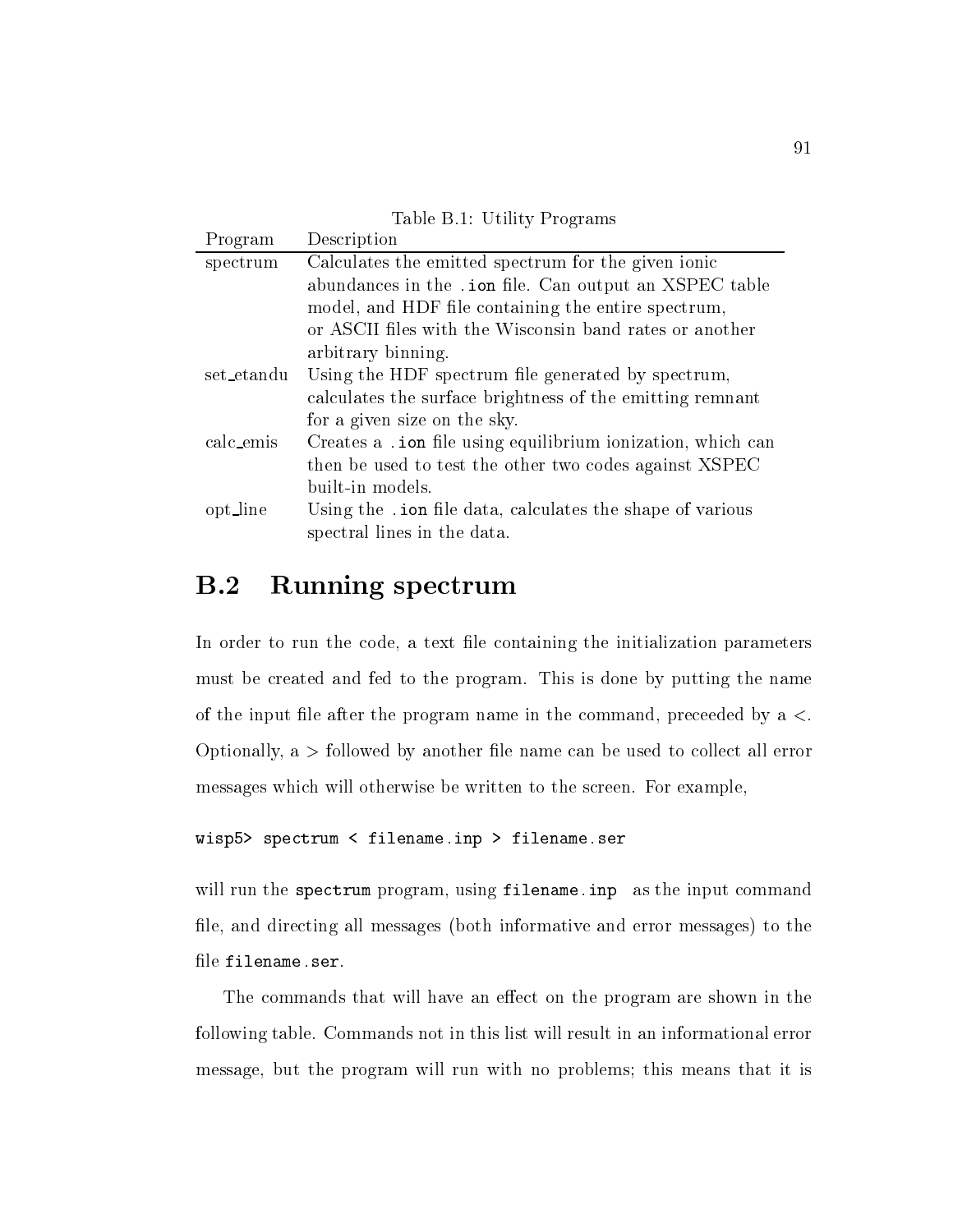Table B.1: Utility Programs

| Program | Description |
|---|---|
| spectrum | Calculates the emitted spectrum for the given ionic abundances in the `.ion` file. Can output an XSPEC table model, and HDF file containing the entire spectrum, or ASCII files with the Wisconsin band rates or another arbitrary binning. |
| set_etandu | Using the HDF spectrum file generated by spectrum, calculates the surface brightness of the emitting remnant for a given size on the sky. |
| calc_emis | Creates a `.ion` file using equilibrium ionization, which can then be used to test the other two codes against XSPEC built-in models. |
| opt_line | Using the `.ion` file data, calculates the shape of various spectral lines in the data. |

## B.2 Running spectrum

In order to run the code, a text file containing the initialization parameters must be created and fed to the program. This is done by putting the name of the input file after the program name in the command, preceeded by a <. Optionally, a > followed by another file name can be used to collect all error messages which will otherwise be written to the screen. For example,

```
wisp5> spectrum < filename.inp > filename.ser
```

will run the `spectrum` program, using `filename.inp` as the input command file, and directing all messages (both informative and error messages) to the file `filename.ser`.

The commands that will have an effect on the program are shown in the following table. Commands not in this list will result in an informational error message, but the program will run with no problems; this means that it is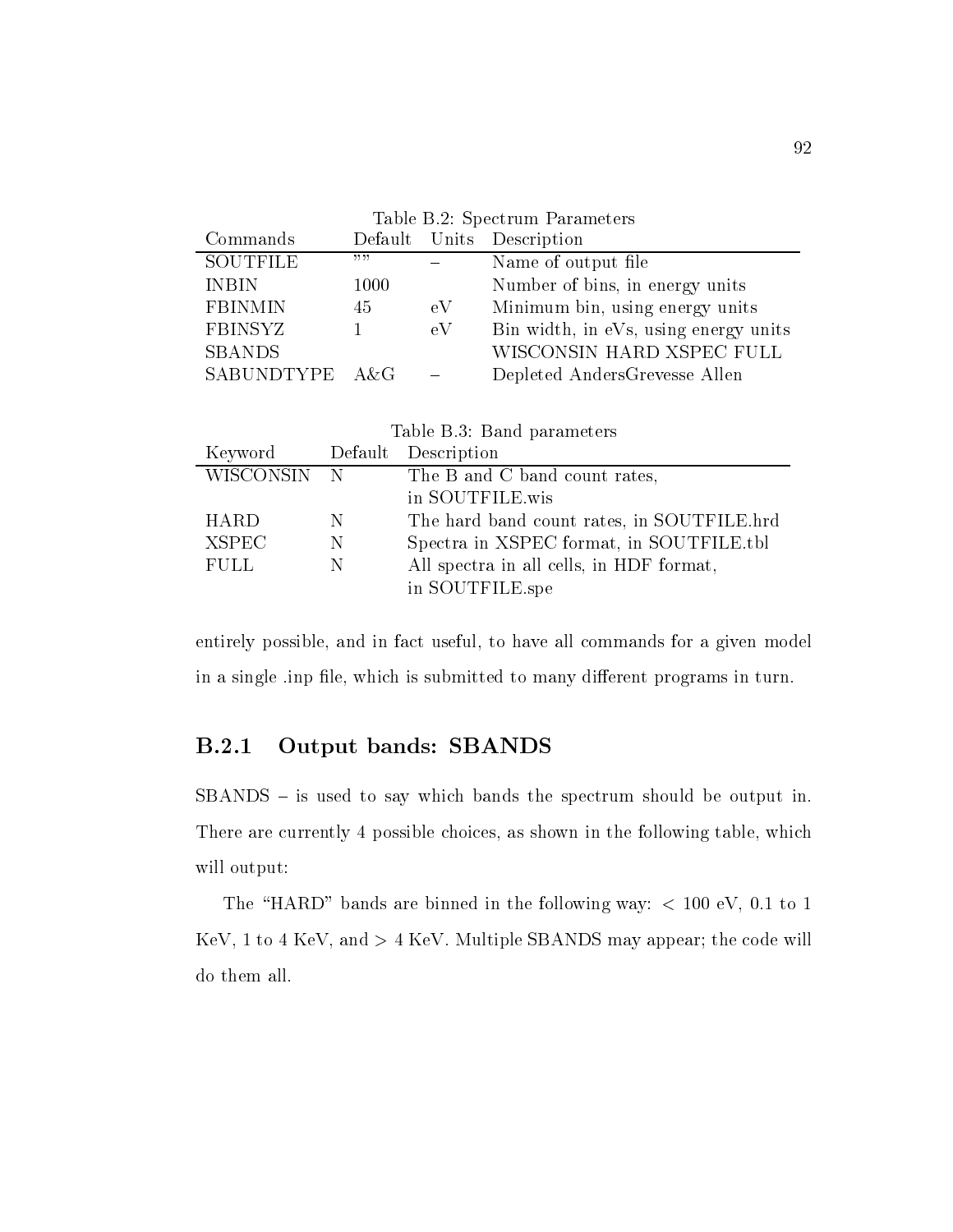Table B.2: Spectrum Parameters

| Commands | Default | Units | Description |
|---|---|---|---|
| SOUTFILE | "" | – | Name of output file |
| INBIN | 1000 | | Number of bins, in energy units |
| FBINMIN | 45 | eV | Minimum bin, using energy units |
| FBINSYZ | 1 | eV | Bin width, in eVs, using energy units |
| SBANDS | | | WISCONSIN HARD XSPEC FULL |
| SABUNDTYPE | A&G | – | Depleted AndersGrevesse Allen |

Table B.3: Band parameters

| Keyword | Default | Description |
|---|---|---|
| WISCONSIN | N | The B and C band count rates, in SOUTFILE.wis |
| HARD | N | The hard band count rates, in SOUTFILE.hrd |
| XSPEC | N | Spectra in XSPEC format, in SOUTFILE.tbl |
| FULL | N | All spectra in all cells, in HDF format, in SOUTFILE.spe |

entirely possible, and in fact useful, to have all commands for a given model in a single .inp file, which is submitted to many different programs in turn.

### B.2.1 Output bands: SBANDS

SBANDS – is used to say which bands the spectrum should be output in. There are currently 4 possible choices, as shown in the following table, which will output:

The "HARD" bands are binned in the following way: $< 100$ eV, 0.1 to 1 KeV, 1 to 4 KeV, and $> 4$ KeV. Multiple SBANDS may appear; the code will do them all.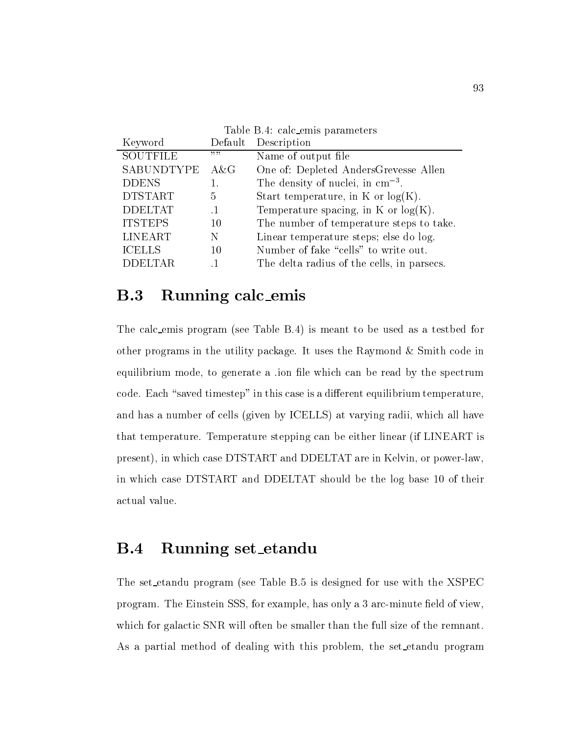Table B.4: calc_emis parameters

| Keyword | Default | Description |
| --- | --- | --- |
| SOUTFILE | "" | Name of output file |
| SABUNDTYPE | A&G | One of: Depleted AndersGrevesse Allen |
| DDENS | 1. | The density of nuclei, in $cm^{-3}$. |
| DTSTART | 5 | Start temperature, in K or log(K). |
| DDELTAT | .1 | Temperature spacing, in K or log(K). |
| ITSTEPS | 10 | The number of temperature steps to take. |
| LINEART | N | Linear temperature steps; else do log. |
| ICELLS | 10 | Number of fake "cells" to write out. |
| DDELTAR | .1 | The delta radius of the cells, in parsecs. |

## B.3 Running calc_emis

The calc_emis program (see Table B.4) is meant to be used as a testbed for other programs in the utility package. It uses the Raymond & Smith code in equilibrium mode, to generate a .ion file which can be read by the spectrum code. Each "saved timestep" in this case is a different equilibrium temperature, and has a number of cells (given by ICELLS) at varying radii, which all have that temperature. Temperature stepping can be either linear (if LINEART is present), in which case DTSTART and DDELTAT are in Kelvin, or power-law, in which case DTSTART and DDELTAT should be the log base 10 of their actual value.

## B.4 Running set_etandu

The set_etandu program (see Table B.5 is designed for use with the XSPEC program. The Einstein SSS, for example, has only a 3 arc-minute field of view, which for galactic SNR will often be smaller than the full size of the remnant. As a partial method of dealing with this problem, the set_etandu program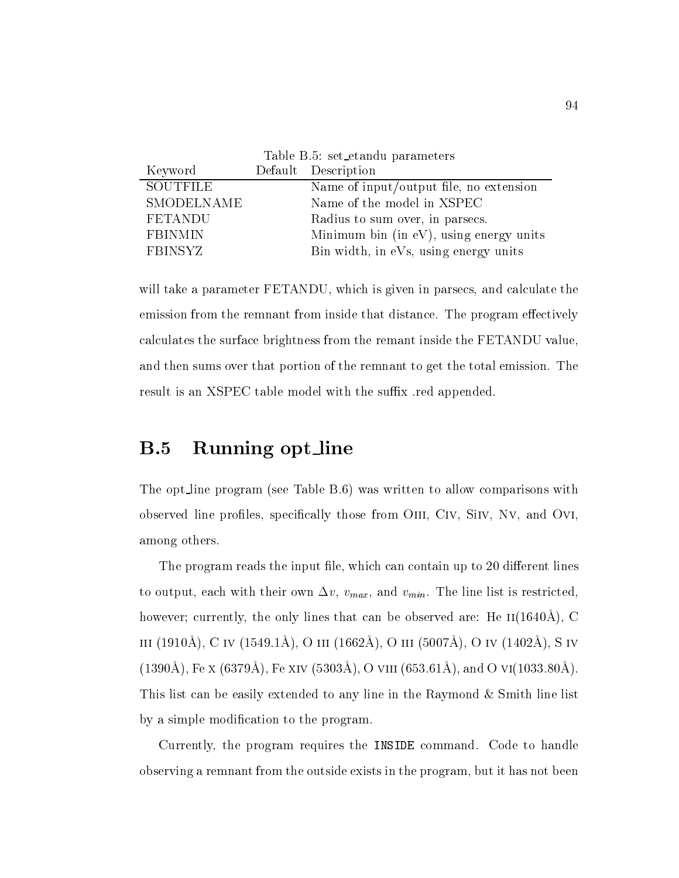Table B.5: set_etandu parameters

| Keyword | Default | Description |
|---|---|---|
| SOUTFILE | | Name of input/output file, no extension |
| SMODELNAME | | Name of the model in XSPEC |
| FETANDU | | Radius to sum over, in parsecs. |
| FBINMIN | | Minimum bin (in eV), using energy units |
| FBINSYZ | | Bin width, in eVs, using energy units |

will take a parameter FETANDU, which is given in parsecs, and calculate the emission from the remnant from inside that distance. The program effectively calculates the surface brightness from the remant inside the FETANDU value, and then sums over that portion of the remnant to get the total emission. The result is an XSPEC table model with the suffix .red appended.

## B.5 Running opt_line

The opt_line program (see Table B.6) was written to allow comparisons with observed line profiles, specifically those from OIII, CIV, SiIV, NV, and OVI, among others.

The program reads the input file, which can contain up to 20 different lines to output, each with their own $\Delta v$, $v_{max}$, and $v_{min}$. The line list is restricted, however; currently, the only lines that can be observed are: He II(1640Å), C III (1910Å), C IV (1549.1Å), O III (1662Å), O III (5007Å), O IV (1402Å), S IV (1390Å), Fe X (6379Å), Fe XIV (5303Å), O VIII (653.61Å), and O VI(1033.80Å). This list can be easily extended to any line in the Raymond & Smith line list by a simple modification to the program.

Currently, the program requires the `INSIDE` command. Code to handle observing a remnant from the outside exists in the program, but it has not been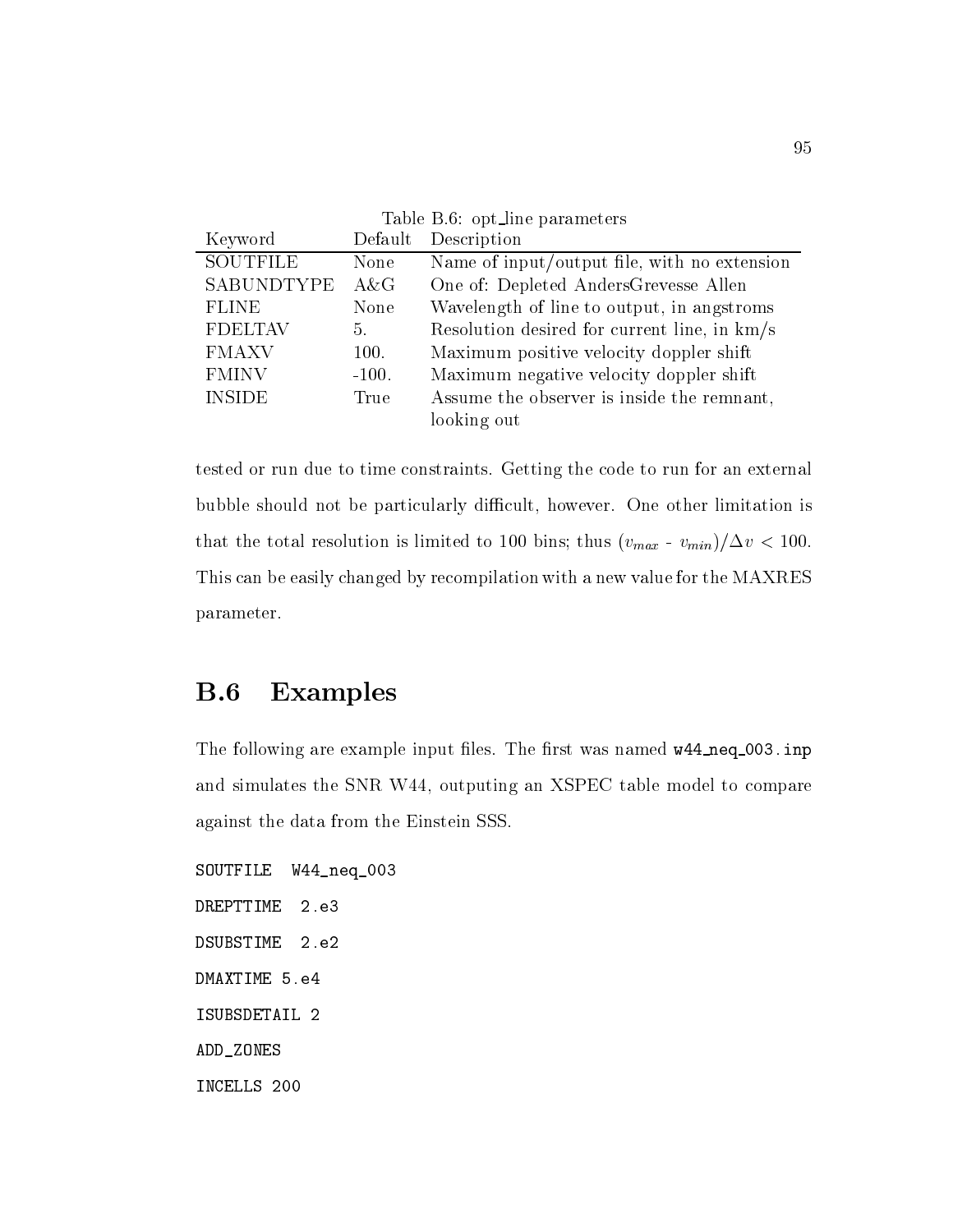Table B.6: opt_line parameters

| Keyword | Default | Description |
|---|---|---|
| SOUTFILE | None | Name of input/output file, with no extension |
| SABUNDTYPE | A&G | One of: Depleted AndersGrevesse Allen |
| FLINE | None | Wavelength of line to output, in angstroms |
| FDELTAV | 5. | Resolution desired for current line, in km/s |
| FMAXV | 100. | Maximum positive velocity doppler shift |
| FMINV | -100. | Maximum negative velocity doppler shift |
| INSIDE | True | Assume the observer is inside the remnant, looking out |

tested or run due to time constraints. Getting the code to run for an external bubble should not be particularly difficult, however. One other limitation is that the total resolution is limited to 100 bins; thus $(v_{max}$ - $v_{min})/\Delta v < 100$. This can be easily changed by recompilation with a new value for the MAXRES parameter.

## B.6 Examples

The following are example input files. The first was named `w44_neq_003.inp` and simulates the SNR W44, outputing an XSPEC table model to compare against the data from the Einstein SSS.

```
SOUTFILE  W44_neq_003
DREPTTIME  2.e3
DSUBSTIME  2.e2
DMAXTIME 5.e4
ISUBSDETAIL 2
ADD_ZONES
INCELLS 200
```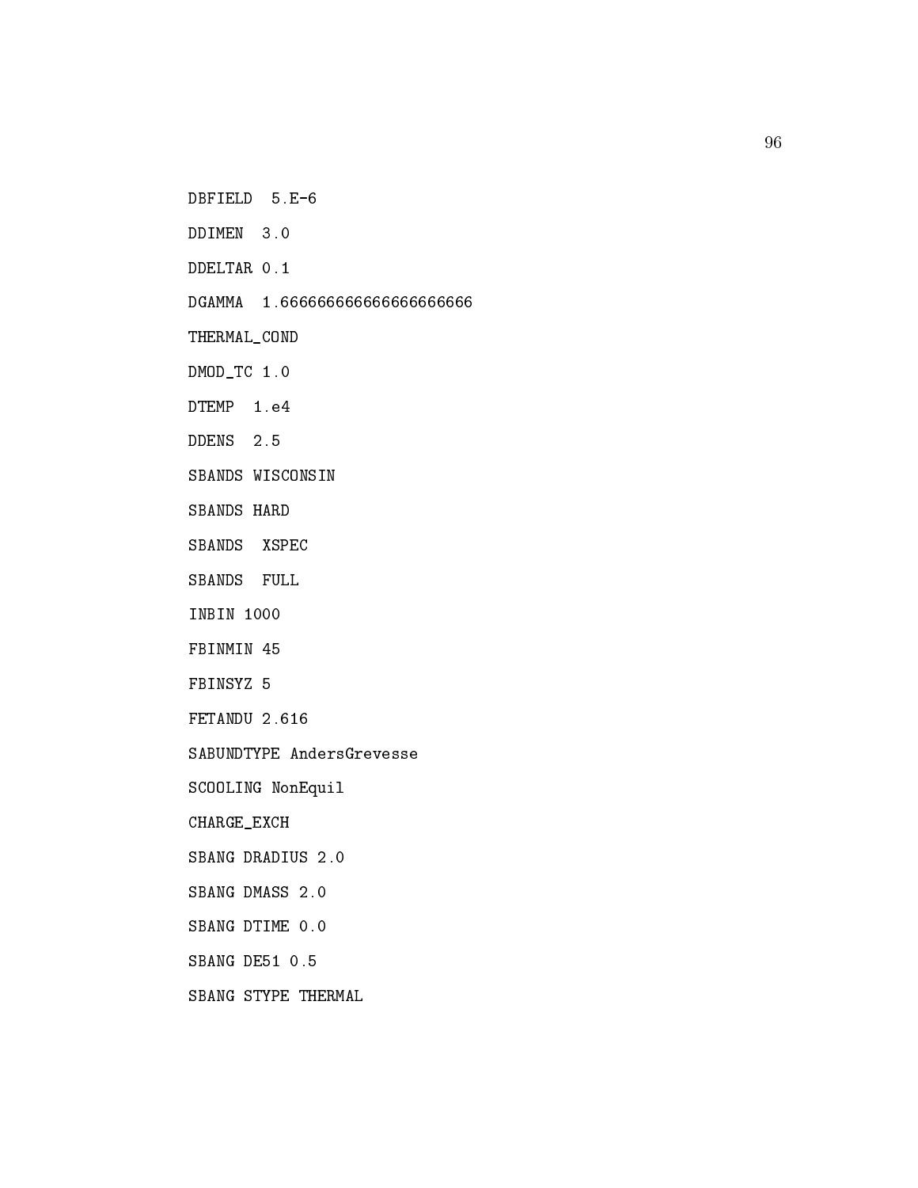```
DBFIELD  5.E-6

DDIMEN  3.0

DDELTAR 0.1

DGAMMA  1.66666666666666666666

THERMAL_COND

DMOD_TC 1.0

DTEMP  1.e4

DDENS  2.5

SBANDS WISCONSIN

SBANDS HARD

SBANDS  XSPEC

SBANDS  FULL

INBIN 1000

FBINMIN 45

FBINSYZ 5

FETANDU 2.616

SABUNDTYPE AndersGrevesse

SCOOLING NonEquil

CHARGE_EXCH

SBANG DRADIUS 2.0

SBANG DMASS 2.0

SBANG DTIME 0.0

SBANG DE51 0.5

SBANG STYPE THERMAL
```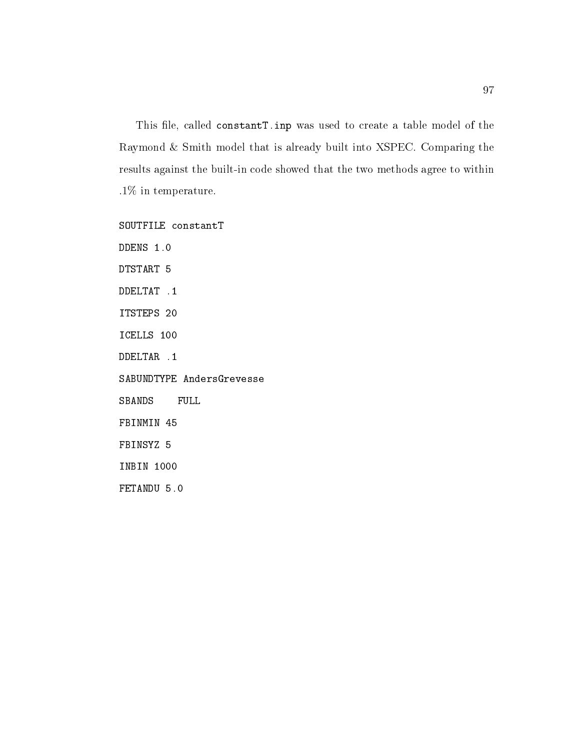This file, called `constantT.inp` was used to create a table model of the Raymond & Smith model that is already built into XSPEC. Comparing the results against the built-in code showed that the two methods agree to within .1% in temperature.

```
SOUTFILE constantT
DDENS 1.0
DTSTART 5
DDELTAT .1
ITSTEPS 20
ICELLS 100
DDELTAR .1
SABUNDTYPE AndersGrevesse
SBANDS    FULL
FBINMIN 45
FBINSYZ 5
INBIN 1000
FETANDU 5.0
```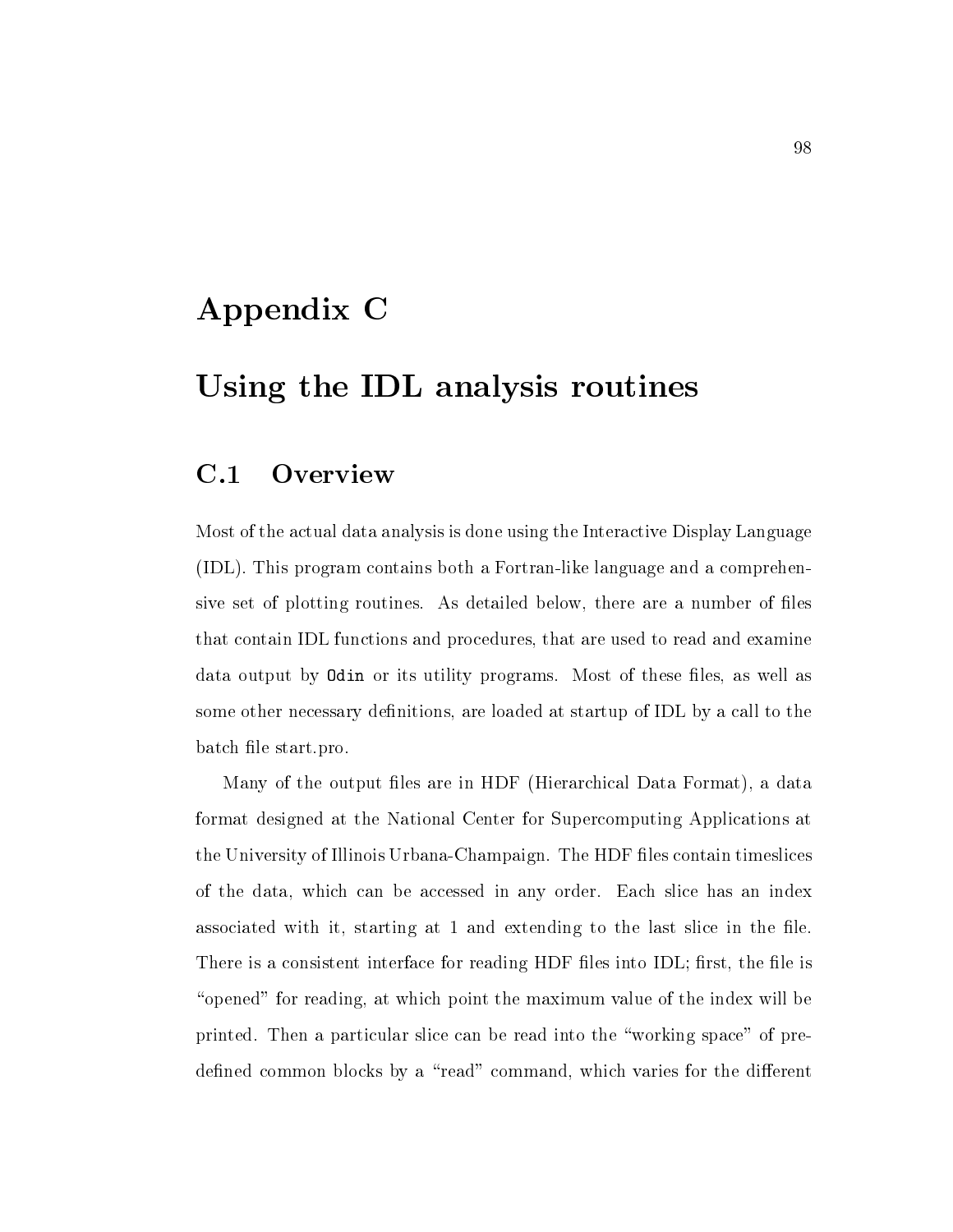# Appendix C

# Using the IDL analysis routines

## C.1 Overview

Most of the actual data analysis is done using the Interactive Display Language (IDL). This program contains both a Fortran-like language and a comprehensive set of plotting routines. As detailed below, there are a number of files that contain IDL functions and procedures, that are used to read and examine data output by `Odin` or its utility programs. Most of these files, as well as some other necessary definitions, are loaded at startup of IDL by a call to the batch file start.pro.

Many of the output files are in HDF (Hierarchical Data Format), a data format designed at the National Center for Supercomputing Applications at the University of Illinois Urbana-Champaign. The HDF files contain timeslices of the data, which can be accessed in any order. Each slice has an index associated with it, starting at 1 and extending to the last slice in the file. There is a consistent interface for reading HDF files into IDL; first, the file is "opened" for reading, at which point the maximum value of the index will be printed. Then a particular slice can be read into the "working space" of predefined common blocks by a "read" command, which varies for the different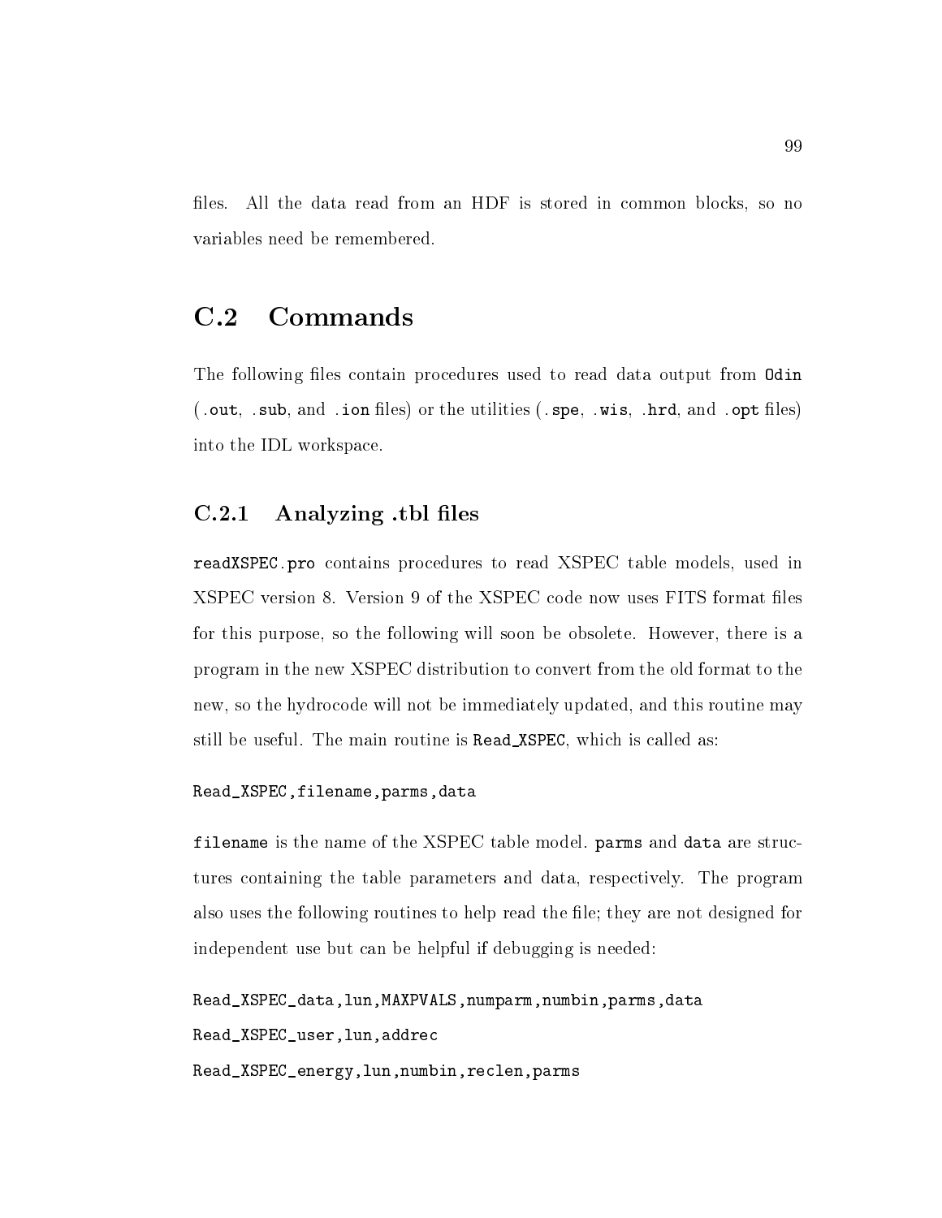files. All the data read from an HDF is stored in common blocks, so no variables need be remembered.

## C.2 Commands

The following files contain procedures used to read data output from `Odin` (`.out`, `.sub`, and `.ion` files) or the utilities (`.spe`, `.wis`, `.hrd`, and `.opt` files) into the IDL workspace.

### C.2.1 Analyzing .tbl files

`readXSPEC.pro` contains procedures to read XSPEC table models, used in XSPEC version 8. Version 9 of the XSPEC code now uses FITS format files for this purpose, so the following will soon be obsolete. However, there is a program in the new XSPEC distribution to convert from the old format to the new, so the hydrocode will not be immediately updated, and this routine may still be useful. The main routine is `Read_XSPEC`, which is called as:

```
Read_XSPEC,filename,parms,data
```

`filename` is the name of the XSPEC table model. `parms` and `data` are structures containing the table parameters and data, respectively. The program also uses the following routines to help read the file; they are not designed for independent use but can be helpful if debugging is needed:

```
Read_XSPEC_data,lun,MAXPVALS,numparm,numbin,parms,data
Read_XSPEC_user,lun,addrec
Read_XSPEC_energy,lun,numbin,reclen,parms
```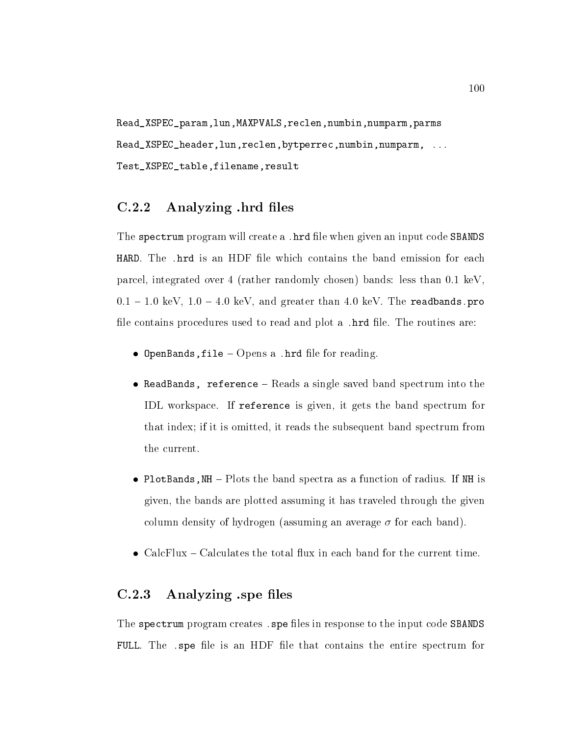```
Read_XSPEC_param,lun,MAXPVALS,reclen,numbin,numparm,parms
Read_XSPEC_header,lun,reclen,bytperrec,numbin,numparm, ...
Test_XSPEC_table,filename,result
```

### C.2.2 Analyzing .hrd files

The `spectrum` program will create a `.hrd` file when given an input code `SBANDS HARD`. The `.hrd` is an HDF file which contains the band emission for each parcel, integrated over 4 (rather randomly chosen) bands: less than 0.1 keV, 0.1 – 1.0 keV, 1.0 – 4.0 keV, and greater than 4.0 keV. The `readbands.pro` file contains procedures used to read and plot a `.hrd` file. The routines are:

- `OpenBands,file` – Opens a `.hrd` file for reading.
- `ReadBands, reference` – Reads a single saved band spectrum into the IDL workspace. If `reference` is given, it gets the band spectrum for that index; if it is omitted, it reads the subsequent band spectrum from the current.
- `PlotBands,NH` – Plots the band spectra as a function of radius. If `NH` is given, the bands are plotted assuming it has traveled through the given column density of hydrogen (assuming an average $\sigma$ for each band).
- CalcFlux – Calculates the total flux in each band for the current time.

### C.2.3 Analyzing .spe files

The `spectrum` program creates `.spe` files in response to the input code `SBANDS FULL`. The `.spe` file is an HDF file that contains the entire spectrum for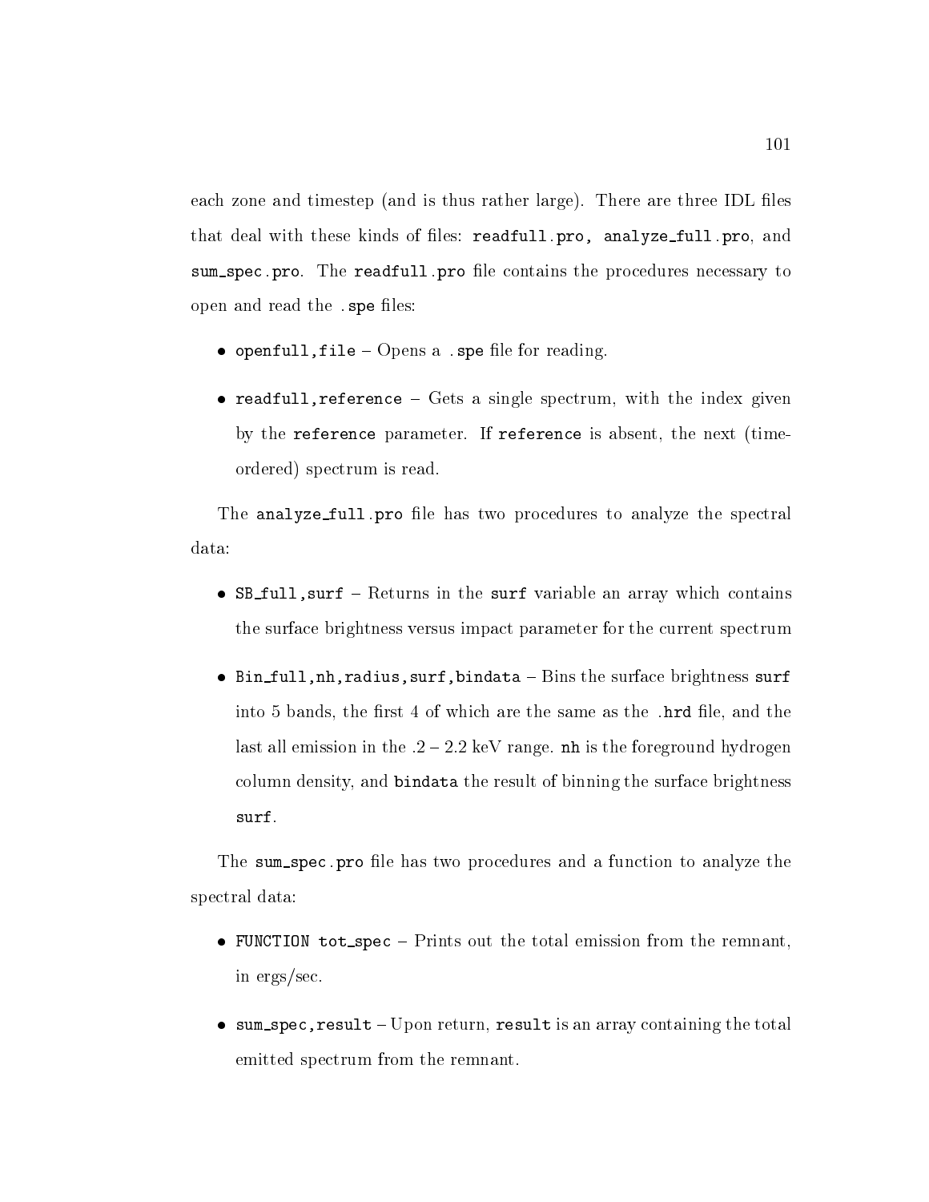each zone and timestep (and is thus rather large). There are three IDL files that deal with these kinds of files: `readfull.pro, analyze_full.pro`, and `sum_spec.pro`. The `readfull.pro` file contains the procedures necessary to open and read the `.spe` files:

- `openfull,file` – Opens a `.spe` file for reading.
- `readfull,reference` – Gets a single spectrum, with the index given by the `reference` parameter. If `reference` is absent, the next (time-ordered) spectrum is read.

The `analyze_full.pro` file has two procedures to analyze the spectral data:

- `SB_full,surf` – Returns in the `surf` variable an array which contains the surface brightness versus impact parameter for the current spectrum
- `Bin_full,nh,radius,surf,bindata` – Bins the surface brightness `surf` into 5 bands, the first 4 of which are the same as the `.hrd` file, and the last all emission in the .2 – 2.2 keV range. `nh` is the foreground hydrogen column density, and `bindata` the result of binning the surface brightness `surf`.

The `sum_spec.pro` file has two procedures and a function to analyze the spectral data:

- `FUNCTION tot_spec` – Prints out the total emission from the remnant, in ergs/sec.
- `sum_spec,result` – Upon return, `result` is an array containing the total emitted spectrum from the remnant.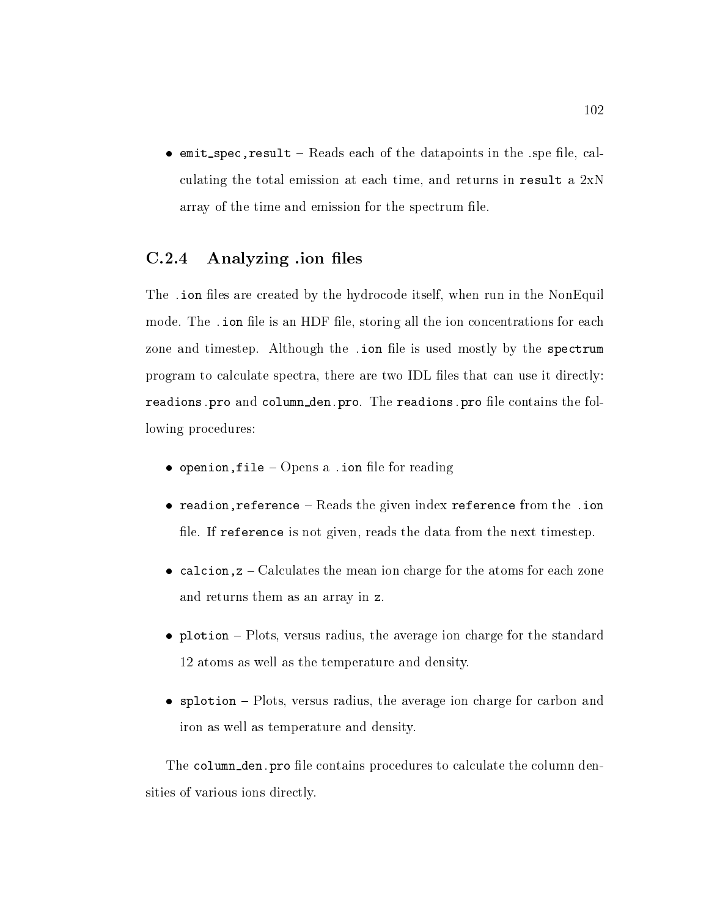- `emit_spec,result` – Reads each of the datapoints in the .spe file, calculating the total emission at each time, and returns in `result` a 2xN array of the time and emission for the spectrum file.

### C.2.4 Analyzing .ion files

The `.ion` files are created by the hydrocode itself, when run in the NonEquil mode. The `.ion` file is an HDF file, storing all the ion concentrations for each zone and timestep. Although the `.ion` file is used mostly by the `spectrum` program to calculate spectra, there are two IDL files that can use it directly: `readions.pro` and `column_den.pro`. The `readions.pro` file contains the following procedures:

- `openion,file` – Opens a `.ion` file for reading
- `readion,reference` – Reads the given index `reference` from the `.ion` file. If `reference` is not given, reads the data from the next timestep.
- `calcion,z` – Calculates the mean ion charge for the atoms for each zone and returns them as an array in `z`.
- `plotion` – Plots, versus radius, the average ion charge for the standard 12 atoms as well as the temperature and density.
- `splotion` – Plots, versus radius, the average ion charge for carbon and iron as well as temperature and density.

The `column_den.pro` file contains procedures to calculate the column densities of various ions directly.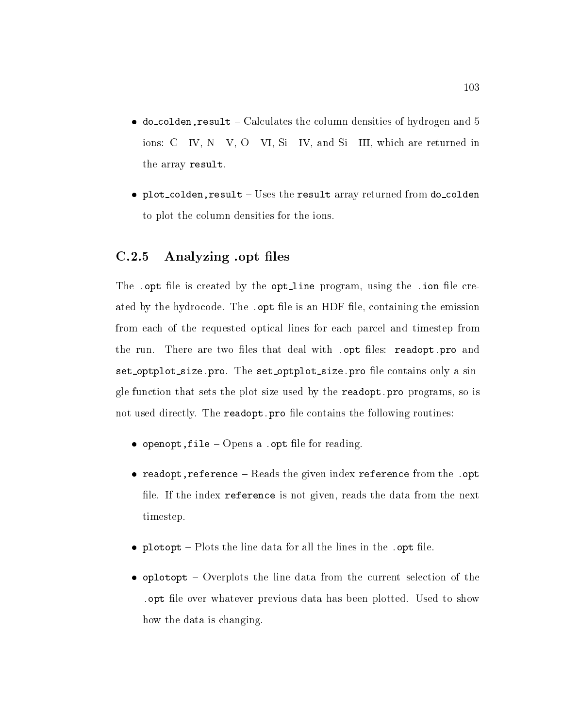- `do_colden,result` – Calculates the column densities of hydrogen and 5 ions: C IV, N V, O VI, Si IV, and Si III, which are returned in the array `result`.

- `plot_colden,result` – Uses the `result` array returned from `do_colden` to plot the column densities for the ions.

### C.2.5 Analyzing .opt files

The `.opt` file is created by the `opt_line` program, using the `.ion` file created by the hydrocode. The `.opt` file is an HDF file, containing the emission from each of the requested optical lines for each parcel and timestep from the run. There are two files that deal with `.opt` files: `readopt.pro` and `set_optplot_size.pro`. The `set_optplot_size.pro` file contains only a single function that sets the plot size used by the `readopt.pro` programs, so is not used directly. The `readopt.pro` file contains the following routines:

- `openopt,file` – Opens a `.opt` file for reading.

- `readopt,reference` – Reads the given index `reference` from the `.opt` file. If the index `reference` is not given, reads the data from the next timestep.

- `plotopt` – Plots the line data for all the lines in the `.opt` file.

- `oplotopt` – Overplots the line data from the current selection of the `.opt` file over whatever previous data has been plotted. Used to show how the data is changing.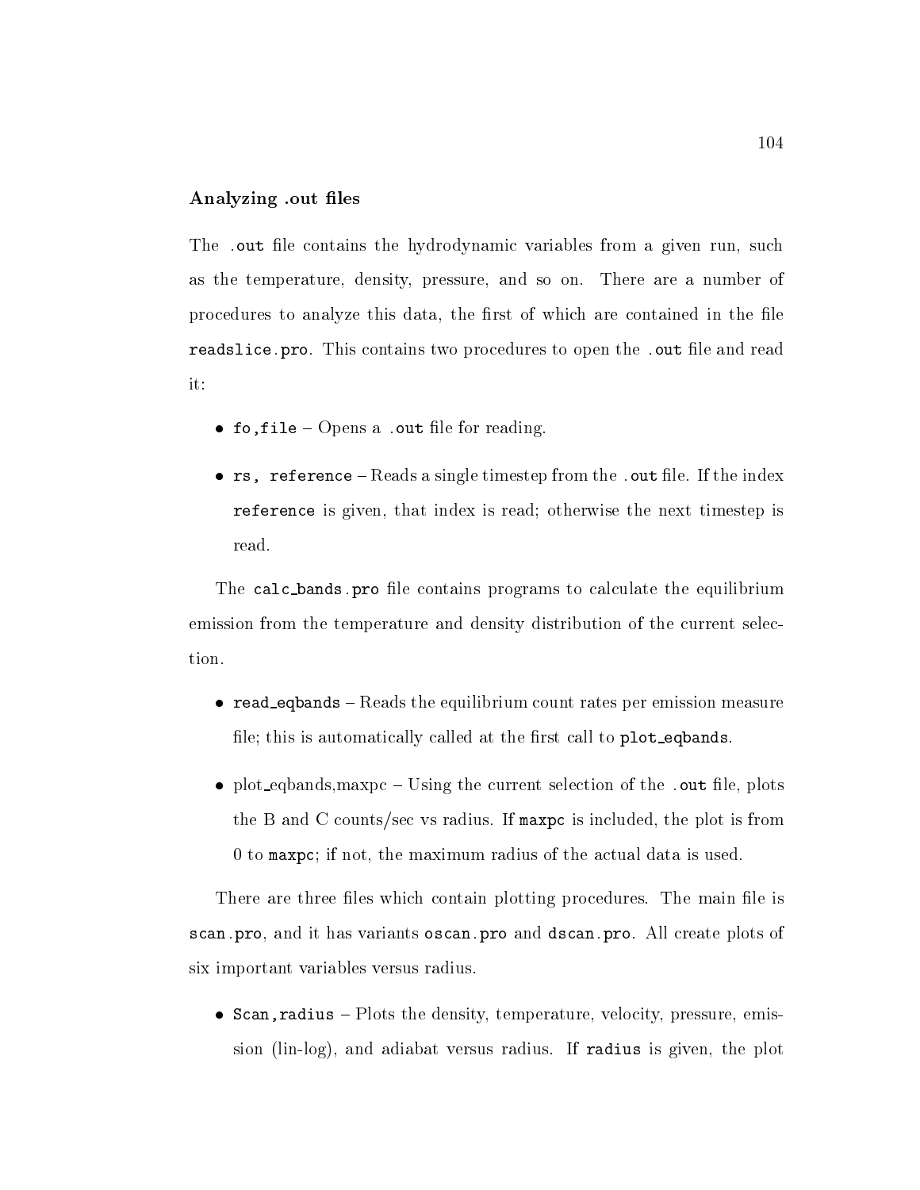### Analyzing .out files

The `.out` file contains the hydrodynamic variables from a given run, such as the temperature, density, pressure, and so on. There are a number of procedures to analyze this data, the first of which are contained in the file `readslice.pro`. This contains two procedures to open the `.out` file and read it:

- `fo,file` – Opens a `.out` file for reading.
- `rs, reference` – Reads a single timestep from the `.out` file. If the index `reference` is given, that index is read; otherwise the next timestep is read.

The `calc_bands.pro` file contains programs to calculate the equilibrium emission from the temperature and density distribution of the current selection.

- `read_eqbands` – Reads the equilibrium count rates per emission measure file; this is automatically called at the first call to `plot_eqbands`.
- plot_eqbands,maxpc – Using the current selection of the `.out` file, plots the B and C counts/sec vs radius. If `maxpc` is included, the plot is from 0 to `maxpc`; if not, the maximum radius of the actual data is used.

There are three files which contain plotting procedures. The main file is `scan.pro`, and it has variants `oscan.pro` and `dscan.pro`. All create plots of six important variables versus radius.

- `Scan,radius` – Plots the density, temperature, velocity, pressure, emission (lin-log), and adiabat versus radius. If `radius` is given, the plot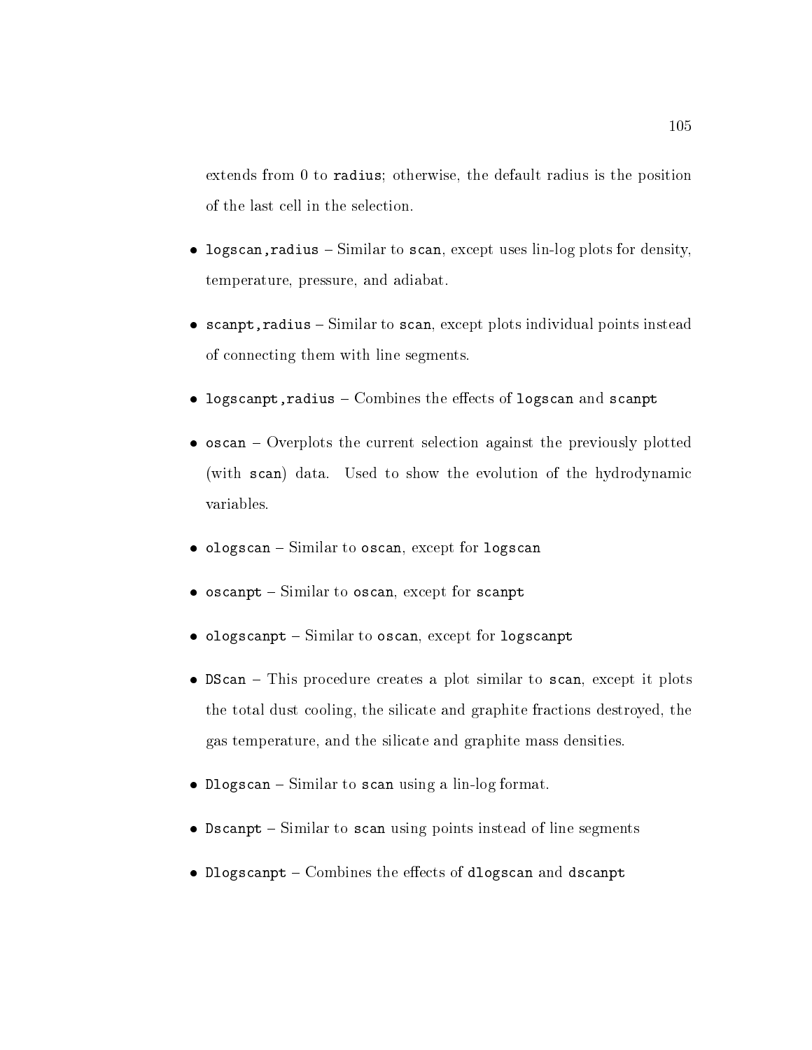extends from 0 to `radius`; otherwise, the default radius is the position of the last cell in the selection.

- `logscan,radius` – Similar to `scan`, except uses lin-log plots for density, temperature, pressure, and adiabat.
- `scanpt,radius` – Similar to `scan`, except plots individual points instead of connecting them with line segments.
- `logscanpt,radius` – Combines the effects of `logscan` and `scanpt`
- `oscan` – Overplots the current selection against the previously plotted (with `scan`) data. Used to show the evolution of the hydrodynamic variables.
- `ologscan` – Similar to `oscan`, except for `logscan`
- `oscanpt` – Similar to `oscan`, except for `scanpt`
- `ologscanpt` – Similar to `oscan`, except for `logscanpt`
- `DScan` – This procedure creates a plot similar to `scan`, except it plots the total dust cooling, the silicate and graphite fractions destroyed, the gas temperature, and the silicate and graphite mass densities.
- `Dlogscan` – Similar to `scan` using a lin-log format.
- `Dscanpt` – Similar to `scan` using points instead of line segments
- `Dlogscanpt` – Combines the effects of `dlogscan` and `dscanpt`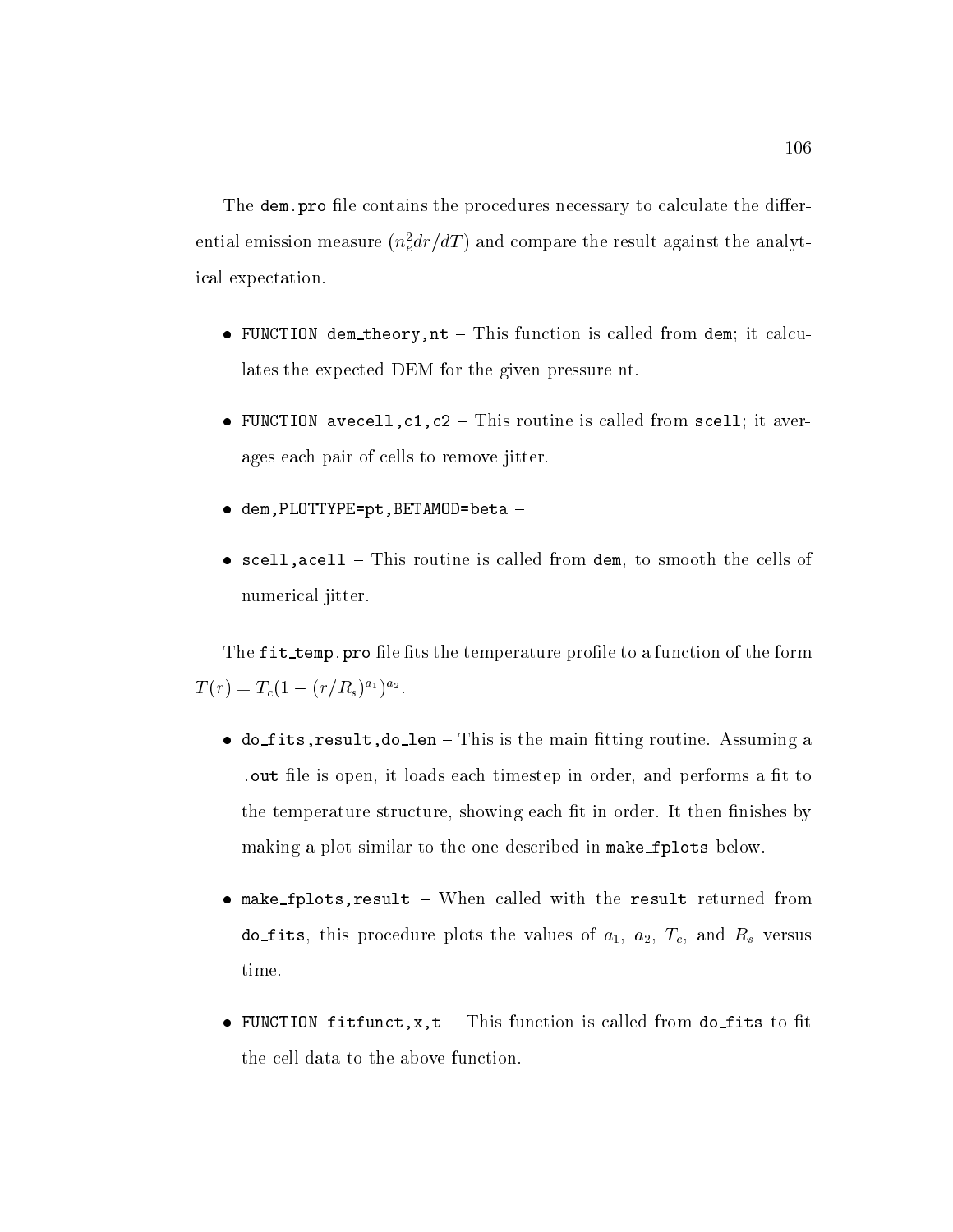The `dem.pro` file contains the procedures necessary to calculate the differential emission measure ($n_e^2 dr/dT$) and compare the result against the analytical expectation.

- `FUNCTION dem_theory,nt` – This function is called from `dem`; it calculates the expected DEM for the given pressure nt.
- `FUNCTION avecell,c1,c2` – This routine is called from `scell`; it averages each pair of cells to remove jitter.
- `dem,PLOTTYPE=pt,BETAMOD=beta` –
- `scell,acell` – This routine is called from `dem`, to smooth the cells of numerical jitter.

The `fit_temp.pro` file fits the temperature profile to a function of the form $T(r) = T_c(1 - (r/R_s)^{a_1})^{a_2}$.

- `do_fits,result,do_len` – This is the main fitting routine. Assuming a `.out` file is open, it loads each timestep in order, and performs a fit to the temperature structure, showing each fit in order. It then finishes by making a plot similar to the one described in `make_fplots` below.
- `make_fplots,result` – When called with the `result` returned from `do_fits`, this procedure plots the values of $a_1$, $a_2$, $T_c$, and $R_s$ versus time.
- `FUNCTION fitfunct,x,t` – This function is called from `do_fits` to fit the cell data to the above function.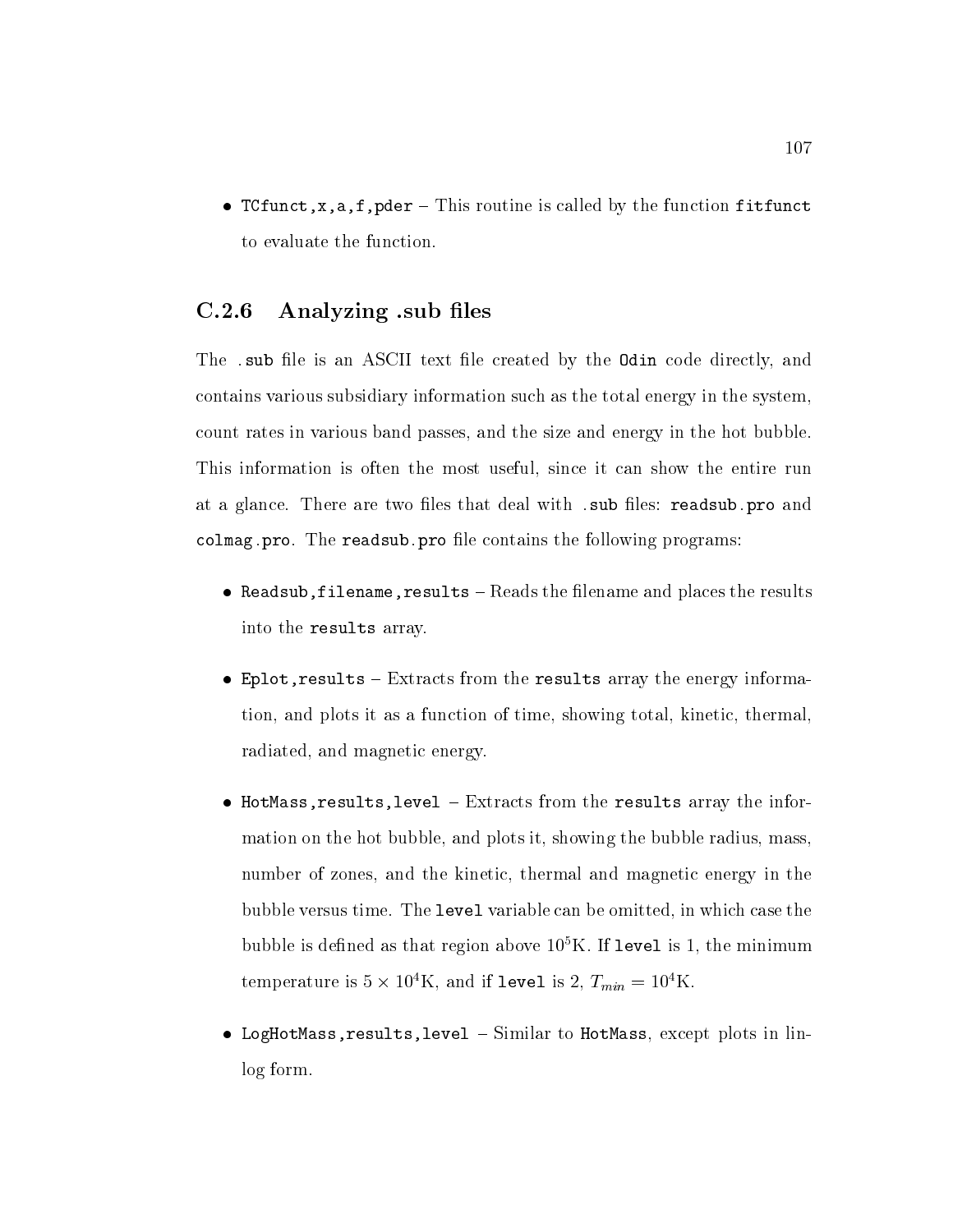- `TCfunct,x,a,f,pder` – This routine is called by the function `fitfunct` to evaluate the function.

### C.2.6 Analyzing .sub files

The `.sub` file is an ASCII text file created by the `Odin` code directly, and contains various subsidiary information such as the total energy in the system, count rates in various band passes, and the size and energy in the hot bubble. This information is often the most useful, since it can show the entire run at a glance. There are two files that deal with `.sub` files: `readsub.pro` and `colmag.pro`. The `readsub.pro` file contains the following programs:

- `Readsub,filename,results` – Reads the filename and places the results into the `results` array.

- `Eplot,results` – Extracts from the `results` array the energy information, and plots it as a function of time, showing total, kinetic, thermal, radiated, and magnetic energy.

- `HotMass,results,level` – Extracts from the `results` array the information on the hot bubble, and plots it, showing the bubble radius, mass, number of zones, and the kinetic, thermal and magnetic energy in the bubble versus time. The `level` variable can be omitted, in which case the bubble is defined as that region above $10^5$K. If `level` is 1, the minimum temperature is $5 \times 10^4$K, and if `level` is 2, $T_{min} = 10^4$K.

- `LogHotMass,results,level` – Similar to `HotMass`, except plots in lin-log form.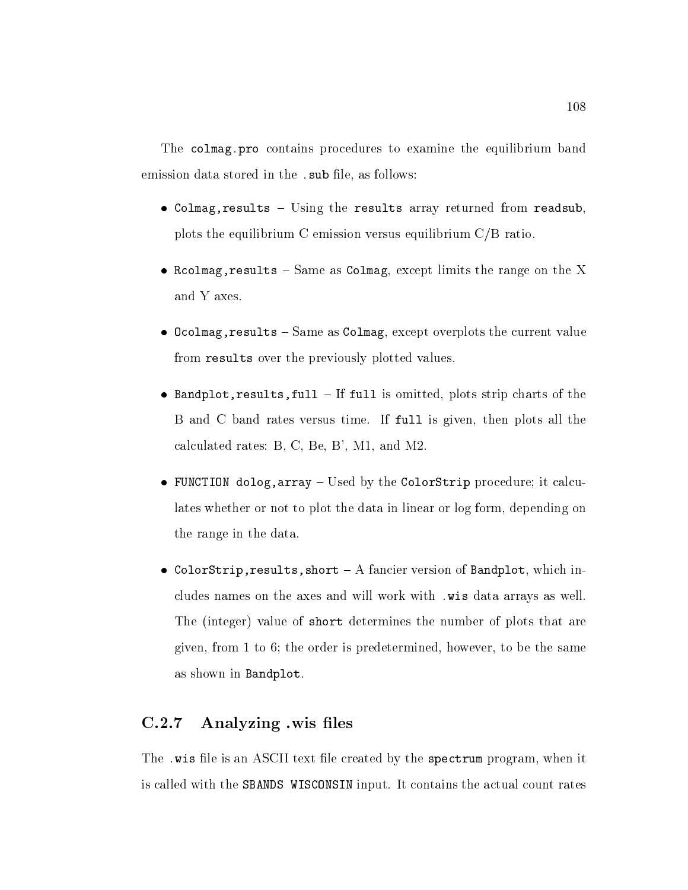The `colmag.pro` contains procedures to examine the equilibrium band emission data stored in the `.sub` file, as follows:

- `Colmag,results` – Using the `results` array returned from `readsub`, plots the equilibrium C emission versus equilibrium C/B ratio.
- `Rcolmag,results` – Same as `Colmag`, except limits the range on the X and Y axes.
- `Ocolmag,results` – Same as `Colmag`, except overplots the current value from `results` over the previously plotted values.
- `Bandplot,results,full` – If `full` is omitted, plots strip charts of the B and C band rates versus time. If `full` is given, then plots all the calculated rates: B, C, Be, B', M1, and M2.
- `FUNCTION dolog,array` – Used by the `ColorStrip` procedure; it calculates whether or not to plot the data in linear or log form, depending on the range in the data.
- `ColorStrip,results,short` – A fancier version of `Bandplot`, which includes names on the axes and will work with `.wis` data arrays as well. The (integer) value of `short` determines the number of plots that are given, from 1 to 6; the order is predetermined, however, to be the same as shown in `Bandplot`.

### C.2.7 Analyzing .wis files

The `.wis` file is an ASCII text file created by the `spectrum` program, when it is called with the `SBANDS WISCONSIN` input. It contains the actual count rates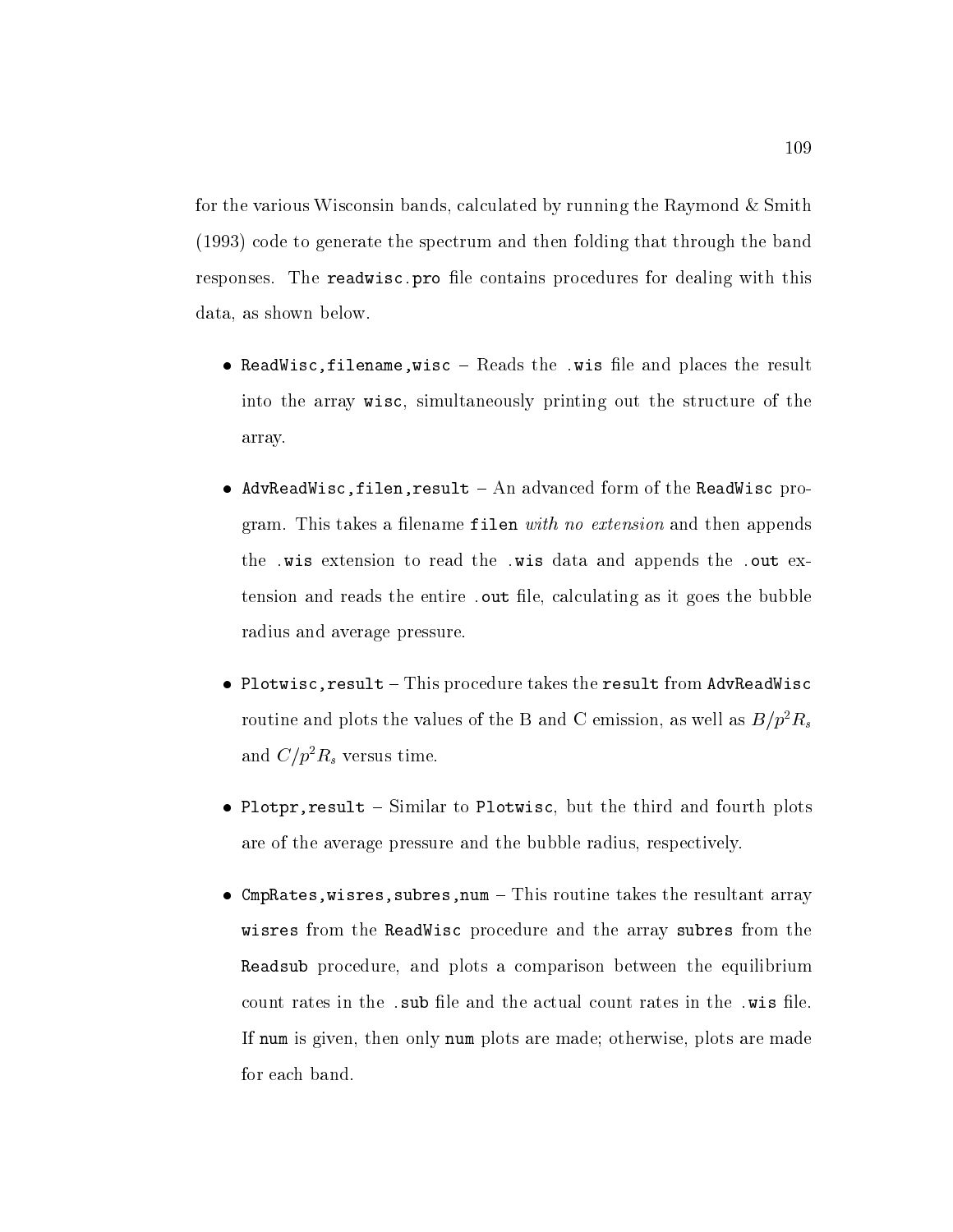for the various Wisconsin bands, calculated by running the Raymond & Smith (1993) code to generate the spectrum and then folding that through the band responses. The `readwisc.pro` file contains procedures for dealing with this data, as shown below.

- `ReadWisc,filename,wisc` – Reads the `.wis` file and places the result into the array `wisc`, simultaneously printing out the structure of the array.
- `AdvReadWisc,filen,result` – An advanced form of the `ReadWisc` program. This takes a filename `filen` *with no extension* and then appends the `.wis` extension to read the `.wis` data and appends the `.out` extension and reads the entire `.out` file, calculating as it goes the bubble radius and average pressure.
- `Plotwisc,result` – This procedure takes the `result` from `AdvReadWisc` routine and plots the values of the B and C emission, as well as $B/p^2R_s$ and $C/p^2R_s$ versus time.
- `Plotpr,result` – Similar to `Plotwisc`, but the third and fourth plots are of the average pressure and the bubble radius, respectively.
- `CmpRates,wisres,subres,num` – This routine takes the resultant array `wisres` from the `ReadWisc` procedure and the array `subres` from the `Readsub` procedure, and plots a comparison between the equilibrium count rates in the `.sub` file and the actual count rates in the `.wis` file. If `num` is given, then only `num` plots are made; otherwise, plots are made for each band.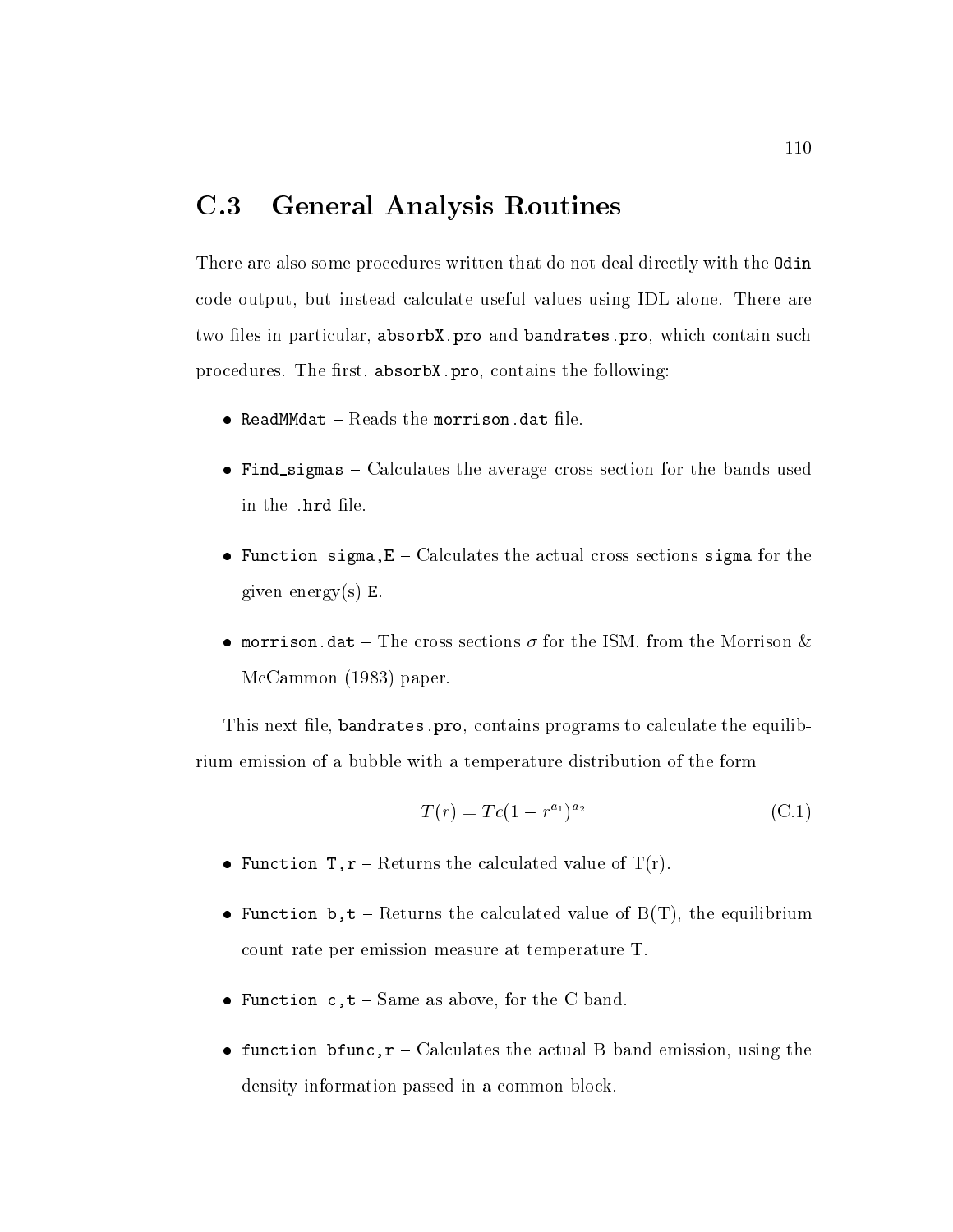## C.3 General Analysis Routines

There are also some procedures written that do not deal directly with the `Odin` code output, but instead calculate useful values using IDL alone. There are two files in particular, `absorbX.pro` and `bandrates.pro`, which contain such procedures. The first, `absorbX.pro`, contains the following:

- `ReadMMdat` – Reads the `morrison.dat` file.
- `Find_sigmas` – Calculates the average cross section for the bands used in the `.hrd` file.
- `Function sigma,E` – Calculates the actual cross sections `sigma` for the given energy(s) `E`.
- `morrison.dat` – The cross sections $\sigma$ for the ISM, from the Morrison & McCammon (1983) paper.

This next file, `bandrates.pro`, contains programs to calculate the equilibrium emission of a bubble with a temperature distribution of the form

$$T(r) = Tc(1 - r^{a_1})^{a_2} \tag{C.1}$$

- `Function T,r` – Returns the calculated value of T(r).
- `Function b,t` – Returns the calculated value of B(T), the equilibrium count rate per emission measure at temperature T.
- `Function c,t` – Same as above, for the C band.
- `function bfunc,r` – Calculates the actual B band emission, using the density information passed in a common block.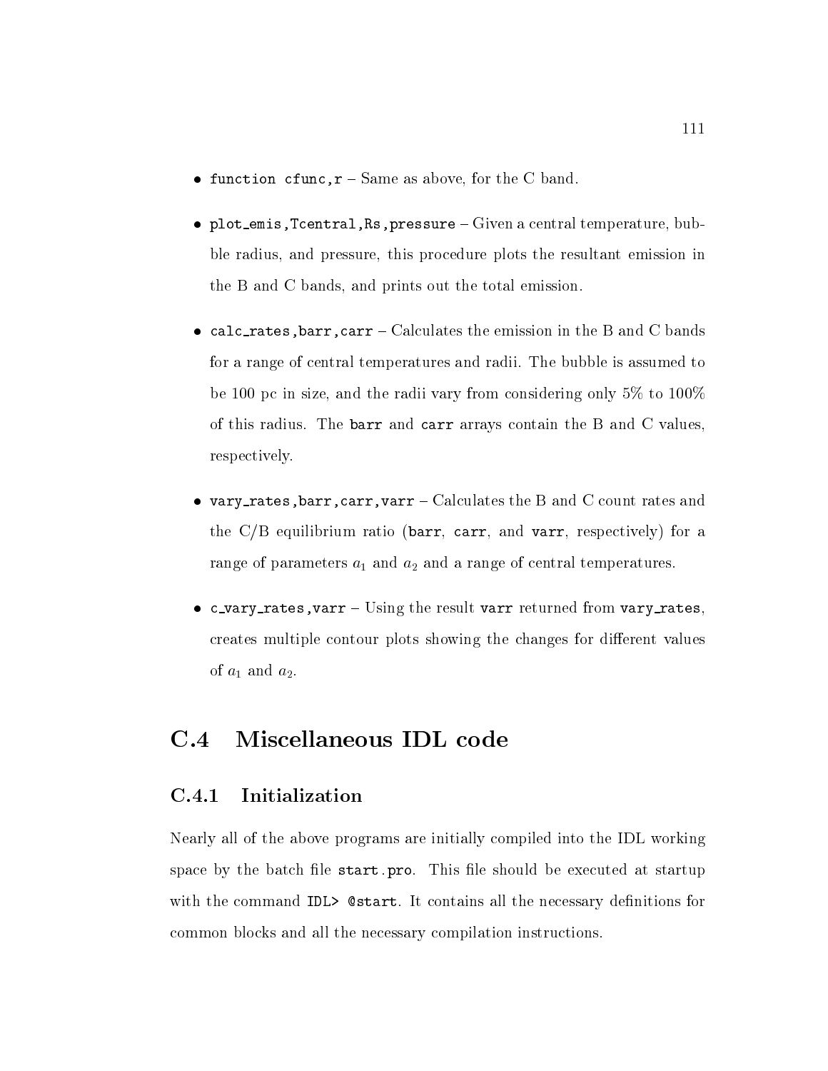- `function cfunc,r` – Same as above, for the C band.

- `plot_emis,Tcentral,Rs,pressure` – Given a central temperature, bubble radius, and pressure, this procedure plots the resultant emission in the B and C bands, and prints out the total emission.

- `calc_rates,barr,carr` – Calculates the emission in the B and C bands for a range of central temperatures and radii. The bubble is assumed to be 100 pc in size, and the radii vary from considering only 5% to 100% of this radius. The `barr` and `carr` arrays contain the B and C values, respectively.

- `vary_rates,barr,carr,varr` – Calculates the B and C count rates and the C/B equilibrium ratio (`barr`, `carr`, and `varr`, respectively) for a range of parameters $a_1$ and $a_2$ and a range of central temperatures.

- `c_vary_rates,varr` – Using the result `varr` returned from `vary_rates`, creates multiple contour plots showing the changes for different values of $a_1$ and $a_2$.

## C.4 Miscellaneous IDL code

### C.4.1 Initialization

Nearly all of the above programs are initially compiled into the IDL working space by the batch file `start.pro`. This file should be executed at startup with the command `IDL> @start`. It contains all the necessary definitions for common blocks and all the necessary compilation instructions.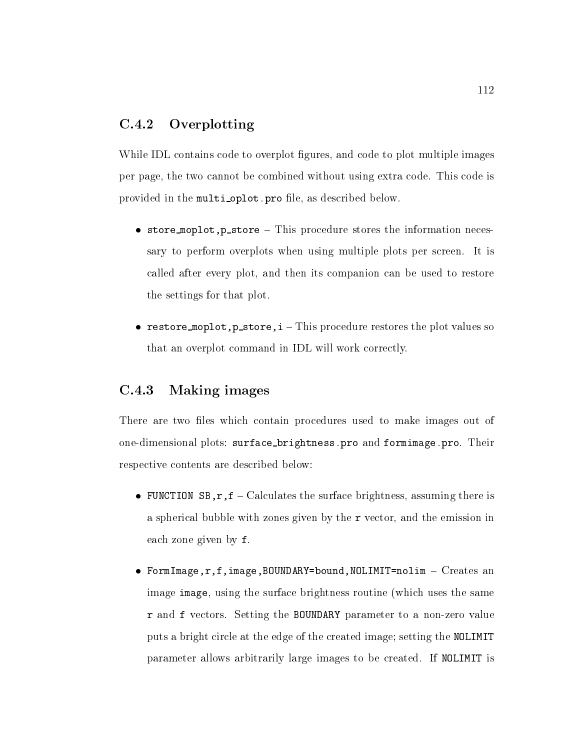### C.4.2 Overplotting

While IDL contains code to overplot figures, and code to plot multiple images per page, the two cannot be combined without using extra code. This code is provided in the `multi_oplot.pro` file, as described below.

- `store_moplot,p_store` – This procedure stores the information necessary to perform overplots when using multiple plots per screen. It is called after every plot, and then its companion can be used to restore the settings for that plot.

- `restore_moplot,p_store,i` – This procedure restores the plot values so that an overplot command in IDL will work correctly.

### C.4.3 Making images

There are two files which contain procedures used to make images out of one-dimensional plots: `surface_brightness.pro` and `formimage.pro`. Their respective contents are described below:

- `FUNCTION SB,r,f` – Calculates the surface brightness, assuming there is a spherical bubble with zones given by the `r` vector, and the emission in each zone given by `f`.

- `FormImage,r,f,image,BOUNDARY=bound,NOLIMIT=nolim` – Creates an image `image`, using the surface brightness routine (which uses the same `r` and `f` vectors. Setting the `BOUNDARY` parameter to a non-zero value puts a bright circle at the edge of the created image; setting the `NOLIMIT` parameter allows arbitrarily large images to be created. If `NOLIMIT` is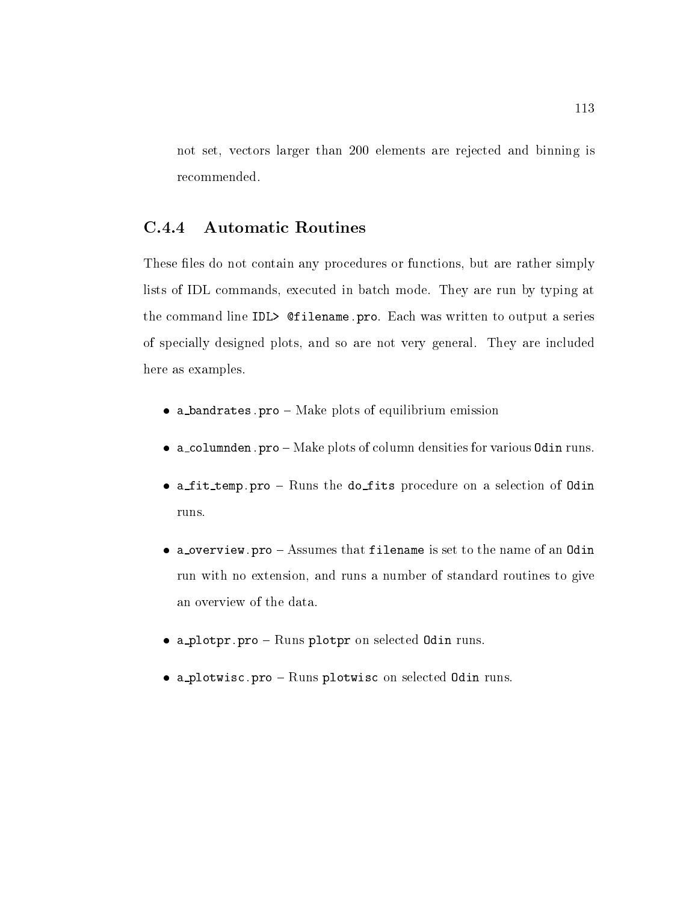not set, vectors larger than 200 elements are rejected and binning is recommended.

### C.4.4 Automatic Routines

These files do not contain any procedures or functions, but are rather simply lists of IDL commands, executed in batch mode. They are run by typing at the command line `IDL> @filename.pro`. Each was written to output a series of specially designed plots, and so are not very general. They are included here as examples.

- `a_bandrates.pro` – Make plots of equilibrium emission
- `a_columnden.pro` – Make plots of column densities for various `Odin` runs.
- `a_fit_temp.pro` – Runs the `do_fits` procedure on a selection of `Odin` runs.
- `a_overview.pro` – Assumes that `filename` is set to the name of an `Odin` run with no extension, and runs a number of standard routines to give an overview of the data.
- `a_plotpr.pro` – Runs `plotpr` on selected `Odin` runs.
- `a_plotwisc.pro` – Runs `plotwisc` on selected `Odin` runs.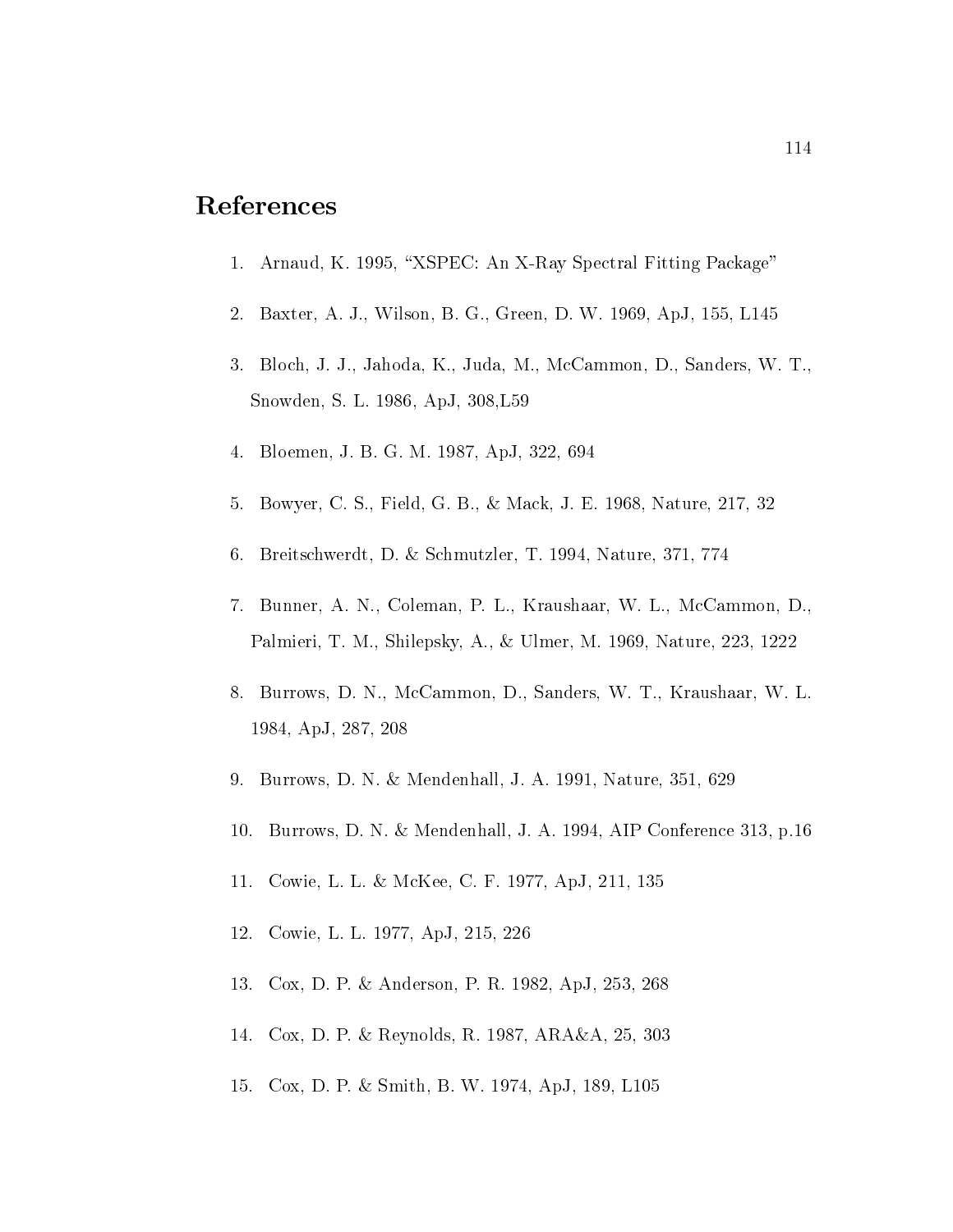# References

1. Arnaud, K. 1995, "XSPEC: An X-Ray Spectral Fitting Package"
2. Baxter, A. J., Wilson, B. G., Green, D. W. 1969, ApJ, 155, L145
3. Bloch, J. J., Jahoda, K., Juda, M., McCammon, D., Sanders, W. T., Snowden, S. L. 1986, ApJ, 308,L59
4. Bloemen, J. B. G. M. 1987, ApJ, 322, 694
5. Bowyer, C. S., Field, G. B., & Mack, J. E. 1968, Nature, 217, 32
6. Breitschwerdt, D. & Schmutzler, T. 1994, Nature, 371, 774
7. Bunner, A. N., Coleman, P. L., Kraushaar, W. L., McCammon, D., Palmieri, T. M., Shilepsky, A., & Ulmer, M. 1969, Nature, 223, 1222
8. Burrows, D. N., McCammon, D., Sanders, W. T., Kraushaar, W. L. 1984, ApJ, 287, 208
9. Burrows, D. N. & Mendenhall, J. A. 1991, Nature, 351, 629
10. Burrows, D. N. & Mendenhall, J. A. 1994, AIP Conference 313, p.16
11. Cowie, L. L. & McKee, C. F. 1977, ApJ, 211, 135
12. Cowie, L. L. 1977, ApJ, 215, 226
13. Cox, D. P. & Anderson, P. R. 1982, ApJ, 253, 268
14. Cox, D. P. & Reynolds, R. 1987, ARA&A, 25, 303
15. Cox, D. P. & Smith, B. W. 1974, ApJ, 189, L105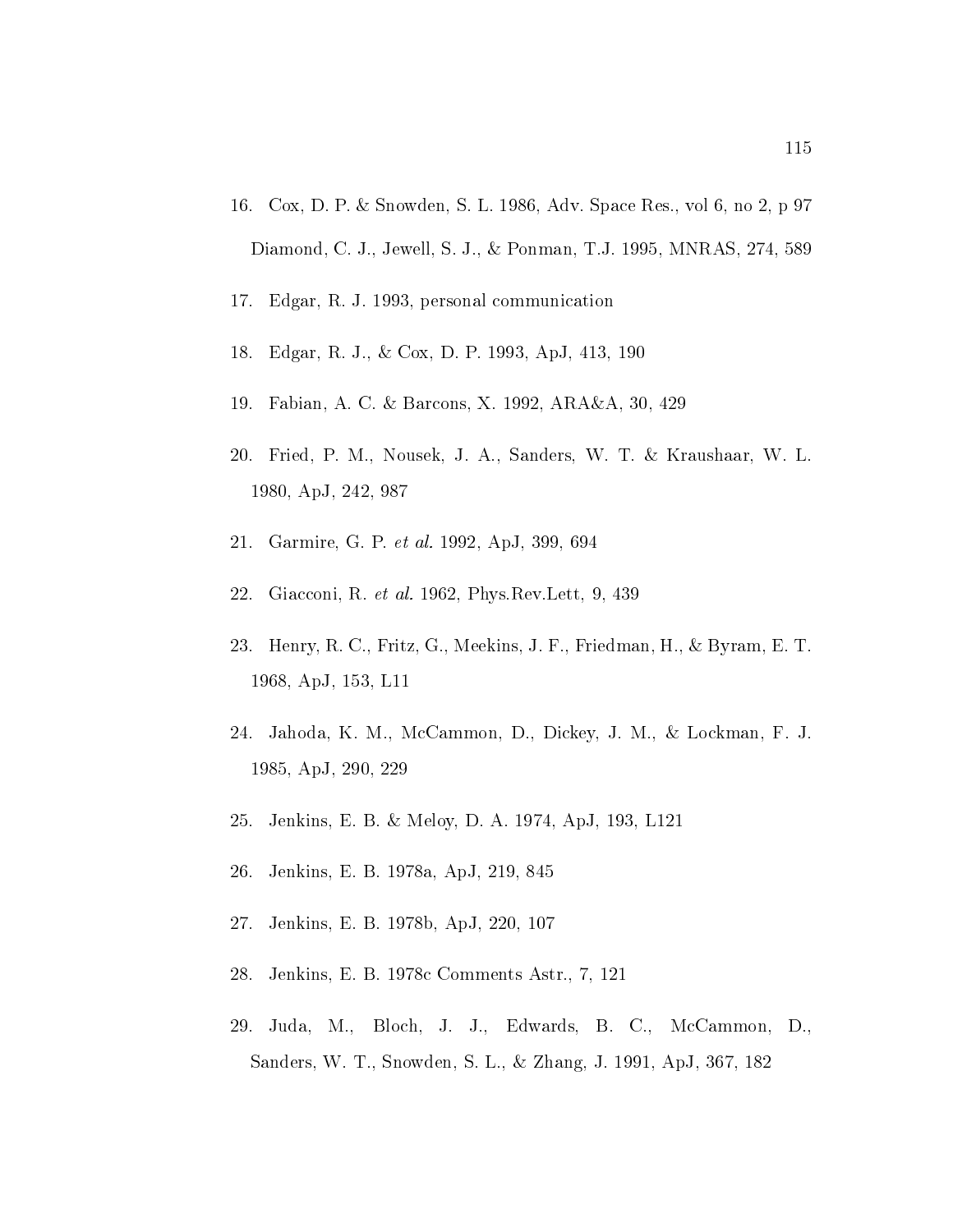16. Cox, D. P. & Snowden, S. L. 1986, Adv. Space Res., vol 6, no 2, p 97

    Diamond, C. J., Jewell, S. J., & Ponman, T.J. 1995, MNRAS, 274, 589

17. Edgar, R. J. 1993, personal communication

18. Edgar, R. J., & Cox, D. P. 1993, ApJ, 413, 190

19. Fabian, A. C. & Barcons, X. 1992, ARA&A, 30, 429

20. Fried, P. M., Nousek, J. A., Sanders, W. T. & Kraushaar, W. L. 1980, ApJ, 242, 987

21. Garmire, G. P. *et al.* 1992, ApJ, 399, 694

22. Giacconi, R. *et al.* 1962, Phys.Rev.Lett, 9, 439

23. Henry, R. C., Fritz, G., Meekins, J. F., Friedman, H., & Byram, E. T. 1968, ApJ, 153, L11

24. Jahoda, K. M., McCammon, D., Dickey, J. M., & Lockman, F. J. 1985, ApJ, 290, 229

25. Jenkins, E. B. & Meloy, D. A. 1974, ApJ, 193, L121

26. Jenkins, E. B. 1978a, ApJ, 219, 845

27. Jenkins, E. B. 1978b, ApJ, 220, 107

28. Jenkins, E. B. 1978c Comments Astr., 7, 121

29. Juda, M., Bloch, J. J., Edwards, B. C., McCammon, D., Sanders, W. T., Snowden, S. L., & Zhang, J. 1991, ApJ, 367, 182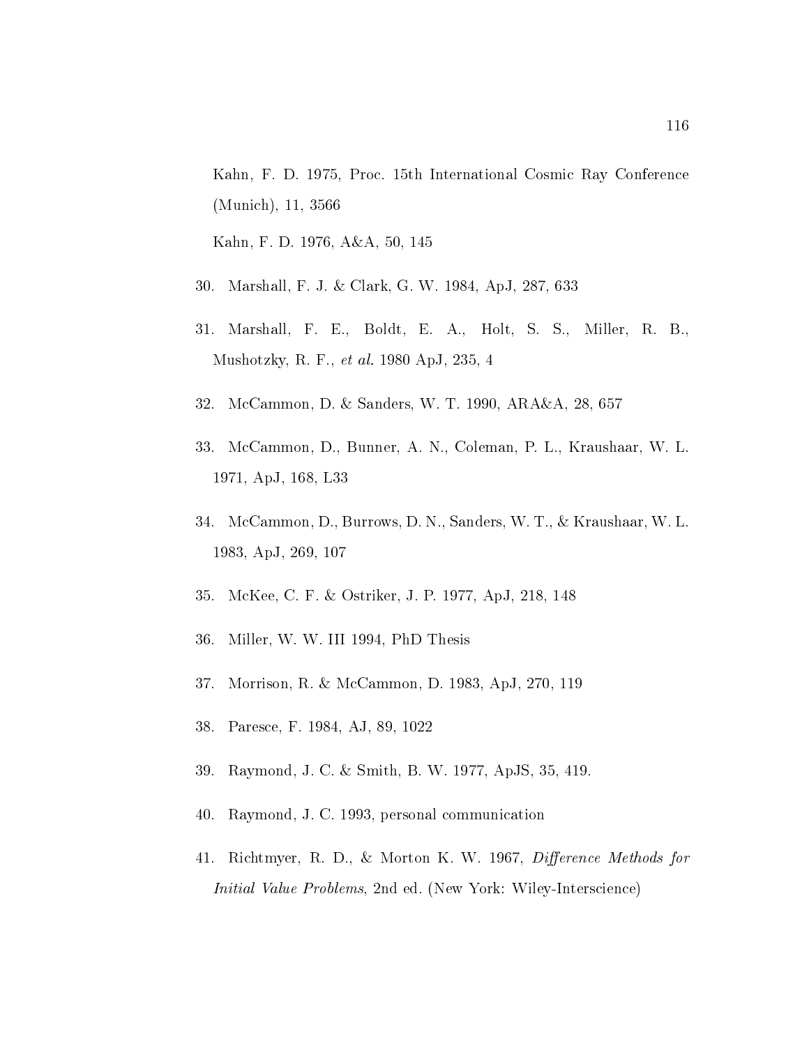Kahn, F. D. 1975, Proc. 15th International Cosmic Ray Conference (Munich), 11, 3566

Kahn, F. D. 1976, A&A, 50, 145

30. Marshall, F. J. & Clark, G. W. 1984, ApJ, 287, 633

31. Marshall, F. E., Boldt, E. A., Holt, S. S., Miller, R. B., Mushotzky, R. F., *et al.* 1980 ApJ, 235, 4

32. McCammon, D. & Sanders, W. T. 1990, ARA&A, 28, 657

33. McCammon, D., Bunner, A. N., Coleman, P. L., Kraushaar, W. L. 1971, ApJ, 168, L33

34. McCammon, D., Burrows, D. N., Sanders, W. T., & Kraushaar, W. L. 1983, ApJ, 269, 107

35. McKee, C. F. & Ostriker, J. P. 1977, ApJ, 218, 148

36. Miller, W. W. III 1994, PhD Thesis

37. Morrison, R. & McCammon, D. 1983, ApJ, 270, 119

38. Paresce, F. 1984, AJ, 89, 1022

39. Raymond, J. C. & Smith, B. W. 1977, ApJS, 35, 419.

40. Raymond, J. C. 1993, personal communication

41. Richtmyer, R. D., & Morton K. W. 1967, *Difference Methods for Initial Value Problems*, 2nd ed. (New York: Wiley-Interscience)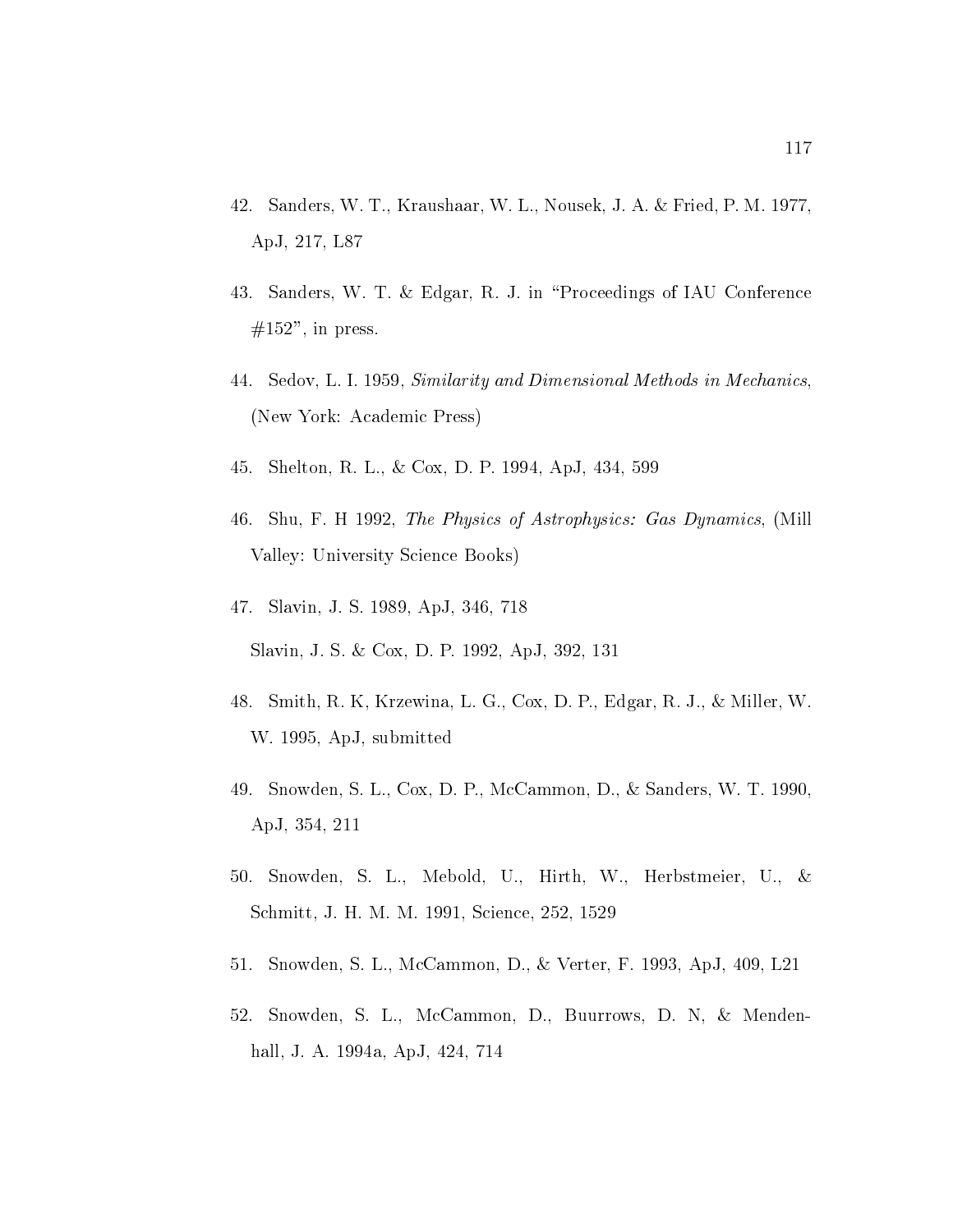42. Sanders, W. T., Kraushaar, W. L., Nousek, J. A. & Fried, P. M. 1977, ApJ, 217, L87

43. Sanders, W. T. & Edgar, R. J. in "Proceedings of IAU Conference #152", in press.

44. Sedov, L. I. 1959, *Similarity and Dimensional Methods in Mechanics*, (New York: Academic Press)

45. Shelton, R. L., & Cox, D. P. 1994, ApJ, 434, 599

46. Shu, F. H 1992, *The Physics of Astrophysics: Gas Dynamics*, (Mill Valley: University Science Books)

47. Slavin, J. S. 1989, ApJ, 346, 718

    Slavin, J. S. & Cox, D. P. 1992, ApJ, 392, 131

48. Smith, R. K, Krzewina, L. G., Cox, D. P., Edgar, R. J., & Miller, W. W. 1995, ApJ, submitted

49. Snowden, S. L., Cox, D. P., McCammon, D., & Sanders, W. T. 1990, ApJ, 354, 211

50. Snowden, S. L., Mebold, U., Hirth, W., Herbstmeier, U., & Schmitt, J. H. M. M. 1991, Science, 252, 1529

51. Snowden, S. L., McCammon, D., & Verter, F. 1993, ApJ, 409, L21

52. Snowden, S. L., McCammon, D., Buurrows, D. N, & Mendenhall, J. A. 1994a, ApJ, 424, 714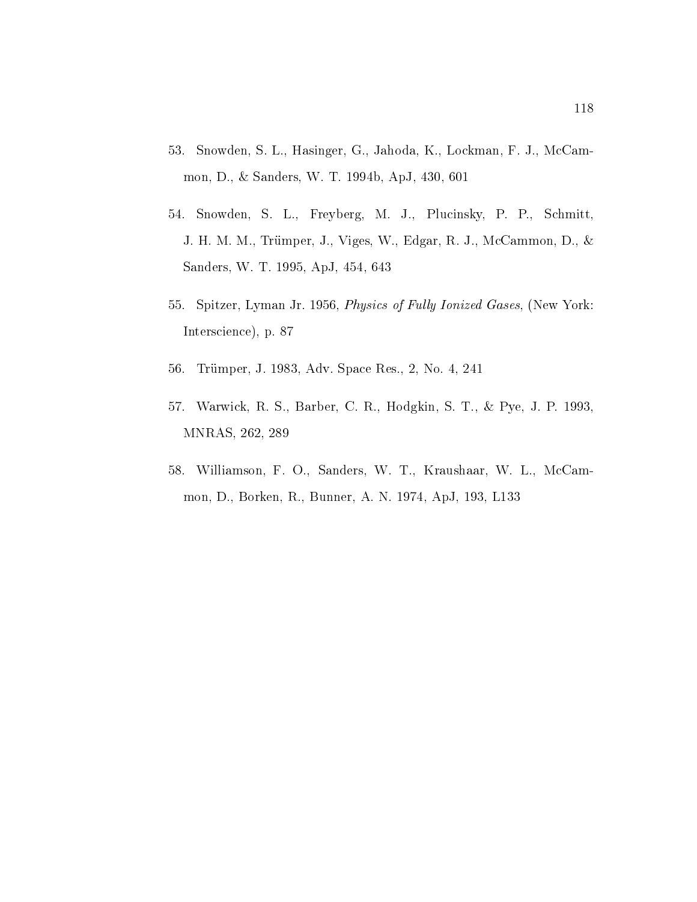53. Snowden, S. L., Hasinger, G., Jahoda, K., Lockman, F. J., McCammon, D., & Sanders, W. T. 1994b, ApJ, 430, 601

54. Snowden, S. L., Freyberg, M. J., Plucinsky, P. P., Schmitt, J. H. M. M., Trümper, J., Viges, W., Edgar, R. J., McCammon, D., & Sanders, W. T. 1995, ApJ, 454, 643

55. Spitzer, Lyman Jr. 1956, *Physics of Fully Ionized Gases*, (New York: Interscience), p. 87

56. Trümper, J. 1983, Adv. Space Res., 2, No. 4, 241

57. Warwick, R. S., Barber, C. R., Hodgkin, S. T., & Pye, J. P. 1993, MNRAS, 262, 289

58. Williamson, F. O., Sanders, W. T., Kraushaar, W. L., McCammon, D., Borken, R., Bunner, A. N. 1974, ApJ, 193, L133